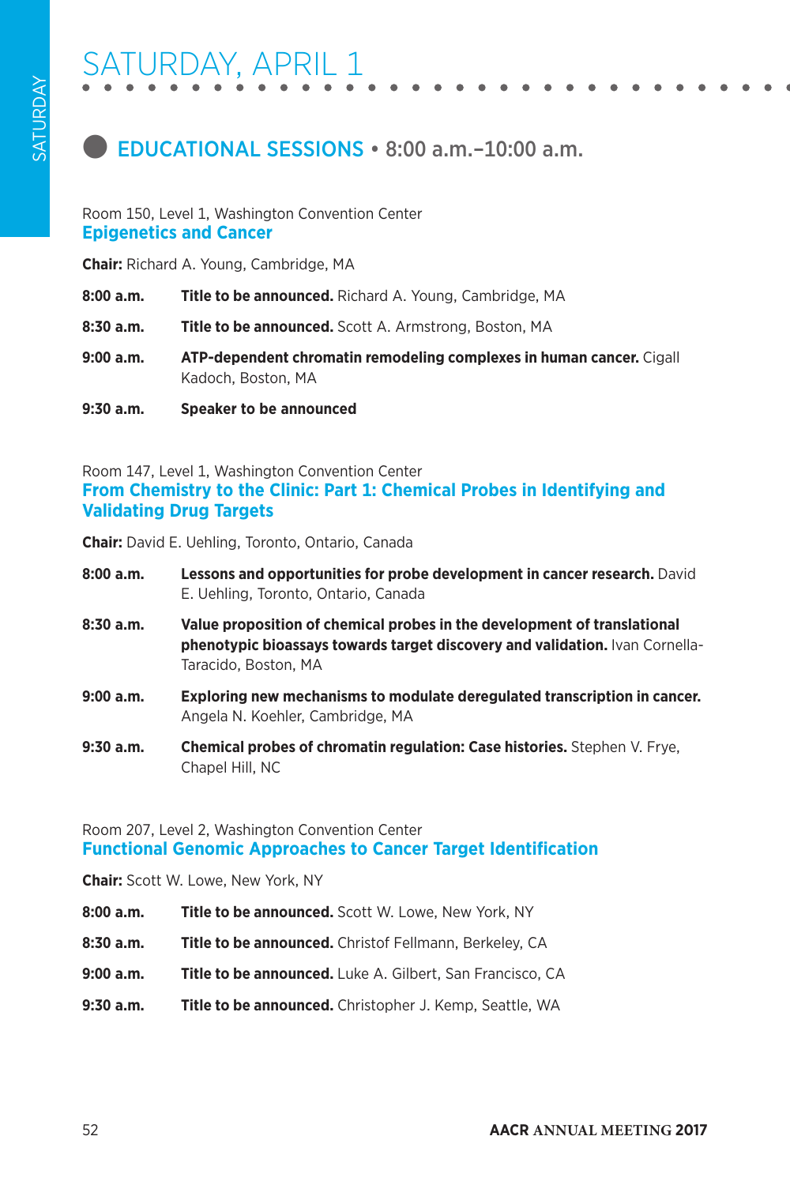# SATURDAY, APRIL 1

## EDUCATIONAL SESSIONS • 8:00 a.m.–10:00 a.m.

Room 150, Level 1, Washington Convention Center

### Epigenetics and Cancer

**Chair:** Richard A. Young, Cambridge, MA

**8:00 a.m.** **Title to be announced.** Richard A. Young, Cambridge, MA

**8:30 a.m.** **Title to be announced.** Scott A. Armstrong, Boston, MA

**9:00 a.m.** **ATP-dependent chromatin remodeling complexes in human cancer.** Cigall Kadoch, Boston, MA

**9:30 a.m.** **Speaker to be announced**

Room 147, Level 1, Washington Convention Center

### From Chemistry to the Clinic: Part 1: Chemical Probes in Identifying and Validating Drug Targets

**Chair:** David E. Uehling, Toronto, Ontario, Canada

**8:00 a.m.** **Lessons and opportunities for probe development in cancer research.** David E. Uehling, Toronto, Ontario, Canada

**8:30 a.m.** **Value proposition of chemical probes in the development of translational phenotypic bioassays towards target discovery and validation.** Ivan Cornella-Taracido, Boston, MA

**9:00 a.m.** **Exploring new mechanisms to modulate deregulated transcription in cancer.** Angela N. Koehler, Cambridge, MA

**9:30 a.m.** **Chemical probes of chromatin regulation: Case histories.** Stephen V. Frye, Chapel Hill, NC

Room 207, Level 2, Washington Convention Center

### Functional Genomic Approaches to Cancer Target Identification

**Chair:** Scott W. Lowe, New York, NY

**8:00 a.m.** **Title to be announced.** Scott W. Lowe, New York, NY

**8:30 a.m.** **Title to be announced.** Christof Fellmann, Berkeley, CA

**9:00 a.m.** **Title to be announced.** Luke A. Gilbert, San Francisco, CA

**9:30 a.m.** **Title to be announced.** Christopher J. Kemp, Seattle, WA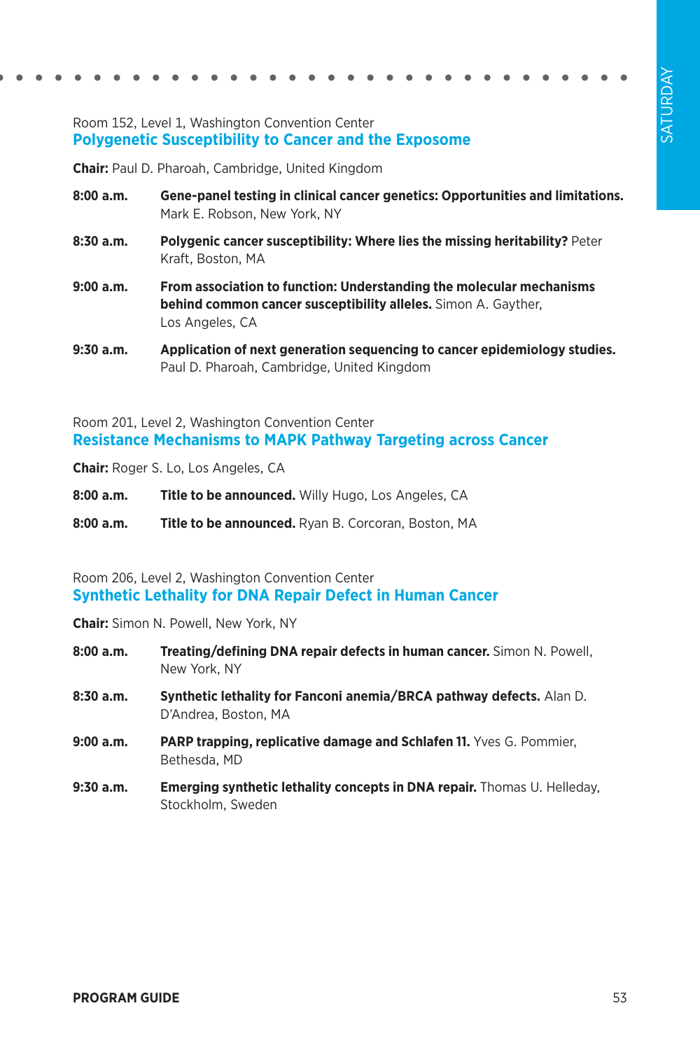Room 152, Level 1, Washington Convention Center

## Polygenetic Susceptibility to Cancer and the Exposome

**Chair:** Paul D. Pharoah, Cambridge, United Kingdom

**8:00 a.m.** **Gene-panel testing in clinical cancer genetics: Opportunities and limitations.** Mark E. Robson, New York, NY

**8:30 a.m.** **Polygenic cancer susceptibility: Where lies the missing heritability?** Peter Kraft, Boston, MA

**9:00 a.m.** **From association to function: Understanding the molecular mechanisms behind common cancer susceptibility alleles.** Simon A. Gayther, Los Angeles, CA

**9:30 a.m.** **Application of next generation sequencing to cancer epidemiology studies.** Paul D. Pharoah, Cambridge, United Kingdom

Room 201, Level 2, Washington Convention Center

## Resistance Mechanisms to MAPK Pathway Targeting across Cancer

**Chair:** Roger S. Lo, Los Angeles, CA

**8:00 a.m.** **Title to be announced.** Willy Hugo, Los Angeles, CA

**8:00 a.m.** **Title to be announced.** Ryan B. Corcoran, Boston, MA

Room 206, Level 2, Washington Convention Center

## Synthetic Lethality for DNA Repair Defect in Human Cancer

**Chair:** Simon N. Powell, New York, NY

**8:00 a.m.** **Treating/defining DNA repair defects in human cancer.** Simon N. Powell, New York, NY

**8:30 a.m.** **Synthetic lethality for Fanconi anemia/BRCA pathway defects.** Alan D. D'Andrea, Boston, MA

**9:00 a.m.** **PARP trapping, replicative damage and Schlafen 11.** Yves G. Pommier, Bethesda, MD

**9:30 a.m.** **Emerging synthetic lethality concepts in DNA repair.** Thomas U. Helleday, Stockholm, Sweden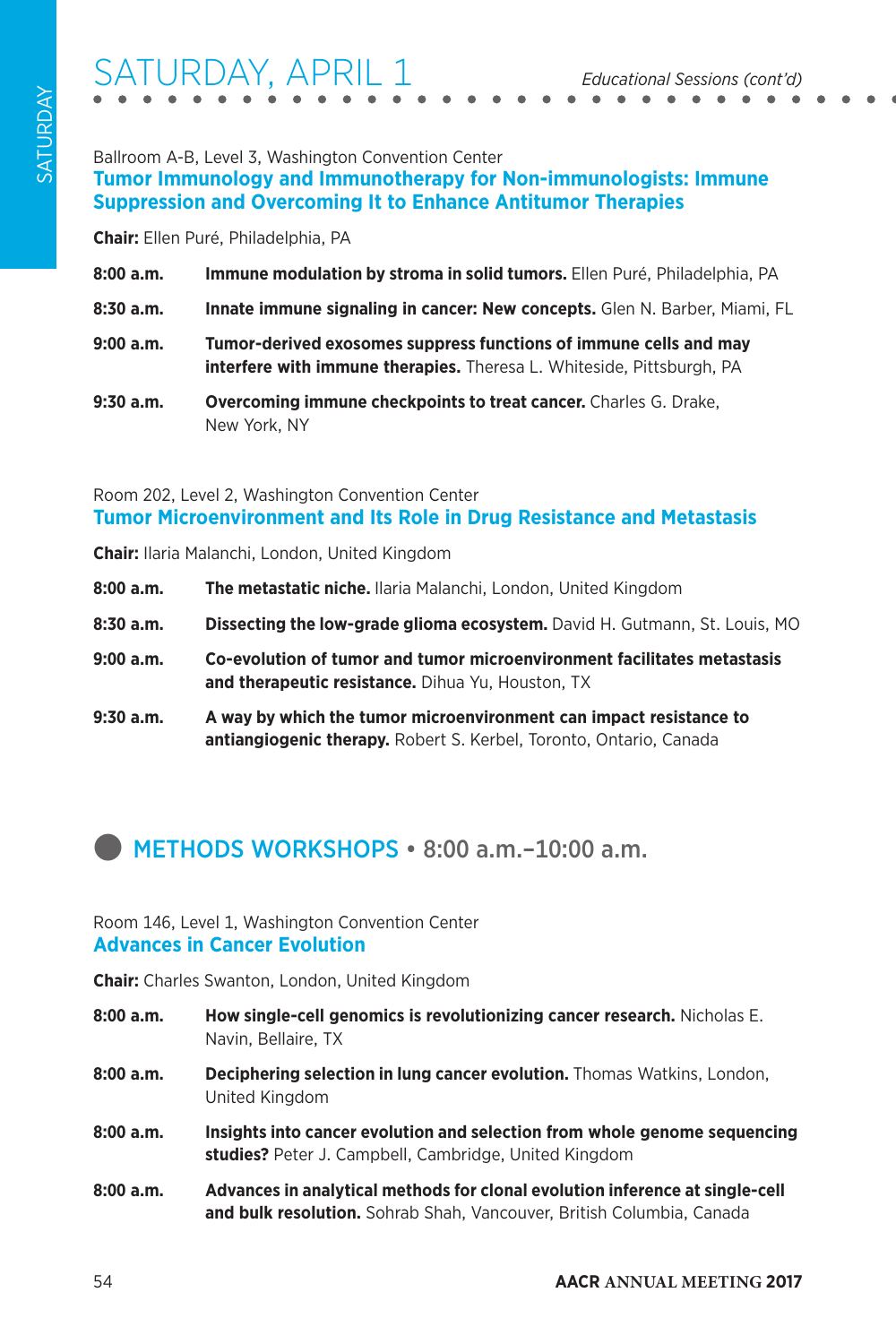# SATURDAY, APRIL 1

*Educational Sessions (cont'd)*

Ballroom A-B, Level 3, Washington Convention Center

## Tumor Immunology and Immunotherapy for Non-immunologists: Immune Suppression and Overcoming It to Enhance Antitumor Therapies

**Chair:** Ellen Puré, Philadelphia, PA

**8:00 a.m.** **Immune modulation by stroma in solid tumors.** Ellen Puré, Philadelphia, PA

**8:30 a.m.** **Innate immune signaling in cancer: New concepts.** Glen N. Barber, Miami, FL

**9:00 a.m.** **Tumor-derived exosomes suppress functions of immune cells and may interfere with immune therapies.** Theresa L. Whiteside, Pittsburgh, PA

**9:30 a.m.** **Overcoming immune checkpoints to treat cancer.** Charles G. Drake, New York, NY

Room 202, Level 2, Washington Convention Center

## Tumor Microenvironment and Its Role in Drug Resistance and Metastasis

**Chair:** Ilaria Malanchi, London, United Kingdom

**8:00 a.m.** **The metastatic niche.** Ilaria Malanchi, London, United Kingdom

**8:30 a.m.** **Dissecting the low-grade glioma ecosystem.** David H. Gutmann, St. Louis, MO

**9:00 a.m.** **Co-evolution of tumor and tumor microenvironment facilitates metastasis and therapeutic resistance.** Dihua Yu, Houston, TX

**9:30 a.m.** **A way by which the tumor microenvironment can impact resistance to antiangiogenic therapy.** Robert S. Kerbel, Toronto, Ontario, Canada

# METHODS WORKSHOPS • 8:00 a.m.–10:00 a.m.

Room 146, Level 1, Washington Convention Center

## Advances in Cancer Evolution

**Chair:** Charles Swanton, London, United Kingdom

**8:00 a.m.** **How single-cell genomics is revolutionizing cancer research.** Nicholas E. Navin, Bellaire, TX

**8:00 a.m.** **Deciphering selection in lung cancer evolution.** Thomas Watkins, London, United Kingdom

**8:00 a.m.** **Insights into cancer evolution and selection from whole genome sequencing studies?** Peter J. Campbell, Cambridge, United Kingdom

**8:00 a.m.** **Advances in analytical methods for clonal evolution inference at single-cell and bulk resolution.** Sohrab Shah, Vancouver, British Columbia, Canada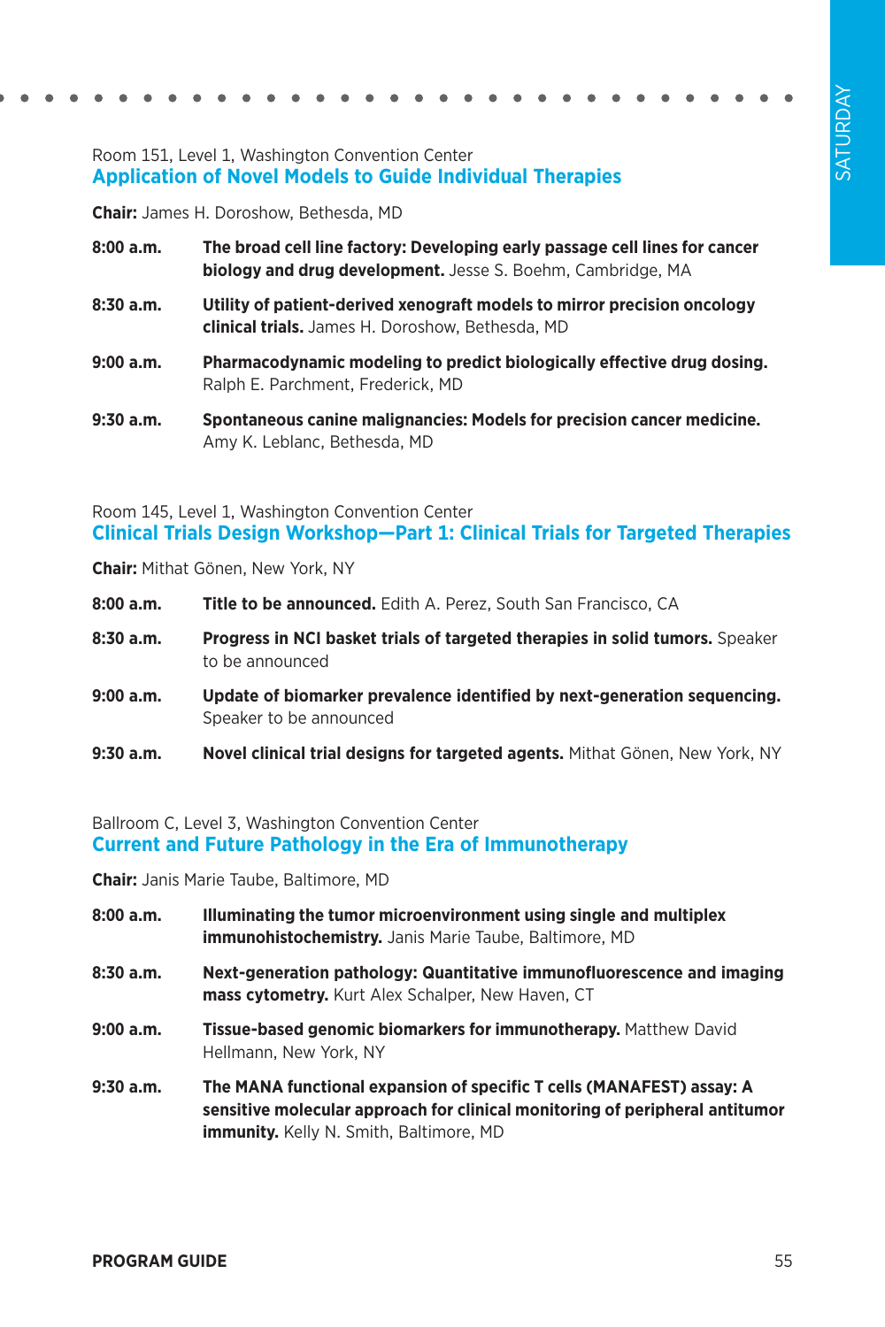Room 151, Level 1, Washington Convention Center

## Application of Novel Models to Guide Individual Therapies

**Chair:** James H. Doroshow, Bethesda, MD

**8:00 a.m.** **The broad cell line factory: Developing early passage cell lines for cancer biology and drug development.** Jesse S. Boehm, Cambridge, MA

**8:30 a.m.** **Utility of patient-derived xenograft models to mirror precision oncology clinical trials.** James H. Doroshow, Bethesda, MD

**9:00 a.m.** **Pharmacodynamic modeling to predict biologically effective drug dosing.** Ralph E. Parchment, Frederick, MD

**9:30 a.m.** **Spontaneous canine malignancies: Models for precision cancer medicine.** Amy K. Leblanc, Bethesda, MD

Room 145, Level 1, Washington Convention Center

## Clinical Trials Design Workshop—Part 1: Clinical Trials for Targeted Therapies

**Chair:** Mithat Gönen, New York, NY

**8:00 a.m.** **Title to be announced.** Edith A. Perez, South San Francisco, CA

**8:30 a.m.** **Progress in NCI basket trials of targeted therapies in solid tumors.** Speaker to be announced

**9:00 a.m.** **Update of biomarker prevalence identified by next-generation sequencing.** Speaker to be announced

**9:30 a.m.** **Novel clinical trial designs for targeted agents.** Mithat Gönen, New York, NY

Ballroom C, Level 3, Washington Convention Center

## Current and Future Pathology in the Era of Immunotherapy

**Chair:** Janis Marie Taube, Baltimore, MD

**8:00 a.m.** **Illuminating the tumor microenvironment using single and multiplex immunohistochemistry.** Janis Marie Taube, Baltimore, MD

**8:30 a.m.** **Next-generation pathology: Quantitative immunofluorescence and imaging mass cytometry.** Kurt Alex Schalper, New Haven, CT

**9:00 a.m.** **Tissue-based genomic biomarkers for immunotherapy.** Matthew David Hellmann, New York, NY

**9:30 a.m.** **The MANA functional expansion of specific T cells (MANAFEST) assay: A sensitive molecular approach for clinical monitoring of peripheral antitumor immunity.** Kelly N. Smith, Baltimore, MD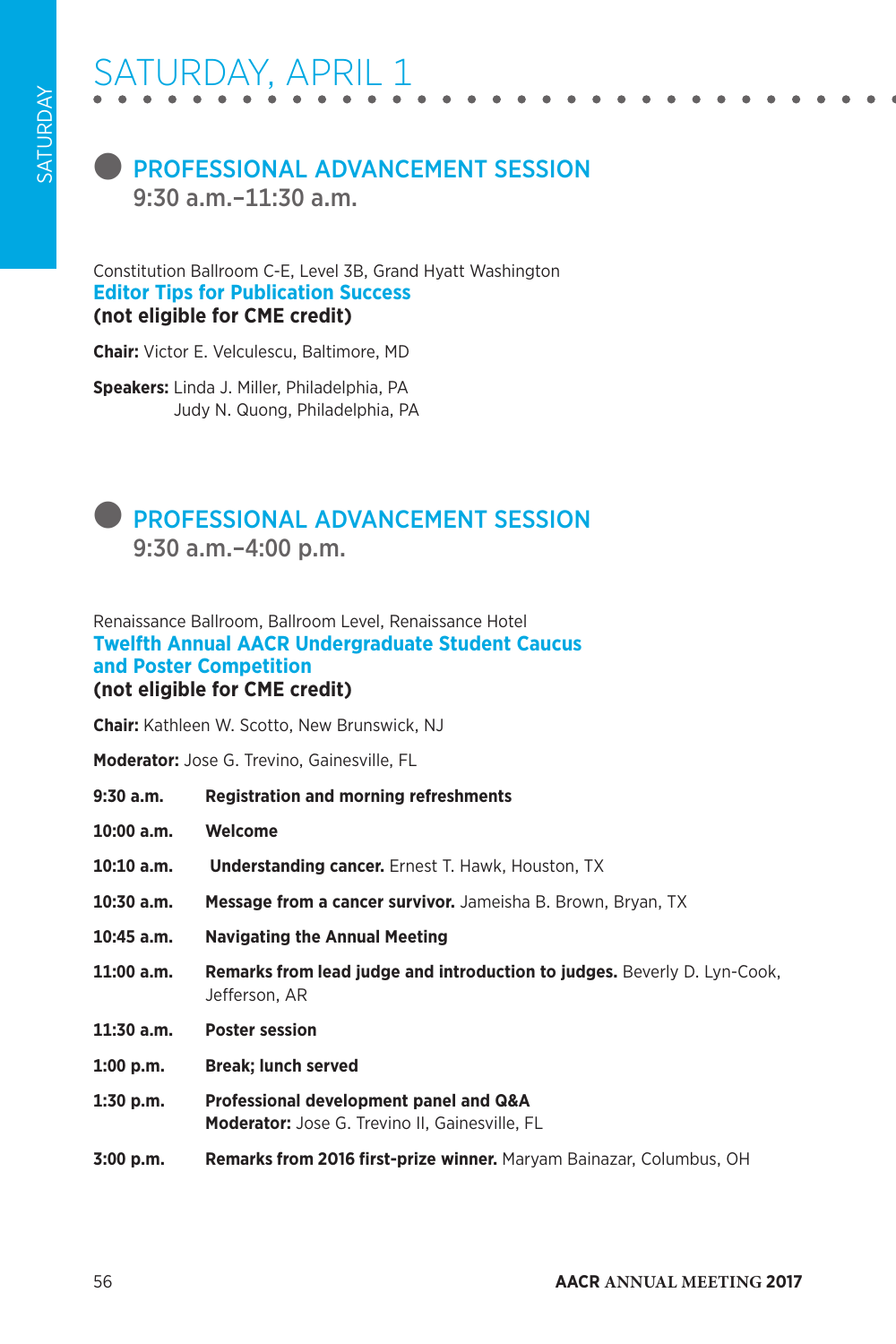# SATURDAY, APRIL 1

## PROFESSIONAL ADVANCEMENT SESSION
9:30 a.m.–11:30 a.m.

Constitution Ballroom C-E, Level 3B, Grand Hyatt Washington

### Editor Tips for Publication Success
**(not eligible for CME credit)**

**Chair:** Victor E. Velculescu, Baltimore, MD

**Speakers:** Linda J. Miller, Philadelphia, PA
Judy N. Quong, Philadelphia, PA

## PROFESSIONAL ADVANCEMENT SESSION
9:30 a.m.–4:00 p.m.

Renaissance Ballroom, Ballroom Level, Renaissance Hotel

### Twelfth Annual AACR Undergraduate Student Caucus and Poster Competition
**(not eligible for CME credit)**

**Chair:** Kathleen W. Scotto, New Brunswick, NJ

**Moderator:** Jose G. Trevino, Gainesville, FL

**9:30 a.m.** **Registration and morning refreshments**

**10:00 a.m.** **Welcome**

**10:10 a.m.** **Understanding cancer.** Ernest T. Hawk, Houston, TX

**10:30 a.m.** **Message from a cancer survivor.** Jameisha B. Brown, Bryan, TX

**10:45 a.m.** **Navigating the Annual Meeting**

**11:00 a.m.** **Remarks from lead judge and introduction to judges.** Beverly D. Lyn-Cook, Jefferson, AR

**11:30 a.m.** **Poster session**

**1:00 p.m.** **Break; lunch served**

**1:30 p.m.** **Professional development panel and Q&A**
**Moderator:** Jose G. Trevino II, Gainesville, FL

**3:00 p.m.** **Remarks from 2016 first-prize winner.** Maryam Bainazar, Columbus, OH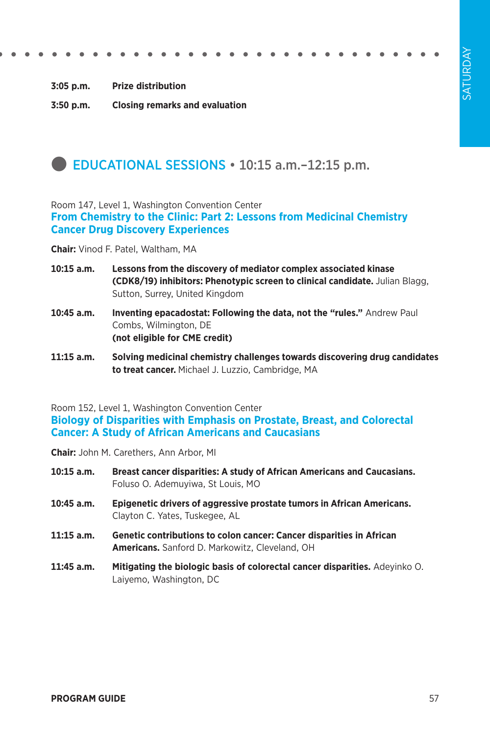**3:05 p.m.** **Prize distribution**

**3:50 p.m.** **Closing remarks and evaluation**

## EDUCATIONAL SESSIONS • 10:15 a.m.–12:15 p.m.

Room 147, Level 1, Washington Convention Center

### From Chemistry to the Clinic: Part 2: Lessons from Medicinal Chemistry Cancer Drug Discovery Experiences

**Chair:** Vinod F. Patel, Waltham, MA

**10:15 a.m.** **Lessons from the discovery of mediator complex associated kinase (CDK8/19) inhibitors: Phenotypic screen to clinical candidate.** Julian Blagg, Sutton, Surrey, United Kingdom

**10:45 a.m.** **Inventing epacadostat: Following the data, not the "rules."** Andrew Paul Combs, Wilmington, DE
**(not eligible for CME credit)**

**11:15 a.m.** **Solving medicinal chemistry challenges towards discovering drug candidates to treat cancer.** Michael J. Luzzio, Cambridge, MA

Room 152, Level 1, Washington Convention Center

### Biology of Disparities with Emphasis on Prostate, Breast, and Colorectal Cancer: A Study of African Americans and Caucasians

**Chair:** John M. Carethers, Ann Arbor, MI

**10:15 a.m.** **Breast cancer disparities: A study of African Americans and Caucasians.** Foluso O. Ademuyiwa, St Louis, MO

**10:45 a.m.** **Epigenetic drivers of aggressive prostate tumors in African Americans.** Clayton C. Yates, Tuskegee, AL

**11:15 a.m.** **Genetic contributions to colon cancer: Cancer disparities in African Americans.** Sanford D. Markowitz, Cleveland, OH

**11:45 a.m.** **Mitigating the biologic basis of colorectal cancer disparities.** Adeyinko O. Laiyemo, Washington, DC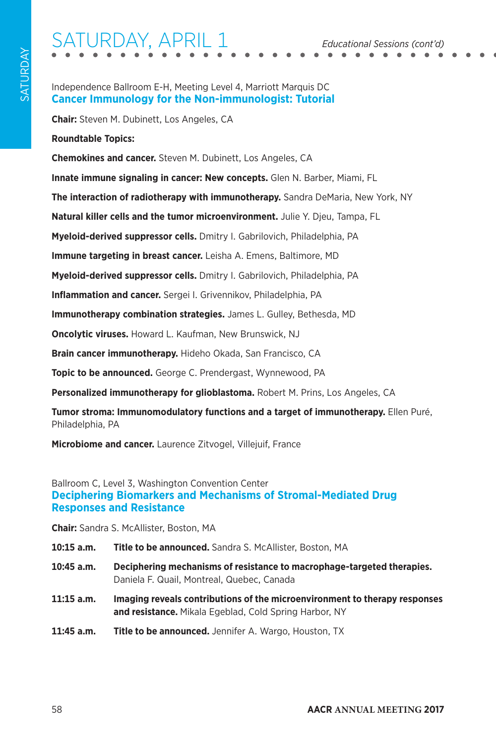Independence Ballroom E-H, Meeting Level 4, Marriott Marquis DC

## Cancer Immunology for the Non-immunologist: Tutorial

**Chair:** Steven M. Dubinett, Los Angeles, CA

**Roundtable Topics:**

**Chemokines and cancer.** Steven M. Dubinett, Los Angeles, CA

**Innate immune signaling in cancer: New concepts.** Glen N. Barber, Miami, FL

**The interaction of radiotherapy with immunotherapy.** Sandra DeMaria, New York, NY

**Natural killer cells and the tumor microenvironment.** Julie Y. Djeu, Tampa, FL

**Myeloid-derived suppressor cells.** Dmitry I. Gabrilovich, Philadelphia, PA

**Immune targeting in breast cancer.** Leisha A. Emens, Baltimore, MD

**Myeloid-derived suppressor cells.** Dmitry I. Gabrilovich, Philadelphia, PA

**Inflammation and cancer.** Sergei I. Grivennikov, Philadelphia, PA

**Immunotherapy combination strategies.** James L. Gulley, Bethesda, MD

**Oncolytic viruses.** Howard L. Kaufman, New Brunswick, NJ

**Brain cancer immunotherapy.** Hideho Okada, San Francisco, CA

**Topic to be announced.** George C. Prendergast, Wynnewood, PA

**Personalized immunotherapy for glioblastoma.** Robert M. Prins, Los Angeles, CA

**Tumor stroma: Immunomodulatory functions and a target of immunotherapy.** Ellen Puré, Philadelphia, PA

**Microbiome and cancer.** Laurence Zitvogel, Villejuif, France

Ballroom C, Level 3, Washington Convention Center

## Deciphering Biomarkers and Mechanisms of Stromal-Mediated Drug Responses and Resistance

**Chair:** Sandra S. McAllister, Boston, MA

**10:15 a.m.** **Title to be announced.** Sandra S. McAllister, Boston, MA

**10:45 a.m.** **Deciphering mechanisms of resistance to macrophage-targeted therapies.** Daniela F. Quail, Montreal, Quebec, Canada

**11:15 a.m.** **Imaging reveals contributions of the microenvironment to therapy responses and resistance.** Mikala Egeblad, Cold Spring Harbor, NY

**11:45 a.m.** **Title to be announced.** Jennifer A. Wargo, Houston, TX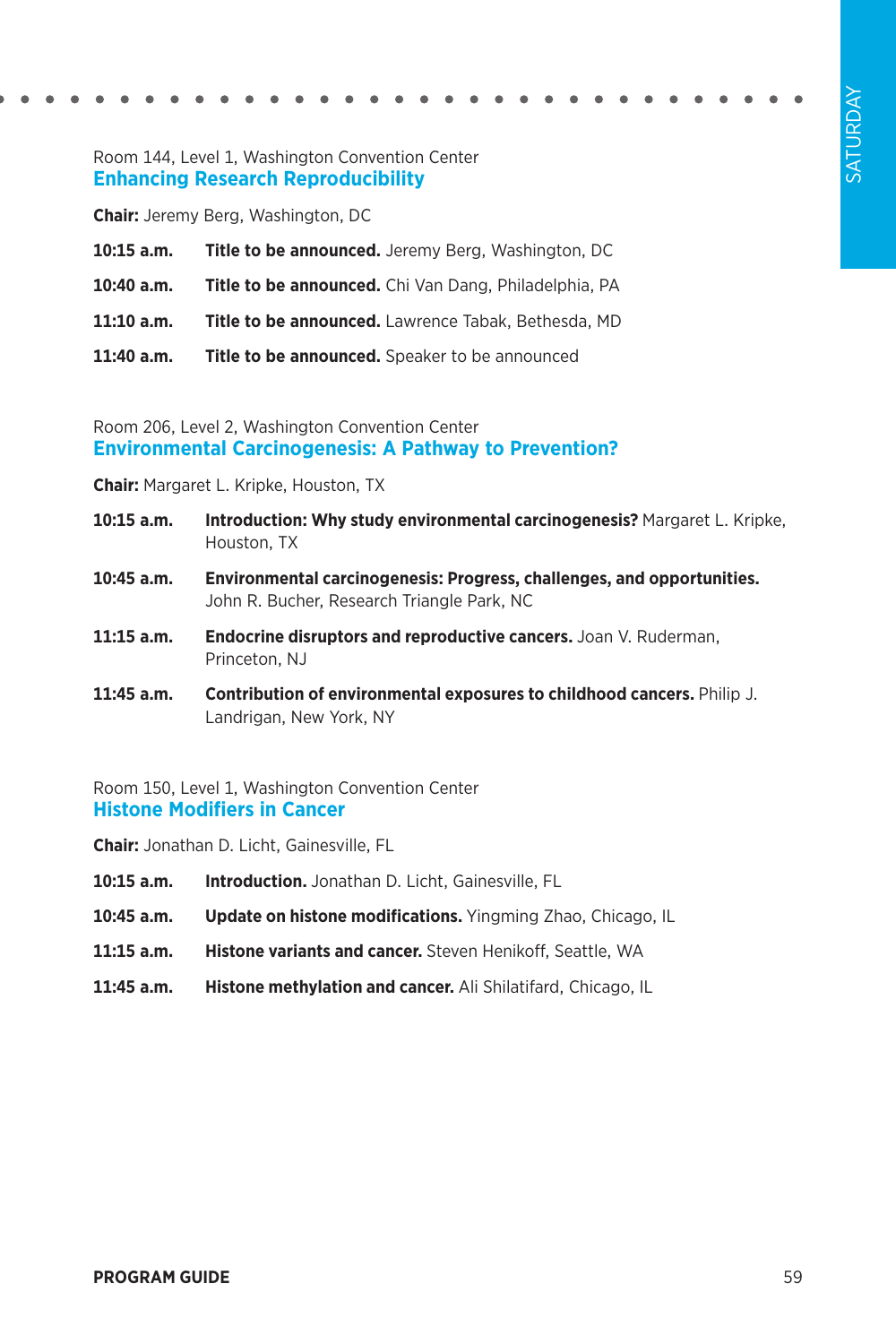Room 144, Level 1, Washington Convention Center

## Enhancing Research Reproducibility

**Chair:** Jeremy Berg, Washington, DC

**10:15 a.m.** **Title to be announced.** Jeremy Berg, Washington, DC

**10:40 a.m.** **Title to be announced.** Chi Van Dang, Philadelphia, PA

**11:10 a.m.** **Title to be announced.** Lawrence Tabak, Bethesda, MD

**11:40 a.m.** **Title to be announced.** Speaker to be announced

Room 206, Level 2, Washington Convention Center

## Environmental Carcinogenesis: A Pathway to Prevention?

**Chair:** Margaret L. Kripke, Houston, TX

**10:15 a.m.** **Introduction: Why study environmental carcinogenesis?** Margaret L. Kripke, Houston, TX

**10:45 a.m.** **Environmental carcinogenesis: Progress, challenges, and opportunities.** John R. Bucher, Research Triangle Park, NC

**11:15 a.m.** **Endocrine disruptors and reproductive cancers.** Joan V. Ruderman, Princeton, NJ

**11:45 a.m.** **Contribution of environmental exposures to childhood cancers.** Philip J. Landrigan, New York, NY

Room 150, Level 1, Washington Convention Center

## Histone Modifiers in Cancer

**Chair:** Jonathan D. Licht, Gainesville, FL

**10:15 a.m.** **Introduction.** Jonathan D. Licht, Gainesville, FL

**10:45 a.m.** **Update on histone modifications.** Yingming Zhao, Chicago, IL

**11:15 a.m.** **Histone variants and cancer.** Steven Henikoff, Seattle, WA

**11:45 a.m.** **Histone methylation and cancer.** Ali Shilatifard, Chicago, IL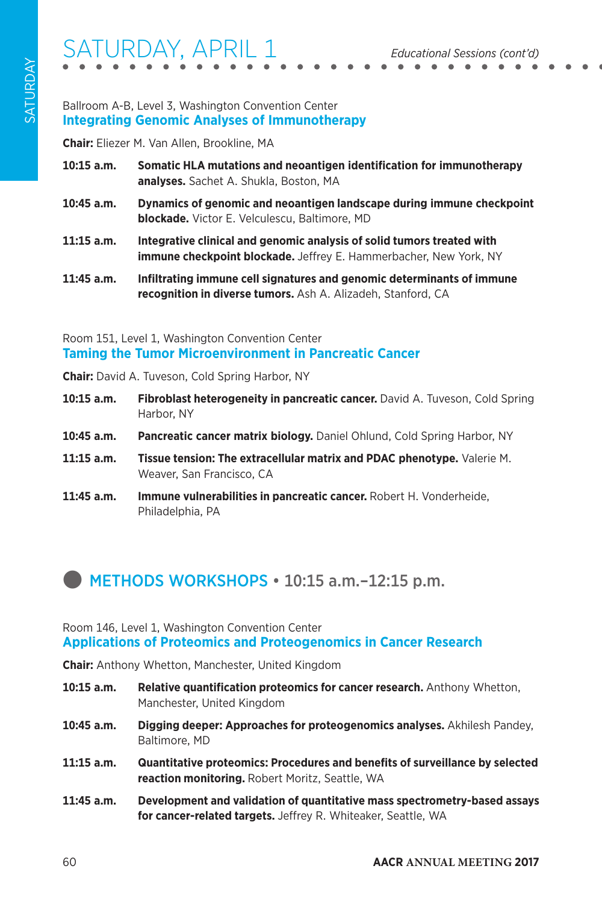# SATURDAY, APRIL 1

*Educational Sessions (cont'd)*

Ballroom A-B, Level 3, Washington Convention Center

## Integrating Genomic Analyses of Immunotherapy

**Chair:** Eliezer M. Van Allen, Brookline, MA

**10:15 a.m.** **Somatic HLA mutations and neoantigen identification for immunotherapy analyses.** Sachet A. Shukla, Boston, MA

**10:45 a.m.** **Dynamics of genomic and neoantigen landscape during immune checkpoint blockade.** Victor E. Velculescu, Baltimore, MD

**11:15 a.m.** **Integrative clinical and genomic analysis of solid tumors treated with immune checkpoint blockade.** Jeffrey E. Hammerbacher, New York, NY

**11:45 a.m.** **Infiltrating immune cell signatures and genomic determinants of immune recognition in diverse tumors.** Ash A. Alizadeh, Stanford, CA

Room 151, Level 1, Washington Convention Center

## Taming the Tumor Microenvironment in Pancreatic Cancer

**Chair:** David A. Tuveson, Cold Spring Harbor, NY

**10:15 a.m.** **Fibroblast heterogeneity in pancreatic cancer.** David A. Tuveson, Cold Spring Harbor, NY

**10:45 a.m.** **Pancreatic cancer matrix biology.** Daniel Ohlund, Cold Spring Harbor, NY

**11:15 a.m.** **Tissue tension: The extracellular matrix and PDAC phenotype.** Valerie M. Weaver, San Francisco, CA

**11:45 a.m.** **Immune vulnerabilities in pancreatic cancer.** Robert H. Vonderheide, Philadelphia, PA

# METHODS WORKSHOPS • 10:15 a.m.–12:15 p.m.

Room 146, Level 1, Washington Convention Center

## Applications of Proteomics and Proteogenomics in Cancer Research

**Chair:** Anthony Whetton, Manchester, United Kingdom

**10:15 a.m.** **Relative quantification proteomics for cancer research.** Anthony Whetton, Manchester, United Kingdom

**10:45 a.m.** **Digging deeper: Approaches for proteogenomics analyses.** Akhilesh Pandey, Baltimore, MD

**11:15 a.m.** **Quantitative proteomics: Procedures and benefits of surveillance by selected reaction monitoring.** Robert Moritz, Seattle, WA

**11:45 a.m.** **Development and validation of quantitative mass spectrometry-based assays for cancer-related targets.** Jeffrey R. Whiteaker, Seattle, WA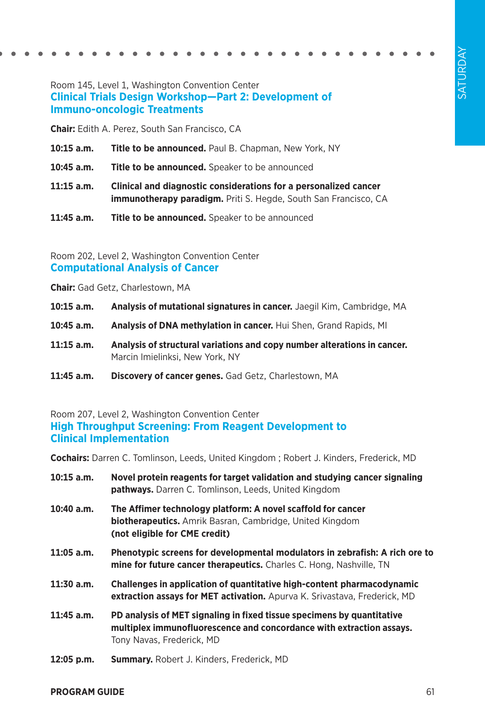Room 145, Level 1, Washington Convention Center

## Clinical Trials Design Workshop—Part 2: Development of Immuno-oncologic Treatments

**Chair:** Edith A. Perez, South San Francisco, CA

**10:15 a.m.** **Title to be announced.** Paul B. Chapman, New York, NY

**10:45 a.m.** **Title to be announced.** Speaker to be announced

**11:15 a.m.** **Clinical and diagnostic considerations for a personalized cancer immunotherapy paradigm.** Priti S. Hegde, South San Francisco, CA

**11:45 a.m.** **Title to be announced.** Speaker to be announced

Room 202, Level 2, Washington Convention Center

## Computational Analysis of Cancer

**Chair:** Gad Getz, Charlestown, MA

**10:15 a.m.** **Analysis of mutational signatures in cancer.** Jaegil Kim, Cambridge, MA

**10:45 a.m.** **Analysis of DNA methylation in cancer.** Hui Shen, Grand Rapids, MI

**11:15 a.m.** **Analysis of structural variations and copy number alterations in cancer.** Marcin Imielinksi, New York, NY

**11:45 a.m.** **Discovery of cancer genes.** Gad Getz, Charlestown, MA

Room 207, Level 2, Washington Convention Center

## High Throughput Screening: From Reagent Development to Clinical Implementation

**Cochairs:** Darren C. Tomlinson, Leeds, United Kingdom ; Robert J. Kinders, Frederick, MD

**10:15 a.m.** **Novel protein reagents for target validation and studying cancer signaling pathways.** Darren C. Tomlinson, Leeds, United Kingdom

**10:40 a.m.** **The Affimer technology platform: A novel scaffold for cancer biotherapeutics.** Amrik Basran, Cambridge, United Kingdom **(not eligible for CME credit)**

**11:05 a.m.** **Phenotypic screens for developmental modulators in zebrafish: A rich ore to mine for future cancer therapeutics.** Charles C. Hong, Nashville, TN

**11:30 a.m.** **Challenges in application of quantitative high-content pharmacodynamic extraction assays for MET activation.** Apurva K. Srivastava, Frederick, MD

**11:45 a.m.** **PD analysis of MET signaling in fixed tissue specimens by quantitative multiplex immunofluorescence and concordance with extraction assays.** Tony Navas, Frederick, MD

**12:05 p.m.** **Summary.** Robert J. Kinders, Frederick, MD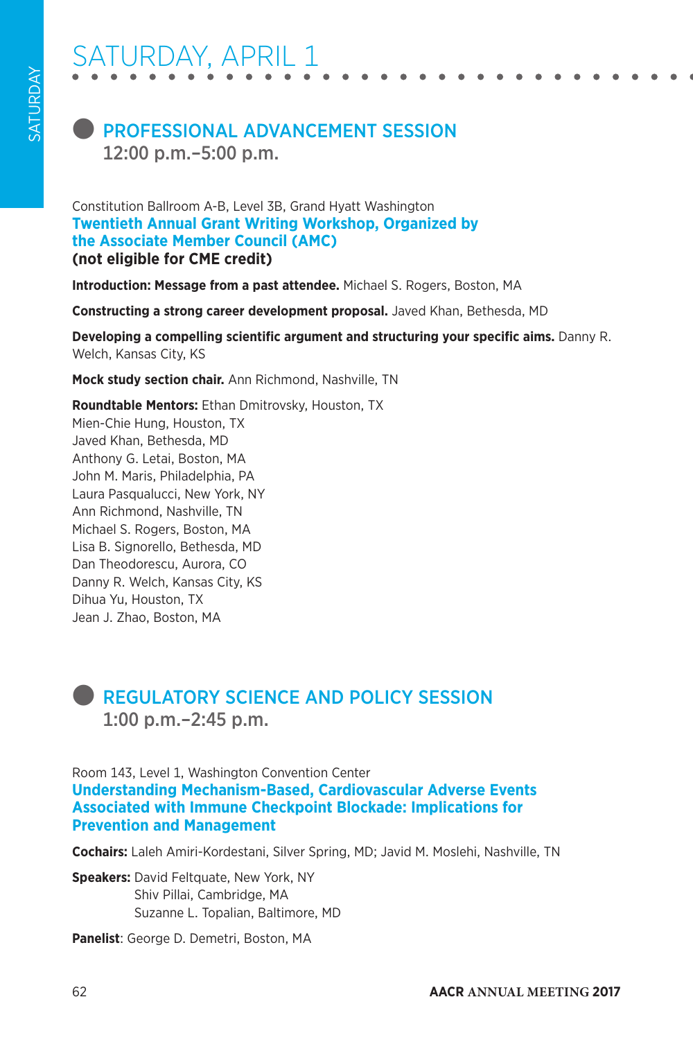# SATURDAY, APRIL 1

## PROFESSIONAL ADVANCEMENT SESSION
12:00 p.m.–5:00 p.m.

Constitution Ballroom A-B, Level 3B, Grand Hyatt Washington

### Twentieth Annual Grant Writing Workshop, Organized by the Associate Member Council (AMC)
**(not eligible for CME credit)**

**Introduction: Message from a past attendee.** Michael S. Rogers, Boston, MA

**Constructing a strong career development proposal.** Javed Khan, Bethesda, MD

**Developing a compelling scientific argument and structuring your specific aims.** Danny R. Welch, Kansas City, KS

**Mock study section chair.** Ann Richmond, Nashville, TN

**Roundtable Mentors:** Ethan Dmitrovsky, Houston, TX
Mien-Chie Hung, Houston, TX
Javed Khan, Bethesda, MD
Anthony G. Letai, Boston, MA
John M. Maris, Philadelphia, PA
Laura Pasqualucci, New York, NY
Ann Richmond, Nashville, TN
Michael S. Rogers, Boston, MA
Lisa B. Signorello, Bethesda, MD
Dan Theodorescu, Aurora, CO
Danny R. Welch, Kansas City, KS
Dihua Yu, Houston, TX
Jean J. Zhao, Boston, MA

## REGULATORY SCIENCE AND POLICY SESSION
1:00 p.m.–2:45 p.m.

Room 143, Level 1, Washington Convention Center

### Understanding Mechanism-Based, Cardiovascular Adverse Events Associated with Immune Checkpoint Blockade: Implications for Prevention and Management

**Cochairs:** Laleh Amiri-Kordestani, Silver Spring, MD; Javid M. Moslehi, Nashville, TN

**Speakers:** David Feltquate, New York, NY
Shiv Pillai, Cambridge, MA
Suzanne L. Topalian, Baltimore, MD

**Panelist**: George D. Demetri, Boston, MA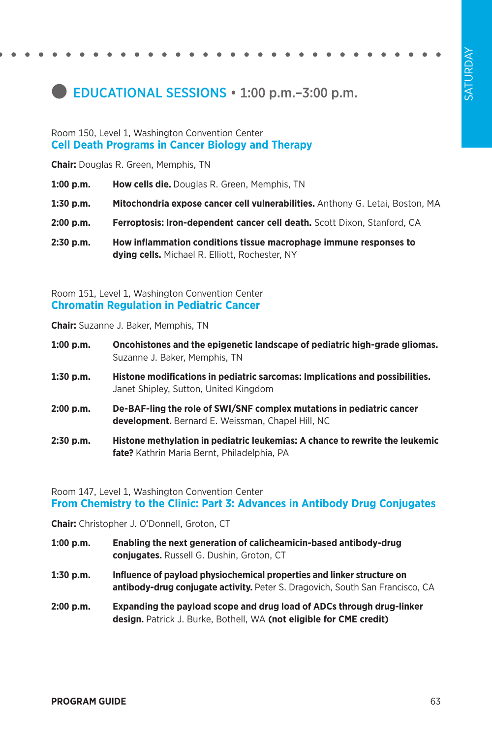## EDUCATIONAL SESSIONS • 1:00 p.m.–3:00 p.m.

Room 150, Level 1, Washington Convention Center

### Cell Death Programs in Cancer Biology and Therapy

**Chair:** Douglas R. Green, Memphis, TN

**1:00 p.m.** **How cells die.** Douglas R. Green, Memphis, TN

**1:30 p.m.** **Mitochondria expose cancer cell vulnerabilities.** Anthony G. Letai, Boston, MA

**2:00 p.m.** **Ferroptosis: Iron-dependent cancer cell death.** Scott Dixon, Stanford, CA

**2:30 p.m.** **How inflammation conditions tissue macrophage immune responses to dying cells.** Michael R. Elliott, Rochester, NY

Room 151, Level 1, Washington Convention Center

### Chromatin Regulation in Pediatric Cancer

**Chair:** Suzanne J. Baker, Memphis, TN

**1:00 p.m.** **Oncohistones and the epigenetic landscape of pediatric high-grade gliomas.** Suzanne J. Baker, Memphis, TN

**1:30 p.m.** **Histone modifications in pediatric sarcomas: Implications and possibilities.** Janet Shipley, Sutton, United Kingdom

**2:00 p.m.** **De-BAF-ling the role of SWI/SNF complex mutations in pediatric cancer development.** Bernard E. Weissman, Chapel Hill, NC

**2:30 p.m.** **Histone methylation in pediatric leukemias: A chance to rewrite the leukemic fate?** Kathrin Maria Bernt, Philadelphia, PA

Room 147, Level 1, Washington Convention Center

### From Chemistry to the Clinic: Part 3: Advances in Antibody Drug Conjugates

**Chair:** Christopher J. O'Donnell, Groton, CT

**1:00 p.m.** **Enabling the next generation of calicheamicin-based antibody-drug conjugates.** Russell G. Dushin, Groton, CT

**1:30 p.m.** **Influence of payload physiochemical properties and linker structure on antibody-drug conjugate activity.** Peter S. Dragovich, South San Francisco, CA

**2:00 p.m.** **Expanding the payload scope and drug load of ADCs through drug-linker design.** Patrick J. Burke, Bothell, WA **(not eligible for CME credit)**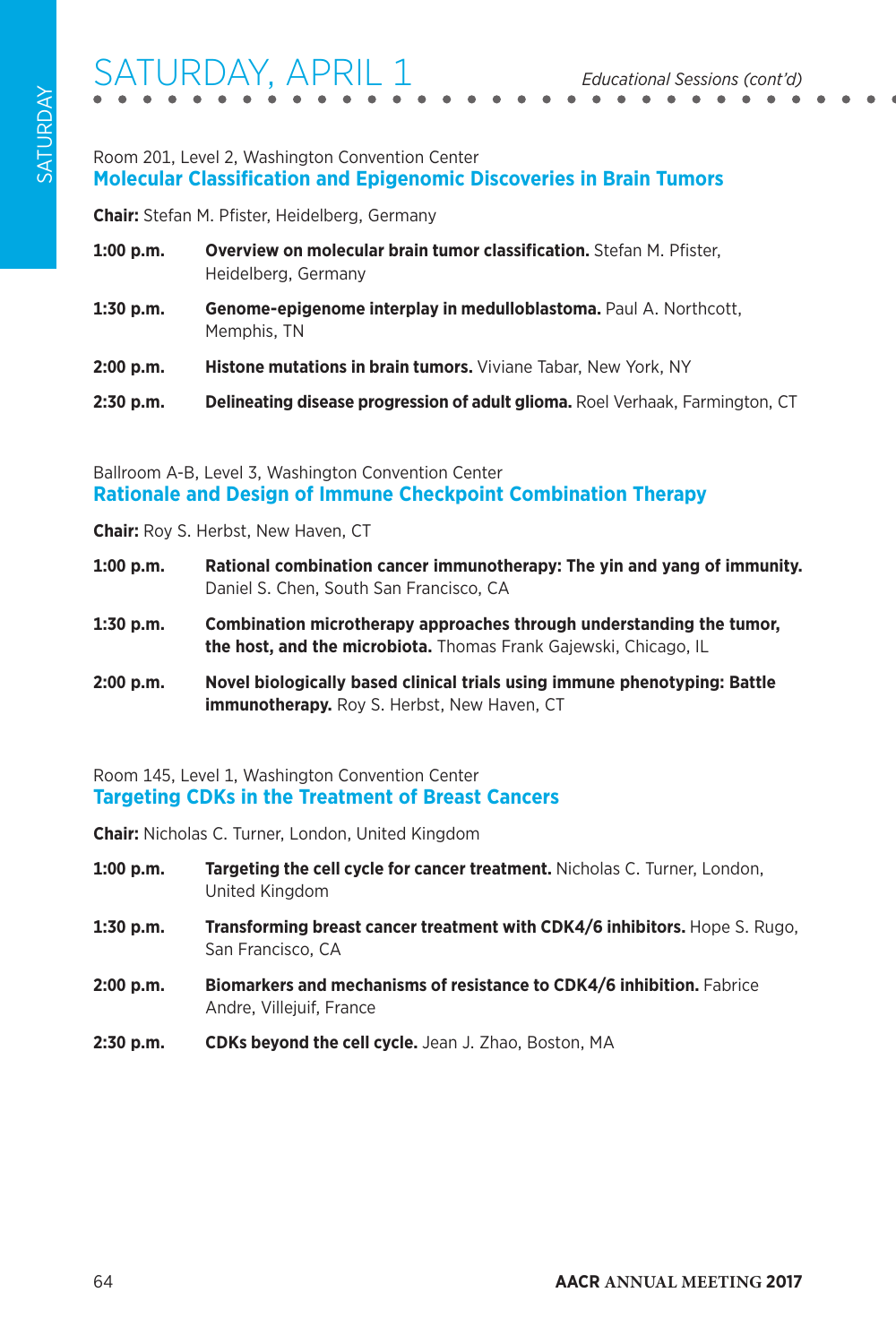Room 201, Level 2, Washington Convention Center

## Molecular Classification and Epigenomic Discoveries in Brain Tumors

**Chair:** Stefan M. Pfister, Heidelberg, Germany

**1:00 p.m.** **Overview on molecular brain tumor classification.** Stefan M. Pfister, Heidelberg, Germany

**1:30 p.m.** **Genome-epigenome interplay in medulloblastoma.** Paul A. Northcott, Memphis, TN

**2:00 p.m.** **Histone mutations in brain tumors.** Viviane Tabar, New York, NY

**2:30 p.m.** **Delineating disease progression of adult glioma.** Roel Verhaak, Farmington, CT

Ballroom A-B, Level 3, Washington Convention Center

## Rationale and Design of Immune Checkpoint Combination Therapy

**Chair:** Roy S. Herbst, New Haven, CT

**1:00 p.m.** **Rational combination cancer immunotherapy: The yin and yang of immunity.** Daniel S. Chen, South San Francisco, CA

**1:30 p.m.** **Combination microtherapy approaches through understanding the tumor, the host, and the microbiota.** Thomas Frank Gajewski, Chicago, IL

**2:00 p.m.** **Novel biologically based clinical trials using immune phenotyping: Battle immunotherapy.** Roy S. Herbst, New Haven, CT

Room 145, Level 1, Washington Convention Center

## Targeting CDKs in the Treatment of Breast Cancers

**Chair:** Nicholas C. Turner, London, United Kingdom

**1:00 p.m.** **Targeting the cell cycle for cancer treatment.** Nicholas C. Turner, London, United Kingdom

**1:30 p.m.** **Transforming breast cancer treatment with CDK4/6 inhibitors.** Hope S. Rugo, San Francisco, CA

**2:00 p.m.** **Biomarkers and mechanisms of resistance to CDK4/6 inhibition.** Fabrice Andre, Villejuif, France

**2:30 p.m.** **CDKs beyond the cell cycle.** Jean J. Zhao, Boston, MA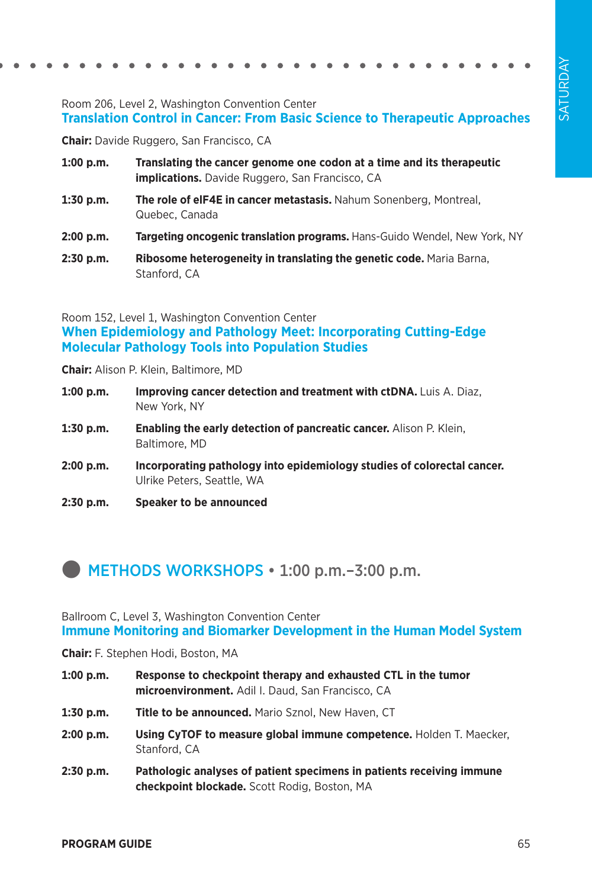Room 206, Level 2, Washington Convention Center

### Translation Control in Cancer: From Basic Science to Therapeutic Approaches

**Chair:** Davide Ruggero, San Francisco, CA

**1:00 p.m.** **Translating the cancer genome one codon at a time and its therapeutic implications.** Davide Ruggero, San Francisco, CA

**1:30 p.m.** **The role of eIF4E in cancer metastasis.** Nahum Sonenberg, Montreal, Quebec, Canada

**2:00 p.m.** **Targeting oncogenic translation programs.** Hans-Guido Wendel, New York, NY

**2:30 p.m.** **Ribosome heterogeneity in translating the genetic code.** Maria Barna, Stanford, CA

Room 152, Level 1, Washington Convention Center

### When Epidemiology and Pathology Meet: Incorporating Cutting-Edge Molecular Pathology Tools into Population Studies

**Chair:** Alison P. Klein, Baltimore, MD

**1:00 p.m.** **Improving cancer detection and treatment with ctDNA.** Luis A. Diaz, New York, NY

**1:30 p.m.** **Enabling the early detection of pancreatic cancer.** Alison P. Klein, Baltimore, MD

**2:00 p.m.** **Incorporating pathology into epidemiology studies of colorectal cancer.** Ulrike Peters, Seattle, WA

**2:30 p.m.** **Speaker to be announced**

## METHODS WORKSHOPS • 1:00 p.m.–3:00 p.m.

Ballroom C, Level 3, Washington Convention Center

### Immune Monitoring and Biomarker Development in the Human Model System

**Chair:** F. Stephen Hodi, Boston, MA

**1:00 p.m.** **Response to checkpoint therapy and exhausted CTL in the tumor microenvironment.** Adil I. Daud, San Francisco, CA

**1:30 p.m.** **Title to be announced.** Mario Sznol, New Haven, CT

**2:00 p.m.** **Using CyTOF to measure global immune competence.** Holden T. Maecker, Stanford, CA

**2:30 p.m.** **Pathologic analyses of patient specimens in patients receiving immune checkpoint blockade.** Scott Rodig, Boston, MA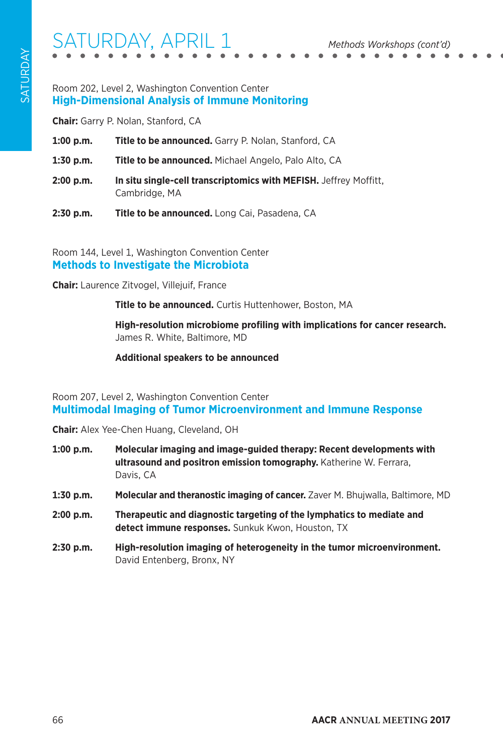Room 202, Level 2, Washington Convention Center

## High-Dimensional Analysis of Immune Monitoring

**Chair:** Garry P. Nolan, Stanford, CA

**1:00 p.m.** **Title to be announced.** Garry P. Nolan, Stanford, CA

**1:30 p.m.** **Title to be announced.** Michael Angelo, Palo Alto, CA

**2:00 p.m.** **In situ single-cell transcriptomics with MEFISH.** Jeffrey Moffitt, Cambridge, MA

**2:30 p.m.** **Title to be announced.** Long Cai, Pasadena, CA

Room 144, Level 1, Washington Convention Center

## Methods to Investigate the Microbiota

**Chair:** Laurence Zitvogel, Villejuif, France

**Title to be announced.** Curtis Huttenhower, Boston, MA

**High-resolution microbiome profiling with implications for cancer research.** James R. White, Baltimore, MD

**Additional speakers to be announced**

Room 207, Level 2, Washington Convention Center

## Multimodal Imaging of Tumor Microenvironment and Immune Response

**Chair:** Alex Yee-Chen Huang, Cleveland, OH

**1:00 p.m.** **Molecular imaging and image-guided therapy: Recent developments with ultrasound and positron emission tomography.** Katherine W. Ferrara, Davis, CA

**1:30 p.m.** **Molecular and theranostic imaging of cancer.** Zaver M. Bhujwalla, Baltimore, MD

**2:00 p.m.** **Therapeutic and diagnostic targeting of the lymphatics to mediate and detect immune responses.** Sunkuk Kwon, Houston, TX

**2:30 p.m.** **High-resolution imaging of heterogeneity in the tumor microenvironment.** David Entenberg, Bronx, NY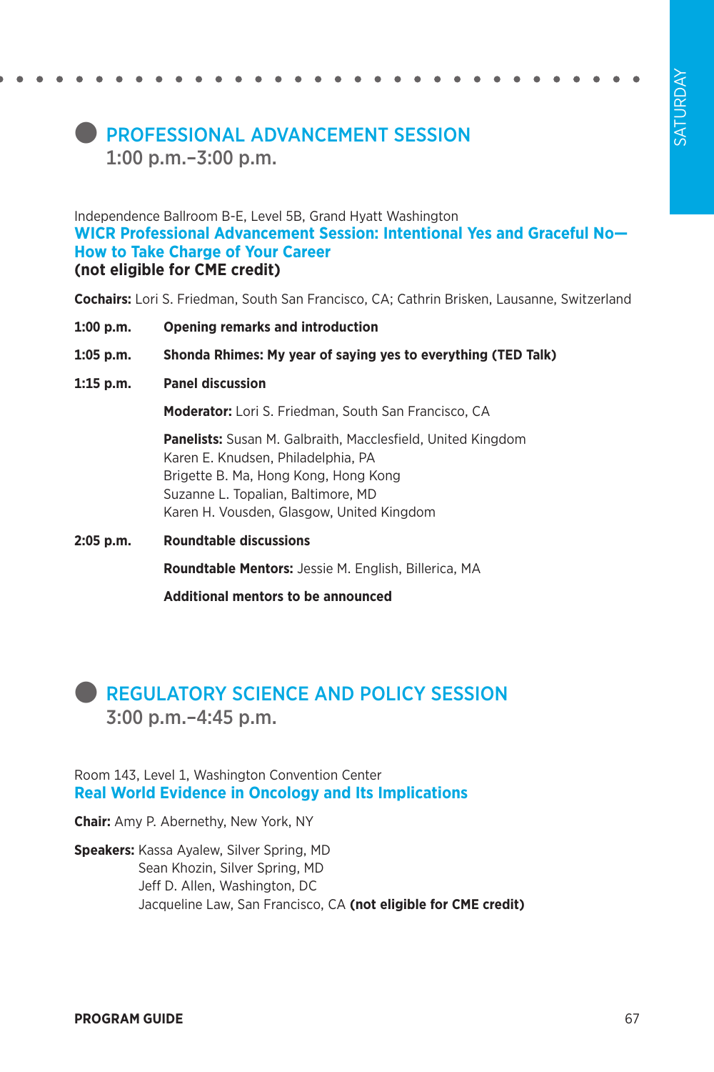## PROFESSIONAL ADVANCEMENT SESSION
1:00 p.m.–3:00 p.m.

Independence Ballroom B-E, Level 5B, Grand Hyatt Washington

### WICR Professional Advancement Session: Intentional Yes and Graceful No—How to Take Charge of Your Career

**(not eligible for CME credit)**

**Cochairs:** Lori S. Friedman, South San Francisco, CA; Cathrin Brisken, Lausanne, Switzerland

**1:00 p.m.** **Opening remarks and introduction**

**1:05 p.m.** **Shonda Rhimes: My year of saying yes to everything (TED Talk)**

**1:15 p.m.** **Panel discussion**

**Moderator:** Lori S. Friedman, South San Francisco, CA

**Panelists:** Susan M. Galbraith, Macclesfield, United Kingdom
Karen E. Knudsen, Philadelphia, PA
Brigette B. Ma, Hong Kong, Hong Kong
Suzanne L. Topalian, Baltimore, MD
Karen H. Vousden, Glasgow, United Kingdom

**2:05 p.m.** **Roundtable discussions**

**Roundtable Mentors:** Jessie M. English, Billerica, MA

**Additional mentors to be announced**

## REGULATORY SCIENCE AND POLICY SESSION
3:00 p.m.–4:45 p.m.

Room 143, Level 1, Washington Convention Center

### Real World Evidence in Oncology and Its Implications

**Chair:** Amy P. Abernethy, New York, NY

**Speakers:** Kassa Ayalew, Silver Spring, MD
Sean Khozin, Silver Spring, MD
Jeff D. Allen, Washington, DC
Jacqueline Law, San Francisco, CA **(not eligible for CME credit)**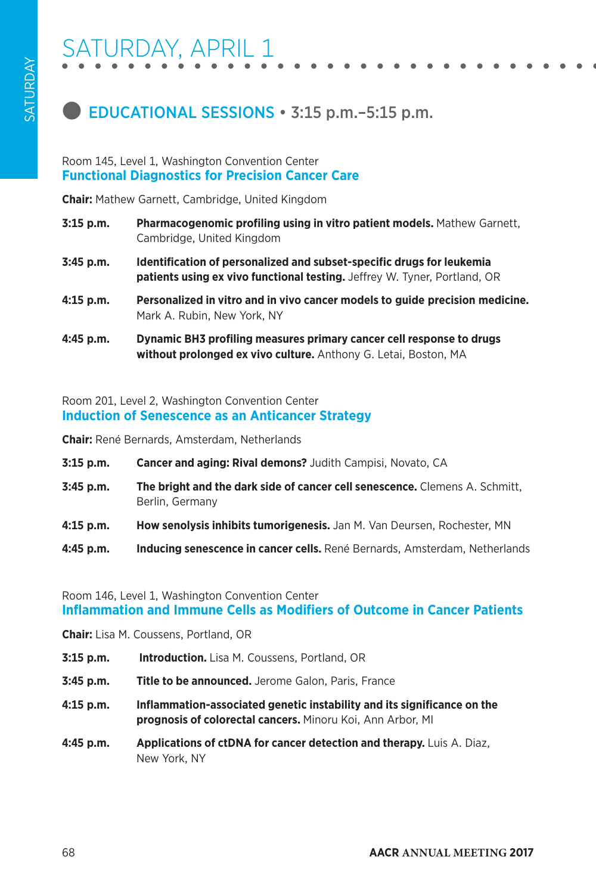# SATURDAY, APRIL 1

## EDUCATIONAL SESSIONS • 3:15 p.m.–5:15 p.m.

Room 145, Level 1, Washington Convention Center

### Functional Diagnostics for Precision Cancer Care

**Chair:** Mathew Garnett, Cambridge, United Kingdom

**3:15 p.m.** **Pharmacogenomic profiling using in vitro patient models.** Mathew Garnett, Cambridge, United Kingdom

**3:45 p.m.** **Identification of personalized and subset-specific drugs for leukemia patients using ex vivo functional testing.** Jeffrey W. Tyner, Portland, OR

**4:15 p.m.** **Personalized in vitro and in vivo cancer models to guide precision medicine.** Mark A. Rubin, New York, NY

**4:45 p.m.** **Dynamic BH3 profiling measures primary cancer cell response to drugs without prolonged ex vivo culture.** Anthony G. Letai, Boston, MA

Room 201, Level 2, Washington Convention Center

### Induction of Senescence as an Anticancer Strategy

**Chair:** René Bernards, Amsterdam, Netherlands

**3:15 p.m.** **Cancer and aging: Rival demons?** Judith Campisi, Novato, CA

**3:45 p.m.** **The bright and the dark side of cancer cell senescence.** Clemens A. Schmitt, Berlin, Germany

**4:15 p.m.** **How senolysis inhibits tumorigenesis.** Jan M. Van Deursen, Rochester, MN

**4:45 p.m.** **Inducing senescence in cancer cells.** René Bernards, Amsterdam, Netherlands

Room 146, Level 1, Washington Convention Center

### Inflammation and Immune Cells as Modifiers of Outcome in Cancer Patients

**Chair:** Lisa M. Coussens, Portland, OR

**3:15 p.m.** **Introduction.** Lisa M. Coussens, Portland, OR

**3:45 p.m.** **Title to be announced.** Jerome Galon, Paris, France

**4:15 p.m.** **Inflammation-associated genetic instability and its significance on the prognosis of colorectal cancers.** Minoru Koi, Ann Arbor, MI

**4:45 p.m.** **Applications of ctDNA for cancer detection and therapy.** Luis A. Diaz, New York, NY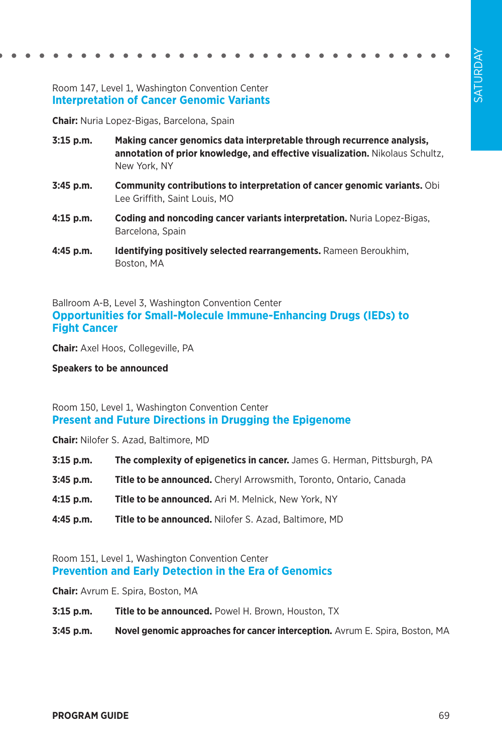Room 147, Level 1, Washington Convention Center

## Interpretation of Cancer Genomic Variants

**Chair:** Nuria Lopez-Bigas, Barcelona, Spain

**3:15 p.m.** **Making cancer genomics data interpretable through recurrence analysis, annotation of prior knowledge, and effective visualization.** Nikolaus Schultz, New York, NY

**3:45 p.m.** **Community contributions to interpretation of cancer genomic variants.** Obi Lee Griffith, Saint Louis, MO

**4:15 p.m.** **Coding and noncoding cancer variants interpretation.** Nuria Lopez-Bigas, Barcelona, Spain

**4:45 p.m.** **Identifying positively selected rearrangements.** Rameen Beroukhim, Boston, MA

Ballroom A-B, Level 3, Washington Convention Center

## Opportunities for Small-Molecule Immune-Enhancing Drugs (IEDs) to Fight Cancer

**Chair:** Axel Hoos, Collegeville, PA

**Speakers to be announced**

Room 150, Level 1, Washington Convention Center

## Present and Future Directions in Drugging the Epigenome

**Chair:** Nilofer S. Azad, Baltimore, MD

**3:15 p.m.** **The complexity of epigenetics in cancer.** James G. Herman, Pittsburgh, PA

**3:45 p.m.** **Title to be announced.** Cheryl Arrowsmith, Toronto, Ontario, Canada

**4:15 p.m.** **Title to be announced.** Ari M. Melnick, New York, NY

**4:45 p.m.** **Title to be announced.** Nilofer S. Azad, Baltimore, MD

Room 151, Level 1, Washington Convention Center

## Prevention and Early Detection in the Era of Genomics

**Chair:** Avrum E. Spira, Boston, MA

**3:15 p.m.** **Title to be announced.** Powel H. Brown, Houston, TX

**3:45 p.m.** **Novel genomic approaches for cancer interception.** Avrum E. Spira, Boston, MA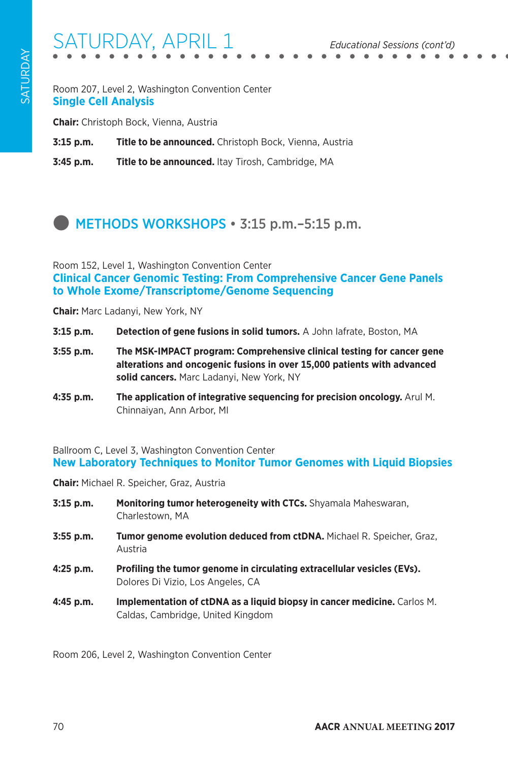Room 207, Level 2, Washington Convention Center

### Single Cell Analysis

**Chair:** Christoph Bock, Vienna, Austria

**3:15 p.m.** **Title to be announced.** Christoph Bock, Vienna, Austria

**3:45 p.m.** **Title to be announced.** Itay Tirosh, Cambridge, MA

## METHODS WORKSHOPS • 3:15 p.m.–5:15 p.m.

Room 152, Level 1, Washington Convention Center

### Clinical Cancer Genomic Testing: From Comprehensive Cancer Gene Panels to Whole Exome/Transcriptome/Genome Sequencing

**Chair:** Marc Ladanyi, New York, NY

**3:15 p.m.** **Detection of gene fusions in solid tumors.** A John Iafrate, Boston, MA

**3:55 p.m.** **The MSK-IMPACT program: Comprehensive clinical testing for cancer gene alterations and oncogenic fusions in over 15,000 patients with advanced solid cancers.** Marc Ladanyi, New York, NY

**4:35 p.m.** **The application of integrative sequencing for precision oncology.** Arul M. Chinnaiyan, Ann Arbor, MI

Ballroom C, Level 3, Washington Convention Center

### New Laboratory Techniques to Monitor Tumor Genomes with Liquid Biopsies

**Chair:** Michael R. Speicher, Graz, Austria

**3:15 p.m.** **Monitoring tumor heterogeneity with CTCs.** Shyamala Maheswaran, Charlestown, MA

**3:55 p.m.** **Tumor genome evolution deduced from ctDNA.** Michael R. Speicher, Graz, Austria

**4:25 p.m.** **Profiling the tumor genome in circulating extracellular vesicles (EVs).** Dolores Di Vizio, Los Angeles, CA

**4:45 p.m.** **Implementation of ctDNA as a liquid biopsy in cancer medicine.** Carlos M. Caldas, Cambridge, United Kingdom

Room 206, Level 2, Washington Convention Center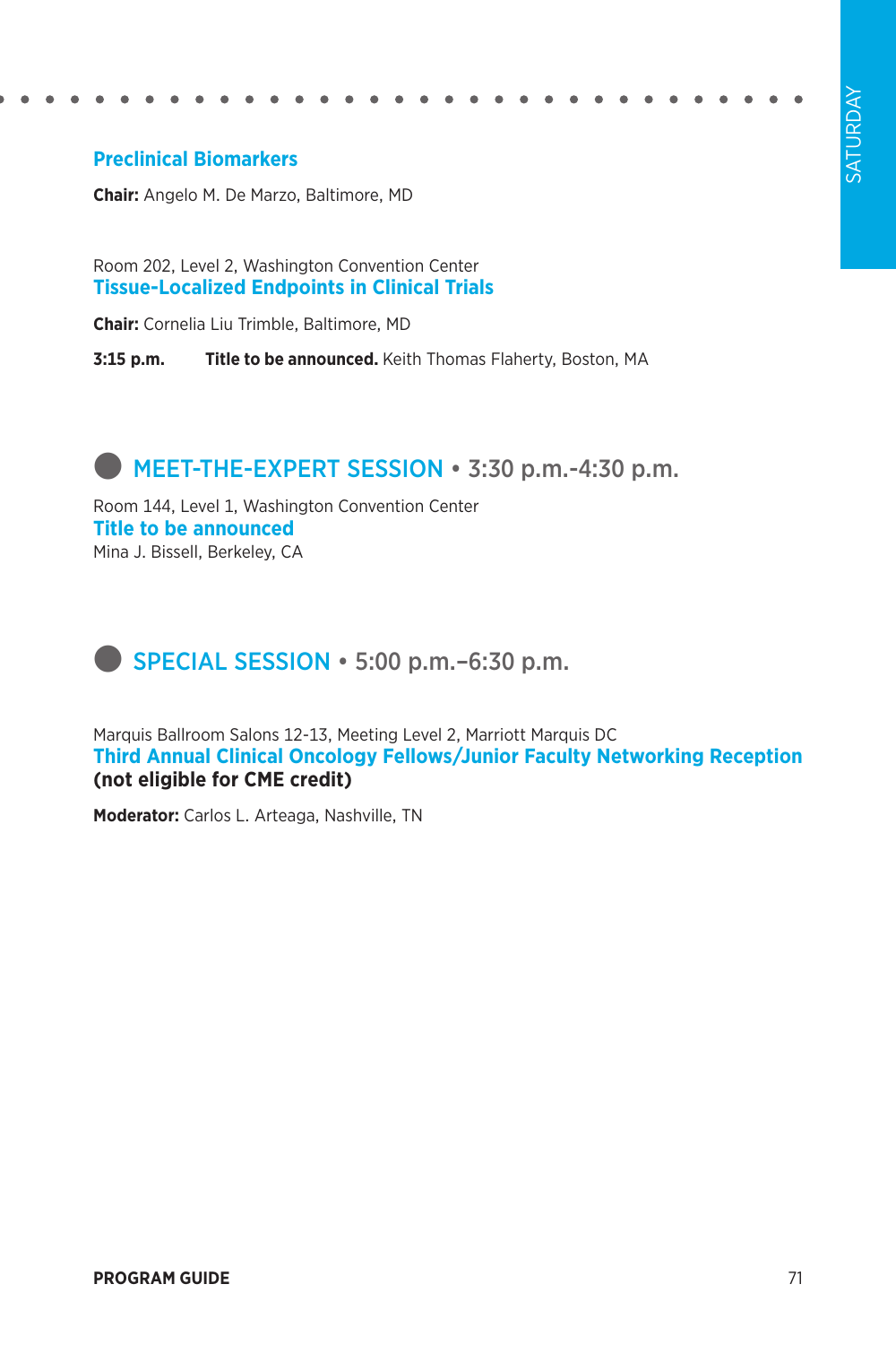### Preclinical Biomarkers

**Chair:** Angelo M. De Marzo, Baltimore, MD

Room 202, Level 2, Washington Convention Center

### Tissue-Localized Endpoints in Clinical Trials

**Chair:** Cornelia Liu Trimble, Baltimore, MD

**3:15 p.m.** **Title to be announced.** Keith Thomas Flaherty, Boston, MA

## MEET-THE-EXPERT SESSION • 3:30 p.m.-4:30 p.m.

Room 144, Level 1, Washington Convention Center

### Title to be announced

Mina J. Bissell, Berkeley, CA

## SPECIAL SESSION • 5:00 p.m.–6:30 p.m.

Marquis Ballroom Salons 12-13, Meeting Level 2, Marriott Marquis DC

### Third Annual Clinical Oncology Fellows/Junior Faculty Networking Reception

**(not eligible for CME credit)**

**Moderator:** Carlos L. Arteaga, Nashville, TN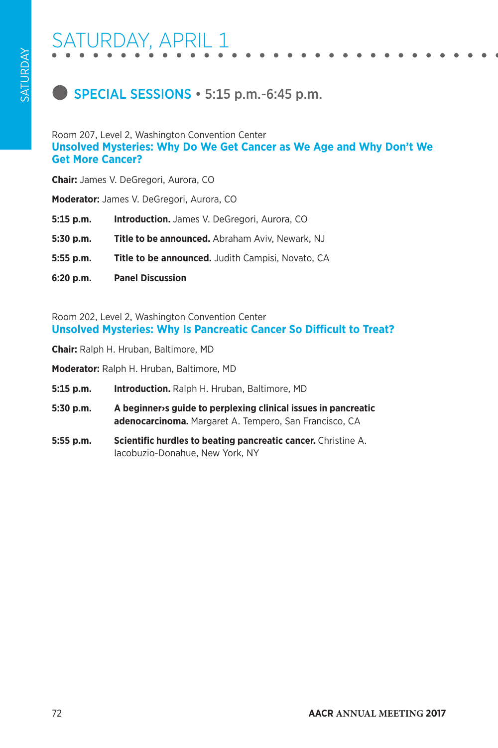# SATURDAY, APRIL 1

## SPECIAL SESSIONS • 5:15 p.m.-6:45 p.m.

Room 207, Level 2, Washington Convention Center

### Unsolved Mysteries: Why Do We Get Cancer as We Age and Why Don't We Get More Cancer?

**Chair:** James V. DeGregori, Aurora, CO

**Moderator:** James V. DeGregori, Aurora, CO

**5:15 p.m.** **Introduction.** James V. DeGregori, Aurora, CO

**5:30 p.m.** **Title to be announced.** Abraham Aviv, Newark, NJ

**5:55 p.m.** **Title to be announced.** Judith Campisi, Novato, CA

**6:20 p.m.** **Panel Discussion**

Room 202, Level 2, Washington Convention Center

### Unsolved Mysteries: Why Is Pancreatic Cancer So Difficult to Treat?

**Chair:** Ralph H. Hruban, Baltimore, MD

**Moderator:** Ralph H. Hruban, Baltimore, MD

**5:15 p.m.** **Introduction.** Ralph H. Hruban, Baltimore, MD

**5:30 p.m.** **A beginner›s guide to perplexing clinical issues in pancreatic adenocarcinoma.** Margaret A. Tempero, San Francisco, CA

**5:55 p.m.** **Scientific hurdles to beating pancreatic cancer.** Christine A. Iacobuzio-Donahue, New York, NY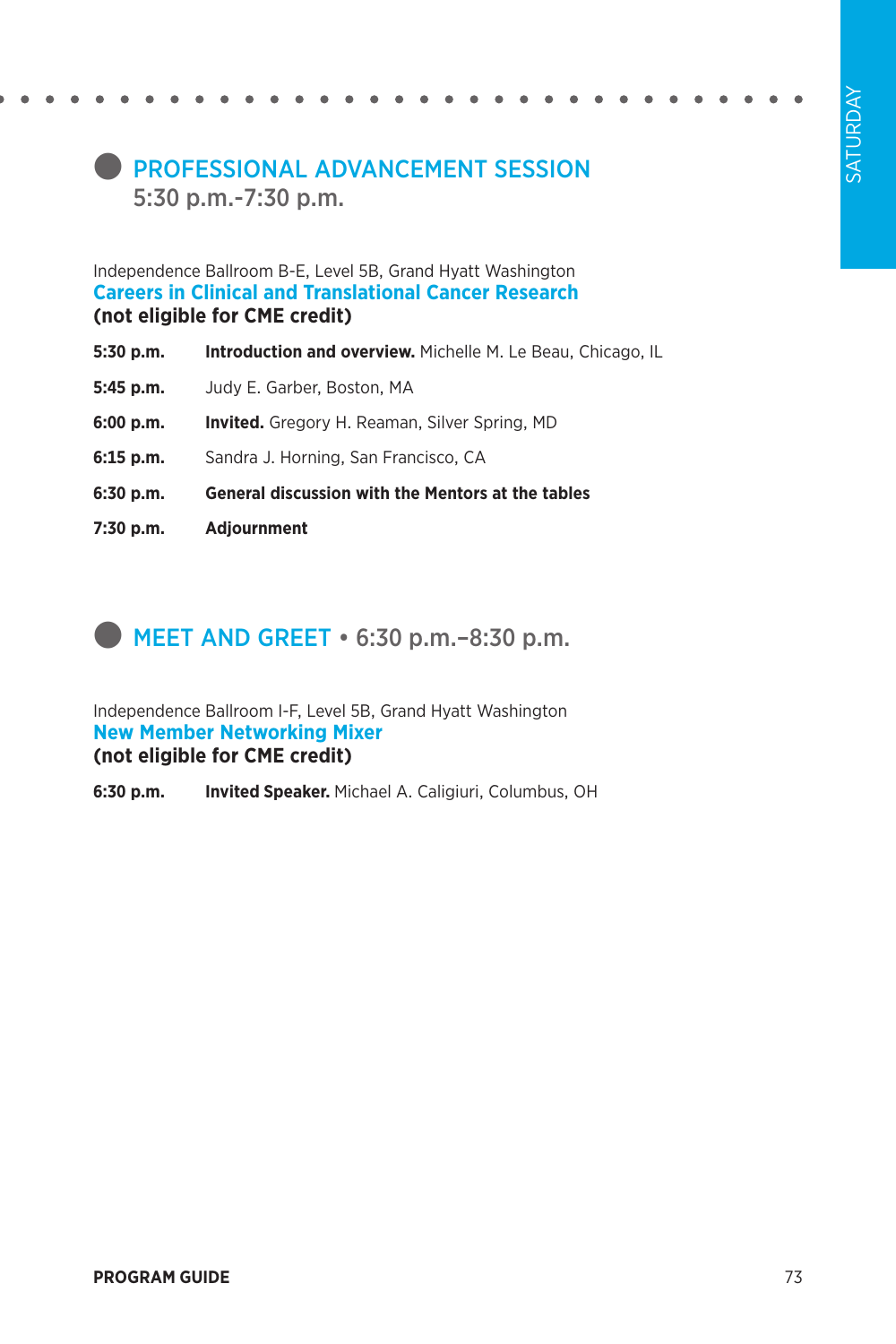## PROFESSIONAL ADVANCEMENT SESSION
5:30 p.m.-7:30 p.m.

Independence Ballroom B-E, Level 5B, Grand Hyatt Washington

### Careers in Clinical and Translational Cancer Research

**(not eligible for CME credit)**

| | |
|---|---|
| **5:30 p.m.** | **Introduction and overview.** Michelle M. Le Beau, Chicago, IL |
| **5:45 p.m.** | Judy E. Garber, Boston, MA |
| **6:00 p.m.** | **Invited.** Gregory H. Reaman, Silver Spring, MD |
| **6:15 p.m.** | Sandra J. Horning, San Francisco, CA |
| **6:30 p.m.** | **General discussion with the Mentors at the tables** |
| **7:30 p.m.** | **Adjournment** |

## MEET AND GREET • 6:30 p.m.–8:30 p.m.

Independence Ballroom I-F, Level 5B, Grand Hyatt Washington

### New Member Networking Mixer

**(not eligible for CME credit)**

| | |
|---|---|
| **6:30 p.m.** | **Invited Speaker.** Michael A. Caligiuri, Columbus, OH |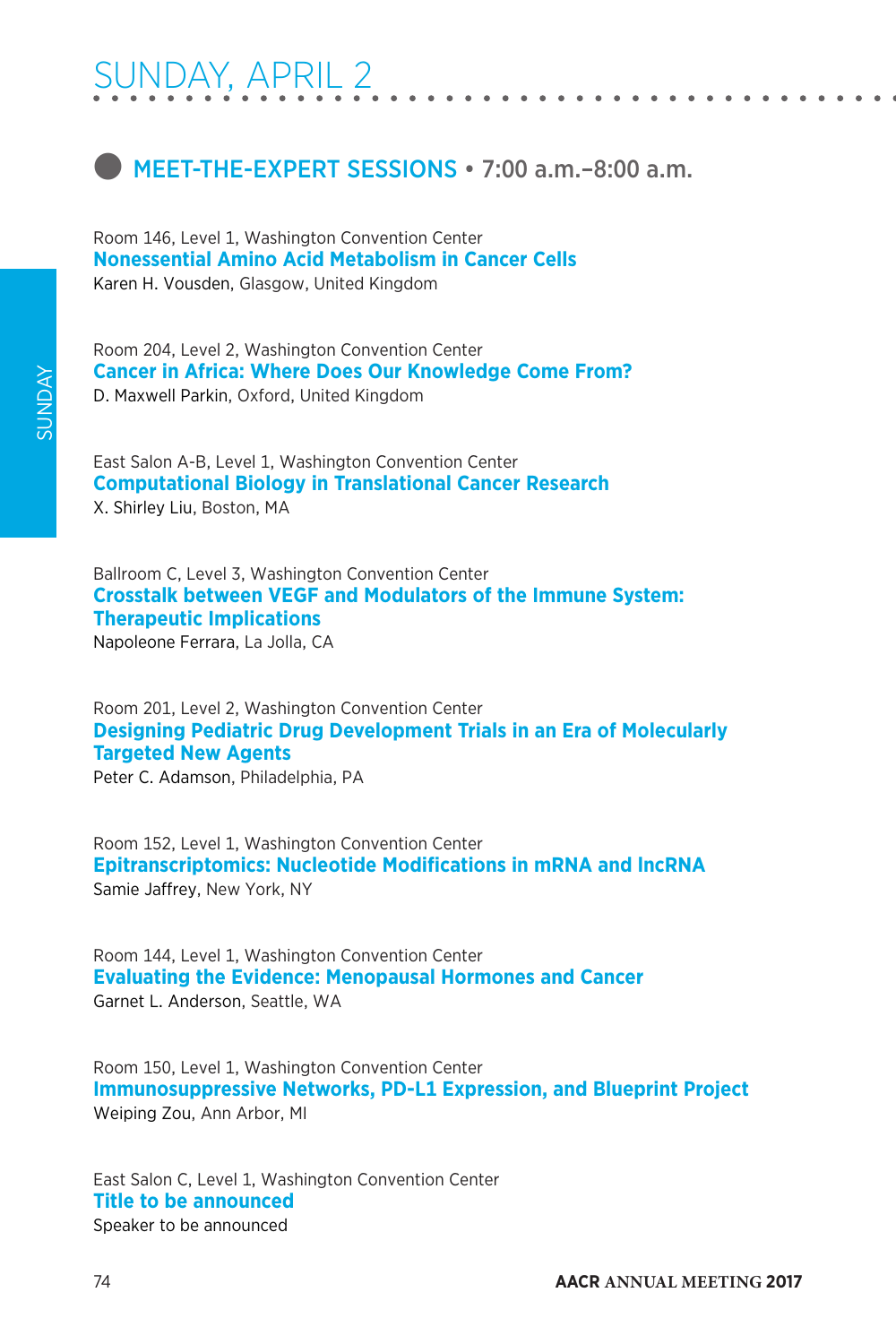# SUNDAY, APRIL 2

## MEET-THE-EXPERT SESSIONS • 7:00 a.m.–8:00 a.m.

Room 146, Level 1, Washington Convention Center
**Nonessential Amino Acid Metabolism in Cancer Cells**
Karen H. Vousden, Glasgow, United Kingdom

Room 204, Level 2, Washington Convention Center
**Cancer in Africa: Where Does Our Knowledge Come From?**
D. Maxwell Parkin, Oxford, United Kingdom

East Salon A-B, Level 1, Washington Convention Center
**Computational Biology in Translational Cancer Research**
X. Shirley Liu, Boston, MA

Ballroom C, Level 3, Washington Convention Center
**Crosstalk between VEGF and Modulators of the Immune System: Therapeutic Implications**
Napoleone Ferrara, La Jolla, CA

Room 201, Level 2, Washington Convention Center
**Designing Pediatric Drug Development Trials in an Era of Molecularly Targeted New Agents**
Peter C. Adamson, Philadelphia, PA

Room 152, Level 1, Washington Convention Center
**Epitranscriptomics: Nucleotide Modifications in mRNA and lncRNA**
Samie Jaffrey, New York, NY

Room 144, Level 1, Washington Convention Center
**Evaluating the Evidence: Menopausal Hormones and Cancer**
Garnet L. Anderson, Seattle, WA

Room 150, Level 1, Washington Convention Center
**Immunosuppressive Networks, PD-L1 Expression, and Blueprint Project**
Weiping Zou, Ann Arbor, MI

East Salon C, Level 1, Washington Convention Center
**Title to be announced**
Speaker to be announced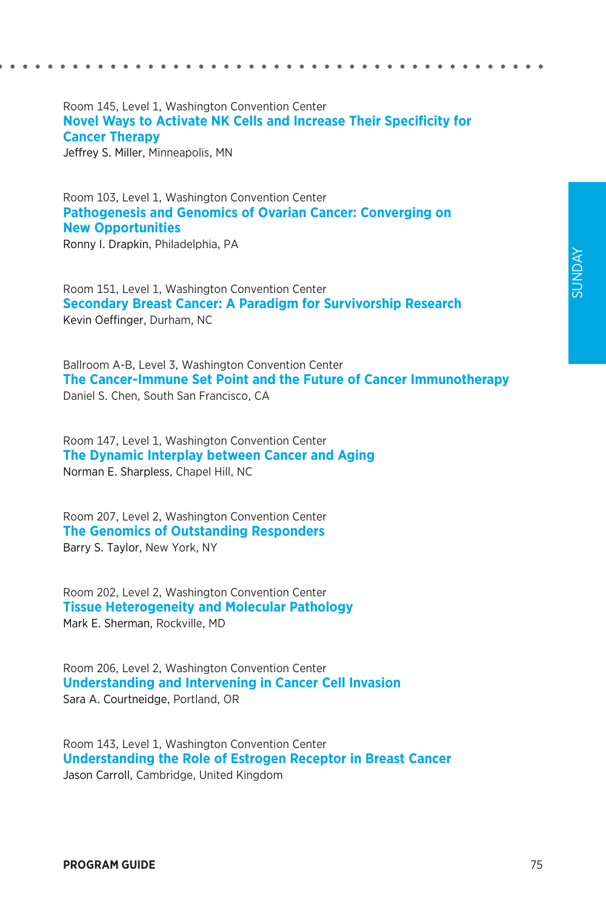Room 145, Level 1, Washington Convention Center
**Novel Ways to Activate NK Cells and Increase Their Specificity for Cancer Therapy**
Jeffrey S. Miller, Minneapolis, MN

Room 103, Level 1, Washington Convention Center
**Pathogenesis and Genomics of Ovarian Cancer: Converging on New Opportunities**
Ronny I. Drapkin, Philadelphia, PA

Room 151, Level 1, Washington Convention Center
**Secondary Breast Cancer: A Paradigm for Survivorship Research**
Kevin Oeffinger, Durham, NC

Ballroom A-B, Level 3, Washington Convention Center
**The Cancer-Immune Set Point and the Future of Cancer Immunotherapy**
Daniel S. Chen, South San Francisco, CA

Room 147, Level 1, Washington Convention Center
**The Dynamic Interplay between Cancer and Aging**
Norman E. Sharpless, Chapel Hill, NC

Room 207, Level 2, Washington Convention Center
**The Genomics of Outstanding Responders**
Barry S. Taylor, New York, NY

Room 202, Level 2, Washington Convention Center
**Tissue Heterogeneity and Molecular Pathology**
Mark E. Sherman, Rockville, MD

Room 206, Level 2, Washington Convention Center
**Understanding and Intervening in Cancer Cell Invasion**
Sara A. Courtneidge, Portland, OR

Room 143, Level 1, Washington Convention Center
**Understanding the Role of Estrogen Receptor in Breast Cancer**
Jason Carroll, Cambridge, United Kingdom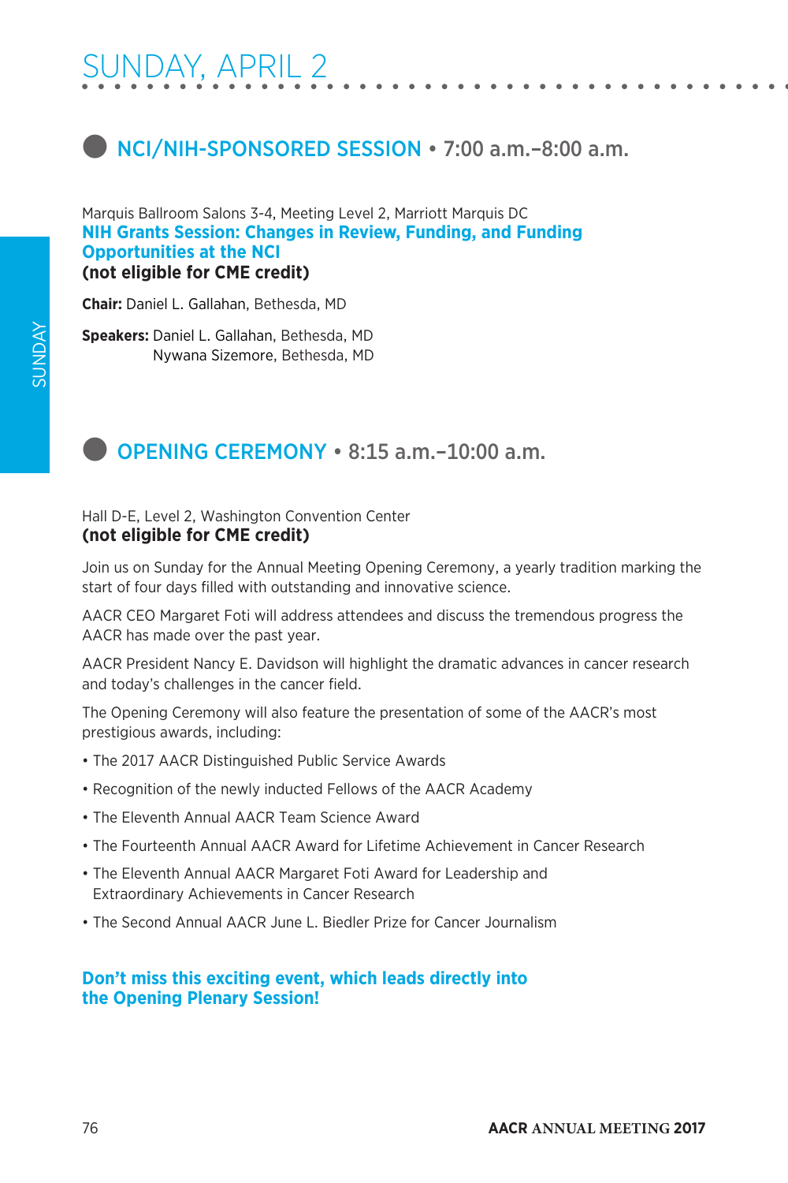# SUNDAY, APRIL 2

## NCI/NIH-SPONSORED SESSION • 7:00 a.m.–8:00 a.m.

Marquis Ballroom Salons 3-4, Meeting Level 2, Marriott Marquis DC

### NIH Grants Session: Changes in Review, Funding, and Funding Opportunities at the NCI

**(not eligible for CME credit)**

**Chair:** Daniel L. Gallahan, Bethesda, MD

**Speakers:** Daniel L. Gallahan, Bethesda, MD
Nywana Sizemore, Bethesda, MD

## OPENING CEREMONY • 8:15 a.m.–10:00 a.m.

Hall D-E, Level 2, Washington Convention Center

**(not eligible for CME credit)**

Join us on Sunday for the Annual Meeting Opening Ceremony, a yearly tradition marking the start of four days filled with outstanding and innovative science.

AACR CEO Margaret Foti will address attendees and discuss the tremendous progress the AACR has made over the past year.

AACR President Nancy E. Davidson will highlight the dramatic advances in cancer research and today's challenges in the cancer field.

The Opening Ceremony will also feature the presentation of some of the AACR's most prestigious awards, including:

- The 2017 AACR Distinguished Public Service Awards
- Recognition of the newly inducted Fellows of the AACR Academy
- The Eleventh Annual AACR Team Science Award
- The Fourteenth Annual AACR Award for Lifetime Achievement in Cancer Research
- The Eleventh Annual AACR Margaret Foti Award for Leadership and Extraordinary Achievements in Cancer Research
- The Second Annual AACR June L. Biedler Prize for Cancer Journalism

**Don't miss this exciting event, which leads directly into the Opening Plenary Session!**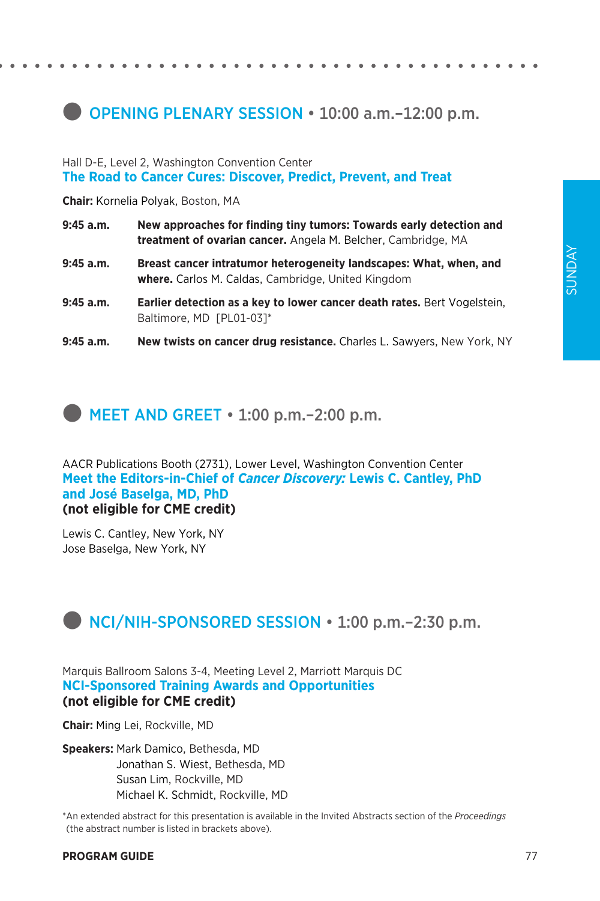## OPENING PLENARY SESSION • 10:00 a.m.–12:00 p.m.

Hall D-E, Level 2, Washington Convention Center

### The Road to Cancer Cures: Discover, Predict, Prevent, and Treat

**Chair:** Kornelia Polyak, Boston, MA

**9:45 a.m.** **New approaches for finding tiny tumors: Towards early detection and treatment of ovarian cancer.** Angela M. Belcher, Cambridge, MA

**9:45 a.m.** **Breast cancer intratumor heterogeneity landscapes: What, when, and where.** Carlos M. Caldas, Cambridge, United Kingdom

**9:45 a.m.** **Earlier detection as a key to lower cancer death rates.** Bert Vogelstein, Baltimore, MD [PL01-03]*

**9:45 a.m.** **New twists on cancer drug resistance.** Charles L. Sawyers, New York, NY

## MEET AND GREET • 1:00 p.m.–2:00 p.m.

AACR Publications Booth (2731), Lower Level, Washington Convention Center

### Meet the Editors-in-Chief of *Cancer Discovery:* Lewis C. Cantley, PhD and José Baselga, MD, PhD

**(not eligible for CME credit)**

Lewis C. Cantley, New York, NY
Jose Baselga, New York, NY

## NCI/NIH-SPONSORED SESSION • 1:00 p.m.–2:30 p.m.

Marquis Ballroom Salons 3-4, Meeting Level 2, Marriott Marquis DC

### NCI-Sponsored Training Awards and Opportunities

**(not eligible for CME credit)**

**Chair:** Ming Lei, Rockville, MD

**Speakers:** Mark Damico, Bethesda, MD
Jonathan S. Wiest, Bethesda, MD
Susan Lim, Rockville, MD
Michael K. Schmidt, Rockville, MD

*An extended abstract for this presentation is available in the Invited Abstracts section of the *Proceedings* (the abstract number is listed in brackets above).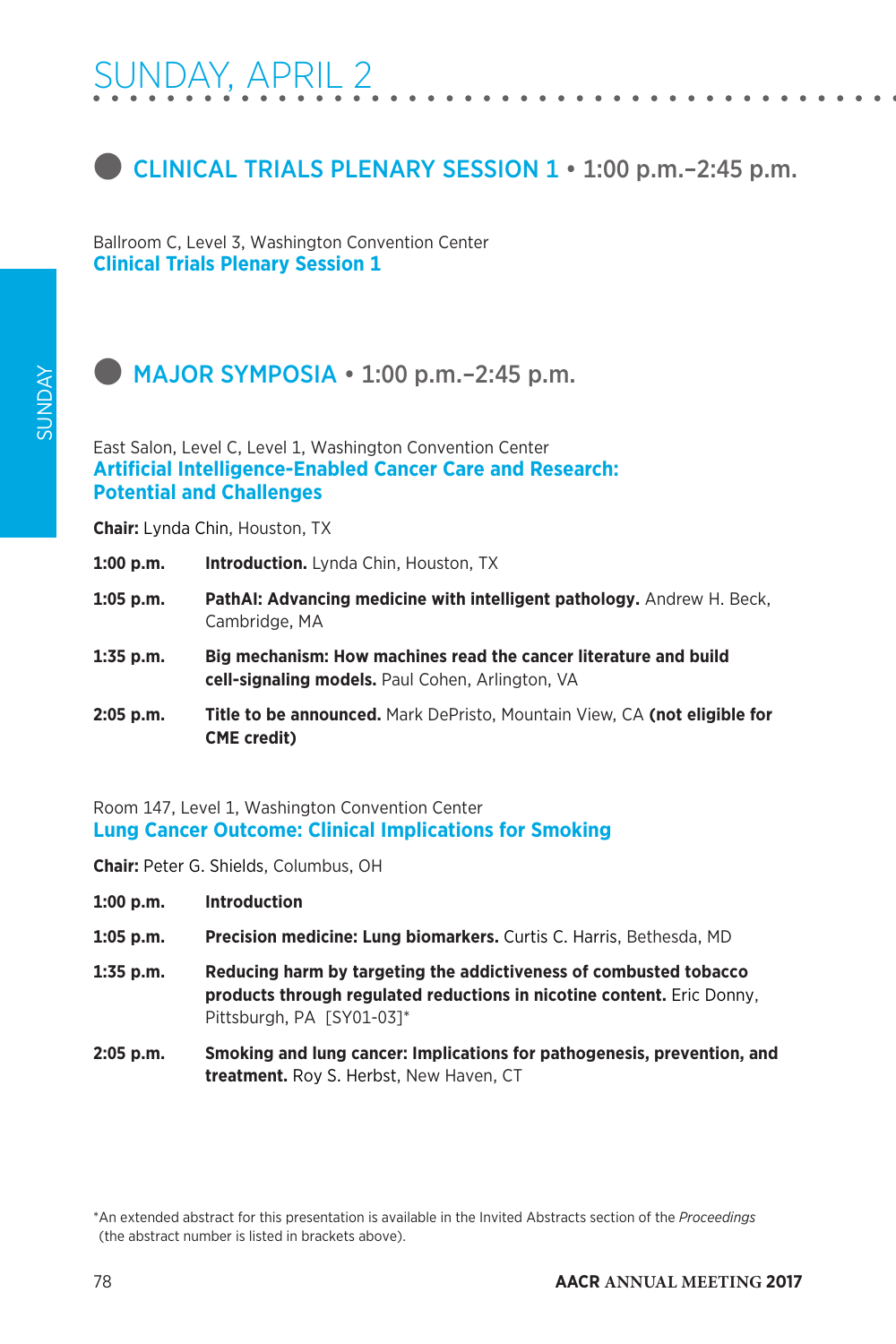# SUNDAY, APRIL 2

## CLINICAL TRIALS PLENARY SESSION 1 • 1:00 p.m.–2:45 p.m.

Ballroom C, Level 3, Washington Convention Center

### Clinical Trials Plenary Session 1

## MAJOR SYMPOSIA • 1:00 p.m.–2:45 p.m.

East Salon, Level C, Level 1, Washington Convention Center

### Artificial Intelligence-Enabled Cancer Care and Research: Potential and Challenges

**Chair:** Lynda Chin, Houston, TX

**1:00 p.m.** **Introduction.** Lynda Chin, Houston, TX

**1:05 p.m.** **PathAI: Advancing medicine with intelligent pathology.** Andrew H. Beck, Cambridge, MA

**1:35 p.m.** **Big mechanism: How machines read the cancer literature and build cell-signaling models.** Paul Cohen, Arlington, VA

**2:05 p.m.** **Title to be announced.** Mark DePristo, Mountain View, CA **(not eligible for CME credit)**

Room 147, Level 1, Washington Convention Center

### Lung Cancer Outcome: Clinical Implications for Smoking

**Chair:** Peter G. Shields, Columbus, OH

**1:00 p.m.** **Introduction**

**1:05 p.m.** **Precision medicine: Lung biomarkers.** Curtis C. Harris, Bethesda, MD

**1:35 p.m.** **Reducing harm by targeting the addictiveness of combusted tobacco products through regulated reductions in nicotine content.** Eric Donny, Pittsburgh, PA [SY01-03]*

**2:05 p.m.** **Smoking and lung cancer: Implications for pathogenesis, prevention, and treatment.** Roy S. Herbst, New Haven, CT

*An extended abstract for this presentation is available in the Invited Abstracts section of the *Proceedings* (the abstract number is listed in brackets above).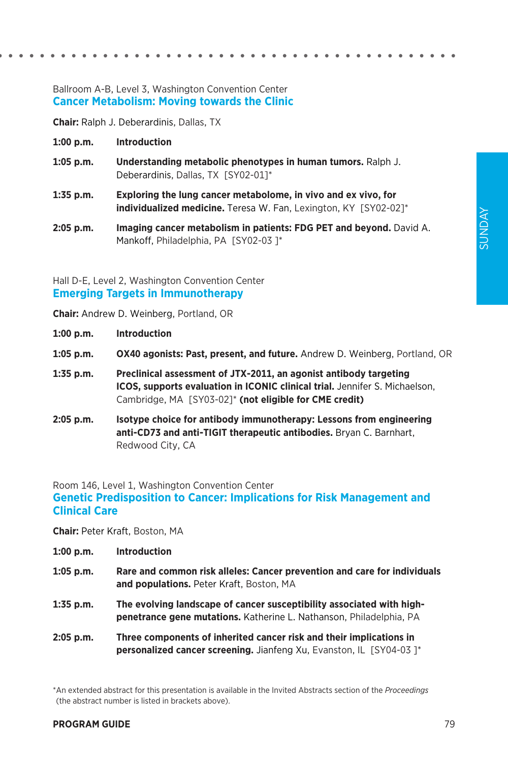Ballroom A-B, Level 3, Washington Convention Center

## Cancer Metabolism: Moving towards the Clinic

**Chair:** Ralph J. Deberardinis, Dallas, TX

**1:00 p.m.** **Introduction**

**1:05 p.m.** **Understanding metabolic phenotypes in human tumors.** Ralph J. Deberardinis, Dallas, TX [SY02-01]*

**1:35 p.m.** **Exploring the lung cancer metabolome, in vivo and ex vivo, for individualized medicine.** Teresa W. Fan, Lexington, KY [SY02-02]*

**2:05 p.m.** **Imaging cancer metabolism in patients: FDG PET and beyond.** David A. Mankoff, Philadelphia, PA [SY02-03 ]*

Hall D-E, Level 2, Washington Convention Center

## Emerging Targets in Immunotherapy

**Chair:** Andrew D. Weinberg, Portland, OR

**1:00 p.m.** **Introduction**

**1:05 p.m.** **OX40 agonists: Past, present, and future.** Andrew D. Weinberg, Portland, OR

**1:35 p.m.** **Preclinical assessment of JTX-2011, an agonist antibody targeting ICOS, supports evaluation in ICONIC clinical trial.** Jennifer S. Michaelson, Cambridge, MA [SY03-02]* **(not eligible for CME credit)**

**2:05 p.m.** **Isotype choice for antibody immunotherapy: Lessons from engineering anti-CD73 and anti-TIGIT therapeutic antibodies.** Bryan C. Barnhart, Redwood City, CA

Room 146, Level 1, Washington Convention Center

## Genetic Predisposition to Cancer: Implications for Risk Management and Clinical Care

**Chair:** Peter Kraft, Boston, MA

**1:00 p.m.** **Introduction**

**1:05 p.m.** **Rare and common risk alleles: Cancer prevention and care for individuals and populations.** Peter Kraft, Boston, MA

**1:35 p.m.** **The evolving landscape of cancer susceptibility associated with high-penetrance gene mutations.** Katherine L. Nathanson, Philadelphia, PA

**2:05 p.m.** **Three components of inherited cancer risk and their implications in personalized cancer screening.** Jianfeng Xu, Evanston, IL [SY04-03 ]*

*An extended abstract for this presentation is available in the Invited Abstracts section of the *Proceedings* (the abstract number is listed in brackets above).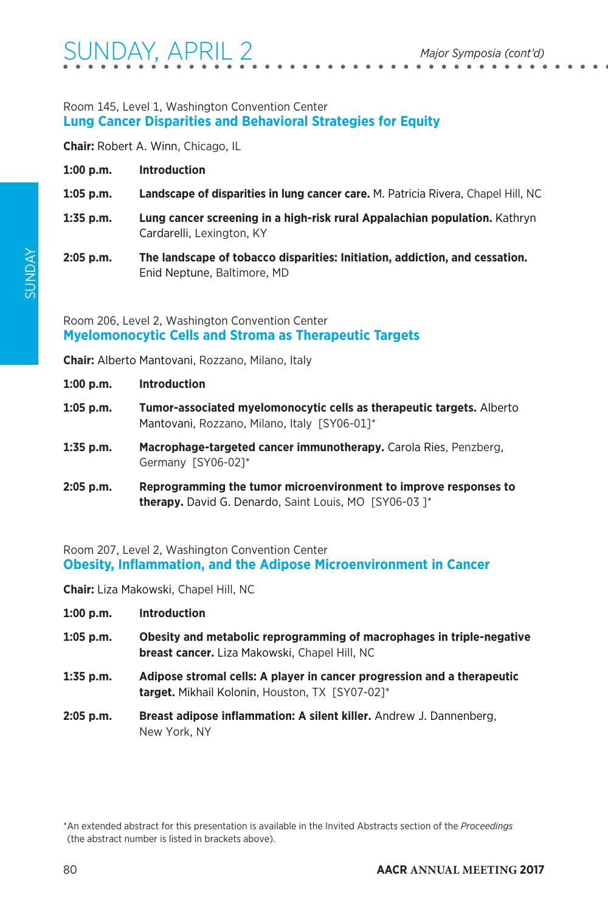## SUNDAY, APRIL 2

*Major Symposia (cont'd)*

Room 145, Level 1, Washington Convention Center

### Lung Cancer Disparities and Behavioral Strategies for Equity

**Chair:** Robert A. Winn, Chicago, IL

**1:00 p.m.** **Introduction**

**1:05 p.m.** **Landscape of disparities in lung cancer care.** M. Patricia Rivera, Chapel Hill, NC

**1:35 p.m.** **Lung cancer screening in a high-risk rural Appalachian population.** Kathryn Cardarelli, Lexington, KY

**2:05 p.m.** **The landscape of tobacco disparities: Initiation, addiction, and cessation.** Enid Neptune, Baltimore, MD

Room 206, Level 2, Washington Convention Center

### Myelomonocytic Cells and Stroma as Therapeutic Targets

**Chair:** Alberto Mantovani, Rozzano, Milano, Italy

**1:00 p.m.** **Introduction**

**1:05 p.m.** **Tumor-associated myelomonocytic cells as therapeutic targets.** Alberto Mantovani, Rozzano, Milano, Italy [SY06-01]*

**1:35 p.m.** **Macrophage-targeted cancer immunotherapy.** Carola Ries, Penzberg, Germany [SY06-02]*

**2:05 p.m.** **Reprogramming the tumor microenvironment to improve responses to therapy.** David G. Denardo, Saint Louis, MO [SY06-03 ]*

Room 207, Level 2, Washington Convention Center

### Obesity, Inflammation, and the Adipose Microenvironment in Cancer

**Chair:** Liza Makowski, Chapel Hill, NC

**1:00 p.m.** **Introduction**

**1:05 p.m.** **Obesity and metabolic reprogramming of macrophages in triple-negative breast cancer.** Liza Makowski, Chapel Hill, NC

**1:35 p.m.** **Adipose stromal cells: A player in cancer progression and a therapeutic target.** Mikhail Kolonin, Houston, TX [SY07-02]*

**2:05 p.m.** **Breast adipose inflammation: A silent killer.** Andrew J. Dannenberg, New York, NY

*An extended abstract for this presentation is available in the Invited Abstracts section of the *Proceedings* (the abstract number is listed in brackets above).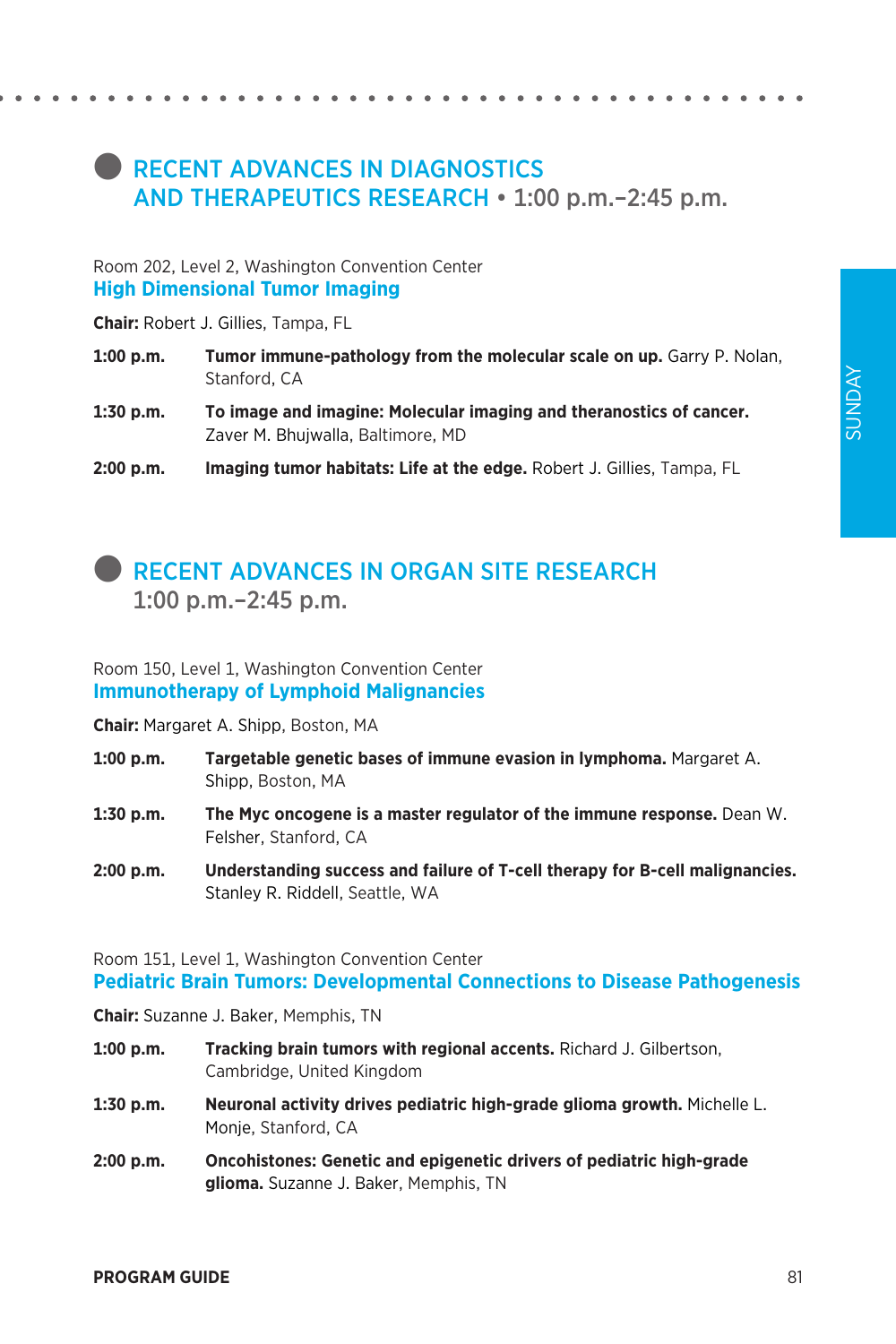## RECENT ADVANCES IN DIAGNOSTICS AND THERAPEUTICS RESEARCH • 1:00 p.m.–2:45 p.m.

Room 202, Level 2, Washington Convention Center

### High Dimensional Tumor Imaging

**Chair:** Robert J. Gillies, Tampa, FL

**1:00 p.m.** **Tumor immune-pathology from the molecular scale on up.** Garry P. Nolan, Stanford, CA

**1:30 p.m.** **To image and imagine: Molecular imaging and theranostics of cancer.** Zaver M. Bhujwalla, Baltimore, MD

**2:00 p.m.** **Imaging tumor habitats: Life at the edge.** Robert J. Gillies, Tampa, FL

## RECENT ADVANCES IN ORGAN SITE RESEARCH 1:00 p.m.–2:45 p.m.

Room 150, Level 1, Washington Convention Center

### Immunotherapy of Lymphoid Malignancies

**Chair:** Margaret A. Shipp, Boston, MA

**1:00 p.m.** **Targetable genetic bases of immune evasion in lymphoma.** Margaret A. Shipp, Boston, MA

**1:30 p.m.** **The Myc oncogene is a master regulator of the immune response.** Dean W. Felsher, Stanford, CA

**2:00 p.m.** **Understanding success and failure of T-cell therapy for B-cell malignancies.** Stanley R. Riddell, Seattle, WA

Room 151, Level 1, Washington Convention Center

### Pediatric Brain Tumors: Developmental Connections to Disease Pathogenesis

**Chair:** Suzanne J. Baker, Memphis, TN

**1:00 p.m.** **Tracking brain tumors with regional accents.** Richard J. Gilbertson, Cambridge, United Kingdom

**1:30 p.m.** **Neuronal activity drives pediatric high-grade glioma growth.** Michelle L. Monje, Stanford, CA

**2:00 p.m.** **Oncohistones: Genetic and epigenetic drivers of pediatric high-grade glioma.** Suzanne J. Baker, Memphis, TN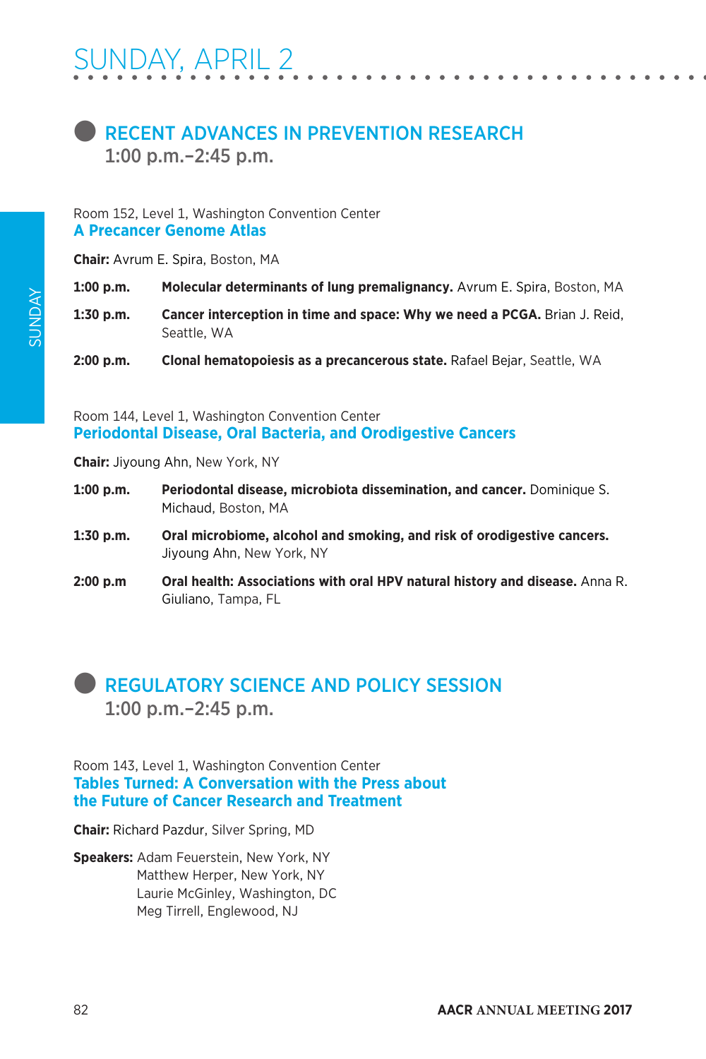# SUNDAY, APRIL 2

## RECENT ADVANCES IN PREVENTION RESEARCH
1:00 p.m.–2:45 p.m.

Room 152, Level 1, Washington Convention Center

### A Precancer Genome Atlas

**Chair:** Avrum E. Spira, Boston, MA

**1:00 p.m.** **Molecular determinants of lung premalignancy.** Avrum E. Spira, Boston, MA

**1:30 p.m.** **Cancer interception in time and space: Why we need a PCGA.** Brian J. Reid, Seattle, WA

**2:00 p.m.** **Clonal hematopoiesis as a precancerous state.** Rafael Bejar, Seattle, WA

Room 144, Level 1, Washington Convention Center

### Periodontal Disease, Oral Bacteria, and Orodigestive Cancers

**Chair:** Jiyoung Ahn, New York, NY

**1:00 p.m.** **Periodontal disease, microbiota dissemination, and cancer.** Dominique S. Michaud, Boston, MA

**1:30 p.m.** **Oral microbiome, alcohol and smoking, and risk of orodigestive cancers.** Jiyoung Ahn, New York, NY

**2:00 p.m** **Oral health: Associations with oral HPV natural history and disease.** Anna R. Giuliano, Tampa, FL

## REGULATORY SCIENCE AND POLICY SESSION
1:00 p.m.–2:45 p.m.

Room 143, Level 1, Washington Convention Center

### Tables Turned: A Conversation with the Press about the Future of Cancer Research and Treatment

**Chair:** Richard Pazdur, Silver Spring, MD

**Speakers:** Adam Feuerstein, New York, NY
Matthew Herper, New York, NY
Laurie McGinley, Washington, DC
Meg Tirrell, Englewood, NJ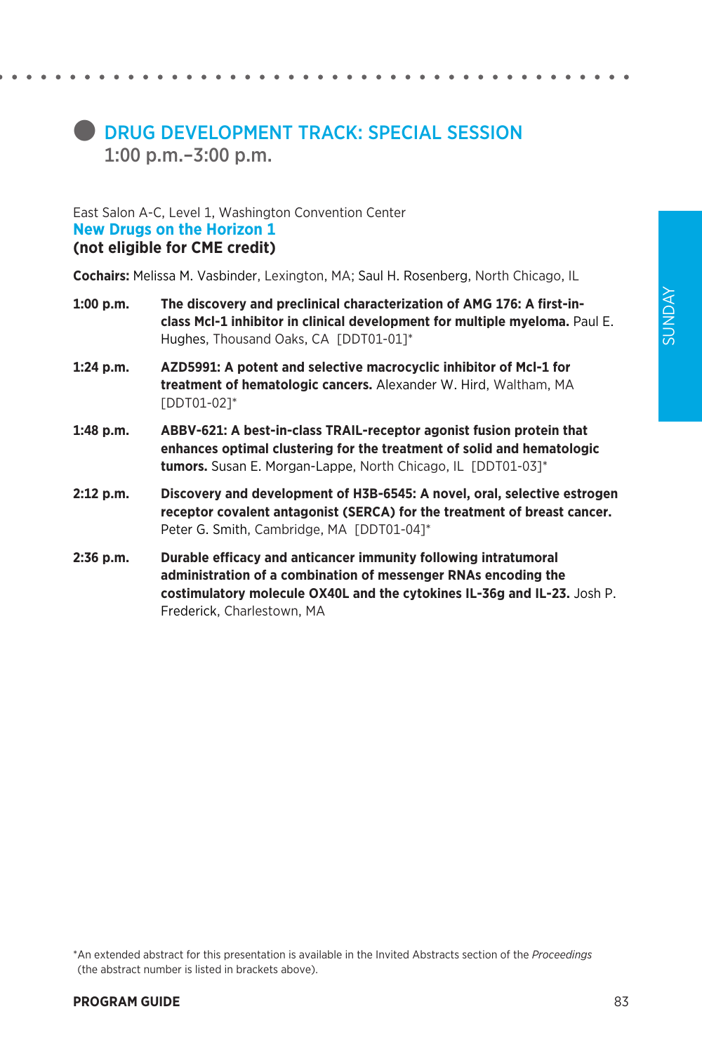## DRUG DEVELOPMENT TRACK: SPECIAL SESSION

1:00 p.m.–3:00 p.m.

East Salon A-C, Level 1, Washington Convention Center

### New Drugs on the Horizon 1

**(not eligible for CME credit)**

**Cochairs:** Melissa M. Vasbinder, Lexington, MA; Saul H. Rosenberg, North Chicago, IL

**1:00 p.m.** **The discovery and preclinical characterization of AMG 176: A first-in-class Mcl-1 inhibitor in clinical development for multiple myeloma.** Paul E. Hughes, Thousand Oaks, CA [DDT01-01]*

**1:24 p.m.** **AZD5991: A potent and selective macrocyclic inhibitor of Mcl-1 for treatment of hematologic cancers.** Alexander W. Hird, Waltham, MA [DDT01-02]*

**1:48 p.m.** **ABBV-621: A best-in-class TRAIL-receptor agonist fusion protein that enhances optimal clustering for the treatment of solid and hematologic tumors.** Susan E. Morgan-Lappe, North Chicago, IL [DDT01-03]*

**2:12 p.m.** **Discovery and development of H3B-6545: A novel, oral, selective estrogen receptor covalent antagonist (SERCA) for the treatment of breast cancer.** Peter G. Smith, Cambridge, MA [DDT01-04]*

**2:36 p.m.** **Durable efficacy and anticancer immunity following intratumoral administration of a combination of messenger RNAs encoding the costimulatory molecule OX40L and the cytokines IL-36g and IL-23.** Josh P. Frederick, Charlestown, MA

*An extended abstract for this presentation is available in the Invited Abstracts section of the *Proceedings* (the abstract number is listed in brackets above).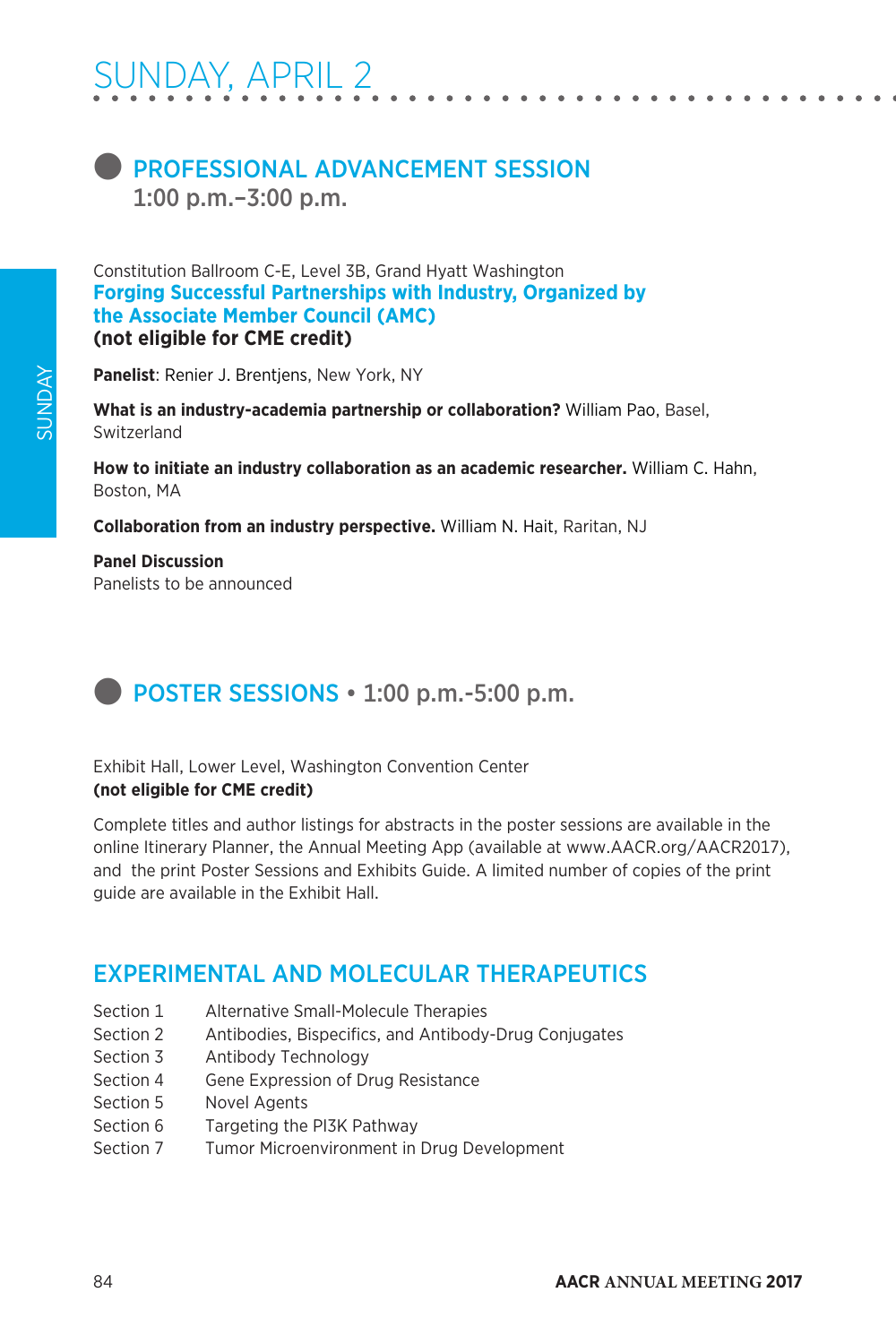# SUNDAY, APRIL 2

## PROFESSIONAL ADVANCEMENT SESSION
### 1:00 p.m.–3:00 p.m.

Constitution Ballroom C-E, Level 3B, Grand Hyatt Washington

**Forging Successful Partnerships with Industry, Organized by the Associate Member Council (AMC)**
**(not eligible for CME credit)**

**Panelist**: Renier J. Brentjens, New York, NY

**What is an industry-academia partnership or collaboration?** William Pao, Basel, Switzerland

**How to initiate an industry collaboration as an academic researcher.** William C. Hahn, Boston, MA

**Collaboration from an industry perspective.** William N. Hait, Raritan, NJ

**Panel Discussion**
Panelists to be announced

## POSTER SESSIONS • 1:00 p.m.-5:00 p.m.

Exhibit Hall, Lower Level, Washington Convention Center
**(not eligible for CME credit)**

Complete titles and author listings for abstracts in the poster sessions are available in the online Itinerary Planner, the Annual Meeting App (available at www.AACR.org/AACR2017), and the print Poster Sessions and Exhibits Guide. A limited number of copies of the print guide are available in the Exhibit Hall.

### EXPERIMENTAL AND MOLECULAR THERAPEUTICS

Section 1 Alternative Small-Molecule Therapies
Section 2 Antibodies, Bispecifics, and Antibody-Drug Conjugates
Section 3 Antibody Technology
Section 4 Gene Expression of Drug Resistance
Section 5 Novel Agents
Section 6 Targeting the PI3K Pathway
Section 7 Tumor Microenvironment in Drug Development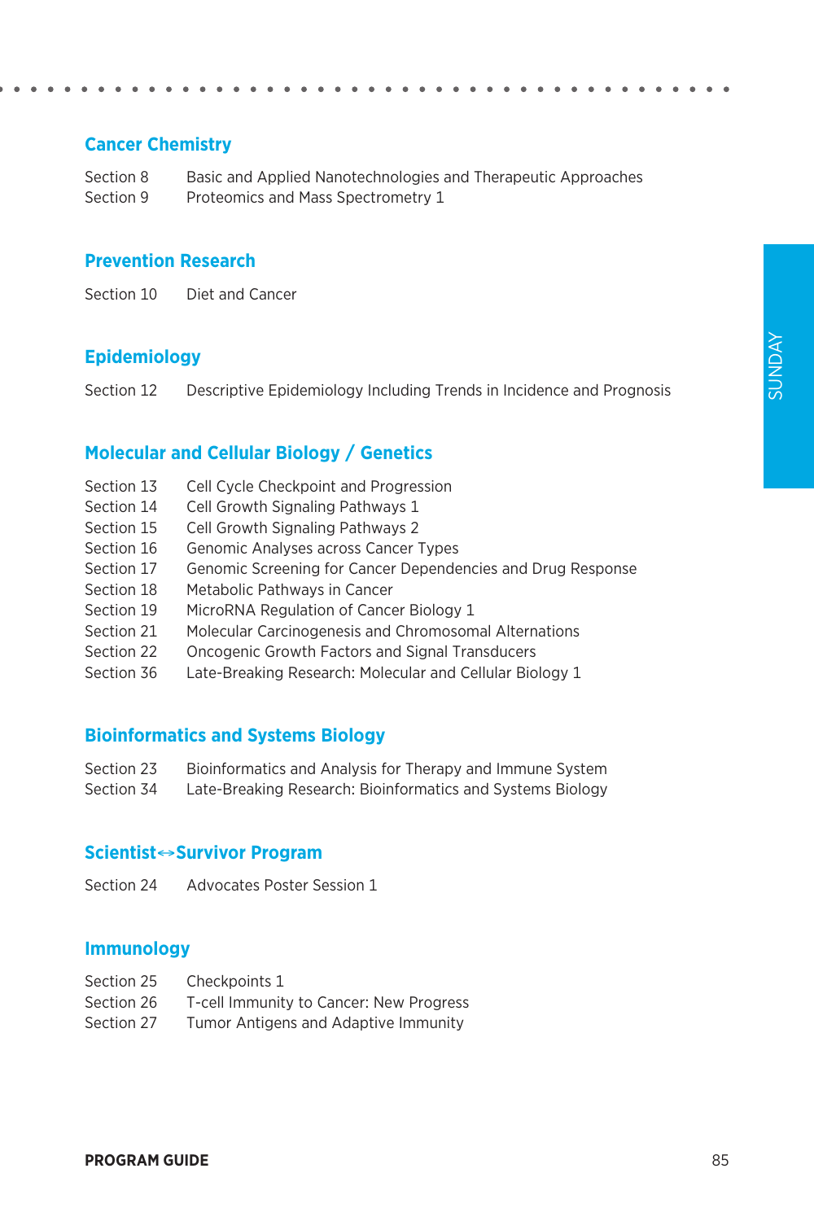## Cancer Chemistry

| | |
|---|---|
| Section 8 | Basic and Applied Nanotechnologies and Therapeutic Approaches |
| Section 9 | Proteomics and Mass Spectrometry 1 |

## Prevention Research

| | |
|---|---|
| Section 10 | Diet and Cancer |

## Epidemiology

| | |
|---|---|
| Section 12 | Descriptive Epidemiology Including Trends in Incidence and Prognosis |

## Molecular and Cellular Biology / Genetics

| | |
|---|---|
| Section 13 | Cell Cycle Checkpoint and Progression |
| Section 14 | Cell Growth Signaling Pathways 1 |
| Section 15 | Cell Growth Signaling Pathways 2 |
| Section 16 | Genomic Analyses across Cancer Types |
| Section 17 | Genomic Screening for Cancer Dependencies and Drug Response |
| Section 18 | Metabolic Pathways in Cancer |
| Section 19 | MicroRNA Regulation of Cancer Biology 1 |
| Section 21 | Molecular Carcinogenesis and Chromosomal Alternations |
| Section 22 | Oncogenic Growth Factors and Signal Transducers |
| Section 36 | Late-Breaking Research: Molecular and Cellular Biology 1 |

## Bioinformatics and Systems Biology

| | |
|---|---|
| Section 23 | Bioinformatics and Analysis for Therapy and Immune System |
| Section 34 | Late-Breaking Research: Bioinformatics and Systems Biology |

## Scientist↔Survivor Program

| | |
|---|---|
| Section 24 | Advocates Poster Session 1 |

## Immunology

| | |
|---|---|
| Section 25 | Checkpoints 1 |
| Section 26 | T-cell Immunity to Cancer: New Progress |
| Section 27 | Tumor Antigens and Adaptive Immunity |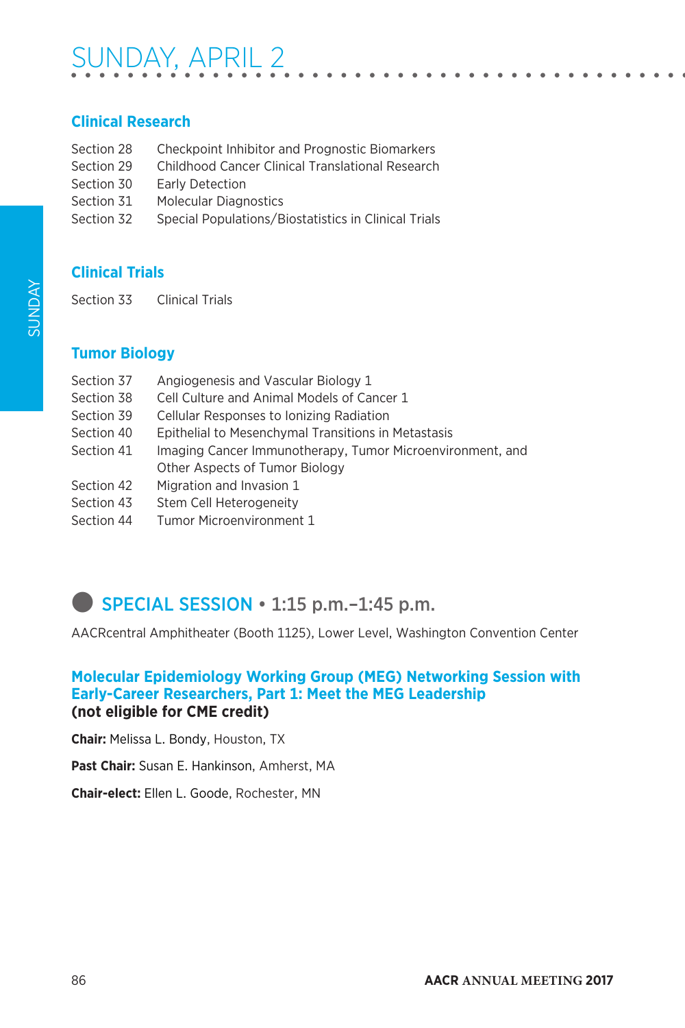# SUNDAY, APRIL 2

## Clinical Research

Section 28 Checkpoint Inhibitor and Prognostic Biomarkers
Section 29 Childhood Cancer Clinical Translational Research
Section 30 Early Detection
Section 31 Molecular Diagnostics
Section 32 Special Populations/Biostatistics in Clinical Trials

## Clinical Trials

Section 33 Clinical Trials

## Tumor Biology

Section 37 Angiogenesis and Vascular Biology 1
Section 38 Cell Culture and Animal Models of Cancer 1
Section 39 Cellular Responses to Ionizing Radiation
Section 40 Epithelial to Mesenchymal Transitions in Metastasis
Section 41 Imaging Cancer Immunotherapy, Tumor Microenvironment, and Other Aspects of Tumor Biology
Section 42 Migration and Invasion 1
Section 43 Stem Cell Heterogeneity
Section 44 Tumor Microenvironment 1

## SPECIAL SESSION • 1:15 p.m.–1:45 p.m.

AACRcentral Amphitheater (Booth 1125), Lower Level, Washington Convention Center

### Molecular Epidemiology Working Group (MEG) Networking Session with Early-Career Researchers, Part 1: Meet the MEG Leadership

**(not eligible for CME credit)**

**Chair:** Melissa L. Bondy, Houston, TX

**Past Chair:** Susan E. Hankinson, Amherst, MA

**Chair-elect:** Ellen L. Goode, Rochester, MN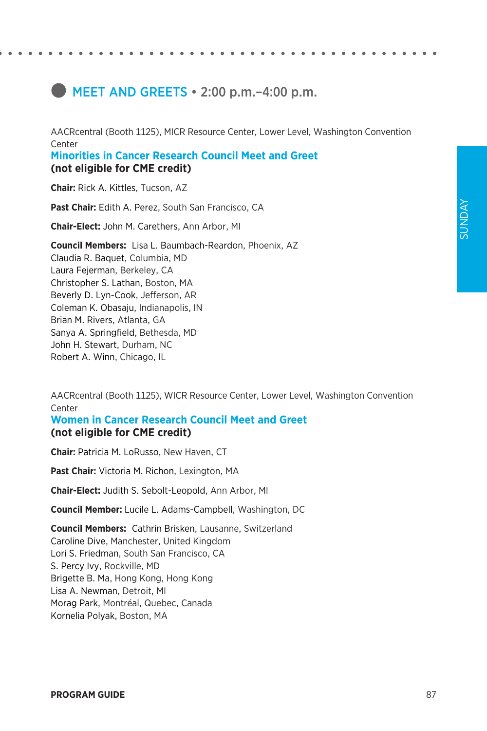## MEET AND GREETS • 2:00 p.m.–4:00 p.m.

AACRcentral (Booth 1125), MICR Resource Center, Lower Level, Washington Convention Center

### Minorities in Cancer Research Council Meet and Greet
**(not eligible for CME credit)**

**Chair:** Rick A. Kittles, Tucson, AZ

**Past Chair:** Edith A. Perez, South San Francisco, CA

**Chair-Elect:** John M. Carethers, Ann Arbor, MI

**Council Members:** Lisa L. Baumbach-Reardon, Phoenix, AZ
Claudia R. Baquet, Columbia, MD
Laura Fejerman, Berkeley, CA
Christopher S. Lathan, Boston, MA
Beverly D. Lyn-Cook, Jefferson, AR
Coleman K. Obasaju, Indianapolis, IN
Brian M. Rivers, Atlanta, GA
Sanya A. Springfield, Bethesda, MD
John H. Stewart, Durham, NC
Robert A. Winn, Chicago, IL

AACRcentral (Booth 1125), WICR Resource Center, Lower Level, Washington Convention Center

### Women in Cancer Research Council Meet and Greet
**(not eligible for CME credit)**

**Chair:** Patricia M. LoRusso, New Haven, CT

**Past Chair:** Victoria M. Richon, Lexington, MA

**Chair-Elect:** Judith S. Sebolt-Leopold, Ann Arbor, MI

**Council Member:** Lucile L. Adams-Campbell, Washington, DC

**Council Members:** Cathrin Brisken, Lausanne, Switzerland
Caroline Dive, Manchester, United Kingdom
Lori S. Friedman, South San Francisco, CA
S. Percy Ivy, Rockville, MD
Brigette B. Ma, Hong Kong, Hong Kong
Lisa A. Newman, Detroit, MI
Morag Park, Montréal, Quebec, Canada
Kornelia Polyak, Boston, MA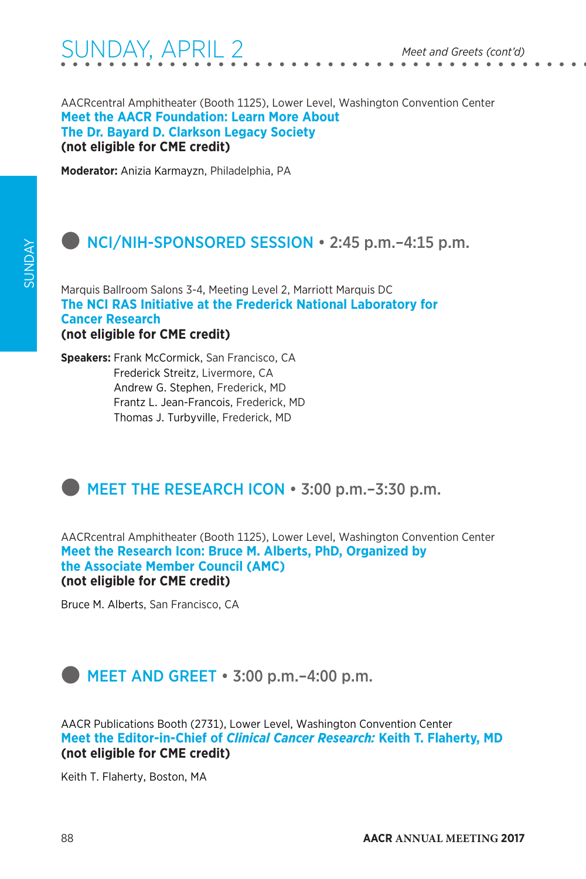AACRcentral Amphitheater (Booth 1125), Lower Level, Washington Convention Center

**Meet the AACR Foundation: Learn More About The Dr. Bayard D. Clarkson Legacy Society**

**(not eligible for CME credit)**

**Moderator:** Anizia Karmayzn, Philadelphia, PA

## NCI/NIH-SPONSORED SESSION • 2:45 p.m.–4:15 p.m.

Marquis Ballroom Salons 3-4, Meeting Level 2, Marriott Marquis DC

**The NCI RAS Initiative at the Frederick National Laboratory for Cancer Research**

**(not eligible for CME credit)**

**Speakers:** Frank McCormick, San Francisco, CA
Frederick Streitz, Livermore, CA
Andrew G. Stephen, Frederick, MD
Frantz L. Jean-Francois, Frederick, MD
Thomas J. Turbyville, Frederick, MD

## MEET THE RESEARCH ICON • 3:00 p.m.–3:30 p.m.

AACRcentral Amphitheater (Booth 1125), Lower Level, Washington Convention Center

**Meet the Research Icon: Bruce M. Alberts, PhD, Organized by the Associate Member Council (AMC)**

**(not eligible for CME credit)**

Bruce M. Alberts, San Francisco, CA

## MEET AND GREET • 3:00 p.m.–4:00 p.m.

AACR Publications Booth (2731), Lower Level, Washington Convention Center

**Meet the Editor-in-Chief of *Clinical Cancer Research:* Keith T. Flaherty, MD**

**(not eligible for CME credit)**

Keith T. Flaherty, Boston, MA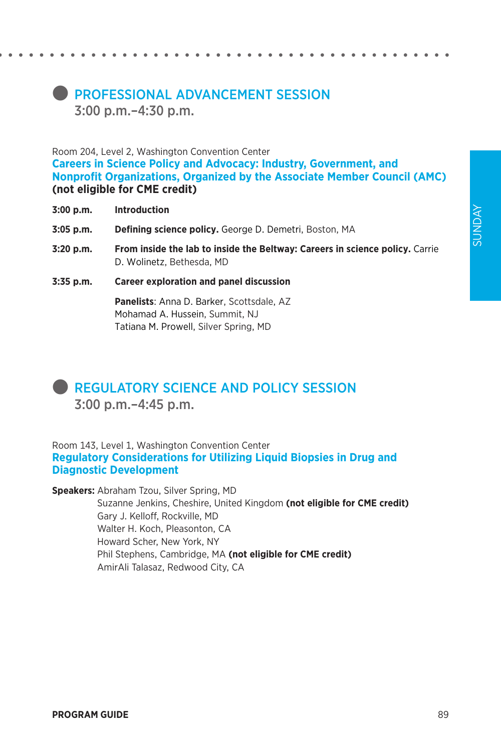## PROFESSIONAL ADVANCEMENT SESSION
3:00 p.m.–4:30 p.m.

Room 204, Level 2, Washington Convention Center

### Careers in Science Policy and Advocacy: Industry, Government, and Nonprofit Organizations, Organized by the Associate Member Council (AMC)

**(not eligible for CME credit)**

**3:00 p.m.** **Introduction**

**3:05 p.m.** **Defining science policy.** George D. Demetri, Boston, MA

**3:20 p.m.** **From inside the lab to inside the Beltway: Careers in science policy.** Carrie D. Wolinetz, Bethesda, MD

**3:35 p.m.** **Career exploration and panel discussion**

**Panelists**: Anna D. Barker, Scottsdale, AZ
Mohamad A. Hussein, Summit, NJ
Tatiana M. Prowell, Silver Spring, MD

## REGULATORY SCIENCE AND POLICY SESSION
3:00 p.m.–4:45 p.m.

Room 143, Level 1, Washington Convention Center

### Regulatory Considerations for Utilizing Liquid Biopsies in Drug and Diagnostic Development

**Speakers:** Abraham Tzou, Silver Spring, MD
Suzanne Jenkins, Cheshire, United Kingdom **(not eligible for CME credit)**
Gary J. Kelloff, Rockville, MD
Walter H. Koch, Pleasonton, CA
Howard Scher, New York, NY
Phil Stephens, Cambridge, MA **(not eligible for CME credit)**
AmirAli Talasaz, Redwood City, CA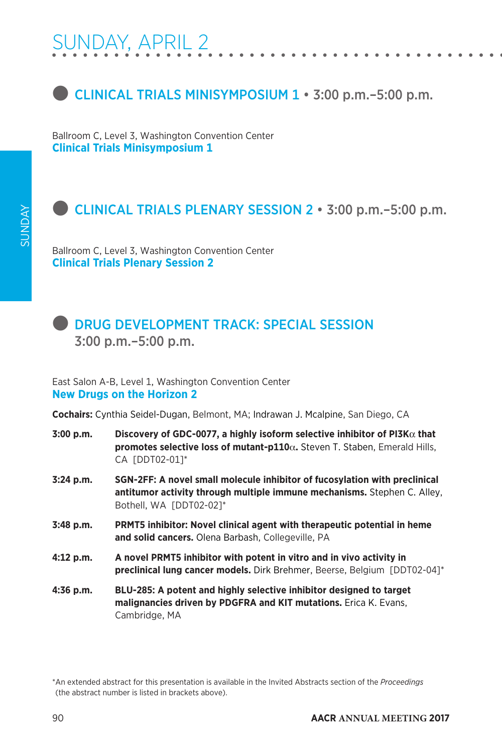# SUNDAY, APRIL 2

## CLINICAL TRIALS MINISYMPOSIUM 1 • 3:00 p.m.–5:00 p.m.

Ballroom C, Level 3, Washington Convention Center
**Clinical Trials Minisymposium 1**

## CLINICAL TRIALS PLENARY SESSION 2 • 3:00 p.m.–5:00 p.m.

Ballroom C, Level 3, Washington Convention Center
**Clinical Trials Plenary Session 2**

## DRUG DEVELOPMENT TRACK: SPECIAL SESSION 3:00 p.m.–5:00 p.m.

East Salon A-B, Level 1, Washington Convention Center
**New Drugs on the Horizon 2**

**Cochairs:** Cynthia Seidel-Dugan, Belmont, MA; Indrawan J. Mcalpine, San Diego, CA

**3:00 p.m.** **Discovery of GDC-0077, a highly isoform selective inhibitor of PI3Kα that promotes selective loss of mutant-p110α.** Steven T. Staben, Emerald Hills, CA [DDT02-01]*

**3:24 p.m.** **SGN-2FF: A novel small molecule inhibitor of fucosylation with preclinical antitumor activity through multiple immune mechanisms.** Stephen C. Alley, Bothell, WA [DDT02-02]*

**3:48 p.m.** **PRMT5 inhibitor: Novel clinical agent with therapeutic potential in heme and solid cancers.** Olena Barbash, Collegeville, PA

**4:12 p.m.** **A novel PRMT5 inhibitor with potent in vitro and in vivo activity in preclinical lung cancer models.** Dirk Brehmer, Beerse, Belgium [DDT02-04]*

**4:36 p.m.** **BLU-285: A potent and highly selective inhibitor designed to target malignancies driven by PDGFRA and KIT mutations.** Erica K. Evans, Cambridge, MA

*An extended abstract for this presentation is available in the Invited Abstracts section of the *Proceedings* (the abstract number is listed in brackets above).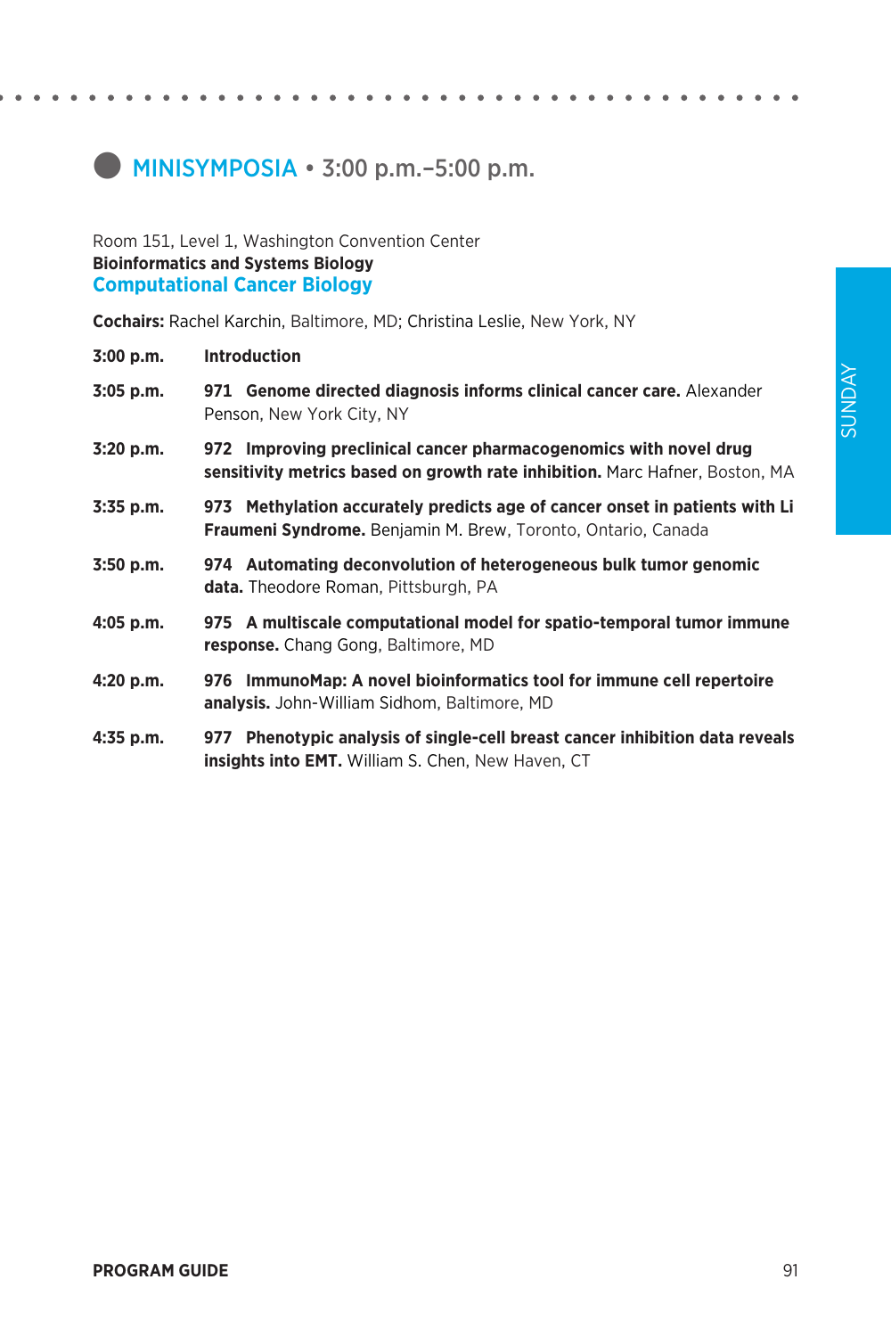## MINISYMPOSIA • 3:00 p.m.–5:00 p.m.

Room 151, Level 1, Washington Convention Center
**Bioinformatics and Systems Biology**
### Computational Cancer Biology

**Cochairs:** Rachel Karchin, Baltimore, MD; Christina Leslie, New York, NY

**3:00 p.m.** **Introduction**

**3:05 p.m.** **971 Genome directed diagnosis informs clinical cancer care.** Alexander Penson, New York City, NY

**3:20 p.m.** **972 Improving preclinical cancer pharmacogenomics with novel drug sensitivity metrics based on growth rate inhibition.** Marc Hafner, Boston, MA

**3:35 p.m.** **973 Methylation accurately predicts age of cancer onset in patients with Li Fraumeni Syndrome.** Benjamin M. Brew, Toronto, Ontario, Canada

**3:50 p.m.** **974 Automating deconvolution of heterogeneous bulk tumor genomic data.** Theodore Roman, Pittsburgh, PA

**4:05 p.m.** **975 A multiscale computational model for spatio-temporal tumor immune response.** Chang Gong, Baltimore, MD

**4:20 p.m.** **976 ImmunoMap: A novel bioinformatics tool for immune cell repertoire analysis.** John-William Sidhom, Baltimore, MD

**4:35 p.m.** **977 Phenotypic analysis of single-cell breast cancer inhibition data reveals insights into EMT.** William S. Chen, New Haven, CT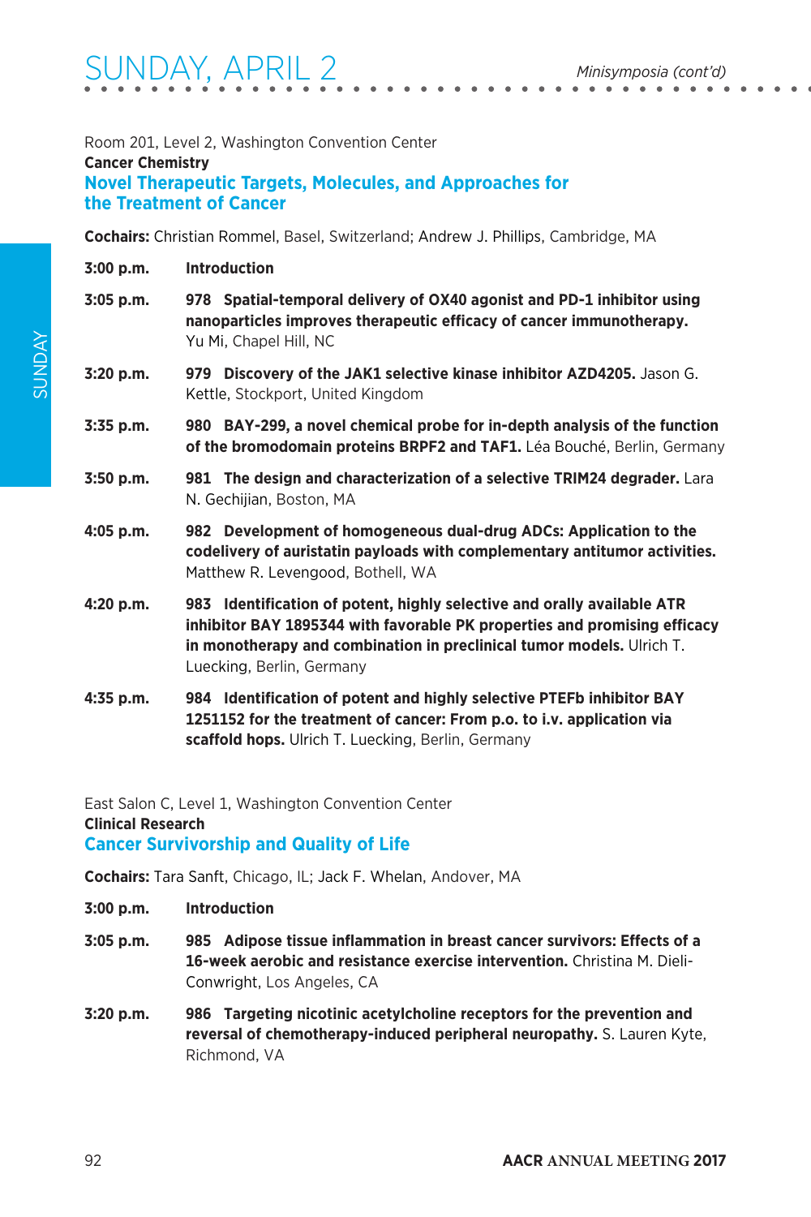Room 201, Level 2, Washington Convention Center

**Cancer Chemistry**

## Novel Therapeutic Targets, Molecules, and Approaches for the Treatment of Cancer

**Cochairs:** Christian Rommel, Basel, Switzerland; Andrew J. Phillips, Cambridge, MA

**3:00 p.m.** **Introduction**

**3:05 p.m.** **978 Spatial-temporal delivery of OX40 agonist and PD-1 inhibitor using nanoparticles improves therapeutic efficacy of cancer immunotherapy.** Yu Mi, Chapel Hill, NC

**3:20 p.m.** **979 Discovery of the JAK1 selective kinase inhibitor AZD4205.** Jason G. Kettle, Stockport, United Kingdom

**3:35 p.m.** **980 BAY-299, a novel chemical probe for in-depth analysis of the function of the bromodomain proteins BRPF2 and TAF1.** Léa Bouché, Berlin, Germany

**3:50 p.m.** **981 The design and characterization of a selective TRIM24 degrader.** Lara N. Gechijian, Boston, MA

**4:05 p.m.** **982 Development of homogeneous dual-drug ADCs: Application to the codelivery of auristatin payloads with complementary antitumor activities.** Matthew R. Levengood, Bothell, WA

**4:20 p.m.** **983 Identification of potent, highly selective and orally available ATR inhibitor BAY 1895344 with favorable PK properties and promising efficacy in monotherapy and combination in preclinical tumor models.** Ulrich T. Luecking, Berlin, Germany

**4:35 p.m.** **984 Identification of potent and highly selective PTEFb inhibitor BAY 1251152 for the treatment of cancer: From p.o. to i.v. application via scaffold hops.** Ulrich T. Luecking, Berlin, Germany

East Salon C, Level 1, Washington Convention Center

**Clinical Research**

## Cancer Survivorship and Quality of Life

**Cochairs:** Tara Sanft, Chicago, IL; Jack F. Whelan, Andover, MA

**3:00 p.m.** **Introduction**

**3:05 p.m.** **985 Adipose tissue inflammation in breast cancer survivors: Effects of a 16-week aerobic and resistance exercise intervention.** Christina M. Dieli-Conwright, Los Angeles, CA

**3:20 p.m.** **986 Targeting nicotinic acetylcholine receptors for the prevention and reversal of chemotherapy-induced peripheral neuropathy.** S. Lauren Kyte, Richmond, VA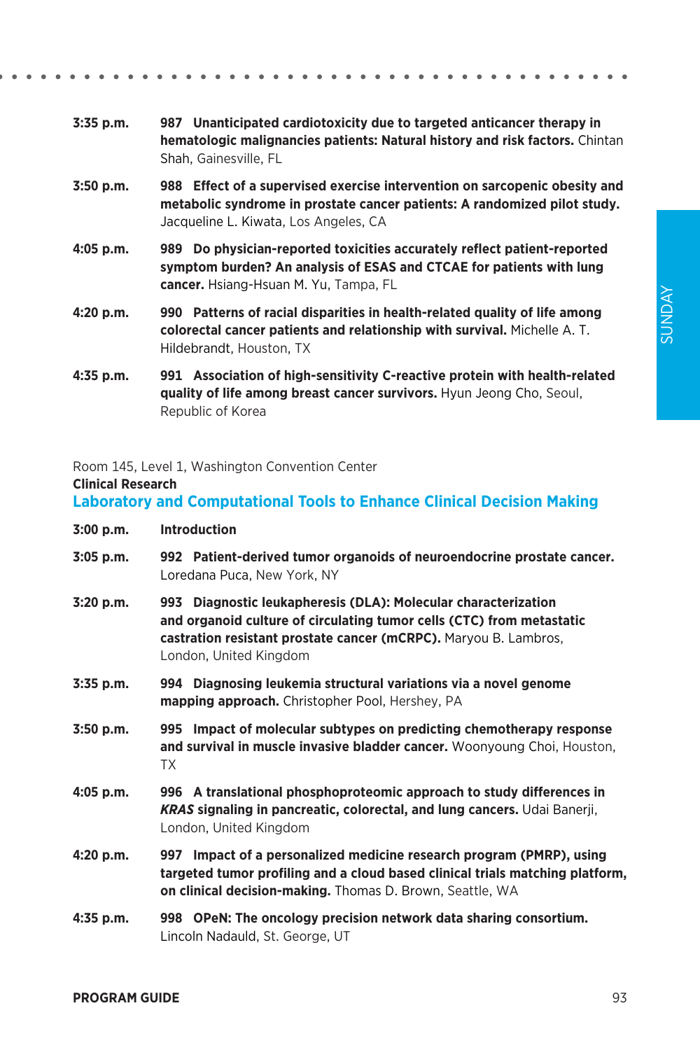**3:35 p.m.** **987 Unanticipated cardiotoxicity due to targeted anticancer therapy in hematologic malignancies patients: Natural history and risk factors.** Chintan Shah, Gainesville, FL

**3:50 p.m.** **988 Effect of a supervised exercise intervention on sarcopenic obesity and metabolic syndrome in prostate cancer patients: A randomized pilot study.** Jacqueline L. Kiwata, Los Angeles, CA

**4:05 p.m.** **989 Do physician-reported toxicities accurately reflect patient-reported symptom burden? An analysis of ESAS and CTCAE for patients with lung cancer.** Hsiang-Hsuan M. Yu, Tampa, FL

**4:20 p.m.** **990 Patterns of racial disparities in health-related quality of life among colorectal cancer patients and relationship with survival.** Michelle A. T. Hildebrandt, Houston, TX

**4:35 p.m.** **991 Association of high-sensitivity C-reactive protein with health-related quality of life among breast cancer survivors.** Hyun Jeong Cho, Seoul, Republic of Korea

Room 145, Level 1, Washington Convention Center

**Clinical Research**

## Laboratory and Computational Tools to Enhance Clinical Decision Making

**3:00 p.m.** **Introduction**

**3:05 p.m.** **992 Patient-derived tumor organoids of neuroendocrine prostate cancer.** Loredana Puca, New York, NY

**3:20 p.m.** **993 Diagnostic leukapheresis (DLA): Molecular characterization and organoid culture of circulating tumor cells (CTC) from metastatic castration resistant prostate cancer (mCRPC).** Maryou B. Lambros, London, United Kingdom

**3:35 p.m.** **994 Diagnosing leukemia structural variations via a novel genome mapping approach.** Christopher Pool, Hershey, PA

**3:50 p.m.** **995 Impact of molecular subtypes on predicting chemotherapy response and survival in muscle invasive bladder cancer.** Woonyoung Choi, Houston, TX

**4:05 p.m.** **996 A translational phosphoproteomic approach to study differences in *KRAS* signaling in pancreatic, colorectal, and lung cancers.** Udai Banerji, London, United Kingdom

**4:20 p.m.** **997 Impact of a personalized medicine research program (PMRP), using targeted tumor profiling and a cloud based clinical trials matching platform, on clinical decision-making.** Thomas D. Brown, Seattle, WA

**4:35 p.m.** **998 OPeN: The oncology precision network data sharing consortium.** Lincoln Nadauld, St. George, UT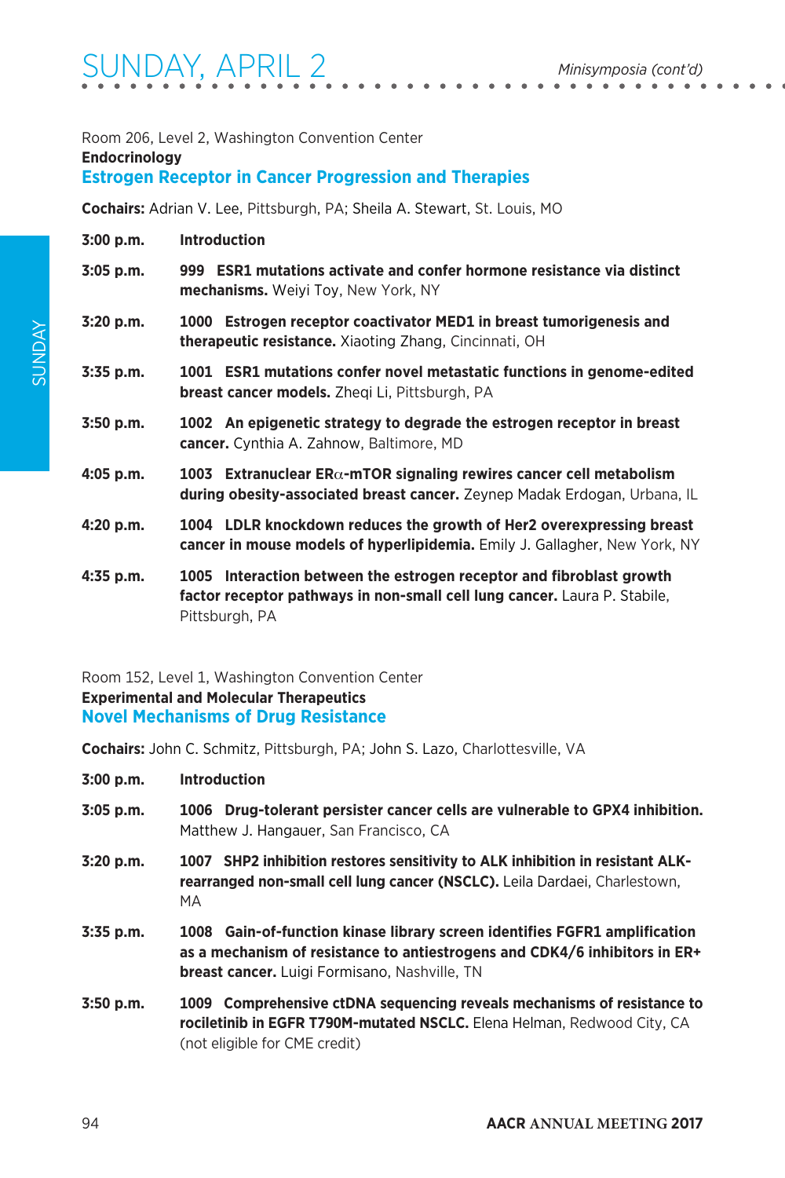Room 206, Level 2, Washington Convention Center

**Endocrinology**

## Estrogen Receptor in Cancer Progression and Therapies

**Cochairs:** Adrian V. Lee, Pittsburgh, PA; Sheila A. Stewart, St. Louis, MO

**3:00 p.m.** **Introduction**

**3:05 p.m.** **999 ESR1 mutations activate and confer hormone resistance via distinct mechanisms.** Weiyi Toy, New York, NY

**3:20 p.m.** **1000 Estrogen receptor coactivator MED1 in breast tumorigenesis and therapeutic resistance.** Xiaoting Zhang, Cincinnati, OH

**3:35 p.m.** **1001 ESR1 mutations confer novel metastatic functions in genome-edited breast cancer models.** Zheqi Li, Pittsburgh, PA

**3:50 p.m.** **1002 An epigenetic strategy to degrade the estrogen receptor in breast cancer.** Cynthia A. Zahnow, Baltimore, MD

**4:05 p.m.** **1003 Extranuclear ERα-mTOR signaling rewires cancer cell metabolism during obesity-associated breast cancer.** Zeynep Madak Erdogan, Urbana, IL

**4:20 p.m.** **1004 LDLR knockdown reduces the growth of Her2 overexpressing breast cancer in mouse models of hyperlipidemia.** Emily J. Gallagher, New York, NY

**4:35 p.m.** **1005 Interaction between the estrogen receptor and fibroblast growth factor receptor pathways in non-small cell lung cancer.** Laura P. Stabile, Pittsburgh, PA

Room 152, Level 1, Washington Convention Center

**Experimental and Molecular Therapeutics**

## Novel Mechanisms of Drug Resistance

**Cochairs:** John C. Schmitz, Pittsburgh, PA; John S. Lazo, Charlottesville, VA

**3:00 p.m.** **Introduction**

**3:05 p.m.** **1006 Drug-tolerant persister cancer cells are vulnerable to GPX4 inhibition.** Matthew J. Hangauer, San Francisco, CA

**3:20 p.m.** **1007 SHP2 inhibition restores sensitivity to ALK inhibition in resistant ALK-rearranged non-small cell lung cancer (NSCLC).** Leila Dardaei, Charlestown, MA

**3:35 p.m.** **1008 Gain-of-function kinase library screen identifies FGFR1 amplification as a mechanism of resistance to antiestrogens and CDK4/6 inhibitors in ER+ breast cancer.** Luigi Formisano, Nashville, TN

**3:50 p.m.** **1009 Comprehensive ctDNA sequencing reveals mechanisms of resistance to rociletinib in EGFR T790M-mutated NSCLC.** Elena Helman, Redwood City, CA (not eligible for CME credit)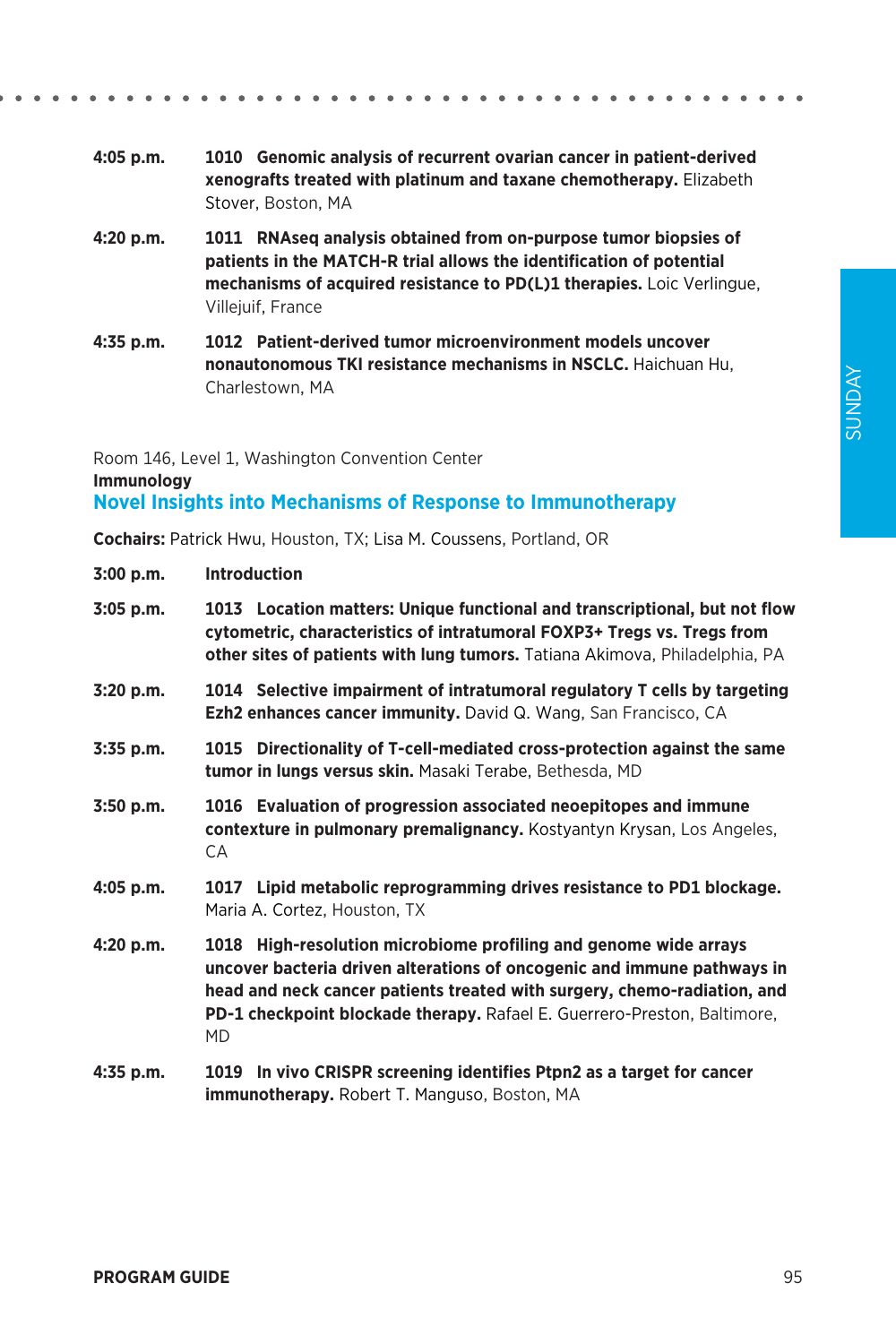**4:05 p.m.** **1010 Genomic analysis of recurrent ovarian cancer in patient-derived xenografts treated with platinum and taxane chemotherapy.** Elizabeth Stover, Boston, MA

**4:20 p.m.** **1011 RNAseq analysis obtained from on-purpose tumor biopsies of patients in the MATCH-R trial allows the identification of potential mechanisms of acquired resistance to PD(L)1 therapies.** Loic Verlingue, Villejuif, France

**4:35 p.m.** **1012 Patient-derived tumor microenvironment models uncover nonautonomous TKI resistance mechanisms in NSCLC.** Haichuan Hu, Charlestown, MA

Room 146, Level 1, Washington Convention Center

**Immunology**

## Novel Insights into Mechanisms of Response to Immunotherapy

**Cochairs:** Patrick Hwu, Houston, TX; Lisa M. Coussens, Portland, OR

**3:00 p.m.** **Introduction**

**3:05 p.m.** **1013 Location matters: Unique functional and transcriptional, but not flow cytometric, characteristics of intratumoral FOXP3+ Tregs vs. Tregs from other sites of patients with lung tumors.** Tatiana Akimova, Philadelphia, PA

**3:20 p.m.** **1014 Selective impairment of intratumoral regulatory T cells by targeting Ezh2 enhances cancer immunity.** David Q. Wang, San Francisco, CA

**3:35 p.m.** **1015 Directionality of T-cell-mediated cross-protection against the same tumor in lungs versus skin.** Masaki Terabe, Bethesda, MD

**3:50 p.m.** **1016 Evaluation of progression associated neoepitopes and immune contexture in pulmonary premalignancy.** Kostyantyn Krysan, Los Angeles, CA

**4:05 p.m.** **1017 Lipid metabolic reprogramming drives resistance to PD1 blockage.** Maria A. Cortez, Houston, TX

**4:20 p.m.** **1018 High-resolution microbiome profiling and genome wide arrays uncover bacteria driven alterations of oncogenic and immune pathways in head and neck cancer patients treated with surgery, chemo-radiation, and PD-1 checkpoint blockade therapy.** Rafael E. Guerrero-Preston, Baltimore, MD

**4:35 p.m.** **1019 In vivo CRISPR screening identifies Ptpn2 as a target for cancer immunotherapy.** Robert T. Manguso, Boston, MA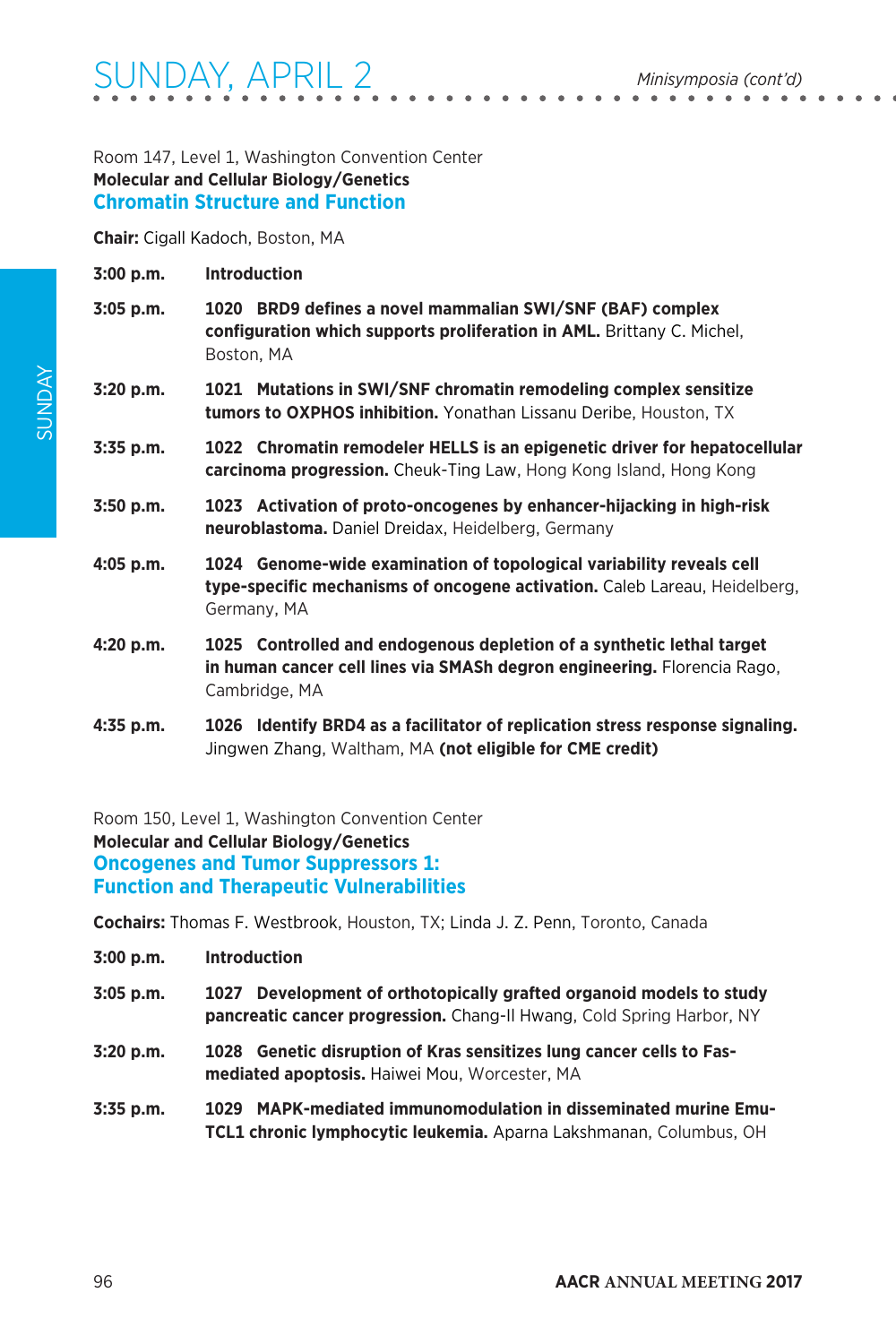Room 147, Level 1, Washington Convention Center

**Molecular and Cellular Biology/Genetics**

## Chromatin Structure and Function

**Chair:** Cigall Kadoch, Boston, MA

**3:00 p.m.** **Introduction**

**3:05 p.m.** **1020 BRD9 defines a novel mammalian SWI/SNF (BAF) complex configuration which supports proliferation in AML.** Brittany C. Michel, Boston, MA

**3:20 p.m.** **1021 Mutations in SWI/SNF chromatin remodeling complex sensitize tumors to OXPHOS inhibition.** Yonathan Lissanu Deribe, Houston, TX

**3:35 p.m.** **1022 Chromatin remodeler HELLS is an epigenetic driver for hepatocellular carcinoma progression.** Cheuk-Ting Law, Hong Kong Island, Hong Kong

**3:50 p.m.** **1023 Activation of proto-oncogenes by enhancer-hijacking in high-risk neuroblastoma.** Daniel Dreidax, Heidelberg, Germany

**4:05 p.m.** **1024 Genome-wide examination of topological variability reveals cell type-specific mechanisms of oncogene activation.** Caleb Lareau, Heidelberg, Germany, MA

**4:20 p.m.** **1025 Controlled and endogenous depletion of a synthetic lethal target in human cancer cell lines via SMASh degron engineering.** Florencia Rago, Cambridge, MA

**4:35 p.m.** **1026 Identify BRD4 as a facilitator of replication stress response signaling.** Jingwen Zhang, Waltham, MA **(not eligible for CME credit)**

Room 150, Level 1, Washington Convention Center

**Molecular and Cellular Biology/Genetics**

## Oncogenes and Tumor Suppressors 1: Function and Therapeutic Vulnerabilities

**Cochairs:** Thomas F. Westbrook, Houston, TX; Linda J. Z. Penn, Toronto, Canada

**3:00 p.m.** **Introduction**

**3:05 p.m.** **1027 Development of orthotopically grafted organoid models to study pancreatic cancer progression.** Chang-Il Hwang, Cold Spring Harbor, NY

**3:20 p.m.** **1028 Genetic disruption of Kras sensitizes lung cancer cells to Fas-mediated apoptosis.** Haiwei Mou, Worcester, MA

**3:35 p.m.** **1029 MAPK-mediated immunomodulation in disseminated murine Emu-TCL1 chronic lymphocytic leukemia.** Aparna Lakshmanan, Columbus, OH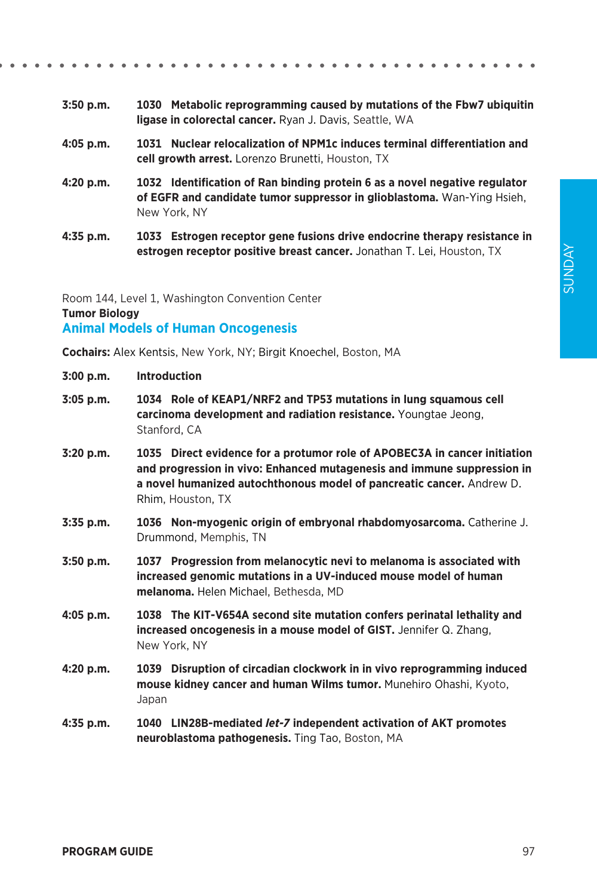**3:50 p.m.** **1030 Metabolic reprogramming caused by mutations of the Fbw7 ubiquitin ligase in colorectal cancer.** Ryan J. Davis, Seattle, WA

**4:05 p.m.** **1031 Nuclear relocalization of NPM1c induces terminal differentiation and cell growth arrest.** Lorenzo Brunetti, Houston, TX

**4:20 p.m.** **1032 Identification of Ran binding protein 6 as a novel negative regulator of EGFR and candidate tumor suppressor in glioblastoma.** Wan-Ying Hsieh, New York, NY

**4:35 p.m.** **1033 Estrogen receptor gene fusions drive endocrine therapy resistance in estrogen receptor positive breast cancer.** Jonathan T. Lei, Houston, TX

Room 144, Level 1, Washington Convention Center

**Tumor Biology**

## Animal Models of Human Oncogenesis

**Cochairs:** Alex Kentsis, New York, NY; Birgit Knoechel, Boston, MA

**3:00 p.m.** **Introduction**

**3:05 p.m.** **1034 Role of KEAP1/NRF2 and TP53 mutations in lung squamous cell carcinoma development and radiation resistance.** Youngtae Jeong, Stanford, CA

**3:20 p.m.** **1035 Direct evidence for a protumor role of APOBEC3A in cancer initiation and progression in vivo: Enhanced mutagenesis and immune suppression in a novel humanized autochthonous model of pancreatic cancer.** Andrew D. Rhim, Houston, TX

**3:35 p.m.** **1036 Non-myogenic origin of embryonal rhabdomyosarcoma.** Catherine J. Drummond, Memphis, TN

**3:50 p.m.** **1037 Progression from melanocytic nevi to melanoma is associated with increased genomic mutations in a UV-induced mouse model of human melanoma.** Helen Michael, Bethesda, MD

**4:05 p.m.** **1038 The KIT-V654A second site mutation confers perinatal lethality and increased oncogenesis in a mouse model of GIST.** Jennifer Q. Zhang, New York, NY

**4:20 p.m.** **1039 Disruption of circadian clockwork in in vivo reprogramming induced mouse kidney cancer and human Wilms tumor.** Munehiro Ohashi, Kyoto, Japan

**4:35 p.m.** **1040 LIN28B-mediated *let-7* independent activation of AKT promotes neuroblastoma pathogenesis.** Ting Tao, Boston, MA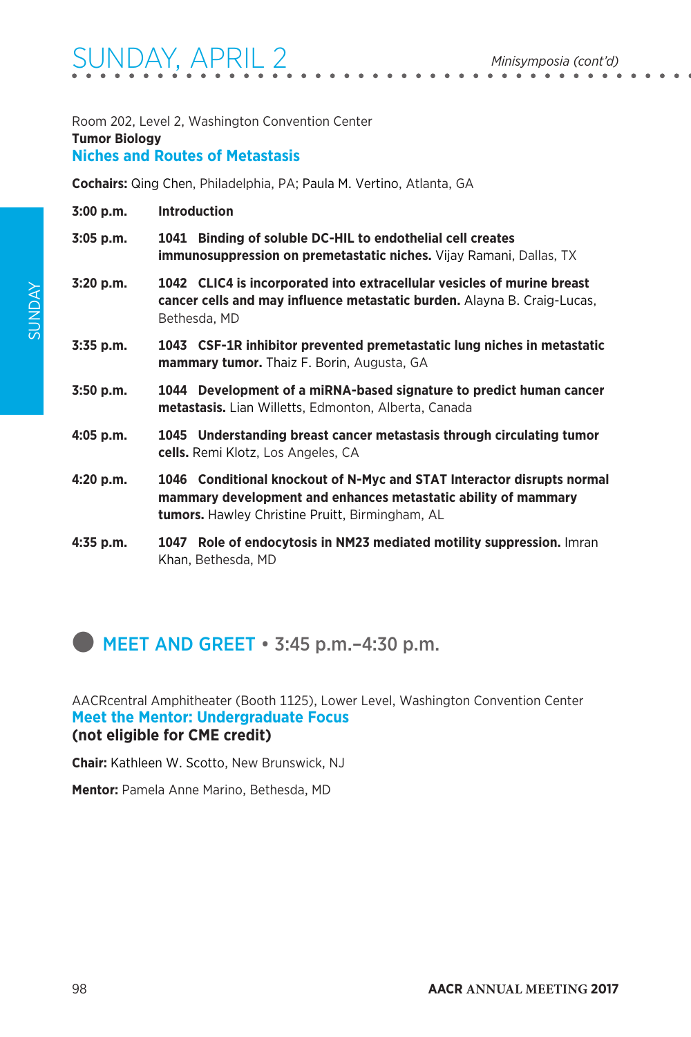Room 202, Level 2, Washington Convention Center

**Tumor Biology**

## Niches and Routes of Metastasis

**Cochairs:** Qing Chen, Philadelphia, PA; Paula M. Vertino, Atlanta, GA

**3:00 p.m.** **Introduction**

**3:05 p.m.** **1041 Binding of soluble DC-HIL to endothelial cell creates immunosuppression on premetastatic niches.** Vijay Ramani, Dallas, TX

**3:20 p.m.** **1042 CLIC4 is incorporated into extracellular vesicles of murine breast cancer cells and may influence metastatic burden.** Alayna B. Craig-Lucas, Bethesda, MD

**3:35 p.m.** **1043 CSF-1R inhibitor prevented premetastatic lung niches in metastatic mammary tumor.** Thaiz F. Borin, Augusta, GA

**3:50 p.m.** **1044 Development of a miRNA-based signature to predict human cancer metastasis.** Lian Willetts, Edmonton, Alberta, Canada

**4:05 p.m.** **1045 Understanding breast cancer metastasis through circulating tumor cells.** Remi Klotz, Los Angeles, CA

**4:20 p.m.** **1046 Conditional knockout of N-Myc and STAT Interactor disrupts normal mammary development and enhances metastatic ability of mammary tumors.** Hawley Christine Pruitt, Birmingham, AL

**4:35 p.m.** **1047 Role of endocytosis in NM23 mediated motility suppression.** Imran Khan, Bethesda, MD

# MEET AND GREET • 3:45 p.m.–4:30 p.m.

AACRcentral Amphitheater (Booth 1125), Lower Level, Washington Convention Center

## Meet the Mentor: Undergraduate Focus

**(not eligible for CME credit)**

**Chair:** Kathleen W. Scotto, New Brunswick, NJ

**Mentor:** Pamela Anne Marino, Bethesda, MD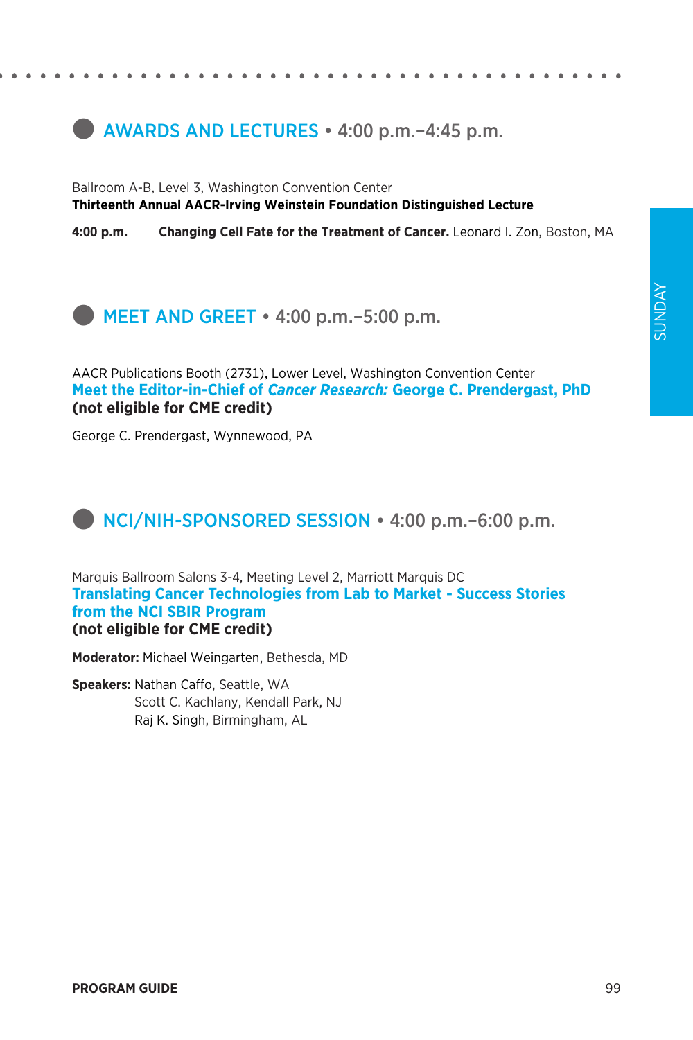## AWARDS AND LECTURES • 4:00 p.m.–4:45 p.m.

Ballroom A-B, Level 3, Washington Convention Center

**Thirteenth Annual AACR-Irving Weinstein Foundation Distinguished Lecture**

**4:00 p.m.** **Changing Cell Fate for the Treatment of Cancer.** Leonard I. Zon, Boston, MA

## MEET AND GREET • 4:00 p.m.–5:00 p.m.

AACR Publications Booth (2731), Lower Level, Washington Convention Center

**Meet the Editor-in-Chief of *Cancer Research:* George C. Prendergast, PhD**
**(not eligible for CME credit)**

George C. Prendergast, Wynnewood, PA

## NCI/NIH-SPONSORED SESSION • 4:00 p.m.–6:00 p.m.

Marquis Ballroom Salons 3-4, Meeting Level 2, Marriott Marquis DC

**Translating Cancer Technologies from Lab to Market - Success Stories from the NCI SBIR Program**
**(not eligible for CME credit)**

**Moderator:** Michael Weingarten, Bethesda, MD

**Speakers:** Nathan Caffo, Seattle, WA
Scott C. Kachlany, Kendall Park, NJ
Raj K. Singh, Birmingham, AL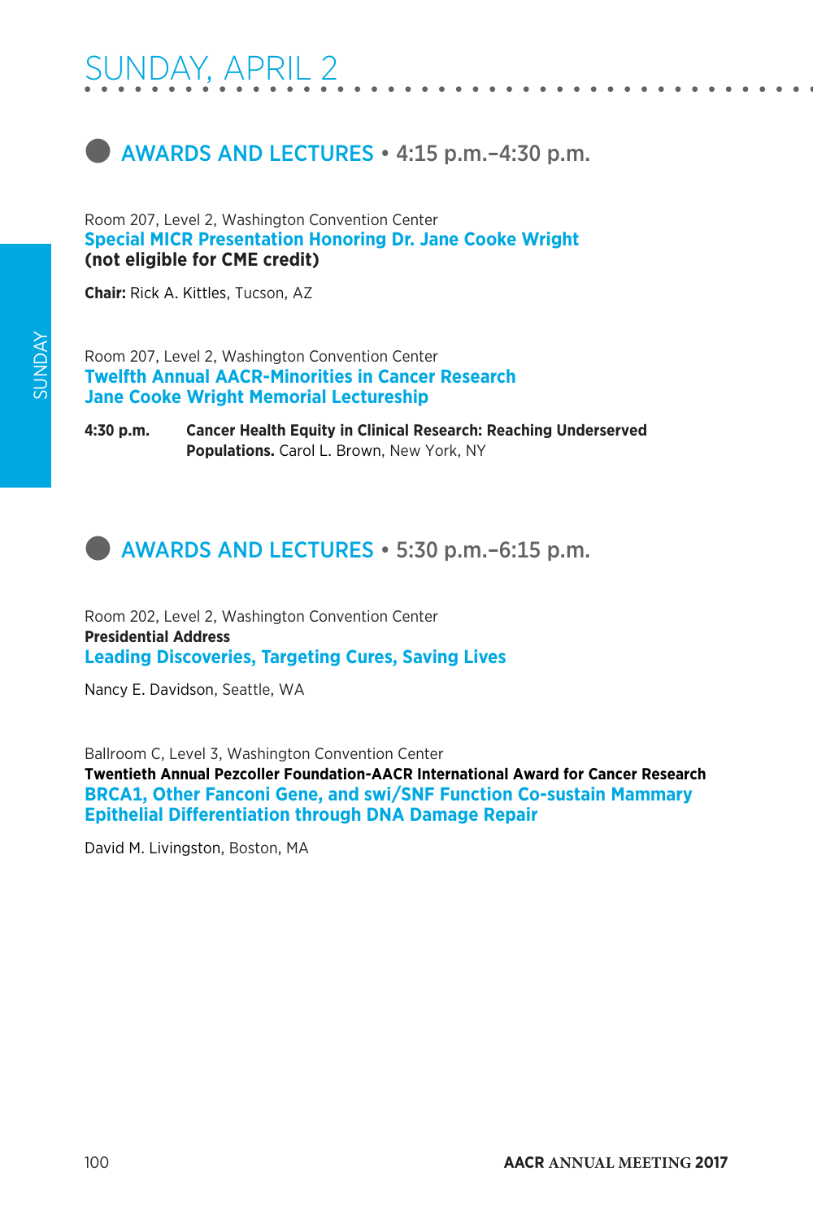# SUNDAY, APRIL 2

## AWARDS AND LECTURES • 4:15 p.m.–4:30 p.m.

Room 207, Level 2, Washington Convention Center

**Special MICR Presentation Honoring Dr. Jane Cooke Wright**
**(not eligible for CME credit)**

**Chair:** Rick A. Kittles, Tucson, AZ

Room 207, Level 2, Washington Convention Center

**Twelfth Annual AACR-Minorities in Cancer Research Jane Cooke Wright Memorial Lectureship**

**4:30 p.m.** **Cancer Health Equity in Clinical Research: Reaching Underserved Populations.** Carol L. Brown, New York, NY

## AWARDS AND LECTURES • 5:30 p.m.–6:15 p.m.

Room 202, Level 2, Washington Convention Center

**Presidential Address**

**Leading Discoveries, Targeting Cures, Saving Lives**

Nancy E. Davidson, Seattle, WA

Ballroom C, Level 3, Washington Convention Center

**Twentieth Annual Pezcoller Foundation-AACR International Award for Cancer Research**

**BRCA1, Other Fanconi Gene, and swi/SNF Function Co-sustain Mammary Epithelial Differentiation through DNA Damage Repair**

David M. Livingston, Boston, MA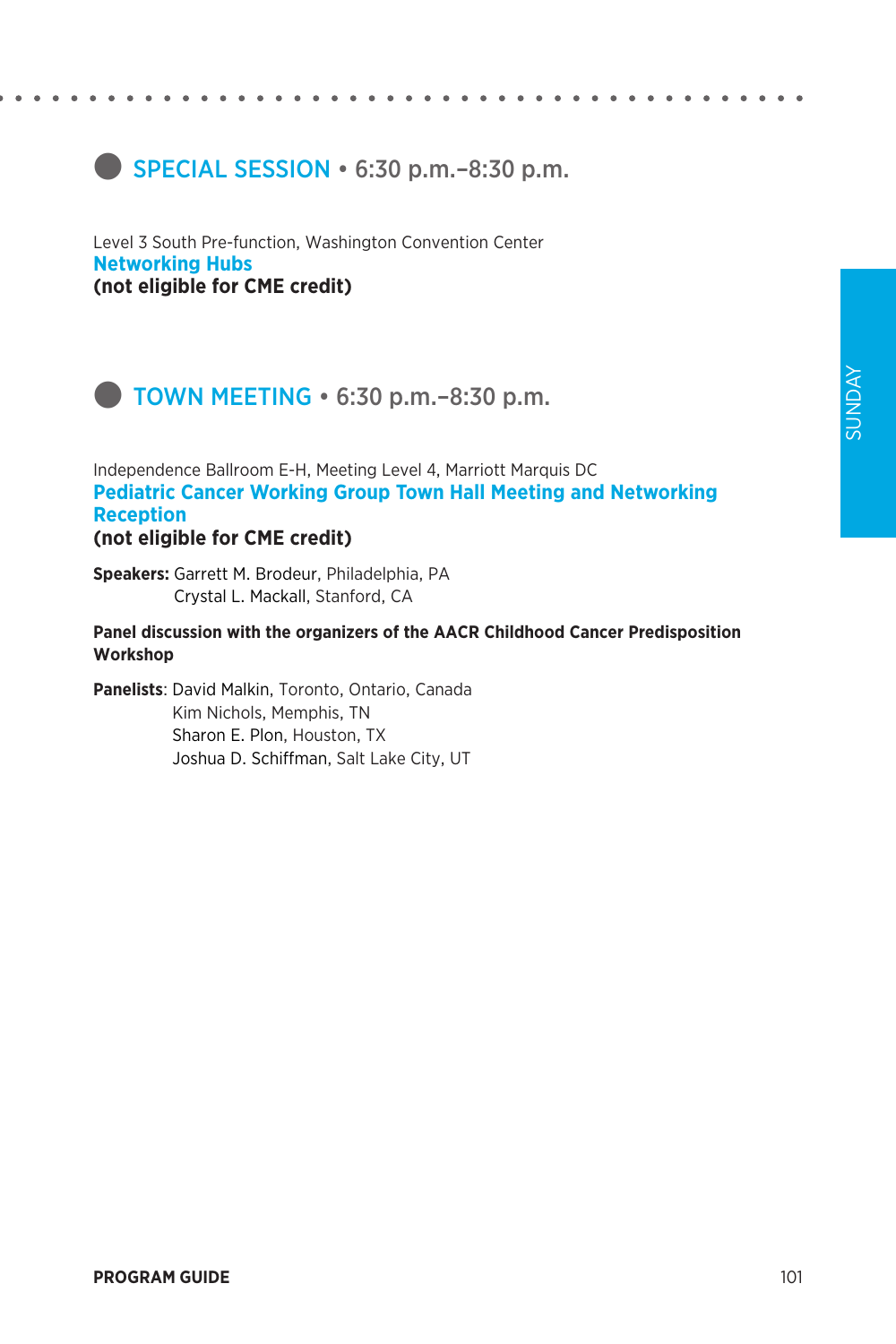## SPECIAL SESSION • 6:30 p.m.–8:30 p.m.

Level 3 South Pre-function, Washington Convention Center

**Networking Hubs**

**(not eligible for CME credit)**

## TOWN MEETING • 6:30 p.m.–8:30 p.m.

Independence Ballroom E-H, Meeting Level 4, Marriott Marquis DC

**Pediatric Cancer Working Group Town Hall Meeting and Networking Reception**

**(not eligible for CME credit)**

**Speakers:** Garrett M. Brodeur, Philadelphia, PA
Crystal L. Mackall, Stanford, CA

**Panel discussion with the organizers of the AACR Childhood Cancer Predisposition Workshop**

**Panelists**: David Malkin, Toronto, Ontario, Canada
Kim Nichols, Memphis, TN
Sharon E. Plon, Houston, TX
Joshua D. Schiffman, Salt Lake City, UT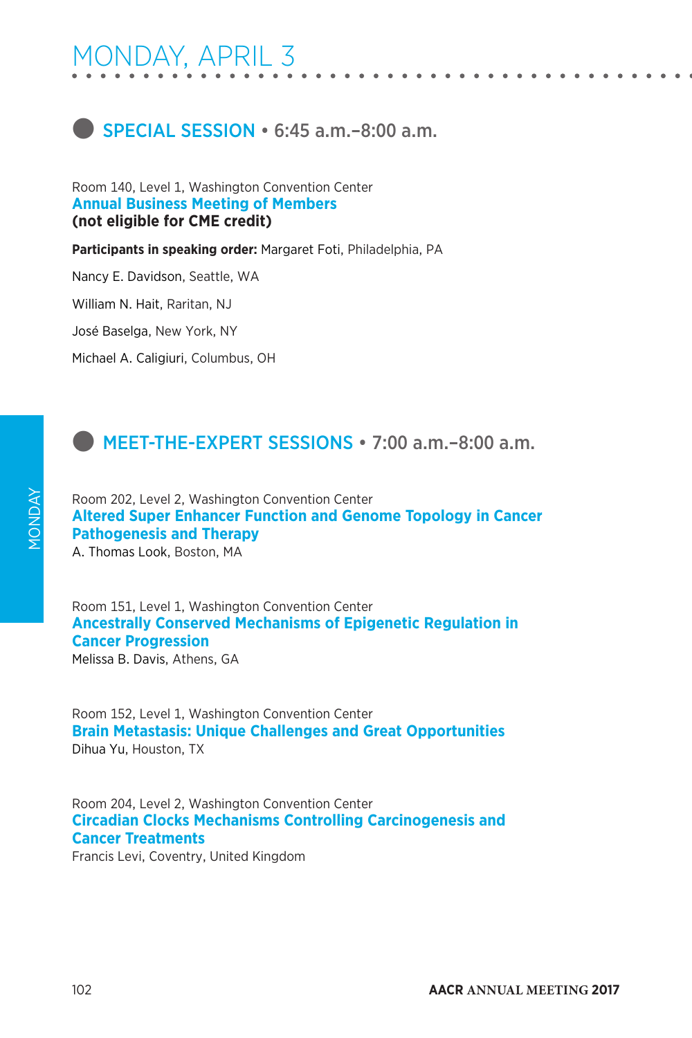# MONDAY, APRIL 3

## SPECIAL SESSION • 6:45 a.m.–8:00 a.m.

Room 140, Level 1, Washington Convention Center

### Annual Business Meeting of Members

**(not eligible for CME credit)**

**Participants in speaking order:** Margaret Foti, Philadelphia, PA

Nancy E. Davidson, Seattle, WA

William N. Hait, Raritan, NJ

José Baselga, New York, NY

Michael A. Caligiuri, Columbus, OH

## MEET-THE-EXPERT SESSIONS • 7:00 a.m.–8:00 a.m.

Room 202, Level 2, Washington Convention Center

### Altered Super Enhancer Function and Genome Topology in Cancer Pathogenesis and Therapy

A. Thomas Look, Boston, MA

Room 151, Level 1, Washington Convention Center

### Ancestrally Conserved Mechanisms of Epigenetic Regulation in Cancer Progression

Melissa B. Davis, Athens, GA

Room 152, Level 1, Washington Convention Center

### Brain Metastasis: Unique Challenges and Great Opportunities

Dihua Yu, Houston, TX

Room 204, Level 2, Washington Convention Center

### Circadian Clocks Mechanisms Controlling Carcinogenesis and Cancer Treatments

Francis Levi, Coventry, United Kingdom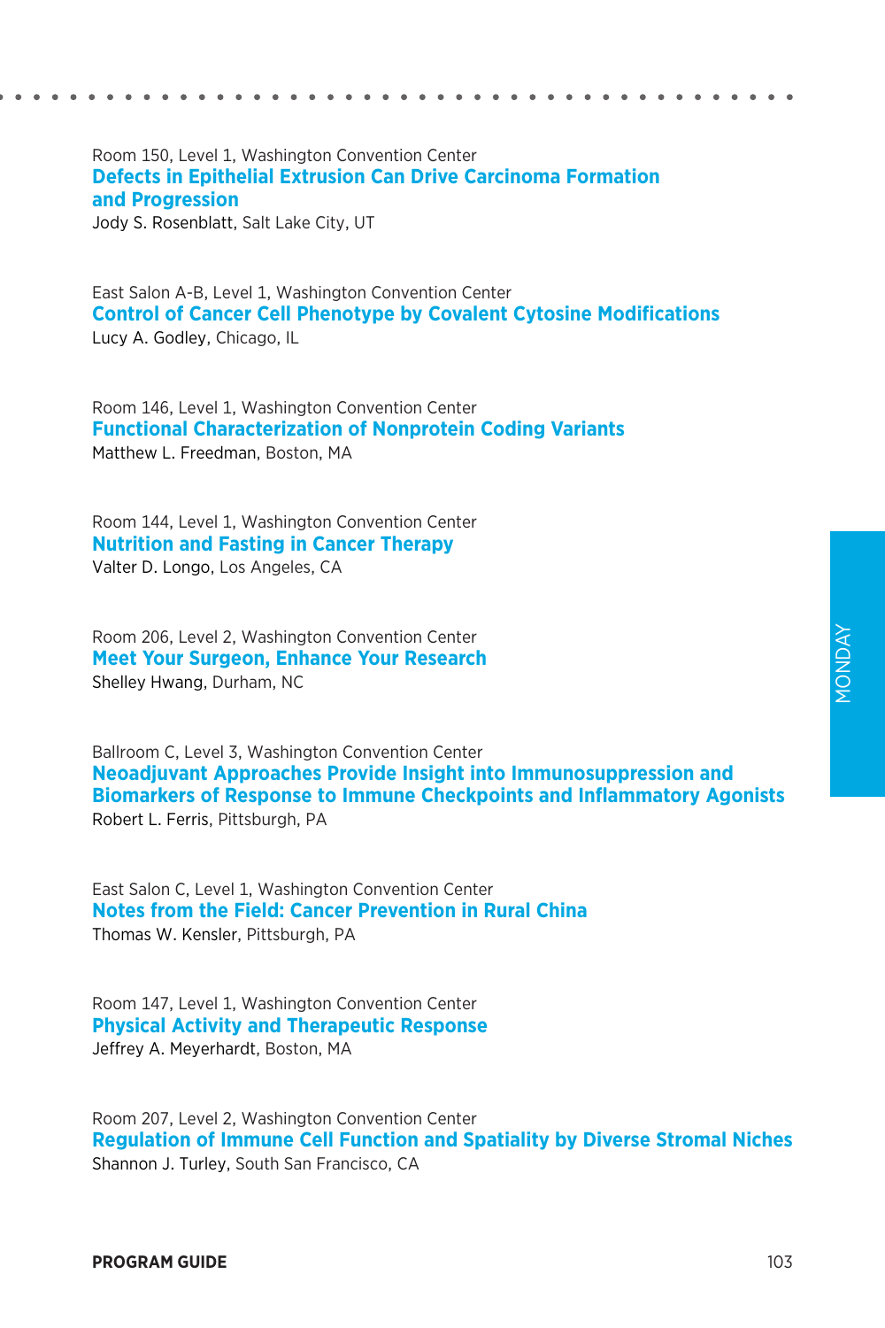Room 150, Level 1, Washington Convention Center
**Defects in Epithelial Extrusion Can Drive Carcinoma Formation and Progression**
Jody S. Rosenblatt, Salt Lake City, UT

East Salon A-B, Level 1, Washington Convention Center
**Control of Cancer Cell Phenotype by Covalent Cytosine Modifications**
Lucy A. Godley, Chicago, IL

Room 146, Level 1, Washington Convention Center
**Functional Characterization of Nonprotein Coding Variants**
Matthew L. Freedman, Boston, MA

Room 144, Level 1, Washington Convention Center
**Nutrition and Fasting in Cancer Therapy**
Valter D. Longo, Los Angeles, CA

Room 206, Level 2, Washington Convention Center
**Meet Your Surgeon, Enhance Your Research**
Shelley Hwang, Durham, NC

Ballroom C, Level 3, Washington Convention Center
**Neoadjuvant Approaches Provide Insight into Immunosuppression and Biomarkers of Response to Immune Checkpoints and Inflammatory Agonists**
Robert L. Ferris, Pittsburgh, PA

East Salon C, Level 1, Washington Convention Center
**Notes from the Field: Cancer Prevention in Rural China**
Thomas W. Kensler, Pittsburgh, PA

Room 147, Level 1, Washington Convention Center
**Physical Activity and Therapeutic Response**
Jeffrey A. Meyerhardt, Boston, MA

Room 207, Level 2, Washington Convention Center
**Regulation of Immune Cell Function and Spatiality by Diverse Stromal Niches**
Shannon J. Turley, South San Francisco, CA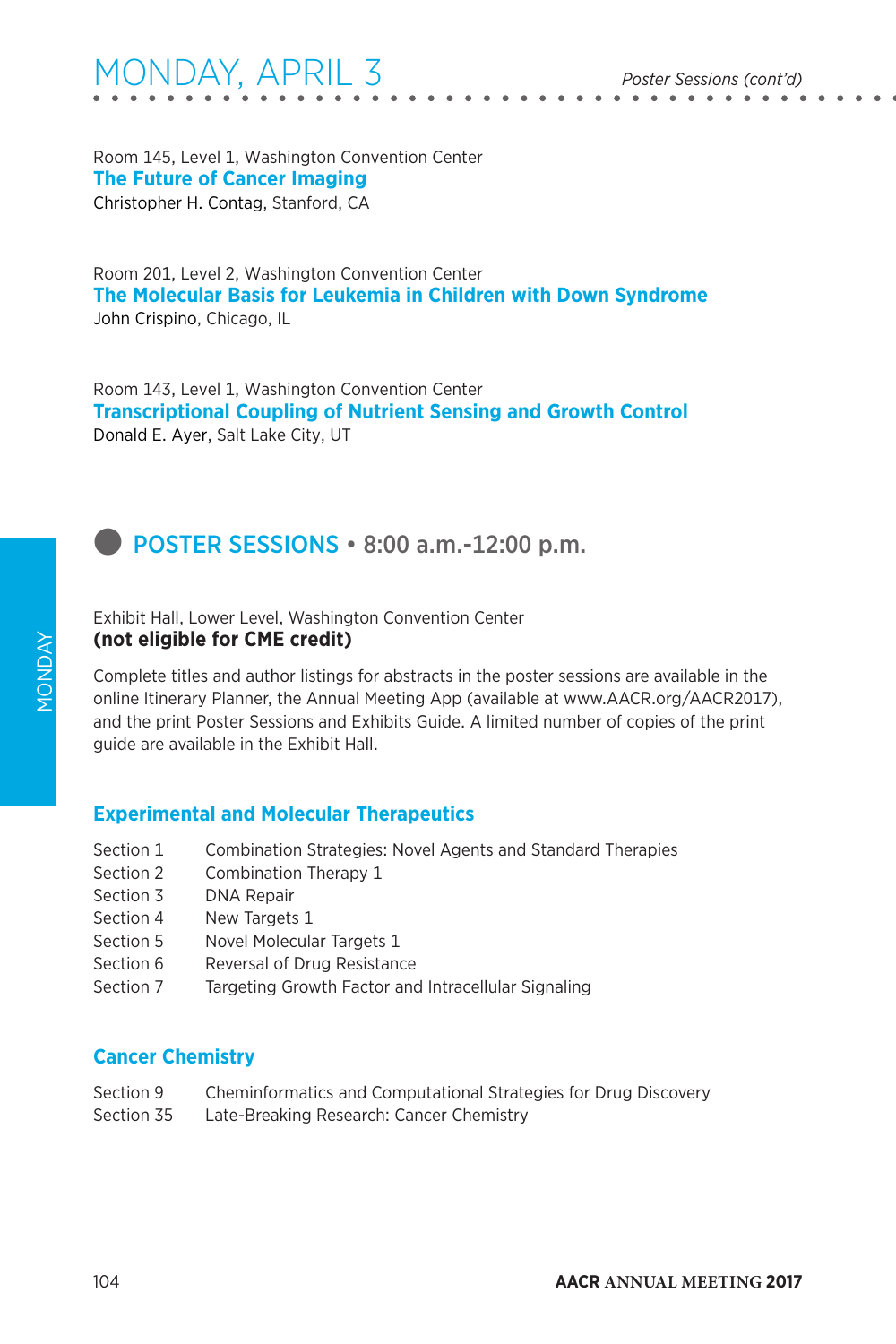Room 145, Level 1, Washington Convention Center
**The Future of Cancer Imaging**
Christopher H. Contag, Stanford, CA

Room 201, Level 2, Washington Convention Center
**The Molecular Basis for Leukemia in Children with Down Syndrome**
John Crispino, Chicago, IL

Room 143, Level 1, Washington Convention Center
**Transcriptional Coupling of Nutrient Sensing and Growth Control**
Donald E. Ayer, Salt Lake City, UT

## POSTER SESSIONS • 8:00 a.m.-12:00 p.m.

Exhibit Hall, Lower Level, Washington Convention Center
**(not eligible for CME credit)**

Complete titles and author listings for abstracts in the poster sessions are available in the online Itinerary Planner, the Annual Meeting App (available at www.AACR.org/AACR2017), and the print Poster Sessions and Exhibits Guide. A limited number of copies of the print guide are available in the Exhibit Hall.

### Experimental and Molecular Therapeutics

| | |
|---|---|
| Section 1 | Combination Strategies: Novel Agents and Standard Therapies |
| Section 2 | Combination Therapy 1 |
| Section 3 | DNA Repair |
| Section 4 | New Targets 1 |
| Section 5 | Novel Molecular Targets 1 |
| Section 6 | Reversal of Drug Resistance |
| Section 7 | Targeting Growth Factor and Intracellular Signaling |

### Cancer Chemistry

| | |
|---|---|
| Section 9 | Cheminformatics and Computational Strategies for Drug Discovery |
| Section 35 | Late-Breaking Research: Cancer Chemistry |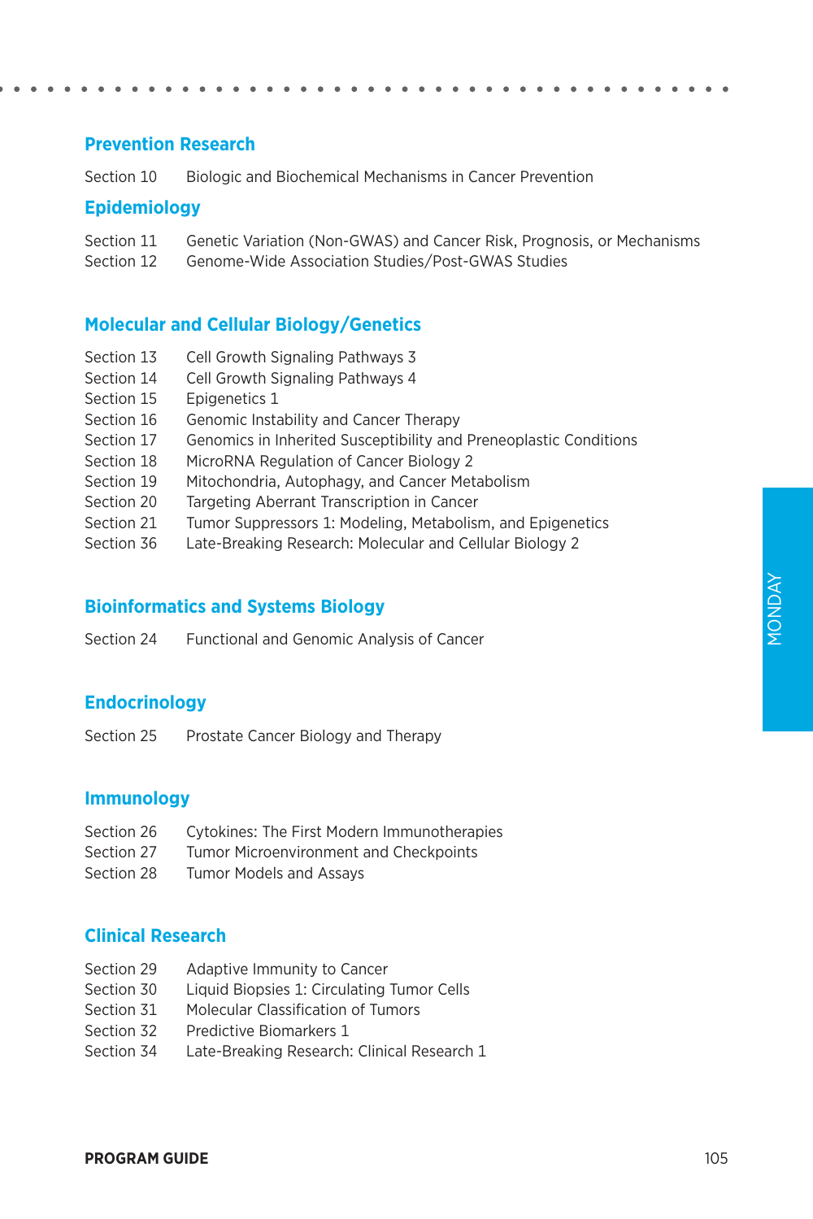## Prevention Research

| | |
|---|---|
| Section 10 | Biologic and Biochemical Mechanisms in Cancer Prevention |

## Epidemiology

| | |
|---|---|
| Section 11 | Genetic Variation (Non-GWAS) and Cancer Risk, Prognosis, or Mechanisms |
| Section 12 | Genome-Wide Association Studies/Post-GWAS Studies |

## Molecular and Cellular Biology/Genetics

| | |
|---|---|
| Section 13 | Cell Growth Signaling Pathways 3 |
| Section 14 | Cell Growth Signaling Pathways 4 |
| Section 15 | Epigenetics 1 |
| Section 16 | Genomic Instability and Cancer Therapy |
| Section 17 | Genomics in Inherited Susceptibility and Preneoplastic Conditions |
| Section 18 | MicroRNA Regulation of Cancer Biology 2 |
| Section 19 | Mitochondria, Autophagy, and Cancer Metabolism |
| Section 20 | Targeting Aberrant Transcription in Cancer |
| Section 21 | Tumor Suppressors 1: Modeling, Metabolism, and Epigenetics |
| Section 36 | Late-Breaking Research: Molecular and Cellular Biology 2 |

## Bioinformatics and Systems Biology

| | |
|---|---|
| Section 24 | Functional and Genomic Analysis of Cancer |

## Endocrinology

| | |
|---|---|
| Section 25 | Prostate Cancer Biology and Therapy |

## Immunology

| | |
|---|---|
| Section 26 | Cytokines: The First Modern Immunotherapies |
| Section 27 | Tumor Microenvironment and Checkpoints |
| Section 28 | Tumor Models and Assays |

## Clinical Research

| | |
|---|---|
| Section 29 | Adaptive Immunity to Cancer |
| Section 30 | Liquid Biopsies 1: Circulating Tumor Cells |
| Section 31 | Molecular Classification of Tumors |
| Section 32 | Predictive Biomarkers 1 |
| Section 34 | Late-Breaking Research: Clinical Research 1 |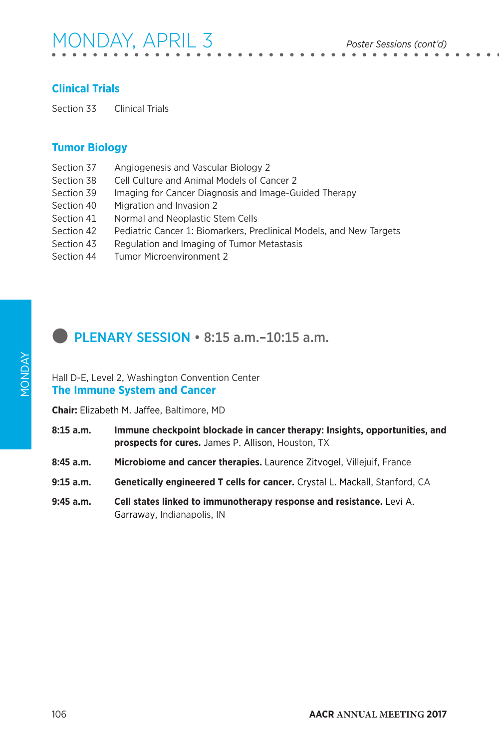## Clinical Trials

Section 33 Clinical Trials

## Tumor Biology

Section 37 Angiogenesis and Vascular Biology 2
Section 38 Cell Culture and Animal Models of Cancer 2
Section 39 Imaging for Cancer Diagnosis and Image-Guided Therapy
Section 40 Migration and Invasion 2
Section 41 Normal and Neoplastic Stem Cells
Section 42 Pediatric Cancer 1: Biomarkers, Preclinical Models, and New Targets
Section 43 Regulation and Imaging of Tumor Metastasis
Section 44 Tumor Microenvironment 2

# PLENARY SESSION • 8:15 a.m.–10:15 a.m.

Hall D-E, Level 2, Washington Convention Center

## The Immune System and Cancer

**Chair:** Elizabeth M. Jaffee, Baltimore, MD

**8:15 a.m.** **Immune checkpoint blockade in cancer therapy: Insights, opportunities, and prospects for cures.** James P. Allison, Houston, TX

**8:45 a.m.** **Microbiome and cancer therapies.** Laurence Zitvogel, Villejuif, France

**9:15 a.m.** **Genetically engineered T cells for cancer.** Crystal L. Mackall, Stanford, CA

**9:45 a.m.** **Cell states linked to immunotherapy response and resistance.** Levi A. Garraway, Indianapolis, IN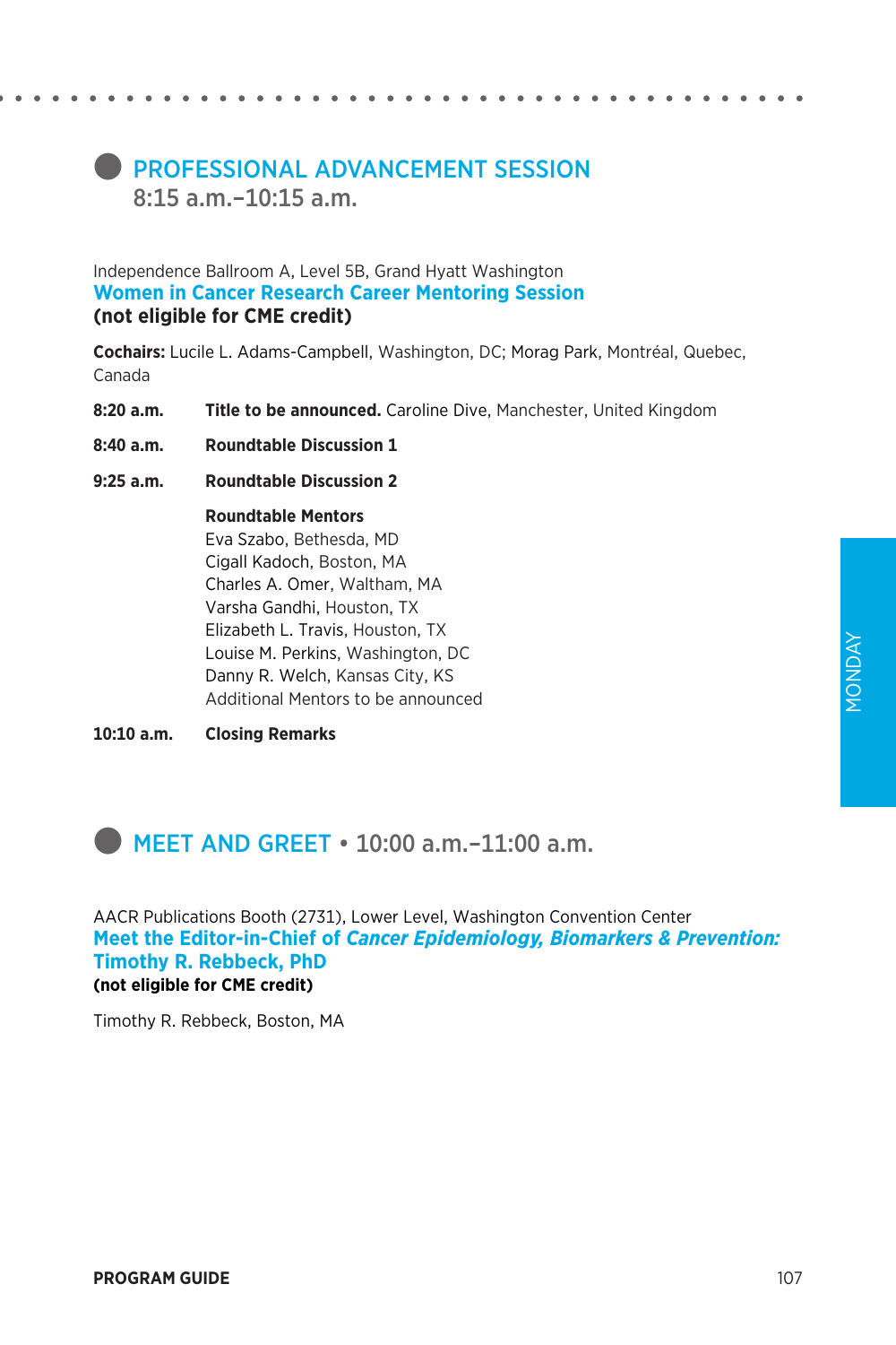## PROFESSIONAL ADVANCEMENT SESSION
8:15 a.m.–10:15 a.m.

Independence Ballroom A, Level 5B, Grand Hyatt Washington

### Women in Cancer Research Career Mentoring Session
**(not eligible for CME credit)**

**Cochairs:** Lucile L. Adams-Campbell, Washington, DC; Morag Park, Montréal, Quebec, Canada

**8:20 a.m.** **Title to be announced.** Caroline Dive, Manchester, United Kingdom

**8:40 a.m.** **Roundtable Discussion 1**

**9:25 a.m.** **Roundtable Discussion 2**

**Roundtable Mentors**
Eva Szabo, Bethesda, MD
Cigall Kadoch, Boston, MA
Charles A. Omer, Waltham, MA
Varsha Gandhi, Houston, TX
Elizabeth L. Travis, Houston, TX
Louise M. Perkins, Washington, DC
Danny R. Welch, Kansas City, KS
Additional Mentors to be announced

**10:10 a.m.** **Closing Remarks**

## MEET AND GREET • 10:00 a.m.–11:00 a.m.

AACR Publications Booth (2731), Lower Level, Washington Convention Center

### Meet the Editor-in-Chief of *Cancer Epidemiology, Biomarkers & Prevention:* Timothy R. Rebbeck, PhD
**(not eligible for CME credit)**

Timothy R. Rebbeck, Boston, MA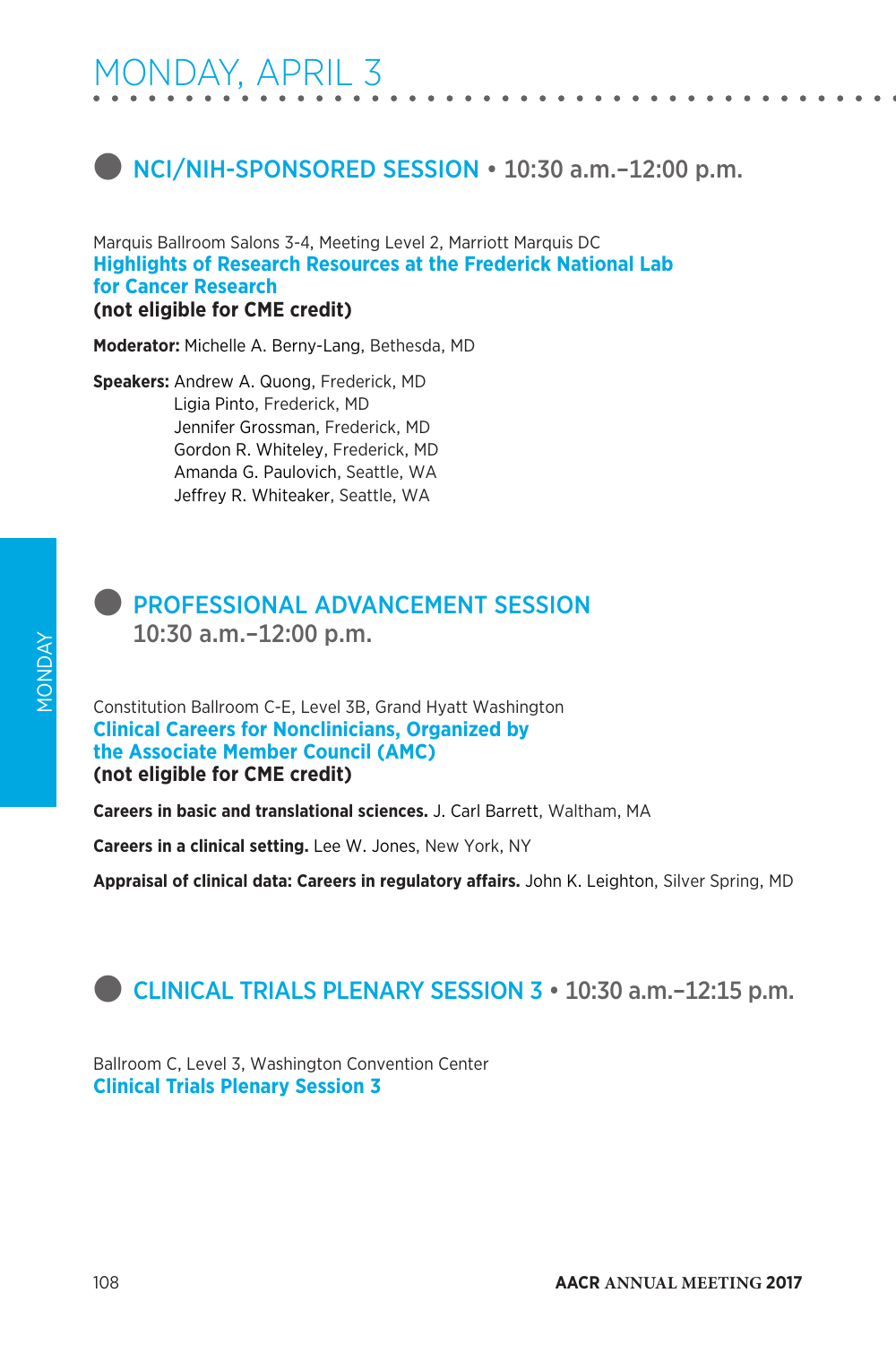# MONDAY, APRIL 3

## NCI/NIH-SPONSORED SESSION • 10:30 a.m.–12:00 p.m.

Marquis Ballroom Salons 3-4, Meeting Level 2, Marriott Marquis DC
**Highlights of Research Resources at the Frederick National Lab for Cancer Research**
**(not eligible for CME credit)**

**Moderator:** Michelle A. Berny-Lang, Bethesda, MD

**Speakers:** Andrew A. Quong, Frederick, MD
Ligia Pinto, Frederick, MD
Jennifer Grossman, Frederick, MD
Gordon R. Whiteley, Frederick, MD
Amanda G. Paulovich, Seattle, WA
Jeffrey R. Whiteaker, Seattle, WA

## PROFESSIONAL ADVANCEMENT SESSION 10:30 a.m.–12:00 p.m.

Constitution Ballroom C-E, Level 3B, Grand Hyatt Washington
**Clinical Careers for Nonclinicians, Organized by the Associate Member Council (AMC)**
**(not eligible for CME credit)**

**Careers in basic and translational sciences.** J. Carl Barrett, Waltham, MA

**Careers in a clinical setting.** Lee W. Jones, New York, NY

**Appraisal of clinical data: Careers in regulatory affairs.** John K. Leighton, Silver Spring, MD

## CLINICAL TRIALS PLENARY SESSION 3 • 10:30 a.m.–12:15 p.m.

Ballroom C, Level 3, Washington Convention Center
**Clinical Trials Plenary Session 3**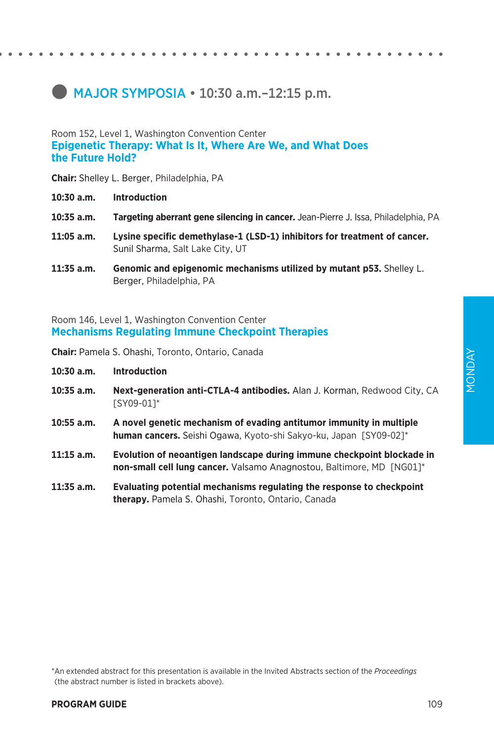# MAJOR SYMPOSIA • 10:30 a.m.–12:15 p.m.

Room 152, Level 1, Washington Convention Center

## Epigenetic Therapy: What Is It, Where Are We, and What Does the Future Hold?

**Chair:** Shelley L. Berger, Philadelphia, PA

**10:30 a.m.** **Introduction**

**10:35 a.m.** **Targeting aberrant gene silencing in cancer.** Jean-Pierre J. Issa, Philadelphia, PA

**11:05 a.m.** **Lysine specific demethylase-1 (LSD-1) inhibitors for treatment of cancer.** Sunil Sharma, Salt Lake City, UT

**11:35 a.m.** **Genomic and epigenomic mechanisms utilized by mutant p53.** Shelley L. Berger, Philadelphia, PA

Room 146, Level 1, Washington Convention Center

## Mechanisms Regulating Immune Checkpoint Therapies

**Chair:** Pamela S. Ohashi, Toronto, Ontario, Canada

**10:30 a.m.** **Introduction**

**10:35 a.m.** **Next-generation anti-CTLA-4 antibodies.** Alan J. Korman, Redwood City, CA [SY09-01]*

**10:55 a.m.** **A novel genetic mechanism of evading antitumor immunity in multiple human cancers.** Seishi Ogawa, Kyoto-shi Sakyo-ku, Japan [SY09-02]*

**11:15 a.m.** **Evolution of neoantigen landscape during immune checkpoint blockade in non-small cell lung cancer.** Valsamo Anagnostou, Baltimore, MD [NG01]*

**11:35 a.m.** **Evaluating potential mechanisms regulating the response to checkpoint therapy.** Pamela S. Ohashi, Toronto, Ontario, Canada

*An extended abstract for this presentation is available in the Invited Abstracts section of the *Proceedings* (the abstract number is listed in brackets above).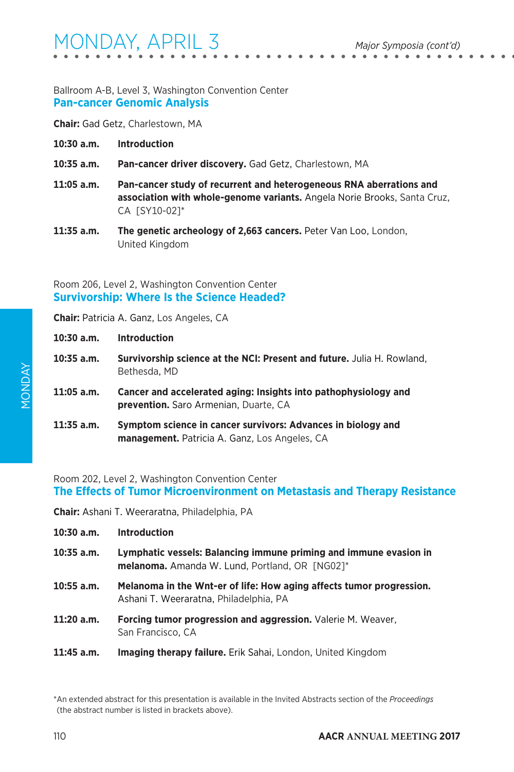Ballroom A-B, Level 3, Washington Convention Center

## Pan-cancer Genomic Analysis

**Chair:** Gad Getz, Charlestown, MA

**10:30 a.m.** **Introduction**

**10:35 a.m.** **Pan-cancer driver discovery.** Gad Getz, Charlestown, MA

**11:05 a.m.** **Pan-cancer study of recurrent and heterogeneous RNA aberrations and association with whole-genome variants.** Angela Norie Brooks, Santa Cruz, CA [SY10-02]*

**11:35 a.m.** **The genetic archeology of 2,663 cancers.** Peter Van Loo, London, United Kingdom

Room 206, Level 2, Washington Convention Center

## Survivorship: Where Is the Science Headed?

**Chair:** Patricia A. Ganz, Los Angeles, CA

**10:30 a.m.** **Introduction**

**10:35 a.m.** **Survivorship science at the NCI: Present and future.** Julia H. Rowland, Bethesda, MD

**11:05 a.m.** **Cancer and accelerated aging: Insights into pathophysiology and prevention.** Saro Armenian, Duarte, CA

**11:35 a.m.** **Symptom science in cancer survivors: Advances in biology and management.** Patricia A. Ganz, Los Angeles, CA

Room 202, Level 2, Washington Convention Center

## The Effects of Tumor Microenvironment on Metastasis and Therapy Resistance

**Chair:** Ashani T. Weeraratna, Philadelphia, PA

**10:30 a.m.** **Introduction**

**10:35 a.m.** **Lymphatic vessels: Balancing immune priming and immune evasion in melanoma.** Amanda W. Lund, Portland, OR [NG02]*

**10:55 a.m.** **Melanoma in the Wnt-er of life: How aging affects tumor progression.** Ashani T. Weeraratna, Philadelphia, PA

**11:20 a.m.** **Forcing tumor progression and aggression.** Valerie M. Weaver, San Francisco, CA

**11:45 a.m.** **Imaging therapy failure.** Erik Sahai, London, United Kingdom

*An extended abstract for this presentation is available in the Invited Abstracts section of the *Proceedings* (the abstract number is listed in brackets above).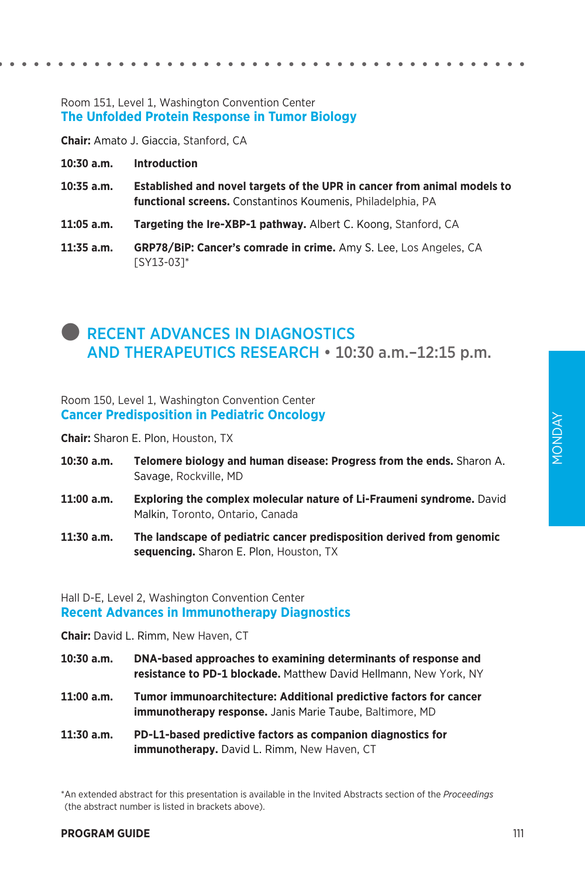Room 151, Level 1, Washington Convention Center

### The Unfolded Protein Response in Tumor Biology

**Chair:** Amato J. Giaccia, Stanford, CA

**10:30 a.m.** **Introduction**

**10:35 a.m.** **Established and novel targets of the UPR in cancer from animal models to functional screens.** Constantinos Koumenis, Philadelphia, PA

**11:05 a.m.** **Targeting the Ire-XBP-1 pathway.** Albert C. Koong, Stanford, CA

**11:35 a.m.** **GRP78/BiP: Cancer's comrade in crime.** Amy S. Lee, Los Angeles, CA [SY13-03]*

## RECENT ADVANCES IN DIAGNOSTICS AND THERAPEUTICS RESEARCH • 10:30 a.m.–12:15 p.m.

Room 150, Level 1, Washington Convention Center

### Cancer Predisposition in Pediatric Oncology

**Chair:** Sharon E. Plon, Houston, TX

**10:30 a.m.** **Telomere biology and human disease: Progress from the ends.** Sharon A. Savage, Rockville, MD

**11:00 a.m.** **Exploring the complex molecular nature of Li-Fraumeni syndrome.** David Malkin, Toronto, Ontario, Canada

**11:30 a.m.** **The landscape of pediatric cancer predisposition derived from genomic sequencing.** Sharon E. Plon, Houston, TX

Hall D-E, Level 2, Washington Convention Center

### Recent Advances in Immunotherapy Diagnostics

**Chair:** David L. Rimm, New Haven, CT

**10:30 a.m.** **DNA-based approaches to examining determinants of response and resistance to PD-1 blockade.** Matthew David Hellmann, New York, NY

**11:00 a.m.** **Tumor immunoarchitecture: Additional predictive factors for cancer immunotherapy response.** Janis Marie Taube, Baltimore, MD

**11:30 a.m.** **PD-L1-based predictive factors as companion diagnostics for immunotherapy.** David L. Rimm, New Haven, CT

*An extended abstract for this presentation is available in the Invited Abstracts section of the *Proceedings* (the abstract number is listed in brackets above).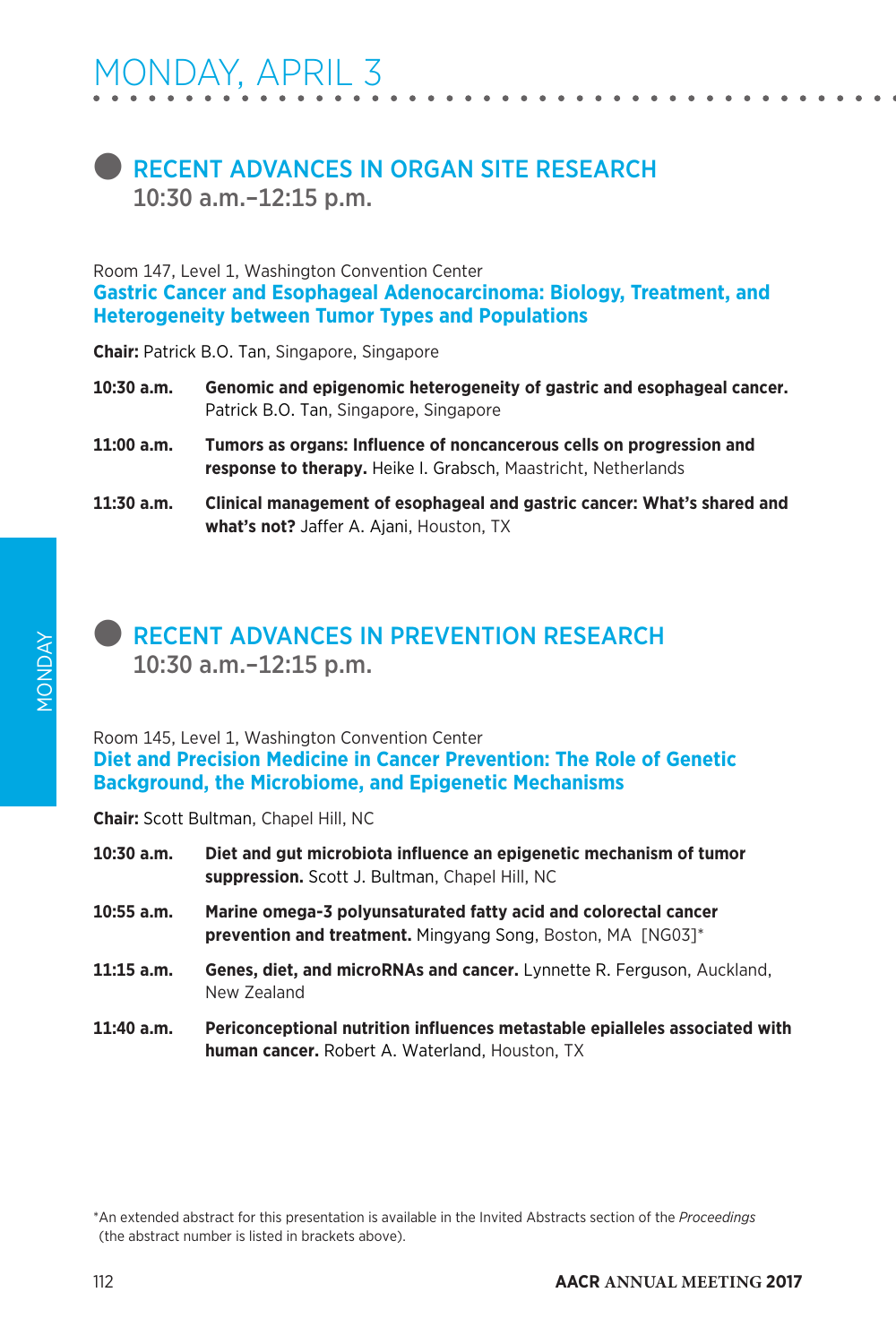# MONDAY, APRIL 3

## RECENT ADVANCES IN ORGAN SITE RESEARCH
**10:30 a.m.–12:15 p.m.**

Room 147, Level 1, Washington Convention Center

### Gastric Cancer and Esophageal Adenocarcinoma: Biology, Treatment, and Heterogeneity between Tumor Types and Populations

**Chair:** Patrick B.O. Tan, Singapore, Singapore

**10:30 a.m.** **Genomic and epigenomic heterogeneity of gastric and esophageal cancer.** Patrick B.O. Tan, Singapore, Singapore

**11:00 a.m.** **Tumors as organs: Influence of noncancerous cells on progression and response to therapy.** Heike I. Grabsch, Maastricht, Netherlands

**11:30 a.m.** **Clinical management of esophageal and gastric cancer: What's shared and what's not?** Jaffer A. Ajani, Houston, TX

## RECENT ADVANCES IN PREVENTION RESEARCH
**10:30 a.m.–12:15 p.m.**

Room 145, Level 1, Washington Convention Center

### Diet and Precision Medicine in Cancer Prevention: The Role of Genetic Background, the Microbiome, and Epigenetic Mechanisms

**Chair:** Scott Bultman, Chapel Hill, NC

**10:30 a.m.** **Diet and gut microbiota influence an epigenetic mechanism of tumor suppression.** Scott J. Bultman, Chapel Hill, NC

**10:55 a.m.** **Marine omega-3 polyunsaturated fatty acid and colorectal cancer prevention and treatment.** Mingyang Song, Boston, MA [NG03]*

**11:15 a.m.** **Genes, diet, and microRNAs and cancer.** Lynnette R. Ferguson, Auckland, New Zealand

**11:40 a.m.** **Periconceptional nutrition influences metastable epialleles associated with human cancer.** Robert A. Waterland, Houston, TX

*An extended abstract for this presentation is available in the Invited Abstracts section of the *Proceedings* (the abstract number is listed in brackets above).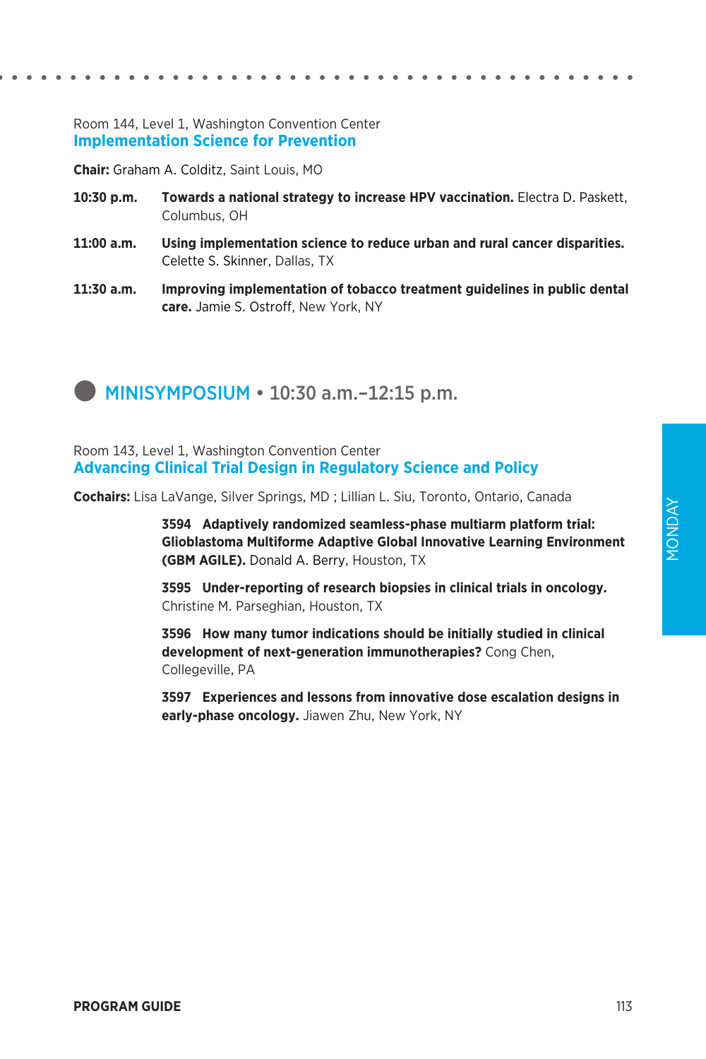Room 144, Level 1, Washington Convention Center

### Implementation Science for Prevention

**Chair:** Graham A. Colditz, Saint Louis, MO

**10:30 p.m.** **Towards a national strategy to increase HPV vaccination.** Electra D. Paskett, Columbus, OH

**11:00 a.m.** **Using implementation science to reduce urban and rural cancer disparities.** Celette S. Skinner, Dallas, TX

**11:30 a.m.** **Improving implementation of tobacco treatment guidelines in public dental care.** Jamie S. Ostroff, New York, NY

## MINISYMPOSIUM • 10:30 a.m.–12:15 p.m.

Room 143, Level 1, Washington Convention Center

### Advancing Clinical Trial Design in Regulatory Science and Policy

**Cochairs:** Lisa LaVange, Silver Springs, MD ; Lillian L. Siu, Toronto, Ontario, Canada

**3594 Adaptively randomized seamless-phase multiarm platform trial: Glioblastoma Multiforme Adaptive Global Innovative Learning Environment (GBM AGILE).** Donald A. Berry, Houston, TX

**3595 Under-reporting of research biopsies in clinical trials in oncology.** Christine M. Parseghian, Houston, TX

**3596 How many tumor indications should be initially studied in clinical development of next-generation immunotherapies?** Cong Chen, Collegeville, PA

**3597 Experiences and lessons from innovative dose escalation designs in early-phase oncology.** Jiawen Zhu, New York, NY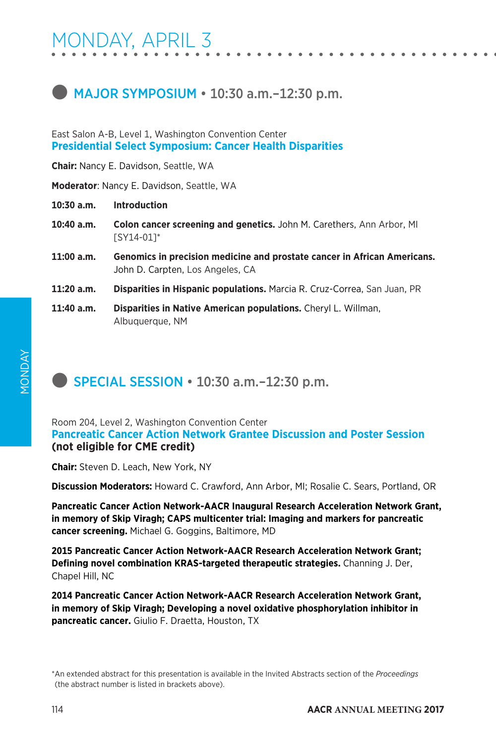# MONDAY, APRIL 3

## MAJOR SYMPOSIUM • 10:30 a.m.–12:30 p.m.

East Salon A-B, Level 1, Washington Convention Center

### Presidential Select Symposium: Cancer Health Disparities

**Chair:** Nancy E. Davidson, Seattle, WA

**Moderator**: Nancy E. Davidson, Seattle, WA

**10:30 a.m.** **Introduction**

**10:40 a.m.** **Colon cancer screening and genetics.** John M. Carethers, Ann Arbor, MI [SY14-01]*

**11:00 a.m.** **Genomics in precision medicine and prostate cancer in African Americans.** John D. Carpten, Los Angeles, CA

**11:20 a.m.** **Disparities in Hispanic populations.** Marcia R. Cruz-Correa, San Juan, PR

**11:40 a.m.** **Disparities in Native American populations.** Cheryl L. Willman, Albuquerque, NM

## SPECIAL SESSION • 10:30 a.m.–12:30 p.m.

Room 204, Level 2, Washington Convention Center

### Pancreatic Cancer Action Network Grantee Discussion and Poster Session (not eligible for CME credit)

**Chair:** Steven D. Leach, New York, NY

**Discussion Moderators:** Howard C. Crawford, Ann Arbor, MI; Rosalie C. Sears, Portland, OR

**Pancreatic Cancer Action Network-AACR Inaugural Research Acceleration Network Grant, in memory of Skip Viragh; CAPS multicenter trial: Imaging and markers for pancreatic cancer screening.** Michael G. Goggins, Baltimore, MD

**2015 Pancreatic Cancer Action Network-AACR Research Acceleration Network Grant; Defining novel combination KRAS-targeted therapeutic strategies.** Channing J. Der, Chapel Hill, NC

**2014 Pancreatic Cancer Action Network-AACR Research Acceleration Network Grant, in memory of Skip Viragh; Developing a novel oxidative phosphorylation inhibitor in pancreatic cancer.** Giulio F. Draetta, Houston, TX

*An extended abstract for this presentation is available in the Invited Abstracts section of the *Proceedings* (the abstract number is listed in brackets above).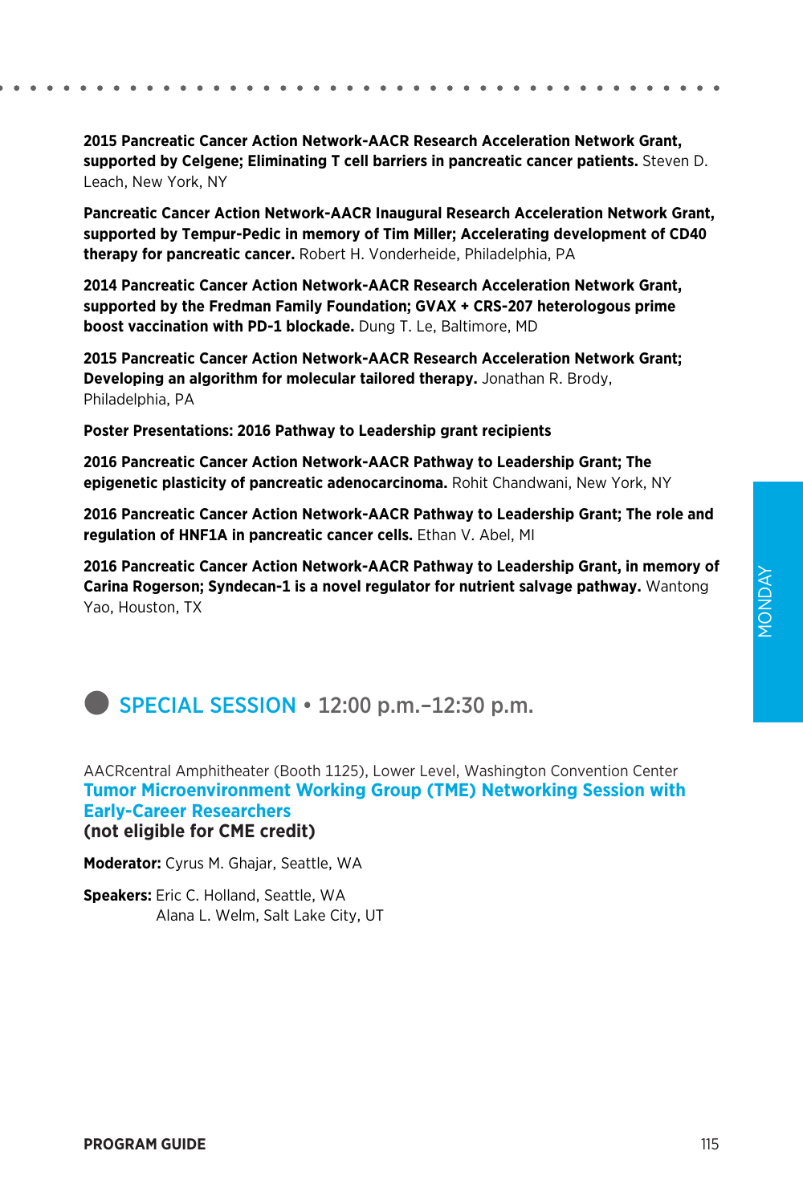**2015 Pancreatic Cancer Action Network-AACR Research Acceleration Network Grant, supported by Celgene; Eliminating T cell barriers in pancreatic cancer patients.** Steven D. Leach, New York, NY

**Pancreatic Cancer Action Network-AACR Inaugural Research Acceleration Network Grant, supported by Tempur-Pedic in memory of Tim Miller; Accelerating development of CD40 therapy for pancreatic cancer.** Robert H. Vonderheide, Philadelphia, PA

**2014 Pancreatic Cancer Action Network-AACR Research Acceleration Network Grant, supported by the Fredman Family Foundation; GVAX + CRS-207 heterologous prime boost vaccination with PD-1 blockade.** Dung T. Le, Baltimore, MD

**2015 Pancreatic Cancer Action Network-AACR Research Acceleration Network Grant; Developing an algorithm for molecular tailored therapy.** Jonathan R. Brody, Philadelphia, PA

**Poster Presentations: 2016 Pathway to Leadership grant recipients**

**2016 Pancreatic Cancer Action Network-AACR Pathway to Leadership Grant; The epigenetic plasticity of pancreatic adenocarcinoma.** Rohit Chandwani, New York, NY

**2016 Pancreatic Cancer Action Network-AACR Pathway to Leadership Grant; The role and regulation of HNF1A in pancreatic cancer cells.** Ethan V. Abel, MI

**2016 Pancreatic Cancer Action Network-AACR Pathway to Leadership Grant, in memory of Carina Rogerson; Syndecan-1 is a novel regulator for nutrient salvage pathway.** Wantong Yao, Houston, TX

## SPECIAL SESSION • 12:00 p.m.–12:30 p.m.

AACRcentral Amphitheater (Booth 1125), Lower Level, Washington Convention Center

### Tumor Microenvironment Working Group (TME) Networking Session with Early-Career Researchers

**(not eligible for CME credit)**

**Moderator:** Cyrus M. Ghajar, Seattle, WA

**Speakers:** Eric C. Holland, Seattle, WA
Alana L. Welm, Salt Lake City, UT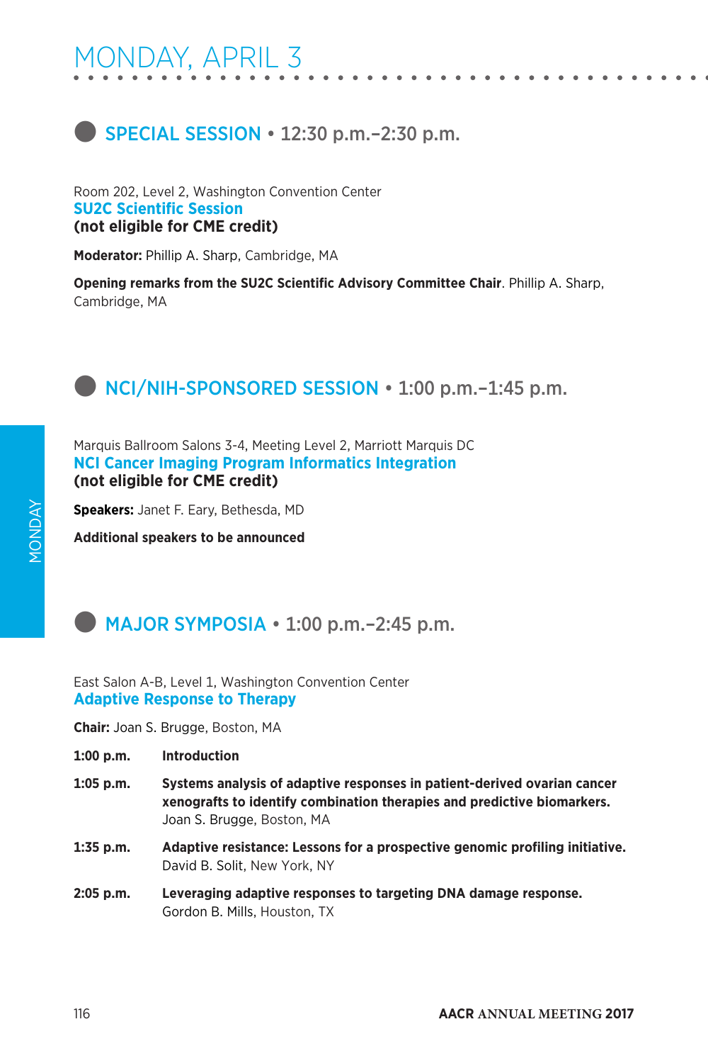# MONDAY, APRIL 3

## SPECIAL SESSION • 12:30 p.m.–2:30 p.m.

Room 202, Level 2, Washington Convention Center

### SU2C Scientific Session

**(not eligible for CME credit)**

**Moderator:** Phillip A. Sharp, Cambridge, MA

**Opening remarks from the SU2C Scientific Advisory Committee Chair**. Phillip A. Sharp, Cambridge, MA

## NCI/NIH-SPONSORED SESSION • 1:00 p.m.–1:45 p.m.

Marquis Ballroom Salons 3-4, Meeting Level 2, Marriott Marquis DC

### NCI Cancer Imaging Program Informatics Integration

**(not eligible for CME credit)**

**Speakers:** Janet F. Eary, Bethesda, MD

**Additional speakers to be announced**

## MAJOR SYMPOSIA • 1:00 p.m.–2:45 p.m.

East Salon A-B, Level 1, Washington Convention Center

### Adaptive Response to Therapy

**Chair:** Joan S. Brugge, Boston, MA

**1:00 p.m.** **Introduction**

**1:05 p.m.** **Systems analysis of adaptive responses in patient-derived ovarian cancer xenografts to identify combination therapies and predictive biomarkers.** Joan S. Brugge, Boston, MA

**1:35 p.m.** **Adaptive resistance: Lessons for a prospective genomic profiling initiative.** David B. Solit, New York, NY

**2:05 p.m.** **Leveraging adaptive responses to targeting DNA damage response.** Gordon B. Mills, Houston, TX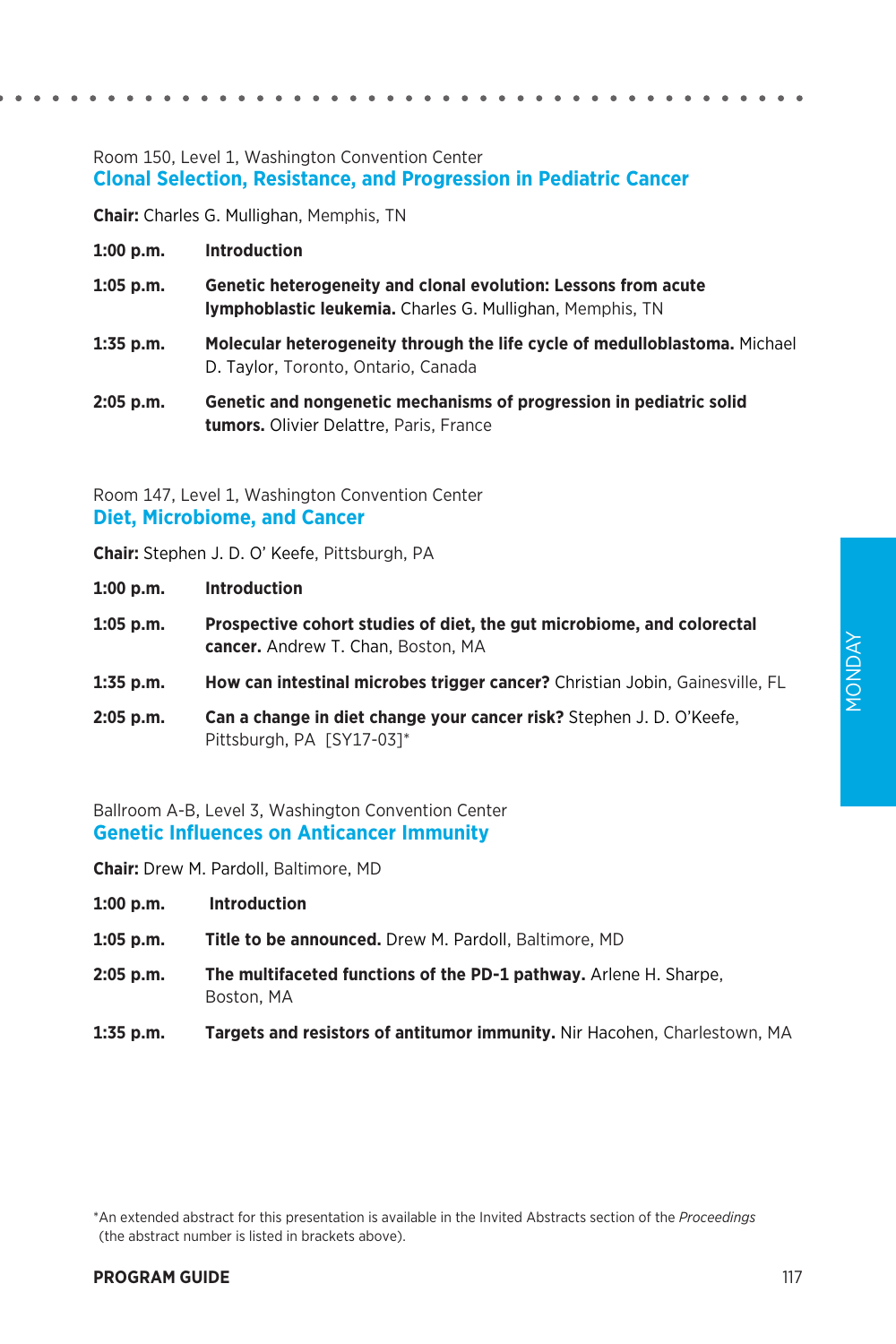Room 150, Level 1, Washington Convention Center

## Clonal Selection, Resistance, and Progression in Pediatric Cancer

**Chair:** Charles G. Mullighan, Memphis, TN

**1:00 p.m.** **Introduction**

**1:05 p.m.** **Genetic heterogeneity and clonal evolution: Lessons from acute lymphoblastic leukemia.** Charles G. Mullighan, Memphis, TN

**1:35 p.m.** **Molecular heterogeneity through the life cycle of medulloblastoma.** Michael D. Taylor, Toronto, Ontario, Canada

**2:05 p.m.** **Genetic and nongenetic mechanisms of progression in pediatric solid tumors.** Olivier Delattre, Paris, France

Room 147, Level 1, Washington Convention Center

## Diet, Microbiome, and Cancer

**Chair:** Stephen J. D. O' Keefe, Pittsburgh, PA

**1:00 p.m.** **Introduction**

**1:05 p.m.** **Prospective cohort studies of diet, the gut microbiome, and colorectal cancer.** Andrew T. Chan, Boston, MA

**1:35 p.m.** **How can intestinal microbes trigger cancer?** Christian Jobin, Gainesville, FL

**2:05 p.m.** **Can a change in diet change your cancer risk?** Stephen J. D. O'Keefe, Pittsburgh, PA [SY17-03]*

Ballroom A-B, Level 3, Washington Convention Center

## Genetic Influences on Anticancer Immunity

**Chair:** Drew M. Pardoll, Baltimore, MD

**1:00 p.m.** **Introduction**

**1:05 p.m.** **Title to be announced.** Drew M. Pardoll, Baltimore, MD

**2:05 p.m.** **The multifaceted functions of the PD-1 pathway.** Arlene H. Sharpe, Boston, MA

**1:35 p.m.** **Targets and resistors of antitumor immunity.** Nir Hacohen, Charlestown, MA

*An extended abstract for this presentation is available in the Invited Abstracts section of the *Proceedings* (the abstract number is listed in brackets above).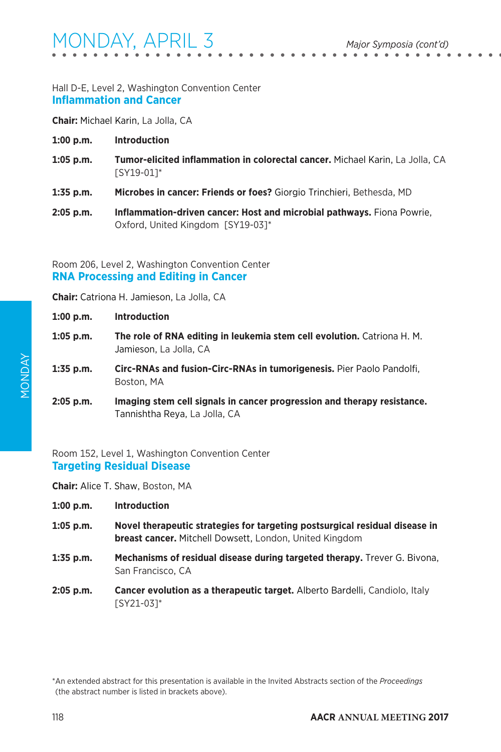Hall D-E, Level 2, Washington Convention Center

## Inflammation and Cancer

**Chair:** Michael Karin, La Jolla, CA

**1:00 p.m.** **Introduction**

**1:05 p.m.** **Tumor-elicited inflammation in colorectal cancer.** Michael Karin, La Jolla, CA [SY19-01]*

**1:35 p.m.** **Microbes in cancer: Friends or foes?** Giorgio Trinchieri, Bethesda, MD

**2:05 p.m.** **Inflammation-driven cancer: Host and microbial pathways.** Fiona Powrie, Oxford, United Kingdom [SY19-03]*

Room 206, Level 2, Washington Convention Center

## RNA Processing and Editing in Cancer

**Chair:** Catriona H. Jamieson, La Jolla, CA

**1:00 p.m.** **Introduction**

**1:05 p.m.** **The role of RNA editing in leukemia stem cell evolution.** Catriona H. M. Jamieson, La Jolla, CA

**1:35 p.m.** **Circ-RNAs and fusion-Circ-RNAs in tumorigenesis.** Pier Paolo Pandolfi, Boston, MA

**2:05 p.m.** **Imaging stem cell signals in cancer progression and therapy resistance.** Tannishtha Reya, La Jolla, CA

Room 152, Level 1, Washington Convention Center

## Targeting Residual Disease

**Chair:** Alice T. Shaw, Boston, MA

**1:00 p.m.** **Introduction**

**1:05 p.m.** **Novel therapeutic strategies for targeting postsurgical residual disease in breast cancer.** Mitchell Dowsett, London, United Kingdom

**1:35 p.m.** **Mechanisms of residual disease during targeted therapy.** Trever G. Bivona, San Francisco, CA

**2:05 p.m.** **Cancer evolution as a therapeutic target.** Alberto Bardelli, Candiolo, Italy [SY21-03]*

*An extended abstract for this presentation is available in the Invited Abstracts section of the *Proceedings* (the abstract number is listed in brackets above).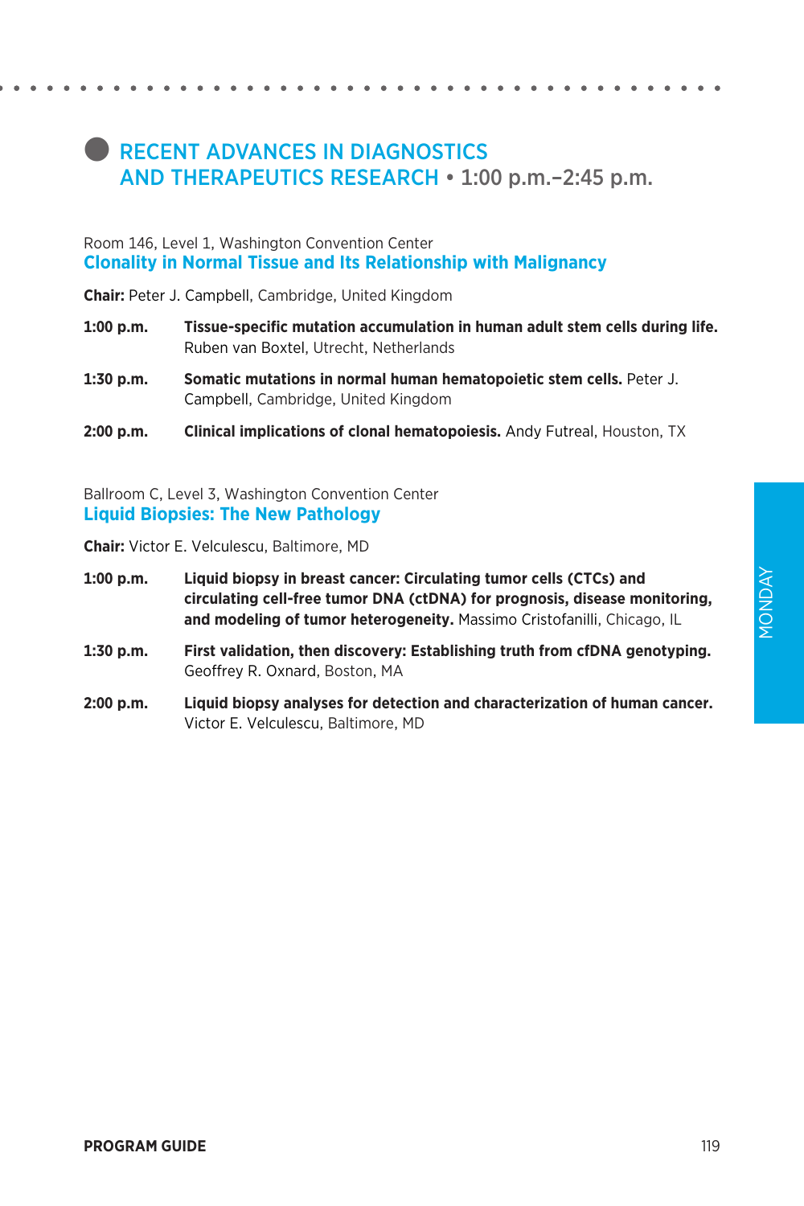# RECENT ADVANCES IN DIAGNOSTICS AND THERAPEUTICS RESEARCH • 1:00 p.m.–2:45 p.m.

Room 146, Level 1, Washington Convention Center

## Clonality in Normal Tissue and Its Relationship with Malignancy

**Chair:** Peter J. Campbell, Cambridge, United Kingdom

**1:00 p.m.** **Tissue-specific mutation accumulation in human adult stem cells during life.** Ruben van Boxtel, Utrecht, Netherlands

**1:30 p.m.** **Somatic mutations in normal human hematopoietic stem cells.** Peter J. Campbell, Cambridge, United Kingdom

**2:00 p.m.** **Clinical implications of clonal hematopoiesis.** Andy Futreal, Houston, TX

Ballroom C, Level 3, Washington Convention Center

## Liquid Biopsies: The New Pathology

**Chair:** Victor E. Velculescu, Baltimore, MD

**1:00 p.m.** **Liquid biopsy in breast cancer: Circulating tumor cells (CTCs) and circulating cell-free tumor DNA (ctDNA) for prognosis, disease monitoring, and modeling of tumor heterogeneity.** Massimo Cristofanilli, Chicago, IL

**1:30 p.m.** **First validation, then discovery: Establishing truth from cfDNA genotyping.** Geoffrey R. Oxnard, Boston, MA

**2:00 p.m.** **Liquid biopsy analyses for detection and characterization of human cancer.** Victor E. Velculescu, Baltimore, MD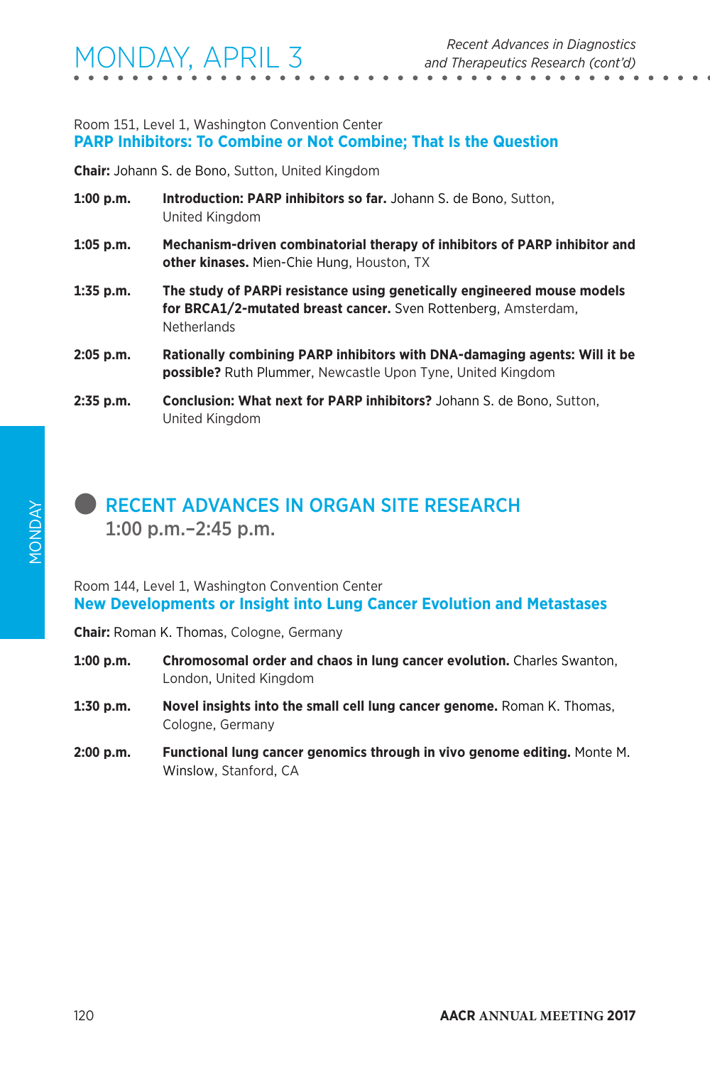Room 151, Level 1, Washington Convention Center

### PARP Inhibitors: To Combine or Not Combine; That Is the Question

**Chair:** Johann S. de Bono, Sutton, United Kingdom

**1:00 p.m.** **Introduction: PARP inhibitors so far.** Johann S. de Bono, Sutton, United Kingdom

**1:05 p.m.** **Mechanism-driven combinatorial therapy of inhibitors of PARP inhibitor and other kinases.** Mien-Chie Hung, Houston, TX

**1:35 p.m.** **The study of PARPi resistance using genetically engineered mouse models for BRCA1/2-mutated breast cancer.** Sven Rottenberg, Amsterdam, Netherlands

**2:05 p.m.** **Rationally combining PARP inhibitors with DNA-damaging agents: Will it be possible?** Ruth Plummer, Newcastle Upon Tyne, United Kingdom

**2:35 p.m.** **Conclusion: What next for PARP inhibitors?** Johann S. de Bono, Sutton, United Kingdom

## RECENT ADVANCES IN ORGAN SITE RESEARCH

1:00 p.m.–2:45 p.m.

Room 144, Level 1, Washington Convention Center

### New Developments or Insight into Lung Cancer Evolution and Metastases

**Chair:** Roman K. Thomas, Cologne, Germany

**1:00 p.m.** **Chromosomal order and chaos in lung cancer evolution.** Charles Swanton, London, United Kingdom

**1:30 p.m.** **Novel insights into the small cell lung cancer genome.** Roman K. Thomas, Cologne, Germany

**2:00 p.m.** **Functional lung cancer genomics through in vivo genome editing.** Monte M. Winslow, Stanford, CA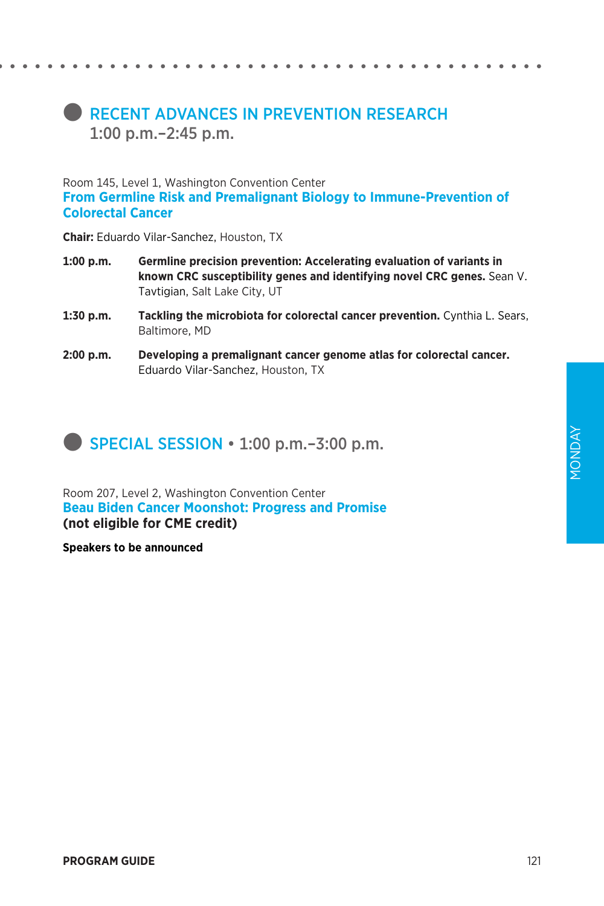## RECENT ADVANCES IN PREVENTION RESEARCH
1:00 p.m.–2:45 p.m.

Room 145, Level 1, Washington Convention Center

### From Germline Risk and Premalignant Biology to Immune-Prevention of Colorectal Cancer

**Chair:** Eduardo Vilar-Sanchez, Houston, TX

**1:00 p.m.** **Germline precision prevention: Accelerating evaluation of variants in known CRC susceptibility genes and identifying novel CRC genes.** Sean V. Tavtigian, Salt Lake City, UT

**1:30 p.m.** **Tackling the microbiota for colorectal cancer prevention.** Cynthia L. Sears, Baltimore, MD

**2:00 p.m.** **Developing a premalignant cancer genome atlas for colorectal cancer.** Eduardo Vilar-Sanchez, Houston, TX

## SPECIAL SESSION • 1:00 p.m.–3:00 p.m.

Room 207, Level 2, Washington Convention Center

### Beau Biden Cancer Moonshot: Progress and Promise

**(not eligible for CME credit)**

**Speakers to be announced**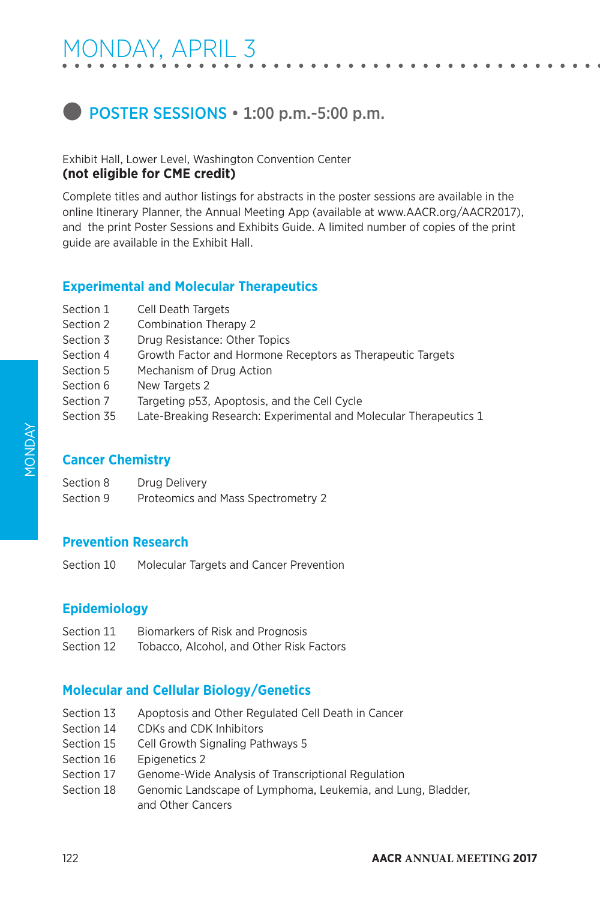# MONDAY, APRIL 3

## POSTER SESSIONS • 1:00 p.m.-5:00 p.m.

Exhibit Hall, Lower Level, Washington Convention Center
**(not eligible for CME credit)**

Complete titles and author listings for abstracts in the poster sessions are available in the online Itinerary Planner, the Annual Meeting App (available at www.AACR.org/AACR2017), and the print Poster Sessions and Exhibits Guide. A limited number of copies of the print guide are available in the Exhibit Hall.

### Experimental and Molecular Therapeutics

| | |
|---|---|
| Section 1 | Cell Death Targets |
| Section 2 | Combination Therapy 2 |
| Section 3 | Drug Resistance: Other Topics |
| Section 4 | Growth Factor and Hormone Receptors as Therapeutic Targets |
| Section 5 | Mechanism of Drug Action |
| Section 6 | New Targets 2 |
| Section 7 | Targeting p53, Apoptosis, and the Cell Cycle |
| Section 35 | Late-Breaking Research: Experimental and Molecular Therapeutics 1 |

### Cancer Chemistry

| | |
|---|---|
| Section 8 | Drug Delivery |
| Section 9 | Proteomics and Mass Spectrometry 2 |

### Prevention Research

| | |
|---|---|
| Section 10 | Molecular Targets and Cancer Prevention |

### Epidemiology

| | |
|---|---|
| Section 11 | Biomarkers of Risk and Prognosis |
| Section 12 | Tobacco, Alcohol, and Other Risk Factors |

### Molecular and Cellular Biology/Genetics

| | |
|---|---|
| Section 13 | Apoptosis and Other Regulated Cell Death in Cancer |
| Section 14 | CDKs and CDK Inhibitors |
| Section 15 | Cell Growth Signaling Pathways 5 |
| Section 16 | Epigenetics 2 |
| Section 17 | Genome-Wide Analysis of Transcriptional Regulation |
| Section 18 | Genomic Landscape of Lymphoma, Leukemia, and Lung, Bladder, and Other Cancers |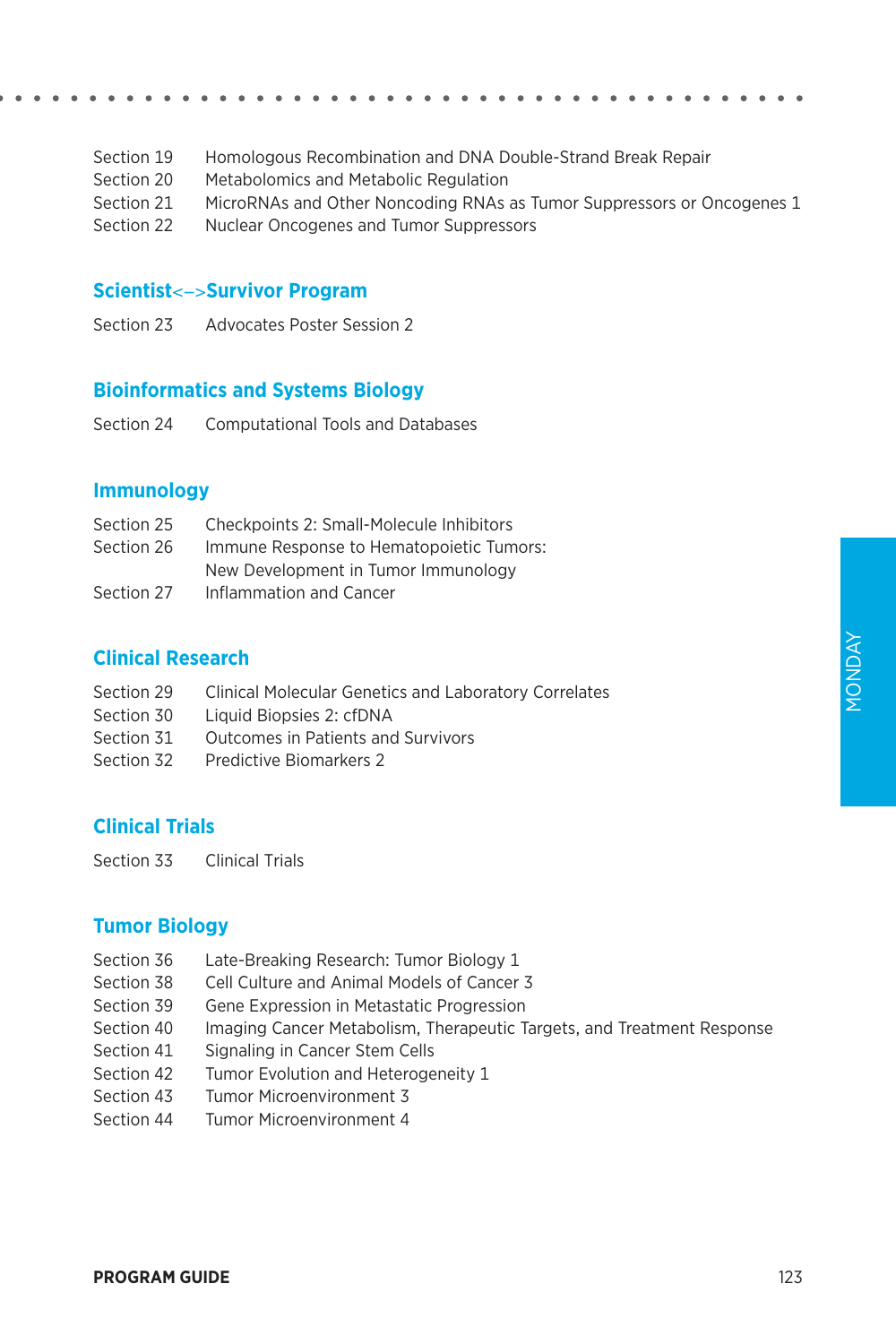Section 19 Homologous Recombination and DNA Double-Strand Break Repair
Section 20 Metabolomics and Metabolic Regulation
Section 21 MicroRNAs and Other Noncoding RNAs as Tumor Suppressors or Oncogenes 1
Section 22 Nuclear Oncogenes and Tumor Suppressors

## Scientist<–>Survivor Program

Section 23 Advocates Poster Session 2

## Bioinformatics and Systems Biology

Section 24 Computational Tools and Databases

## Immunology

Section 25 Checkpoints 2: Small-Molecule Inhibitors
Section 26 Immune Response to Hematopoietic Tumors: New Development in Tumor Immunology
Section 27 Inflammation and Cancer

## Clinical Research

Section 29 Clinical Molecular Genetics and Laboratory Correlates
Section 30 Liquid Biopsies 2: cfDNA
Section 31 Outcomes in Patients and Survivors
Section 32 Predictive Biomarkers 2

## Clinical Trials

Section 33 Clinical Trials

## Tumor Biology

Section 36 Late-Breaking Research: Tumor Biology 1
Section 38 Cell Culture and Animal Models of Cancer 3
Section 39 Gene Expression in Metastatic Progression
Section 40 Imaging Cancer Metabolism, Therapeutic Targets, and Treatment Response
Section 41 Signaling in Cancer Stem Cells
Section 42 Tumor Evolution and Heterogeneity 1
Section 43 Tumor Microenvironment 3
Section 44 Tumor Microenvironment 4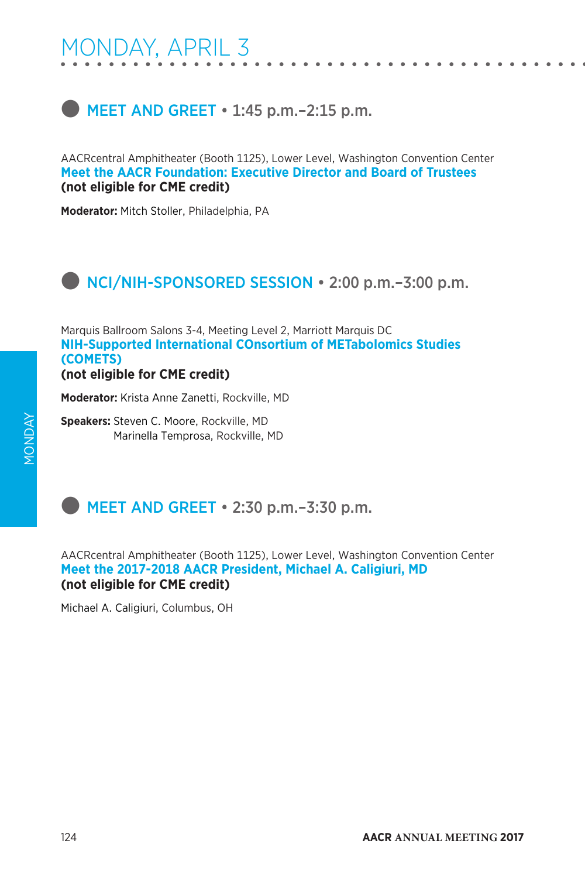# MONDAY, APRIL 3

## MEET AND GREET • 1:45 p.m.–2:15 p.m.

AACRcentral Amphitheater (Booth 1125), Lower Level, Washington Convention Center

**Meet the AACR Foundation: Executive Director and Board of Trustees**
**(not eligible for CME credit)**

**Moderator:** Mitch Stoller, Philadelphia, PA

## NCI/NIH-SPONSORED SESSION • 2:00 p.m.–3:00 p.m.

Marquis Ballroom Salons 3-4, Meeting Level 2, Marriott Marquis DC

**NIH-Supported International COnsortium of METabolomics Studies (COMETS)**
**(not eligible for CME credit)**

**Moderator:** Krista Anne Zanetti, Rockville, MD

**Speakers:** Steven C. Moore, Rockville, MD
Marinella Temprosa, Rockville, MD

## MEET AND GREET • 2:30 p.m.–3:30 p.m.

AACRcentral Amphitheater (Booth 1125), Lower Level, Washington Convention Center

**Meet the 2017-2018 AACR President, Michael A. Caligiuri, MD**
**(not eligible for CME credit)**

Michael A. Caligiuri, Columbus, OH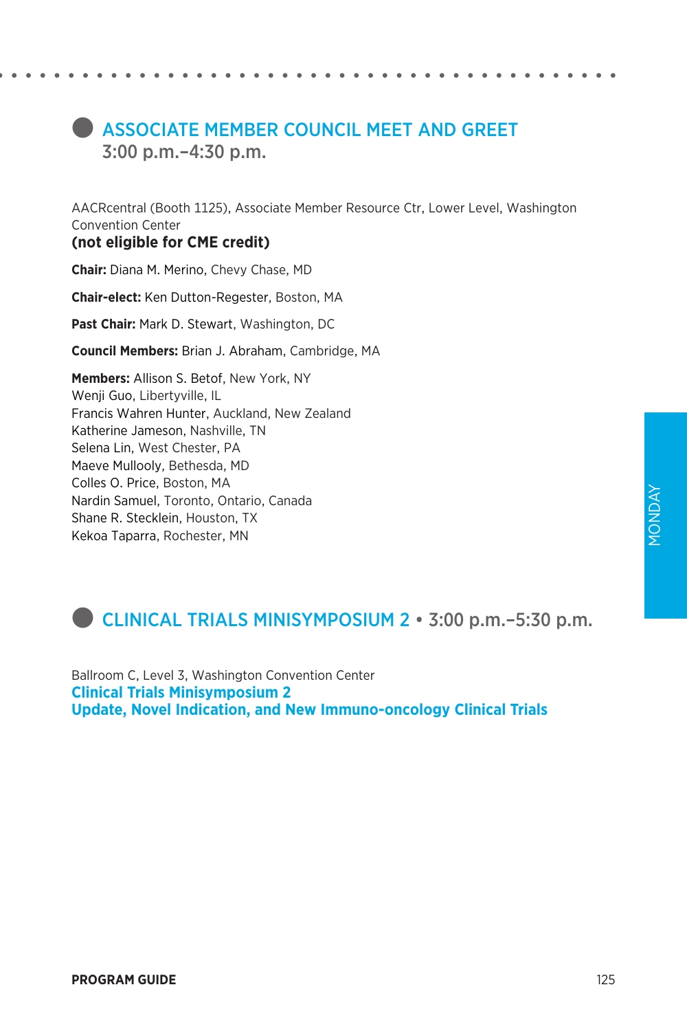## ASSOCIATE MEMBER COUNCIL MEET AND GREET
3:00 p.m.–4:30 p.m.

AACRcentral (Booth 1125), Associate Member Resource Ctr, Lower Level, Washington Convention Center

**(not eligible for CME credit)**

**Chair:** Diana M. Merino, Chevy Chase, MD

**Chair-elect:** Ken Dutton-Regester, Boston, MA

**Past Chair:** Mark D. Stewart, Washington, DC

**Council Members:** Brian J. Abraham, Cambridge, MA

**Members:** Allison S. Betof, New York, NY
Wenji Guo, Libertyville, IL
Francis Wahren Hunter, Auckland, New Zealand
Katherine Jameson, Nashville, TN
Selena Lin, West Chester, PA
Maeve Mullooly, Bethesda, MD
Colles O. Price, Boston, MA
Nardin Samuel, Toronto, Ontario, Canada
Shane R. Stecklein, Houston, TX
Kekoa Taparra, Rochester, MN

## CLINICAL TRIALS MINISYMPOSIUM 2 • 3:00 p.m.–5:30 p.m.

Ballroom C, Level 3, Washington Convention Center

**Clinical Trials Minisymposium 2**
**Update, Novel Indication, and New Immuno-oncology Clinical Trials**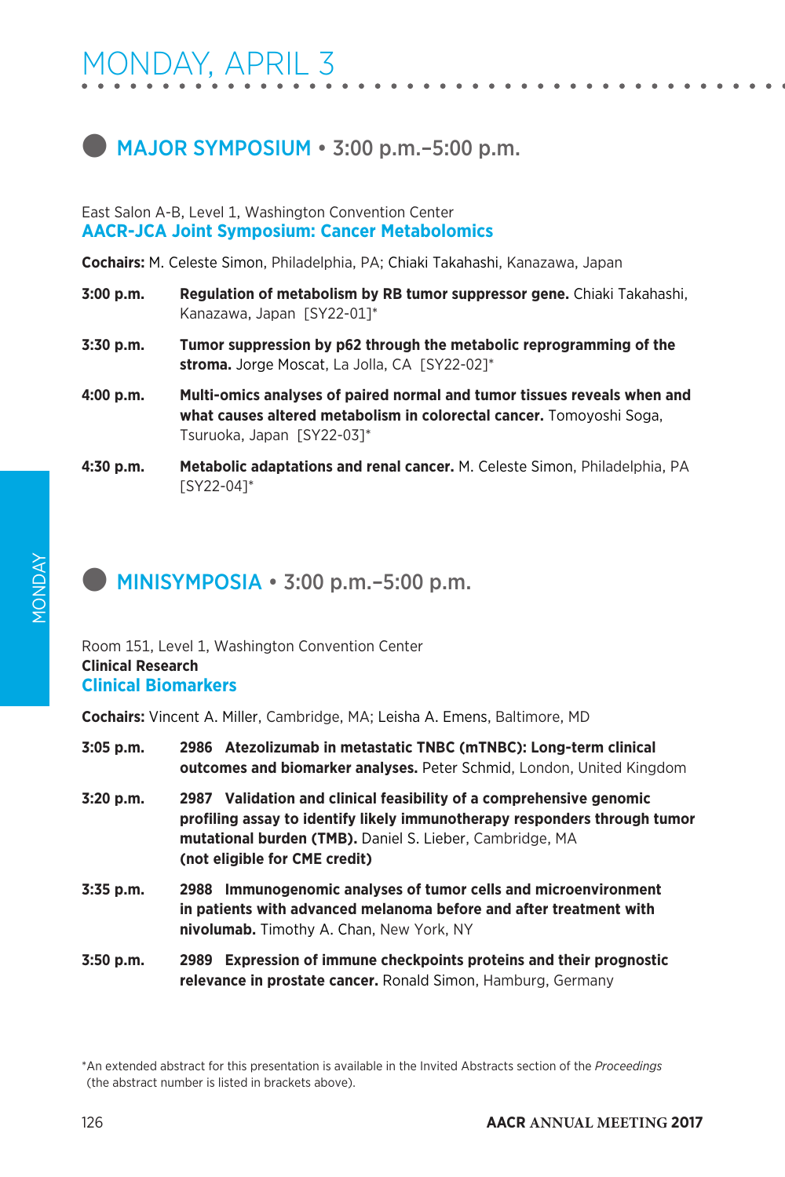# MONDAY, APRIL 3

## MAJOR SYMPOSIUM • 3:00 p.m.–5:00 p.m.

East Salon A-B, Level 1, Washington Convention Center

### AACR-JCA Joint Symposium: Cancer Metabolomics

**Cochairs:** M. Celeste Simon, Philadelphia, PA; Chiaki Takahashi, Kanazawa, Japan

**3:00 p.m.** **Regulation of metabolism by RB tumor suppressor gene.** Chiaki Takahashi, Kanazawa, Japan [SY22-01]*

**3:30 p.m.** **Tumor suppression by p62 through the metabolic reprogramming of the stroma.** Jorge Moscat, La Jolla, CA [SY22-02]*

**4:00 p.m.** **Multi-omics analyses of paired normal and tumor tissues reveals when and what causes altered metabolism in colorectal cancer.** Tomoyoshi Soga, Tsuruoka, Japan [SY22-03]*

**4:30 p.m.** **Metabolic adaptations and renal cancer.** M. Celeste Simon, Philadelphia, PA [SY22-04]*

## MINISYMPOSIA • 3:00 p.m.–5:00 p.m.

Room 151, Level 1, Washington Convention Center

**Clinical Research**

### Clinical Biomarkers

**Cochairs:** Vincent A. Miller, Cambridge, MA; Leisha A. Emens, Baltimore, MD

**3:05 p.m.** **2986 Atezolizumab in metastatic TNBC (mTNBC): Long-term clinical outcomes and biomarker analyses.** Peter Schmid, London, United Kingdom

**3:20 p.m.** **2987 Validation and clinical feasibility of a comprehensive genomic profiling assay to identify likely immunotherapy responders through tumor mutational burden (TMB).** Daniel S. Lieber, Cambridge, MA **(not eligible for CME credit)**

**3:35 p.m.** **2988 Immunogenomic analyses of tumor cells and microenvironment in patients with advanced melanoma before and after treatment with nivolumab.** Timothy A. Chan, New York, NY

**3:50 p.m.** **2989 Expression of immune checkpoints proteins and their prognostic relevance in prostate cancer.** Ronald Simon, Hamburg, Germany

*An extended abstract for this presentation is available in the Invited Abstracts section of the *Proceedings* (the abstract number is listed in brackets above).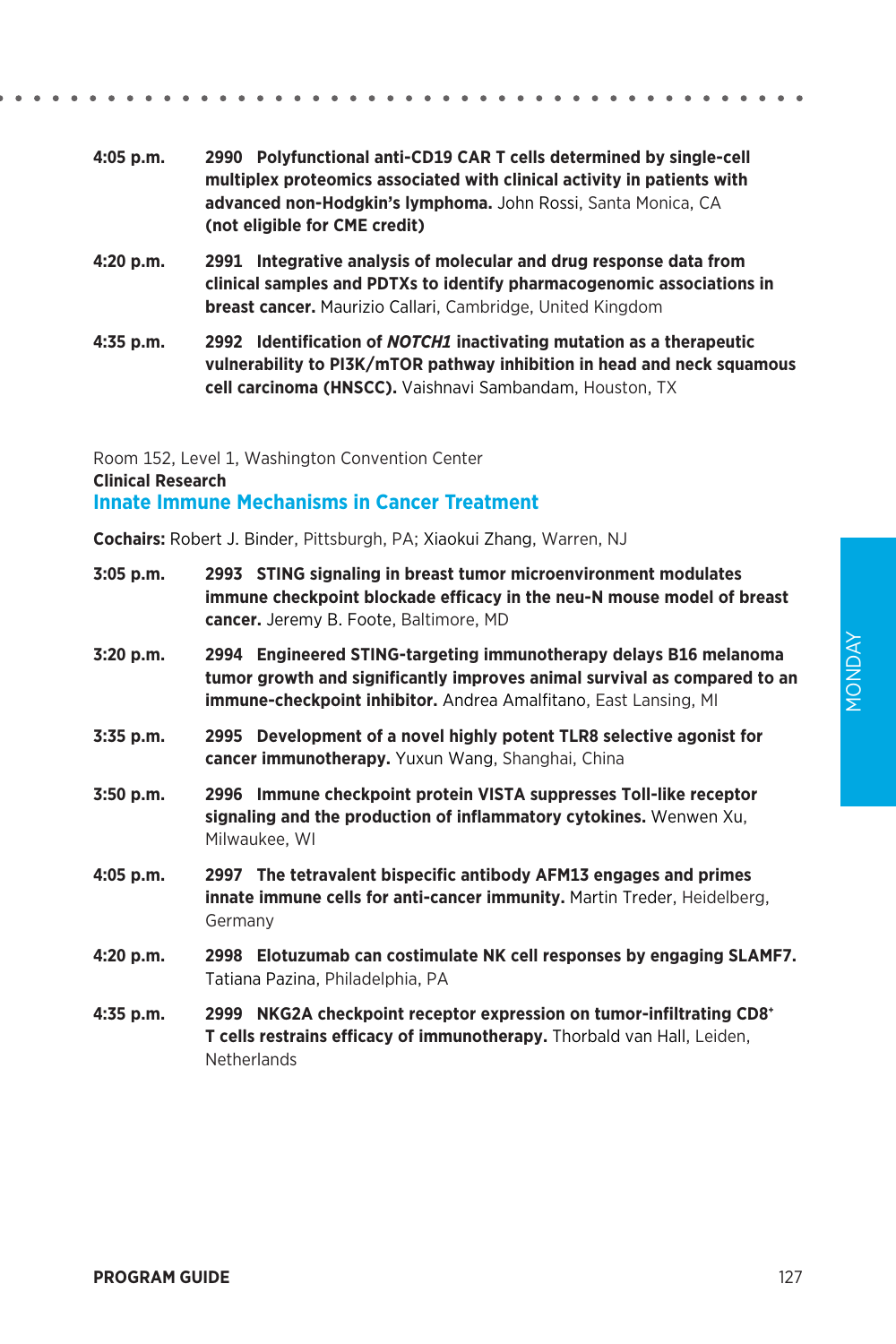**4:05 p.m.** **2990 Polyfunctional anti-CD19 CAR T cells determined by single-cell multiplex proteomics associated with clinical activity in patients with advanced non-Hodgkin's lymphoma.** John Rossi, Santa Monica, CA **(not eligible for CME credit)**

**4:20 p.m.** **2991 Integrative analysis of molecular and drug response data from clinical samples and PDTXs to identify pharmacogenomic associations in breast cancer.** Maurizio Callari, Cambridge, United Kingdom

**4:35 p.m.** **2992 Identification of *NOTCH1* inactivating mutation as a therapeutic vulnerability to PI3K/mTOR pathway inhibition in head and neck squamous cell carcinoma (HNSCC).** Vaishnavi Sambandam, Houston, TX

Room 152, Level 1, Washington Convention Center

**Clinical Research**

## Innate Immune Mechanisms in Cancer Treatment

**Cochairs:** Robert J. Binder, Pittsburgh, PA; Xiaokui Zhang, Warren, NJ

**3:05 p.m.** **2993 STING signaling in breast tumor microenvironment modulates immune checkpoint blockade efficacy in the neu-N mouse model of breast cancer.** Jeremy B. Foote, Baltimore, MD

**3:20 p.m.** **2994 Engineered STING-targeting immunotherapy delays B16 melanoma tumor growth and significantly improves animal survival as compared to an immune-checkpoint inhibitor.** Andrea Amalfitano, East Lansing, MI

**3:35 p.m.** **2995 Development of a novel highly potent TLR8 selective agonist for cancer immunotherapy.** Yuxun Wang, Shanghai, China

**3:50 p.m.** **2996 Immune checkpoint protein VISTA suppresses Toll-like receptor signaling and the production of inflammatory cytokines.** Wenwen Xu, Milwaukee, WI

**4:05 p.m.** **2997 The tetravalent bispecific antibody AFM13 engages and primes innate immune cells for anti-cancer immunity.** Martin Treder, Heidelberg, Germany

**4:20 p.m.** **2998 Elotuzumab can costimulate NK cell responses by engaging SLAMF7.** Tatiana Pazina, Philadelphia, PA

**4:35 p.m.** **2999 NKG2A checkpoint receptor expression on tumor-infiltrating $CD8^+$ T cells restrains efficacy of immunotherapy.** Thorbald van Hall, Leiden, Netherlands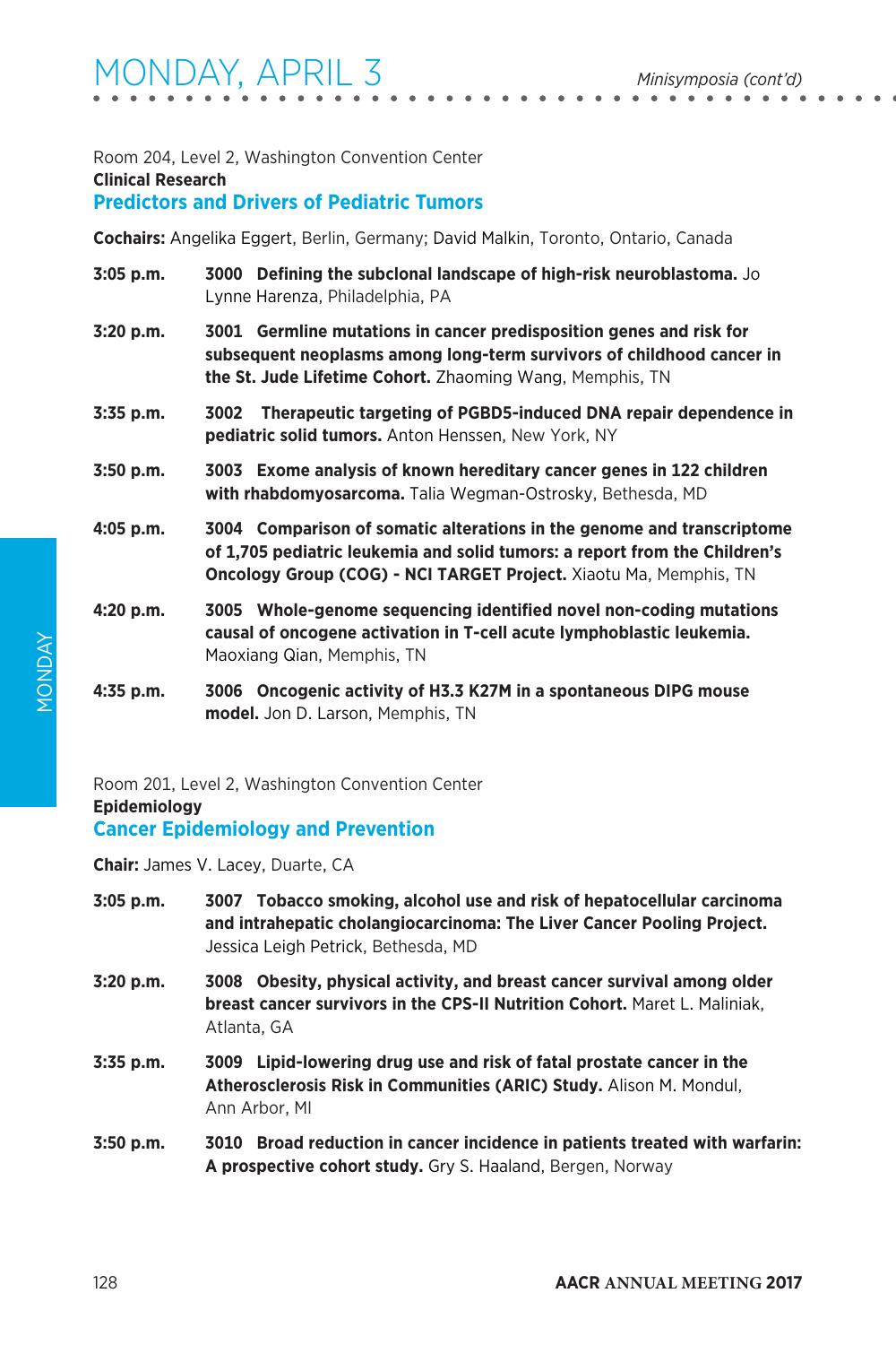Room 204, Level 2, Washington Convention Center
**Clinical Research**
## Predictors and Drivers of Pediatric Tumors

**Cochairs:** Angelika Eggert, Berlin, Germany; David Malkin, Toronto, Ontario, Canada

**3:05 p.m.** **3000 Defining the subclonal landscape of high-risk neuroblastoma.** Jo Lynne Harenza, Philadelphia, PA

**3:20 p.m.** **3001 Germline mutations in cancer predisposition genes and risk for subsequent neoplasms among long-term survivors of childhood cancer in the St. Jude Lifetime Cohort.** Zhaoming Wang, Memphis, TN

**3:35 p.m.** **3002 Therapeutic targeting of PGBD5-induced DNA repair dependence in pediatric solid tumors.** Anton Henssen, New York, NY

**3:50 p.m.** **3003 Exome analysis of known hereditary cancer genes in 122 children with rhabdomyosarcoma.** Talia Wegman-Ostrosky, Bethesda, MD

**4:05 p.m.** **3004 Comparison of somatic alterations in the genome and transcriptome of 1,705 pediatric leukemia and solid tumors: a report from the Children's Oncology Group (COG) - NCI TARGET Project.** Xiaotu Ma, Memphis, TN

**4:20 p.m.** **3005 Whole-genome sequencing identified novel non-coding mutations causal of oncogene activation in T-cell acute lymphoblastic leukemia.** Maoxiang Qian, Memphis, TN

**4:35 p.m.** **3006 Oncogenic activity of H3.3 K27M in a spontaneous DIPG mouse model.** Jon D. Larson, Memphis, TN

Room 201, Level 2, Washington Convention Center
**Epidemiology**
## Cancer Epidemiology and Prevention

**Chair:** James V. Lacey, Duarte, CA

**3:05 p.m.** **3007 Tobacco smoking, alcohol use and risk of hepatocellular carcinoma and intrahepatic cholangiocarcinoma: The Liver Cancer Pooling Project.** Jessica Leigh Petrick, Bethesda, MD

**3:20 p.m.** **3008 Obesity, physical activity, and breast cancer survival among older breast cancer survivors in the CPS-II Nutrition Cohort.** Maret L. Maliniak, Atlanta, GA

**3:35 p.m.** **3009 Lipid-lowering drug use and risk of fatal prostate cancer in the Atherosclerosis Risk in Communities (ARIC) Study.** Alison M. Mondul, Ann Arbor, MI

**3:50 p.m.** **3010 Broad reduction in cancer incidence in patients treated with warfarin: A prospective cohort study.** Gry S. Haaland, Bergen, Norway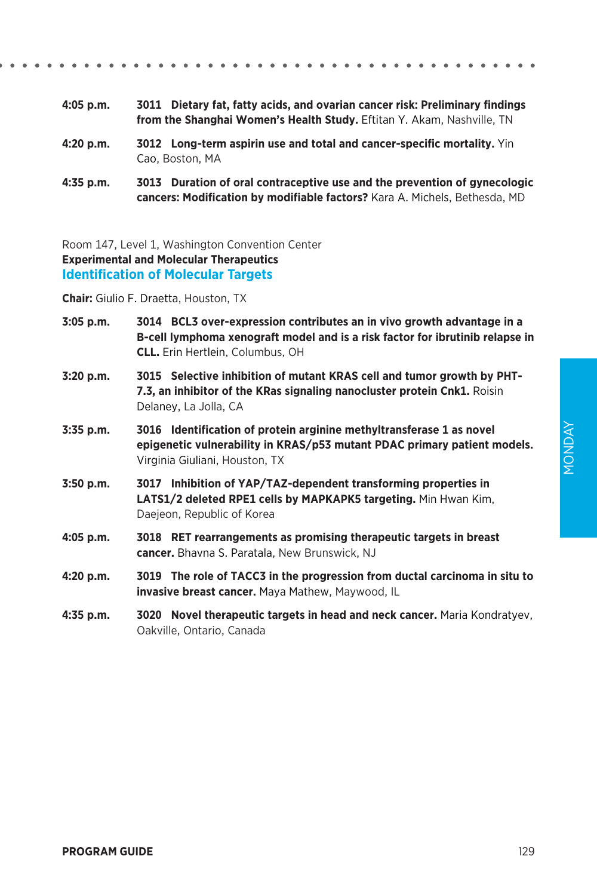**4:05 p.m.** **3011 Dietary fat, fatty acids, and ovarian cancer risk: Preliminary findings from the Shanghai Women's Health Study.** Eftitan Y. Akam, Nashville, TN

**4:20 p.m.** **3012 Long-term aspirin use and total and cancer-specific mortality.** Yin Cao, Boston, MA

**4:35 p.m.** **3013 Duration of oral contraceptive use and the prevention of gynecologic cancers: Modification by modifiable factors?** Kara A. Michels, Bethesda, MD

Room 147, Level 1, Washington Convention Center

**Experimental and Molecular Therapeutics**

## Identification of Molecular Targets

**Chair:** Giulio F. Draetta, Houston, TX

**3:05 p.m.** **3014 BCL3 over-expression contributes an in vivo growth advantage in a B-cell lymphoma xenograft model and is a risk factor for ibrutinib relapse in CLL.** Erin Hertlein, Columbus, OH

**3:20 p.m.** **3015 Selective inhibition of mutant KRAS cell and tumor growth by PHT-7.3, an inhibitor of the KRas signaling nanocluster protein Cnk1.** Roisin Delaney, La Jolla, CA

**3:35 p.m.** **3016 Identification of protein arginine methyltransferase 1 as novel epigenetic vulnerability in KRAS/p53 mutant PDAC primary patient models.** Virginia Giuliani, Houston, TX

**3:50 p.m.** **3017 Inhibition of YAP/TAZ-dependent transforming properties in LATS1/2 deleted RPE1 cells by MAPKAPK5 targeting.** Min Hwan Kim, Daejeon, Republic of Korea

**4:05 p.m.** **3018 RET rearrangements as promising therapeutic targets in breast cancer.** Bhavna S. Paratala, New Brunswick, NJ

**4:20 p.m.** **3019 The role of TACC3 in the progression from ductal carcinoma in situ to invasive breast cancer.** Maya Mathew, Maywood, IL

**4:35 p.m.** **3020 Novel therapeutic targets in head and neck cancer.** Maria Kondratyev, Oakville, Ontario, Canada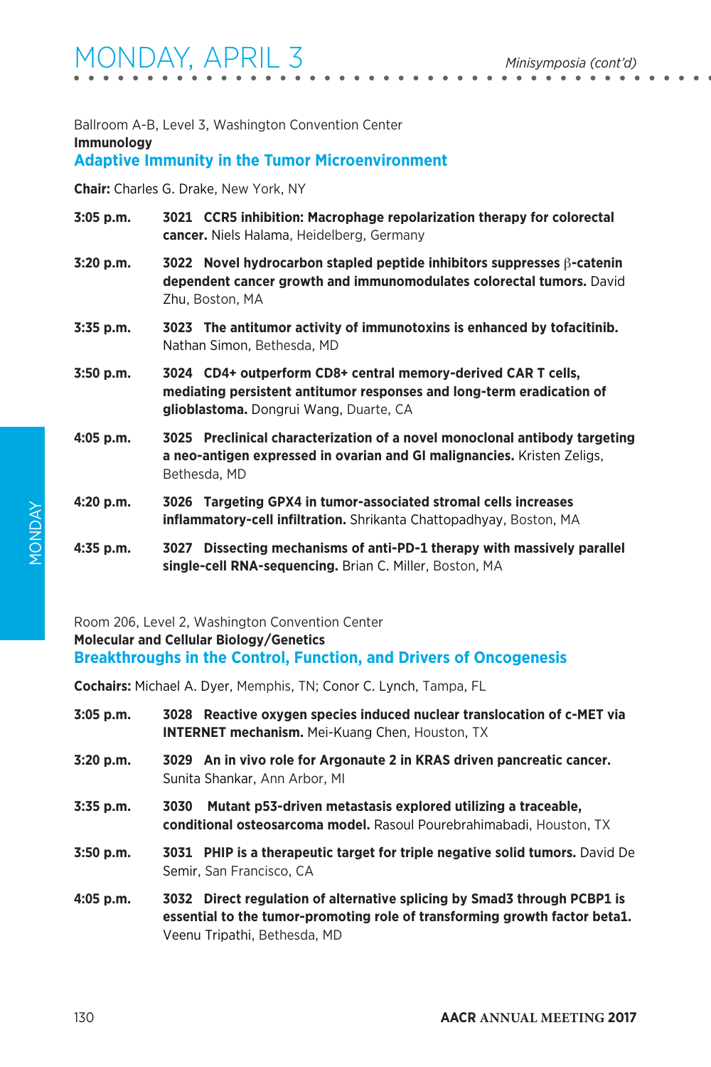# MONDAY, APRIL 3

*Minisymposia (cont'd)*

Ballroom A-B, Level 3, Washington Convention Center

**Immunology**

## Adaptive Immunity in the Tumor Microenvironment

**Chair:** Charles G. Drake, New York, NY

**3:05 p.m.** **3021 CCR5 inhibition: Macrophage repolarization therapy for colorectal cancer.** Niels Halama, Heidelberg, Germany

**3:20 p.m.** **3022 Novel hydrocarbon stapled peptide inhibitors suppresses β-catenin dependent cancer growth and immunomodulates colorectal tumors.** David Zhu, Boston, MA

**3:35 p.m.** **3023 The antitumor activity of immunotoxins is enhanced by tofacitinib.** Nathan Simon, Bethesda, MD

**3:50 p.m.** **3024 CD4+ outperform CD8+ central memory-derived CAR T cells, mediating persistent antitumor responses and long-term eradication of glioblastoma.** Dongrui Wang, Duarte, CA

**4:05 p.m.** **3025 Preclinical characterization of a novel monoclonal antibody targeting a neo-antigen expressed in ovarian and GI malignancies.** Kristen Zeligs, Bethesda, MD

**4:20 p.m.** **3026 Targeting GPX4 in tumor-associated stromal cells increases inflammatory-cell infiltration.** Shrikanta Chattopadhyay, Boston, MA

**4:35 p.m.** **3027 Dissecting mechanisms of anti-PD-1 therapy with massively parallel single-cell RNA-sequencing.** Brian C. Miller, Boston, MA

Room 206, Level 2, Washington Convention Center

**Molecular and Cellular Biology/Genetics**

## Breakthroughs in the Control, Function, and Drivers of Oncogenesis

**Cochairs:** Michael A. Dyer, Memphis, TN; Conor C. Lynch, Tampa, FL

**3:05 p.m.** **3028 Reactive oxygen species induced nuclear translocation of c-MET via INTERNET mechanism.** Mei-Kuang Chen, Houston, TX

**3:20 p.m.** **3029 An in vivo role for Argonaute 2 in KRAS driven pancreatic cancer.** Sunita Shankar, Ann Arbor, MI

**3:35 p.m.** **3030 Mutant p53-driven metastasis explored utilizing a traceable, conditional osteosarcoma model.** Rasoul Pourebrahimabadi, Houston, TX

**3:50 p.m.** **3031 PHIP is a therapeutic target for triple negative solid tumors.** David De Semir, San Francisco, CA

**4:05 p.m.** **3032 Direct regulation of alternative splicing by Smad3 through PCBP1 is essential to the tumor-promoting role of transforming growth factor beta1.** Veenu Tripathi, Bethesda, MD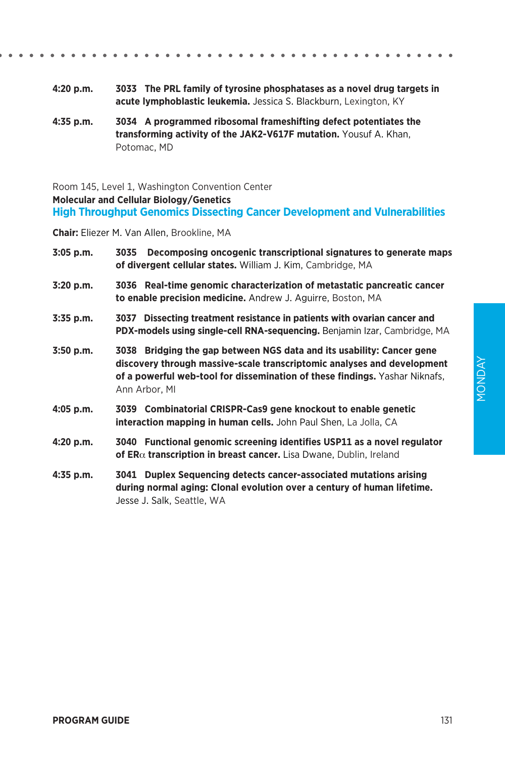**4:20 p.m.** **3033 The PRL family of tyrosine phosphatases as a novel drug targets in acute lymphoblastic leukemia.** Jessica S. Blackburn, Lexington, KY

**4:35 p.m.** **3034 A programmed ribosomal frameshifting defect potentiates the transforming activity of the JAK2-V617F mutation.** Yousuf A. Khan, Potomac, MD

Room 145, Level 1, Washington Convention Center

**Molecular and Cellular Biology/Genetics**

## High Throughput Genomics Dissecting Cancer Development and Vulnerabilities

**Chair:** Eliezer M. Van Allen, Brookline, MA

**3:05 p.m.** **3035 Decomposing oncogenic transcriptional signatures to generate maps of divergent cellular states.** William J. Kim, Cambridge, MA

**3:20 p.m.** **3036 Real-time genomic characterization of metastatic pancreatic cancer to enable precision medicine.** Andrew J. Aguirre, Boston, MA

**3:35 p.m.** **3037 Dissecting treatment resistance in patients with ovarian cancer and PDX-models using single-cell RNA-sequencing.** Benjamin Izar, Cambridge, MA

**3:50 p.m.** **3038 Bridging the gap between NGS data and its usability: Cancer gene discovery through massive-scale transcriptomic analyses and development of a powerful web-tool for dissemination of these findings.** Yashar Niknafs, Ann Arbor, MI

**4:05 p.m.** **3039 Combinatorial CRISPR-Cas9 gene knockout to enable genetic interaction mapping in human cells.** John Paul Shen, La Jolla, CA

**4:20 p.m.** **3040 Functional genomic screening identifies USP11 as a novel regulator of ERα transcription in breast cancer.** Lisa Dwane, Dublin, Ireland

**4:35 p.m.** **3041 Duplex Sequencing detects cancer-associated mutations arising during normal aging: Clonal evolution over a century of human lifetime.** Jesse J. Salk, Seattle, WA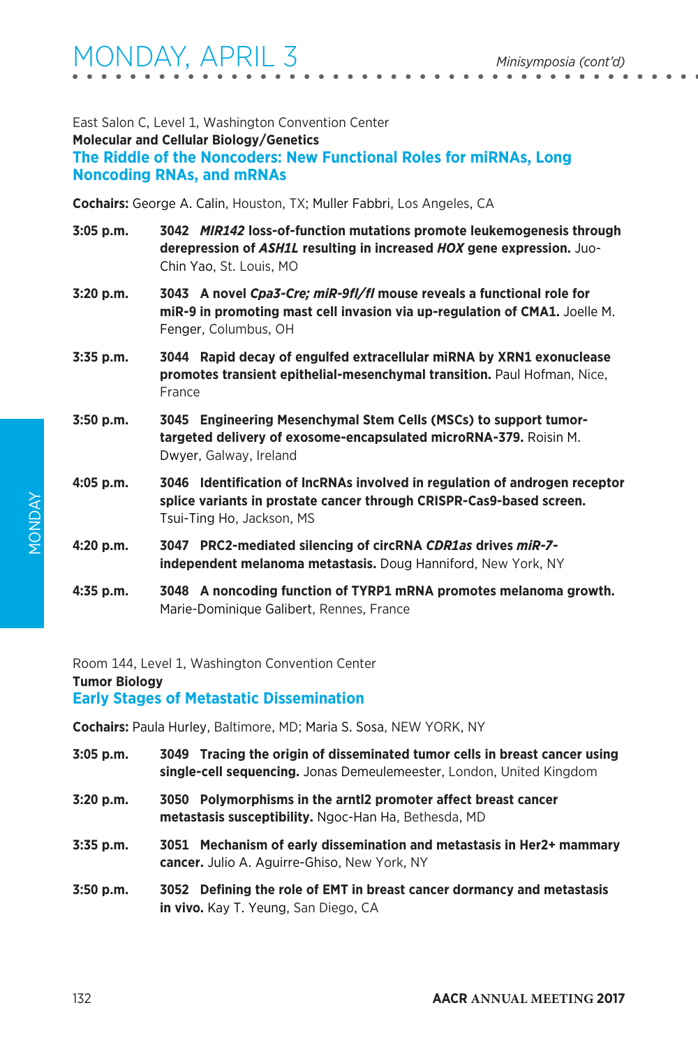East Salon C, Level 1, Washington Convention Center

**Molecular and Cellular Biology/Genetics**

## The Riddle of the Noncoders: New Functional Roles for miRNAs, Long Noncoding RNAs, and mRNAs

**Cochairs:** George A. Calin, Houston, TX; Muller Fabbri, Los Angeles, CA

**3:05 p.m.** **3042** ***MIR142*** **loss-of-function mutations promote leukemogenesis through derepression of** ***ASH1L*** **resulting in increased** ***HOX*** **gene expression.** Juo-Chin Yao, St. Louis, MO

**3:20 p.m.** **3043 A novel** ***Cpa3-Cre; miR-9fl/fl*** **mouse reveals a functional role for miR-9 in promoting mast cell invasion via up-regulation of CMA1.** Joelle M. Fenger, Columbus, OH

**3:35 p.m.** **3044 Rapid decay of engulfed extracellular miRNA by XRN1 exonuclease promotes transient epithelial-mesenchymal transition.** Paul Hofman, Nice, France

**3:50 p.m.** **3045 Engineering Mesenchymal Stem Cells (MSCs) to support tumor-targeted delivery of exosome-encapsulated microRNA-379.** Roisin M. Dwyer, Galway, Ireland

**4:05 p.m.** **3046 Identification of lncRNAs involved in regulation of androgen receptor splice variants in prostate cancer through CRISPR-Cas9-based screen.** Tsui-Ting Ho, Jackson, MS

**4:20 p.m.** **3047 PRC2-mediated silencing of circRNA** ***CDR1as*** **drives** ***miR-7*****-independent melanoma metastasis.** Doug Hanniford, New York, NY

**4:35 p.m.** **3048 A noncoding function of TYRP1 mRNA promotes melanoma growth.** Marie-Dominique Galibert, Rennes, France

Room 144, Level 1, Washington Convention Center

**Tumor Biology**

## Early Stages of Metastatic Dissemination

**Cochairs:** Paula Hurley, Baltimore, MD; Maria S. Sosa, NEW YORK, NY

**3:05 p.m.** **3049 Tracing the origin of disseminated tumor cells in breast cancer using single-cell sequencing.** Jonas Demeulemeester, London, United Kingdom

**3:20 p.m.** **3050 Polymorphisms in the arntl2 promoter affect breast cancer metastasis susceptibility.** Ngoc-Han Ha, Bethesda, MD

**3:35 p.m.** **3051 Mechanism of early dissemination and metastasis in Her2+ mammary cancer.** Julio A. Aguirre-Ghiso, New York, NY

**3:50 p.m.** **3052 Defining the role of EMT in breast cancer dormancy and metastasis in vivo.** Kay T. Yeung, San Diego, CA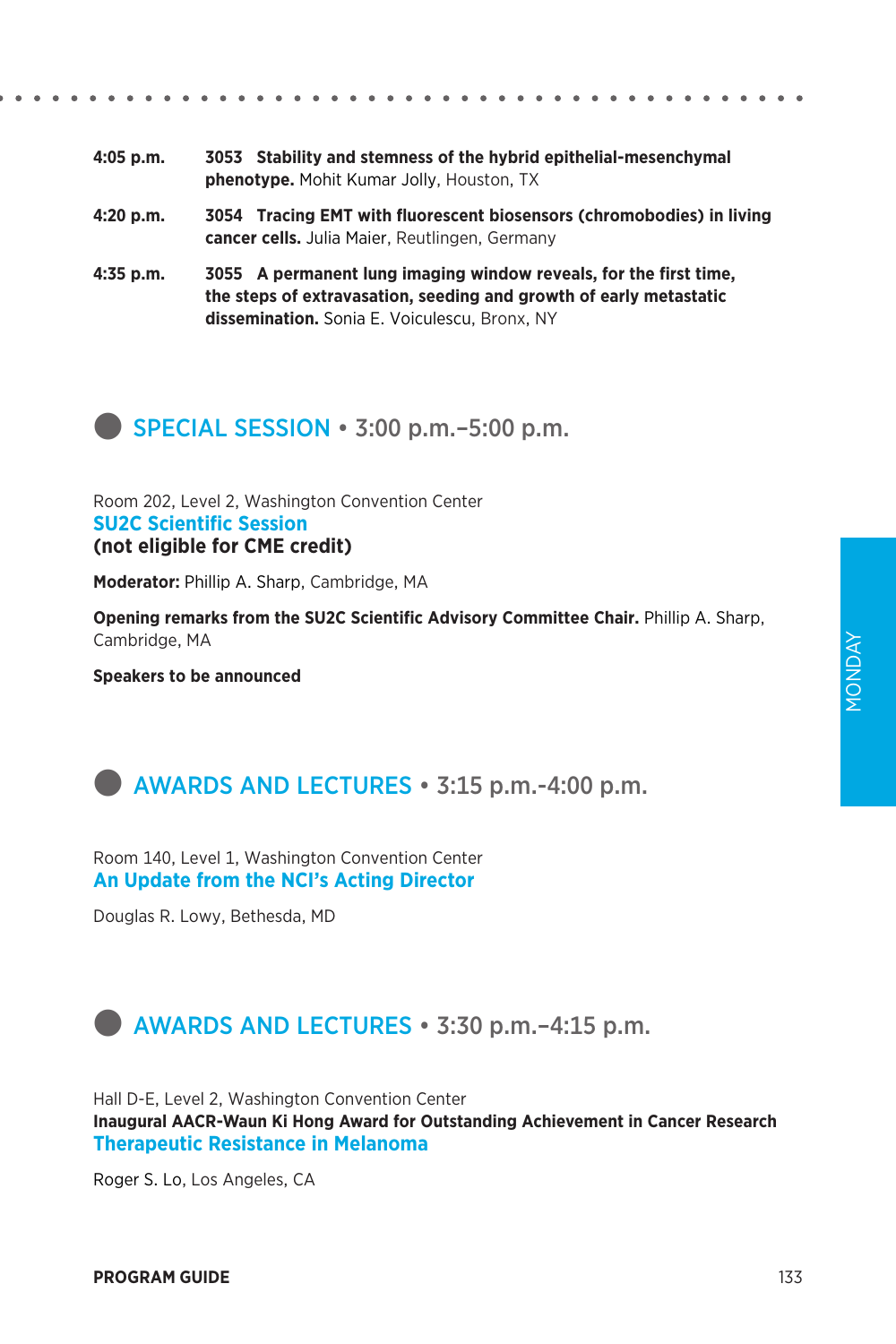**4:05 p.m.** **3053 Stability and stemness of the hybrid epithelial-mesenchymal phenotype.** Mohit Kumar Jolly, Houston, TX

**4:20 p.m.** **3054 Tracing EMT with fluorescent biosensors (chromobodies) in living cancer cells.** Julia Maier, Reutlingen, Germany

**4:35 p.m.** **3055 A permanent lung imaging window reveals, for the first time, the steps of extravasation, seeding and growth of early metastatic dissemination.** Sonia E. Voiculescu, Bronx, NY

## SPECIAL SESSION • 3:00 p.m.–5:00 p.m.

Room 202, Level 2, Washington Convention Center

### SU2C Scientific Session

**(not eligible for CME credit)**

**Moderator:** Phillip A. Sharp, Cambridge, MA

**Opening remarks from the SU2C Scientific Advisory Committee Chair.** Phillip A. Sharp, Cambridge, MA

**Speakers to be announced**

## AWARDS AND LECTURES • 3:15 p.m.-4:00 p.m.

Room 140, Level 1, Washington Convention Center

### An Update from the NCI's Acting Director

Douglas R. Lowy, Bethesda, MD

## AWARDS AND LECTURES • 3:30 p.m.–4:15 p.m.

Hall D-E, Level 2, Washington Convention Center

**Inaugural AACR-Waun Ki Hong Award for Outstanding Achievement in Cancer Research**

### Therapeutic Resistance in Melanoma

Roger S. Lo, Los Angeles, CA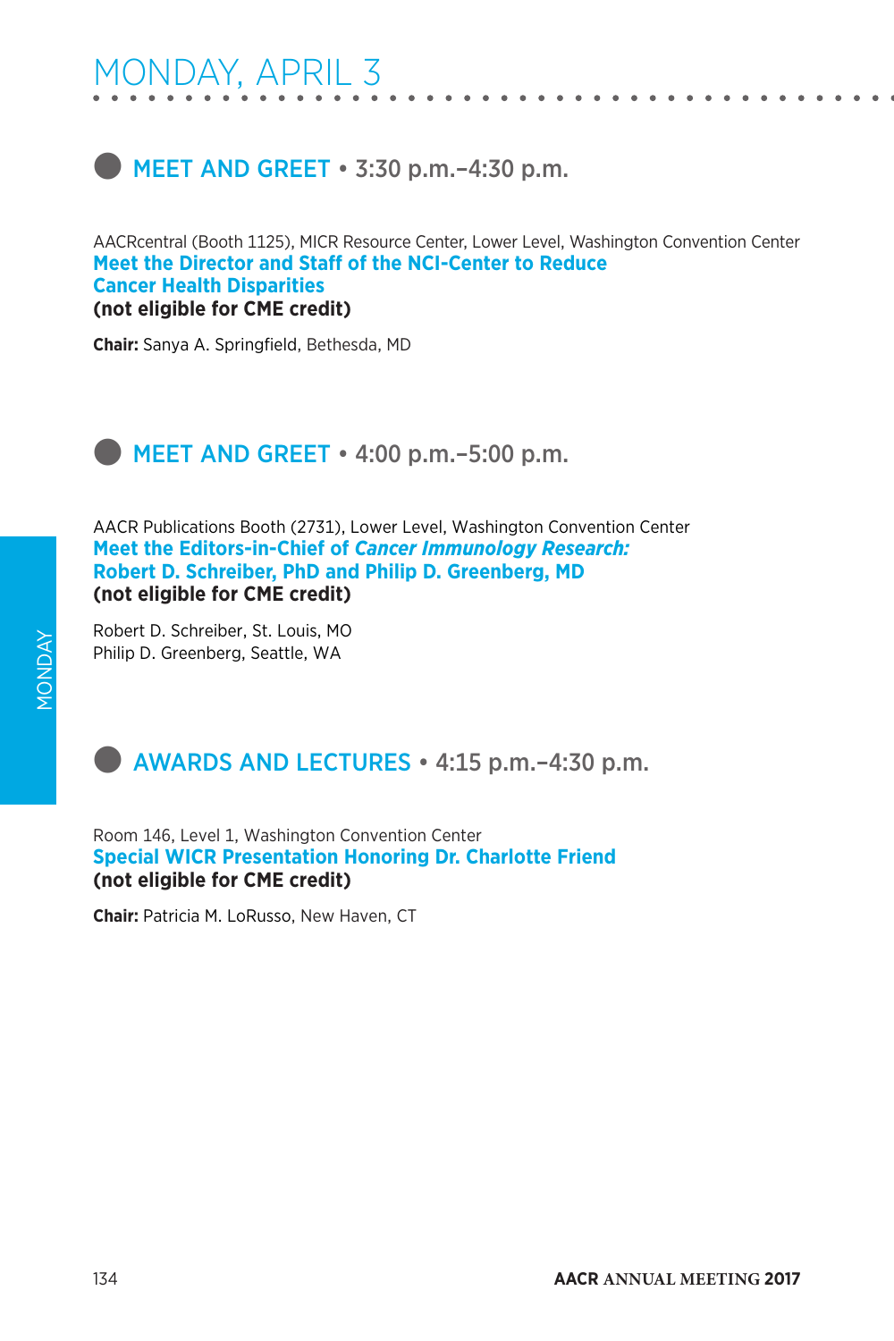# MONDAY, APRIL 3

## MEET AND GREET • 3:30 p.m.–4:30 p.m.

AACRcentral (Booth 1125), MICR Resource Center, Lower Level, Washington Convention Center

**Meet the Director and Staff of the NCI-Center to Reduce Cancer Health Disparities**
**(not eligible for CME credit)**

**Chair:** Sanya A. Springfield, Bethesda, MD

## MEET AND GREET • 4:00 p.m.–5:00 p.m.

AACR Publications Booth (2731), Lower Level, Washington Convention Center

**Meet the Editors-in-Chief of *Cancer Immunology Research:* Robert D. Schreiber, PhD and Philip D. Greenberg, MD**
**(not eligible for CME credit)**

Robert D. Schreiber, St. Louis, MO
Philip D. Greenberg, Seattle, WA

## AWARDS AND LECTURES • 4:15 p.m.–4:30 p.m.

Room 146, Level 1, Washington Convention Center

**Special WICR Presentation Honoring Dr. Charlotte Friend**
**(not eligible for CME credit)**

**Chair:** Patricia M. LoRusso, New Haven, CT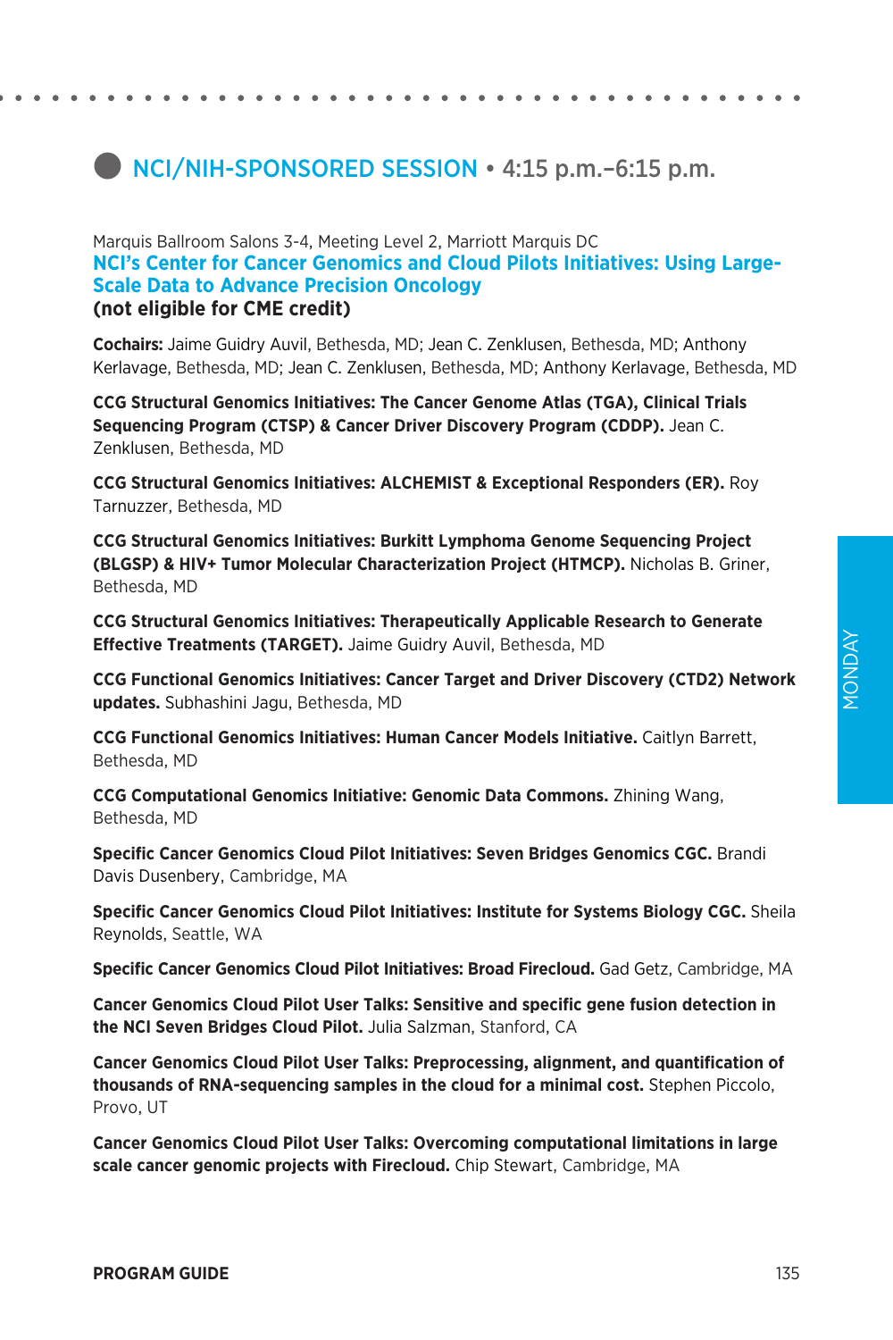## NCI/NIH-SPONSORED SESSION • 4:15 p.m.–6:15 p.m.

Marquis Ballroom Salons 3-4, Meeting Level 2, Marriott Marquis DC

### NCI's Center for Cancer Genomics and Cloud Pilots Initiatives: Using Large-Scale Data to Advance Precision Oncology

**(not eligible for CME credit)**

**Cochairs:** Jaime Guidry Auvil, Bethesda, MD; Jean C. Zenklusen, Bethesda, MD; Anthony Kerlavage, Bethesda, MD; Jean C. Zenklusen, Bethesda, MD; Anthony Kerlavage, Bethesda, MD

**CCG Structural Genomics Initiatives: The Cancer Genome Atlas (TGA), Clinical Trials Sequencing Program (CTSP) & Cancer Driver Discovery Program (CDDP).** Jean C. Zenklusen, Bethesda, MD

**CCG Structural Genomics Initiatives: ALCHEMIST & Exceptional Responders (ER).** Roy Tarnuzzer, Bethesda, MD

**CCG Structural Genomics Initiatives: Burkitt Lymphoma Genome Sequencing Project (BLGSP) & HIV+ Tumor Molecular Characterization Project (HTMCP).** Nicholas B. Griner, Bethesda, MD

**CCG Structural Genomics Initiatives: Therapeutically Applicable Research to Generate Effective Treatments (TARGET).** Jaime Guidry Auvil, Bethesda, MD

**CCG Functional Genomics Initiatives: Cancer Target and Driver Discovery (CTD2) Network updates.** Subhashini Jagu, Bethesda, MD

**CCG Functional Genomics Initiatives: Human Cancer Models Initiative.** Caitlyn Barrett, Bethesda, MD

**CCG Computational Genomics Initiative: Genomic Data Commons.** Zhining Wang, Bethesda, MD

**Specific Cancer Genomics Cloud Pilot Initiatives: Seven Bridges Genomics CGC.** Brandi Davis Dusenbery, Cambridge, MA

**Specific Cancer Genomics Cloud Pilot Initiatives: Institute for Systems Biology CGC.** Sheila Reynolds, Seattle, WA

**Specific Cancer Genomics Cloud Pilot Initiatives: Broad Firecloud.** Gad Getz, Cambridge, MA

**Cancer Genomics Cloud Pilot User Talks: Sensitive and specific gene fusion detection in the NCI Seven Bridges Cloud Pilot.** Julia Salzman, Stanford, CA

**Cancer Genomics Cloud Pilot User Talks: Preprocessing, alignment, and quantification of thousands of RNA-sequencing samples in the cloud for a minimal cost.** Stephen Piccolo, Provo, UT

**Cancer Genomics Cloud Pilot User Talks: Overcoming computational limitations in large scale cancer genomic projects with Firecloud.** Chip Stewart, Cambridge, MA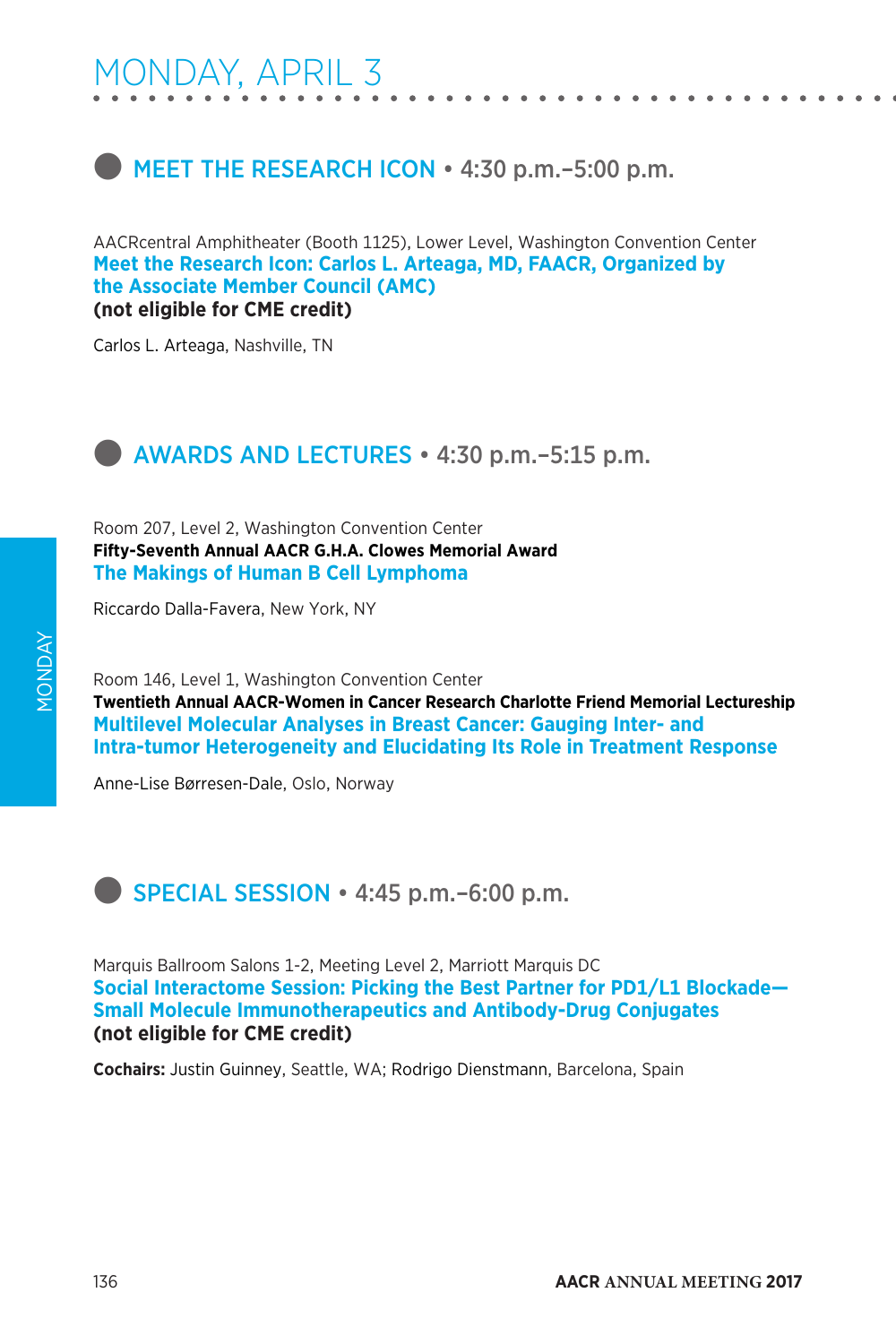# MONDAY, APRIL 3

## MEET THE RESEARCH ICON • 4:30 p.m.–5:00 p.m.

AACRcentral Amphitheater (Booth 1125), Lower Level, Washington Convention Center
**Meet the Research Icon: Carlos L. Arteaga, MD, FAACR, Organized by the Associate Member Council (AMC)**
**(not eligible for CME credit)**

Carlos L. Arteaga, Nashville, TN

## AWARDS AND LECTURES • 4:30 p.m.–5:15 p.m.

Room 207, Level 2, Washington Convention Center
**Fifty-Seventh Annual AACR G.H.A. Clowes Memorial Award**
**The Makings of Human B Cell Lymphoma**

Riccardo Dalla-Favera, New York, NY

Room 146, Level 1, Washington Convention Center
**Twentieth Annual AACR-Women in Cancer Research Charlotte Friend Memorial Lectureship**
**Multilevel Molecular Analyses in Breast Cancer: Gauging Inter- and Intra-tumor Heterogeneity and Elucidating Its Role in Treatment Response**

Anne-Lise Børresen-Dale, Oslo, Norway

## SPECIAL SESSION • 4:45 p.m.–6:00 p.m.

Marquis Ballroom Salons 1-2, Meeting Level 2, Marriott Marquis DC
**Social Interactome Session: Picking the Best Partner for PD1/L1 Blockade—Small Molecule Immunotherapeutics and Antibody-Drug Conjugates**
**(not eligible for CME credit)**

**Cochairs:** Justin Guinney, Seattle, WA; Rodrigo Dienstmann, Barcelona, Spain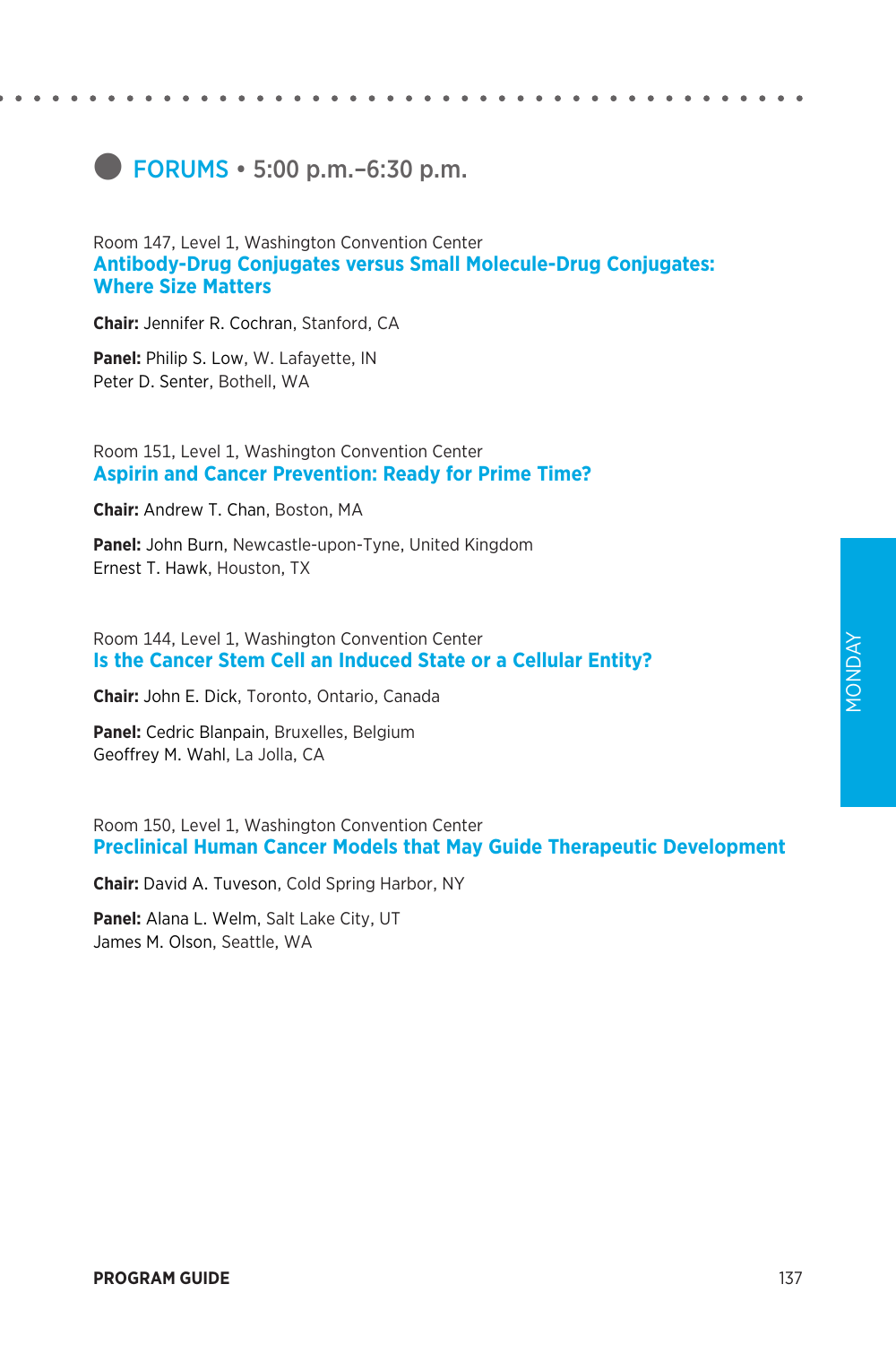## FORUMS • 5:00 p.m.–6:30 p.m.

Room 147, Level 1, Washington Convention Center

### Antibody-Drug Conjugates versus Small Molecule-Drug Conjugates: Where Size Matters

**Chair:** Jennifer R. Cochran, Stanford, CA

**Panel:** Philip S. Low, W. Lafayette, IN
Peter D. Senter, Bothell, WA

Room 151, Level 1, Washington Convention Center

### Aspirin and Cancer Prevention: Ready for Prime Time?

**Chair:** Andrew T. Chan, Boston, MA

**Panel:** John Burn, Newcastle-upon-Tyne, United Kingdom
Ernest T. Hawk, Houston, TX

Room 144, Level 1, Washington Convention Center

### Is the Cancer Stem Cell an Induced State or a Cellular Entity?

**Chair:** John E. Dick, Toronto, Ontario, Canada

**Panel:** Cedric Blanpain, Bruxelles, Belgium
Geoffrey M. Wahl, La Jolla, CA

Room 150, Level 1, Washington Convention Center

### Preclinical Human Cancer Models that May Guide Therapeutic Development

**Chair:** David A. Tuveson, Cold Spring Harbor, NY

**Panel:** Alana L. Welm, Salt Lake City, UT
James M. Olson, Seattle, WA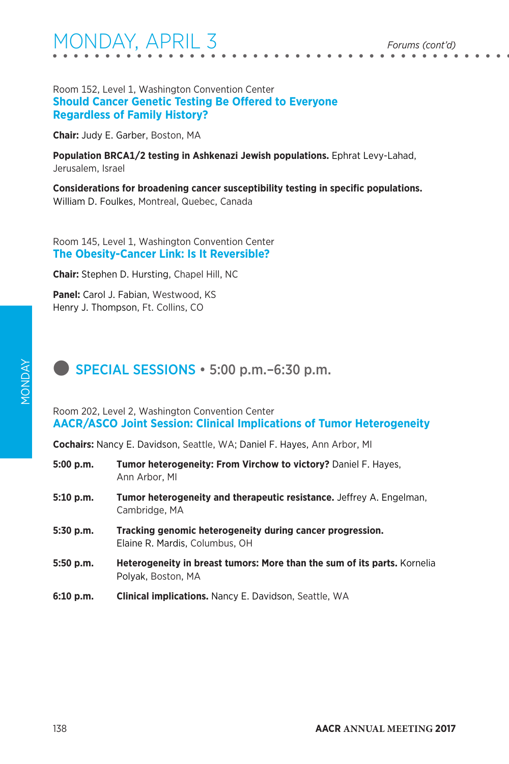Room 152, Level 1, Washington Convention Center

### Should Cancer Genetic Testing Be Offered to Everyone Regardless of Family History?

**Chair:** Judy E. Garber, Boston, MA

**Population BRCA1/2 testing in Ashkenazi Jewish populations.** Ephrat Levy-Lahad, Jerusalem, Israel

**Considerations for broadening cancer susceptibility testing in specific populations.** William D. Foulkes, Montreal, Quebec, Canada

Room 145, Level 1, Washington Convention Center

### The Obesity-Cancer Link: Is It Reversible?

**Chair:** Stephen D. Hursting, Chapel Hill, NC

**Panel:** Carol J. Fabian, Westwood, KS
Henry J. Thompson, Ft. Collins, CO

## SPECIAL SESSIONS • 5:00 p.m.–6:30 p.m.

Room 202, Level 2, Washington Convention Center

### AACR/ASCO Joint Session: Clinical Implications of Tumor Heterogeneity

**Cochairs:** Nancy E. Davidson, Seattle, WA; Daniel F. Hayes, Ann Arbor, MI

**5:00 p.m.** **Tumor heterogeneity: From Virchow to victory?** Daniel F. Hayes, Ann Arbor, MI

**5:10 p.m.** **Tumor heterogeneity and therapeutic resistance.** Jeffrey A. Engelman, Cambridge, MA

**5:30 p.m.** **Tracking genomic heterogeneity during cancer progression.** Elaine R. Mardis, Columbus, OH

**5:50 p.m.** **Heterogeneity in breast tumors: More than the sum of its parts.** Kornelia Polyak, Boston, MA

**6:10 p.m.** **Clinical implications.** Nancy E. Davidson, Seattle, WA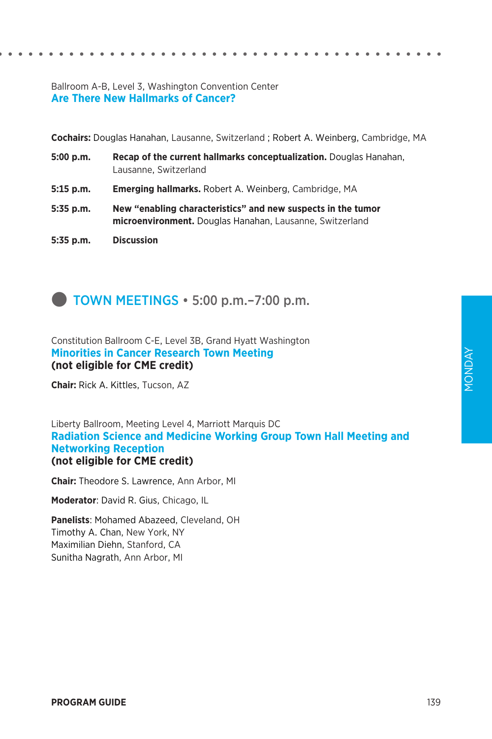Ballroom A-B, Level 3, Washington Convention Center

### Are There New Hallmarks of Cancer?

**Cochairs:** Douglas Hanahan, Lausanne, Switzerland ; Robert A. Weinberg, Cambridge, MA

**5:00 p.m.** **Recap of the current hallmarks conceptualization.** Douglas Hanahan, Lausanne, Switzerland

**5:15 p.m.** **Emerging hallmarks.** Robert A. Weinberg, Cambridge, MA

**5:35 p.m.** **New "enabling characteristics" and new suspects in the tumor microenvironment.** Douglas Hanahan, Lausanne, Switzerland

**5:35 p.m.** **Discussion**

## TOWN MEETINGS • 5:00 p.m.–7:00 p.m.

Constitution Ballroom C-E, Level 3B, Grand Hyatt Washington

### Minorities in Cancer Research Town Meeting

**(not eligible for CME credit)**

**Chair:** Rick A. Kittles, Tucson, AZ

Liberty Ballroom, Meeting Level 4, Marriott Marquis DC

### Radiation Science and Medicine Working Group Town Hall Meeting and Networking Reception

**(not eligible for CME credit)**

**Chair:** Theodore S. Lawrence, Ann Arbor, MI

**Moderator**: David R. Gius, Chicago, IL

**Panelists**: Mohamed Abazeed, Cleveland, OH  
Timothy A. Chan, New York, NY  
Maximilian Diehn, Stanford, CA  
Sunitha Nagrath, Ann Arbor, MI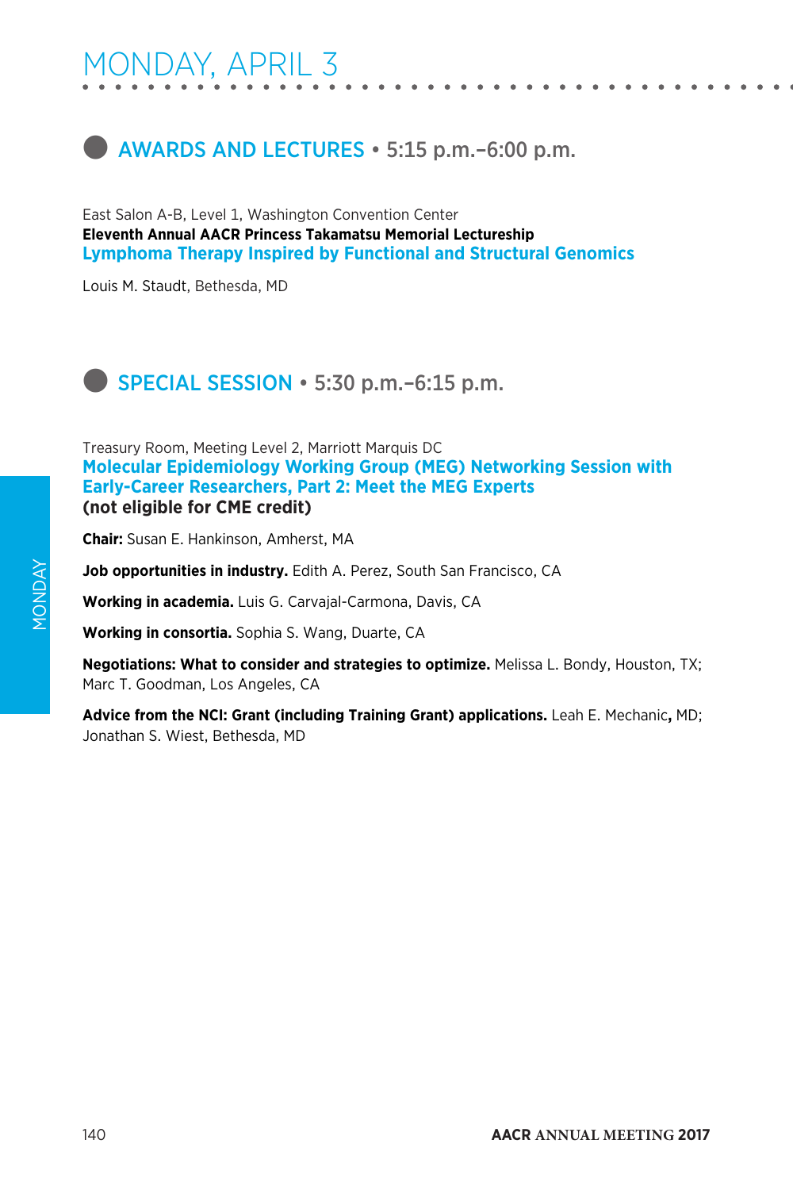# MONDAY, APRIL 3

## AWARDS AND LECTURES • 5:15 p.m.–6:00 p.m.

East Salon A-B, Level 1, Washington Convention Center
**Eleventh Annual AACR Princess Takamatsu Memorial Lectureship**
**Lymphoma Therapy Inspired by Functional and Structural Genomics**

Louis M. Staudt, Bethesda, MD

## SPECIAL SESSION • 5:30 p.m.–6:15 p.m.

Treasury Room, Meeting Level 2, Marriott Marquis DC
**Molecular Epidemiology Working Group (MEG) Networking Session with Early-Career Researchers, Part 2: Meet the MEG Experts**
**(not eligible for CME credit)**

**Chair:** Susan E. Hankinson, Amherst, MA

**Job opportunities in industry.** Edith A. Perez, South San Francisco, CA

**Working in academia.** Luis G. Carvajal-Carmona, Davis, CA

**Working in consortia.** Sophia S. Wang, Duarte, CA

**Negotiations: What to consider and strategies to optimize.** Melissa L. Bondy, Houston, TX; Marc T. Goodman, Los Angeles, CA

**Advice from the NCI: Grant (including Training Grant) applications.** Leah E. Mechanic, MD; Jonathan S. Wiest, Bethesda, MD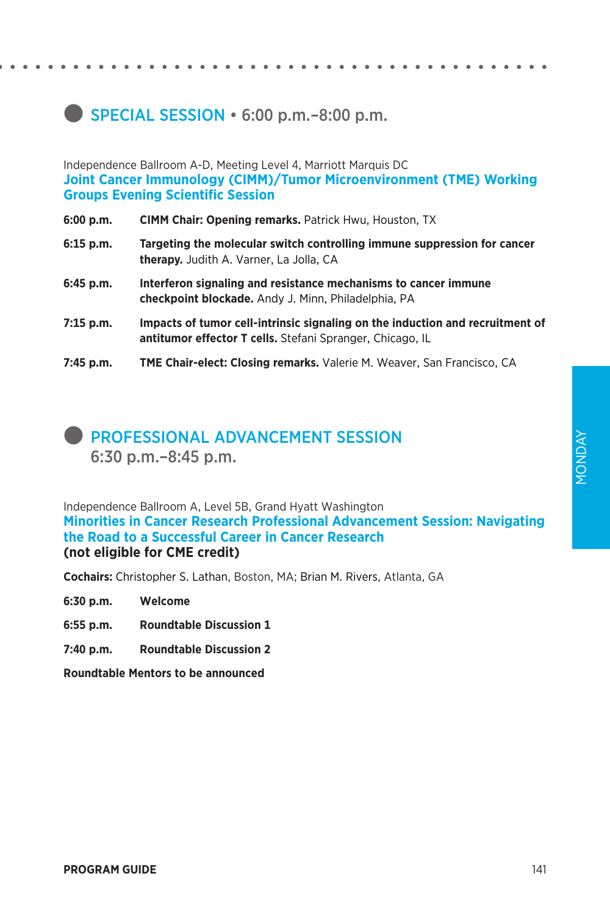## SPECIAL SESSION • 6:00 p.m.–8:00 p.m.

Independence Ballroom A-D, Meeting Level 4, Marriott Marquis DC

### Joint Cancer Immunology (CIMM)/Tumor Microenvironment (TME) Working Groups Evening Scientific Session

**6:00 p.m.** **CIMM Chair: Opening remarks.** Patrick Hwu, Houston, TX

**6:15 p.m.** **Targeting the molecular switch controlling immune suppression for cancer therapy.** Judith A. Varner, La Jolla, CA

**6:45 p.m.** **Interferon signaling and resistance mechanisms to cancer immune checkpoint blockade.** Andy J. Minn, Philadelphia, PA

**7:15 p.m.** **Impacts of tumor cell-intrinsic signaling on the induction and recruitment of antitumor effector T cells.** Stefani Spranger, Chicago, IL

**7:45 p.m.** **TME Chair-elect: Closing remarks.** Valerie M. Weaver, San Francisco, CA

## PROFESSIONAL ADVANCEMENT SESSION
6:30 p.m.–8:45 p.m.

Independence Ballroom A, Level 5B, Grand Hyatt Washington

### Minorities in Cancer Research Professional Advancement Session: Navigating the Road to a Successful Career in Cancer Research

**(not eligible for CME credit)**

**Cochairs:** Christopher S. Lathan, Boston, MA; Brian M. Rivers, Atlanta, GA

**6:30 p.m.** **Welcome**

**6:55 p.m.** **Roundtable Discussion 1**

**7:40 p.m.** **Roundtable Discussion 2**

**Roundtable Mentors to be announced**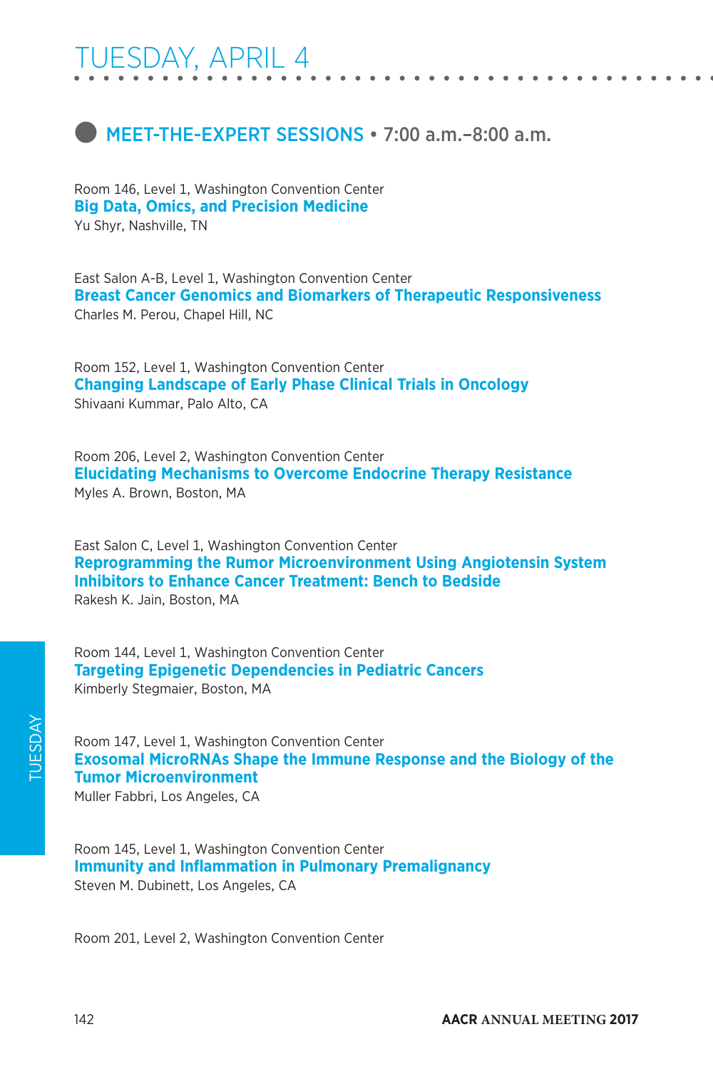# TUESDAY, APRIL 4

## MEET-THE-EXPERT SESSIONS • 7:00 a.m.–8:00 a.m.

Room 146, Level 1, Washington Convention Center
**Big Data, Omics, and Precision Medicine**
Yu Shyr, Nashville, TN

East Salon A-B, Level 1, Washington Convention Center
**Breast Cancer Genomics and Biomarkers of Therapeutic Responsiveness**
Charles M. Perou, Chapel Hill, NC

Room 152, Level 1, Washington Convention Center
**Changing Landscape of Early Phase Clinical Trials in Oncology**
Shivaani Kummar, Palo Alto, CA

Room 206, Level 2, Washington Convention Center
**Elucidating Mechanisms to Overcome Endocrine Therapy Resistance**
Myles A. Brown, Boston, MA

East Salon C, Level 1, Washington Convention Center
**Reprogramming the Rumor Microenvironment Using Angiotensin System Inhibitors to Enhance Cancer Treatment: Bench to Bedside**
Rakesh K. Jain, Boston, MA

Room 144, Level 1, Washington Convention Center
**Targeting Epigenetic Dependencies in Pediatric Cancers**
Kimberly Stegmaier, Boston, MA

Room 147, Level 1, Washington Convention Center
**Exosomal MicroRNAs Shape the Immune Response and the Biology of the Tumor Microenvironment**
Muller Fabbri, Los Angeles, CA

Room 145, Level 1, Washington Convention Center
**Immunity and Inflammation in Pulmonary Premalignancy**
Steven M. Dubinett, Los Angeles, CA

Room 201, Level 2, Washington Convention Center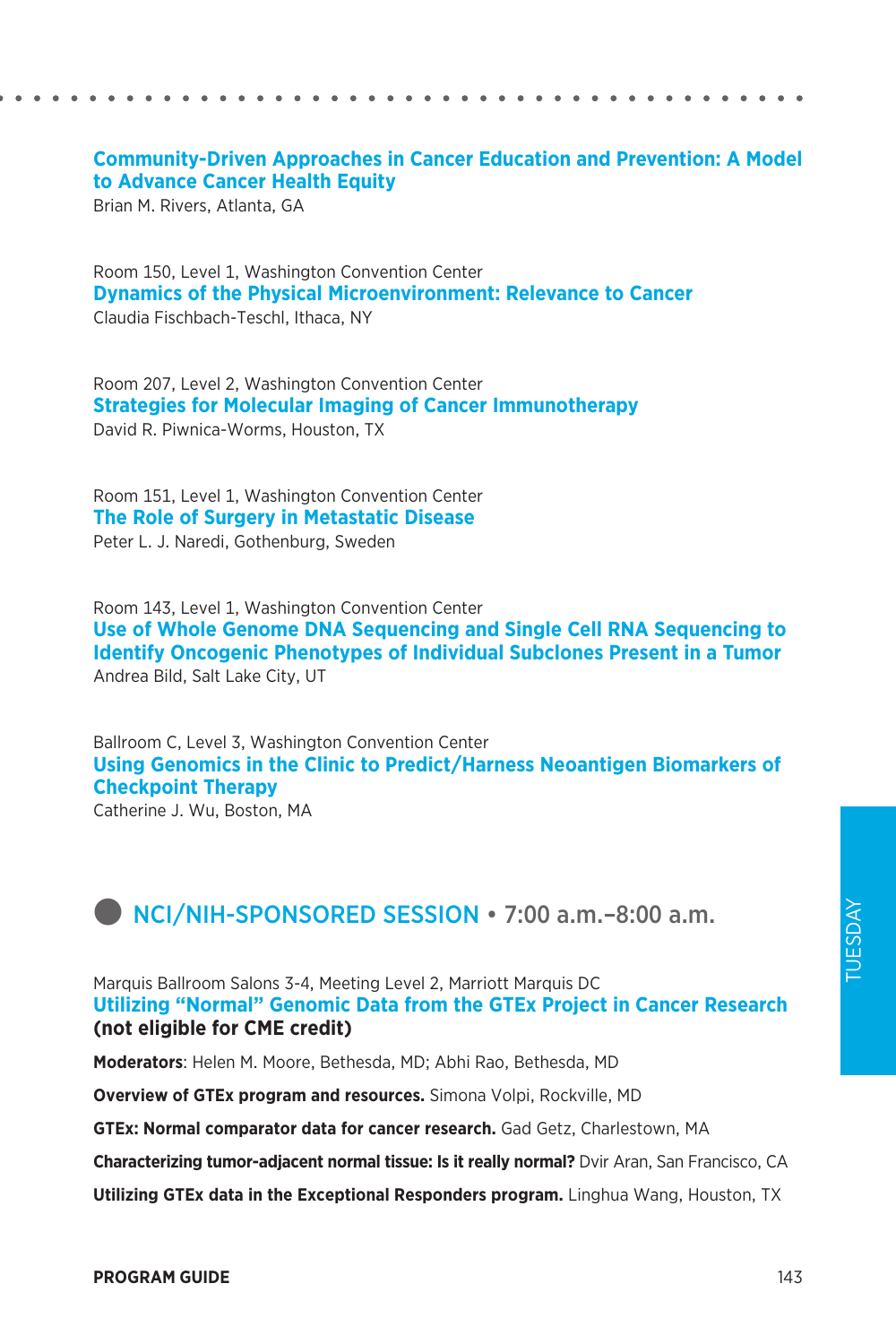### Community-Driven Approaches in Cancer Education and Prevention: A Model to Advance Cancer Health Equity

Brian M. Rivers, Atlanta, GA

Room 150, Level 1, Washington Convention Center

### Dynamics of the Physical Microenvironment: Relevance to Cancer

Claudia Fischbach-Teschl, Ithaca, NY

Room 207, Level 2, Washington Convention Center

### Strategies for Molecular Imaging of Cancer Immunotherapy

David R. Piwnica-Worms, Houston, TX

Room 151, Level 1, Washington Convention Center

### The Role of Surgery in Metastatic Disease

Peter L. J. Naredi, Gothenburg, Sweden

Room 143, Level 1, Washington Convention Center

### Use of Whole Genome DNA Sequencing and Single Cell RNA Sequencing to Identify Oncogenic Phenotypes of Individual Subclones Present in a Tumor

Andrea Bild, Salt Lake City, UT

Ballroom C, Level 3, Washington Convention Center

### Using Genomics in the Clinic to Predict/Harness Neoantigen Biomarkers of Checkpoint Therapy

Catherine J. Wu, Boston, MA

## NCI/NIH-SPONSORED SESSION • 7:00 a.m.–8:00 a.m.

Marquis Ballroom Salons 3-4, Meeting Level 2, Marriott Marquis DC

### Utilizing “Normal” Genomic Data from the GTEx Project in Cancer Research (not eligible for CME credit)

**Moderators**: Helen M. Moore, Bethesda, MD; Abhi Rao, Bethesda, MD

**Overview of GTEx program and resources.** Simona Volpi, Rockville, MD

**GTEx: Normal comparator data for cancer research.** Gad Getz, Charlestown, MA

**Characterizing tumor-adjacent normal tissue: Is it really normal?** Dvir Aran, San Francisco, CA

**Utilizing GTEx data in the Exceptional Responders program.** Linghua Wang, Houston, TX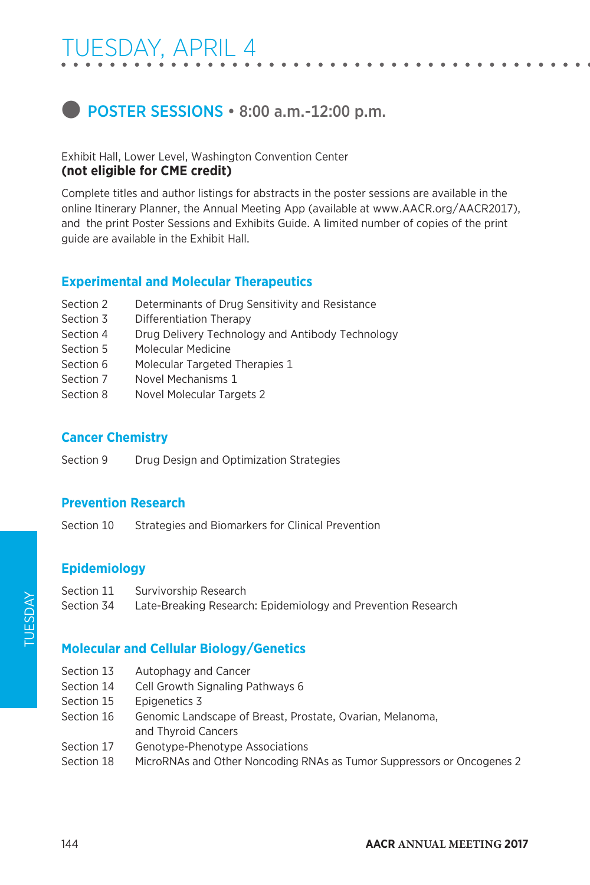# TUESDAY, APRIL 4

## POSTER SESSIONS • 8:00 a.m.-12:00 p.m.

Exhibit Hall, Lower Level, Washington Convention Center
**(not eligible for CME credit)**

Complete titles and author listings for abstracts in the poster sessions are available in the online Itinerary Planner, the Annual Meeting App (available at www.AACR.org/AACR2017), and the print Poster Sessions and Exhibits Guide. A limited number of copies of the print guide are available in the Exhibit Hall.

### Experimental and Molecular Therapeutics

| | |
|---|---|
| Section 2 | Determinants of Drug Sensitivity and Resistance |
| Section 3 | Differentiation Therapy |
| Section 4 | Drug Delivery Technology and Antibody Technology |
| Section 5 | Molecular Medicine |
| Section 6 | Molecular Targeted Therapies 1 |
| Section 7 | Novel Mechanisms 1 |
| Section 8 | Novel Molecular Targets 2 |

### Cancer Chemistry

| | |
|---|---|
| Section 9 | Drug Design and Optimization Strategies |

### Prevention Research

| | |
|---|---|
| Section 10 | Strategies and Biomarkers for Clinical Prevention |

### Epidemiology

| | |
|---|---|
| Section 11 | Survivorship Research |
| Section 34 | Late-Breaking Research: Epidemiology and Prevention Research |

### Molecular and Cellular Biology/Genetics

| | |
|---|---|
| Section 13 | Autophagy and Cancer |
| Section 14 | Cell Growth Signaling Pathways 6 |
| Section 15 | Epigenetics 3 |
| Section 16 | Genomic Landscape of Breast, Prostate, Ovarian, Melanoma, and Thyroid Cancers |
| Section 17 | Genotype-Phenotype Associations |
| Section 18 | MicroRNAs and Other Noncoding RNAs as Tumor Suppressors or Oncogenes 2 |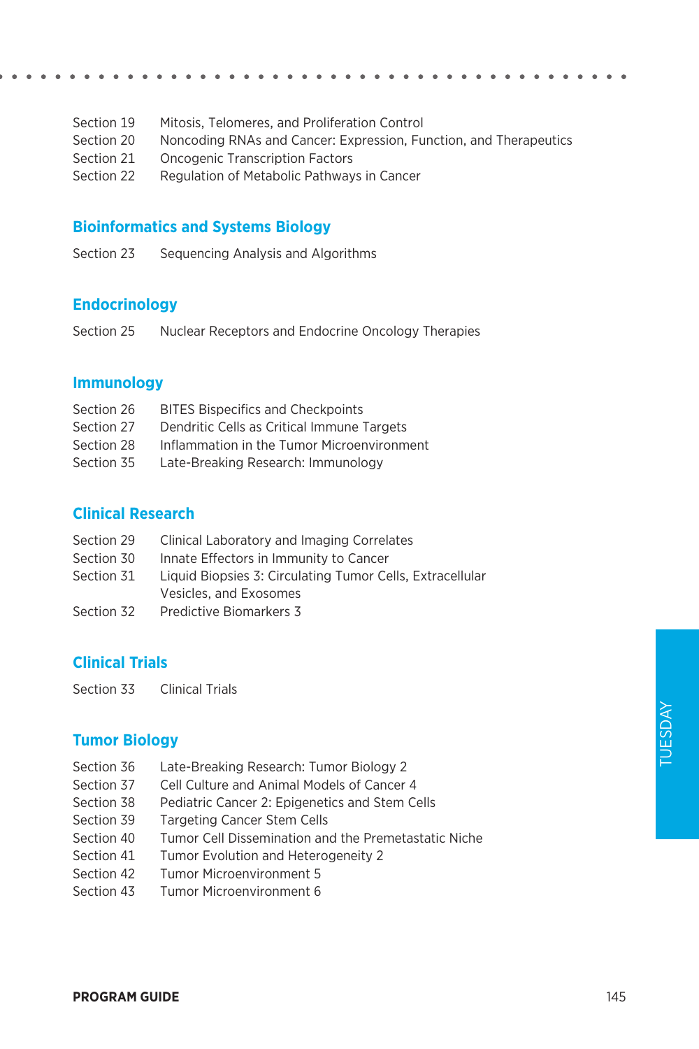Section 19 Mitosis, Telomeres, and Proliferation Control
Section 20 Noncoding RNAs and Cancer: Expression, Function, and Therapeutics
Section 21 Oncogenic Transcription Factors
Section 22 Regulation of Metabolic Pathways in Cancer

## Bioinformatics and Systems Biology

Section 23 Sequencing Analysis and Algorithms

## Endocrinology

Section 25 Nuclear Receptors and Endocrine Oncology Therapies

## Immunology

Section 26 BITES Bispecifics and Checkpoints
Section 27 Dendritic Cells as Critical Immune Targets
Section 28 Inflammation in the Tumor Microenvironment
Section 35 Late-Breaking Research: Immunology

## Clinical Research

Section 29 Clinical Laboratory and Imaging Correlates
Section 30 Innate Effectors in Immunity to Cancer
Section 31 Liquid Biopsies 3: Circulating Tumor Cells, Extracellular Vesicles, and Exosomes
Section 32 Predictive Biomarkers 3

## Clinical Trials

Section 33 Clinical Trials

## Tumor Biology

Section 36 Late-Breaking Research: Tumor Biology 2
Section 37 Cell Culture and Animal Models of Cancer 4
Section 38 Pediatric Cancer 2: Epigenetics and Stem Cells
Section 39 Targeting Cancer Stem Cells
Section 40 Tumor Cell Dissemination and the Premetastatic Niche
Section 41 Tumor Evolution and Heterogeneity 2
Section 42 Tumor Microenvironment 5
Section 43 Tumor Microenvironment 6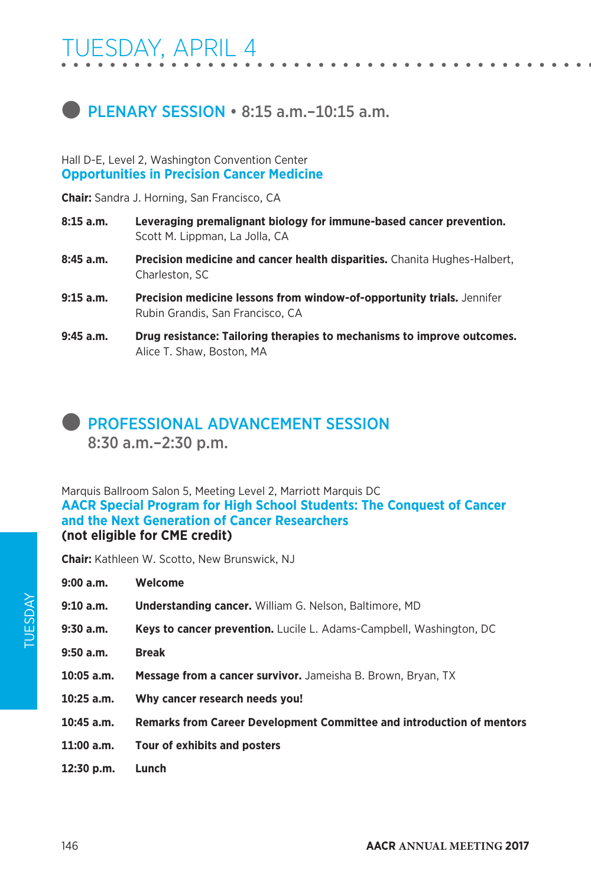# TUESDAY, APRIL 4

## PLENARY SESSION • 8:15 a.m.–10:15 a.m.

Hall D-E, Level 2, Washington Convention Center

### Opportunities in Precision Cancer Medicine

**Chair:** Sandra J. Horning, San Francisco, CA

**8:15 a.m.** **Leveraging premalignant biology for immune-based cancer prevention.** Scott M. Lippman, La Jolla, CA

**8:45 a.m.** **Precision medicine and cancer health disparities.** Chanita Hughes-Halbert, Charleston, SC

**9:15 a.m.** **Precision medicine lessons from window-of-opportunity trials.** Jennifer Rubin Grandis, San Francisco, CA

**9:45 a.m.** **Drug resistance: Tailoring therapies to mechanisms to improve outcomes.** Alice T. Shaw, Boston, MA

## PROFESSIONAL ADVANCEMENT SESSION 8:30 a.m.–2:30 p.m.

Marquis Ballroom Salon 5, Meeting Level 2, Marriott Marquis DC

### AACR Special Program for High School Students: The Conquest of Cancer and the Next Generation of Cancer Researchers

**(not eligible for CME credit)**

**Chair:** Kathleen W. Scotto, New Brunswick, NJ

**9:00 a.m.** **Welcome**

**9:10 a.m.** **Understanding cancer.** William G. Nelson, Baltimore, MD

**9:30 a.m.** **Keys to cancer prevention.** Lucile L. Adams-Campbell, Washington, DC

**9:50 a.m.** **Break**

**10:05 a.m.** **Message from a cancer survivor.** Jameisha B. Brown, Bryan, TX

**10:25 a.m.** **Why cancer research needs you!**

**10:45 a.m.** **Remarks from Career Development Committee and introduction of mentors**

**11:00 a.m.** **Tour of exhibits and posters**

**12:30 p.m.** **Lunch**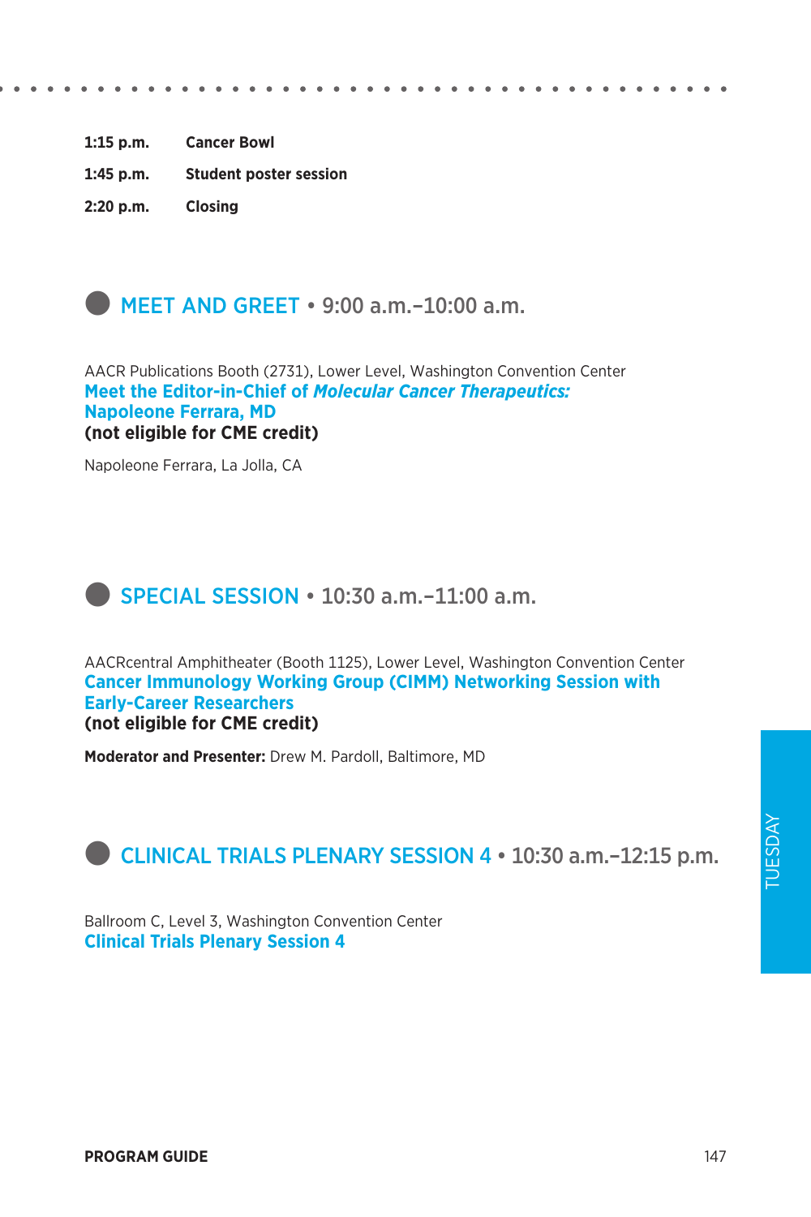**1:15 p.m.** **Cancer Bowl**

**1:45 p.m.** **Student poster session**

**2:20 p.m.** **Closing**

## MEET AND GREET • 9:00 a.m.–10:00 a.m.

AACR Publications Booth (2731), Lower Level, Washington Convention Center

**Meet the Editor-in-Chief of *Molecular Cancer Therapeutics:* Napoleone Ferrara, MD**

**(not eligible for CME credit)**

Napoleone Ferrara, La Jolla, CA

## SPECIAL SESSION • 10:30 a.m.–11:00 a.m.

AACRcentral Amphitheater (Booth 1125), Lower Level, Washington Convention Center

**Cancer Immunology Working Group (CIMM) Networking Session with Early-Career Researchers**

**(not eligible for CME credit)**

**Moderator and Presenter:** Drew M. Pardoll, Baltimore, MD

## CLINICAL TRIALS PLENARY SESSION 4 • 10:30 a.m.–12:15 p.m.

Ballroom C, Level 3, Washington Convention Center

**Clinical Trials Plenary Session 4**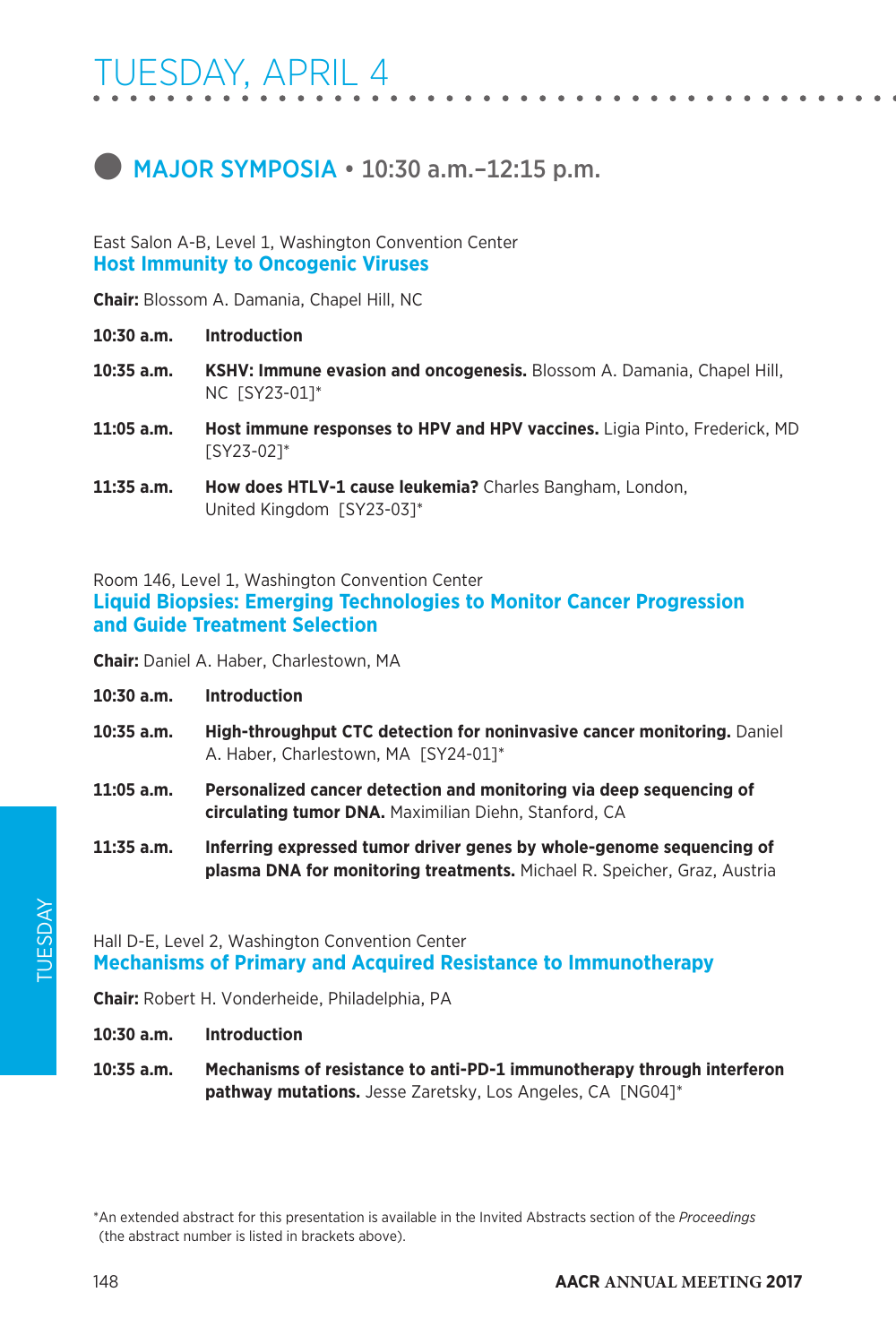# TUESDAY, APRIL 4

## MAJOR SYMPOSIA • 10:30 a.m.–12:15 p.m.

East Salon A-B, Level 1, Washington Convention Center

### Host Immunity to Oncogenic Viruses

**Chair:** Blossom A. Damania, Chapel Hill, NC

**10:30 a.m.** **Introduction**

**10:35 a.m.** **KSHV: Immune evasion and oncogenesis.** Blossom A. Damania, Chapel Hill, NC [SY23-01]*

**11:05 a.m.** **Host immune responses to HPV and HPV vaccines.** Ligia Pinto, Frederick, MD [SY23-02]*

**11:35 a.m.** **How does HTLV-1 cause leukemia?** Charles Bangham, London, United Kingdom [SY23-03]*

Room 146, Level 1, Washington Convention Center

### Liquid Biopsies: Emerging Technologies to Monitor Cancer Progression and Guide Treatment Selection

**Chair:** Daniel A. Haber, Charlestown, MA

**10:30 a.m.** **Introduction**

**10:35 a.m.** **High-throughput CTC detection for noninvasive cancer monitoring.** Daniel A. Haber, Charlestown, MA [SY24-01]*

**11:05 a.m.** **Personalized cancer detection and monitoring via deep sequencing of circulating tumor DNA.** Maximilian Diehn, Stanford, CA

**11:35 a.m.** **Inferring expressed tumor driver genes by whole-genome sequencing of plasma DNA for monitoring treatments.** Michael R. Speicher, Graz, Austria

Hall D-E, Level 2, Washington Convention Center

### Mechanisms of Primary and Acquired Resistance to Immunotherapy

**Chair:** Robert H. Vonderheide, Philadelphia, PA

**10:30 a.m.** **Introduction**

**10:35 a.m.** **Mechanisms of resistance to anti-PD-1 immunotherapy through interferon pathway mutations.** Jesse Zaretsky, Los Angeles, CA [NG04]*

*An extended abstract for this presentation is available in the Invited Abstracts section of the *Proceedings* (the abstract number is listed in brackets above).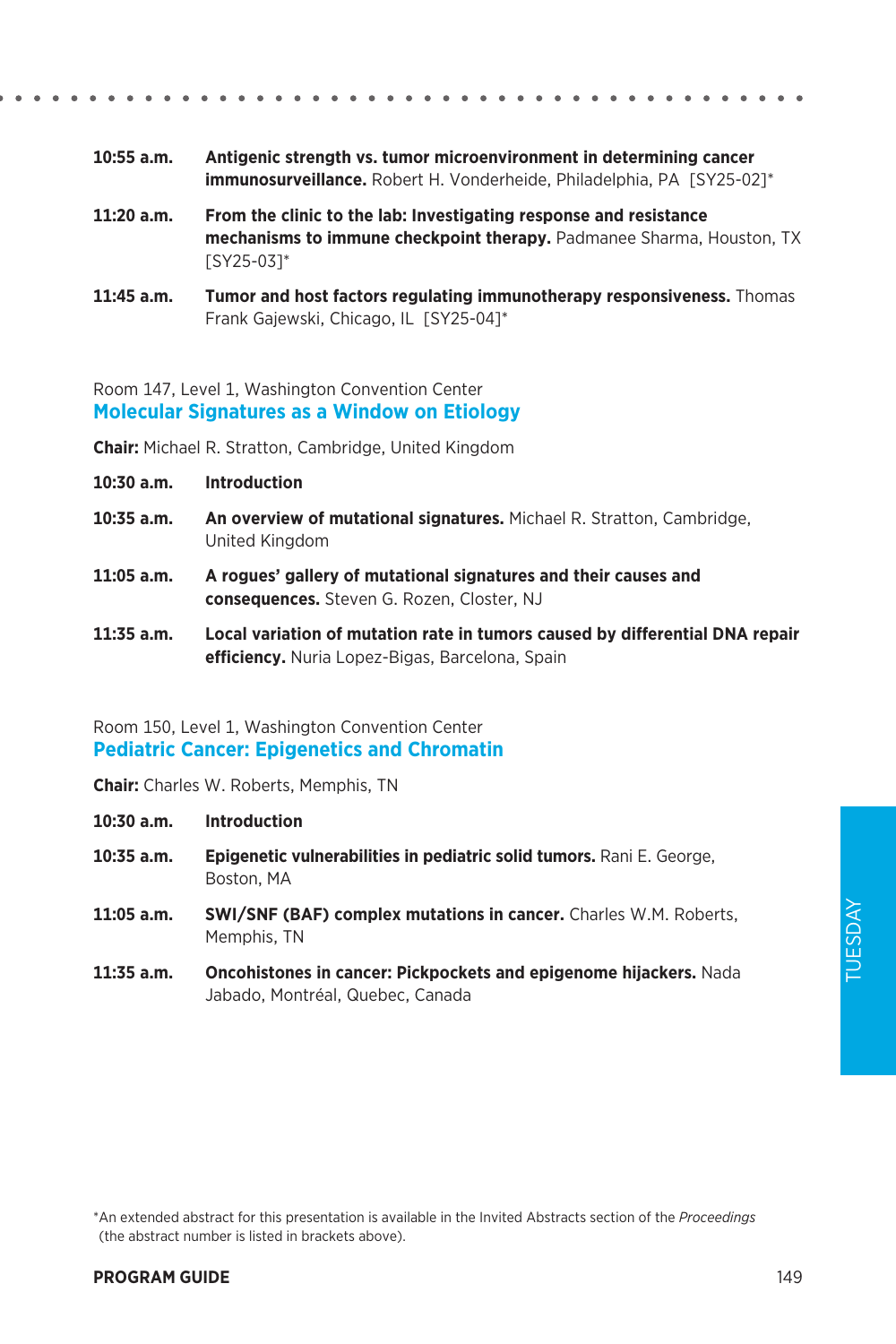**10:55 a.m.** **Antigenic strength vs. tumor microenvironment in determining cancer immunosurveillance.** Robert H. Vonderheide, Philadelphia, PA [SY25-02]*

**11:20 a.m.** **From the clinic to the lab: Investigating response and resistance mechanisms to immune checkpoint therapy.** Padmanee Sharma, Houston, TX [SY25-03]*

**11:45 a.m.** **Tumor and host factors regulating immunotherapy responsiveness.** Thomas Frank Gajewski, Chicago, IL [SY25-04]*

Room 147, Level 1, Washington Convention Center

## Molecular Signatures as a Window on Etiology

**Chair:** Michael R. Stratton, Cambridge, United Kingdom

**10:30 a.m.** **Introduction**

**10:35 a.m.** **An overview of mutational signatures.** Michael R. Stratton, Cambridge, United Kingdom

**11:05 a.m.** **A rogues' gallery of mutational signatures and their causes and consequences.** Steven G. Rozen, Closter, NJ

**11:35 a.m.** **Local variation of mutation rate in tumors caused by differential DNA repair efficiency.** Nuria Lopez-Bigas, Barcelona, Spain

Room 150, Level 1, Washington Convention Center

## Pediatric Cancer: Epigenetics and Chromatin

**Chair:** Charles W. Roberts, Memphis, TN

**10:30 a.m.** **Introduction**

**10:35 a.m.** **Epigenetic vulnerabilities in pediatric solid tumors.** Rani E. George, Boston, MA

**11:05 a.m.** **SWI/SNF (BAF) complex mutations in cancer.** Charles W.M. Roberts, Memphis, TN

**11:35 a.m.** **Oncohistones in cancer: Pickpockets and epigenome hijackers.** Nada Jabado, Montréal, Quebec, Canada

*An extended abstract for this presentation is available in the Invited Abstracts section of the *Proceedings* (the abstract number is listed in brackets above).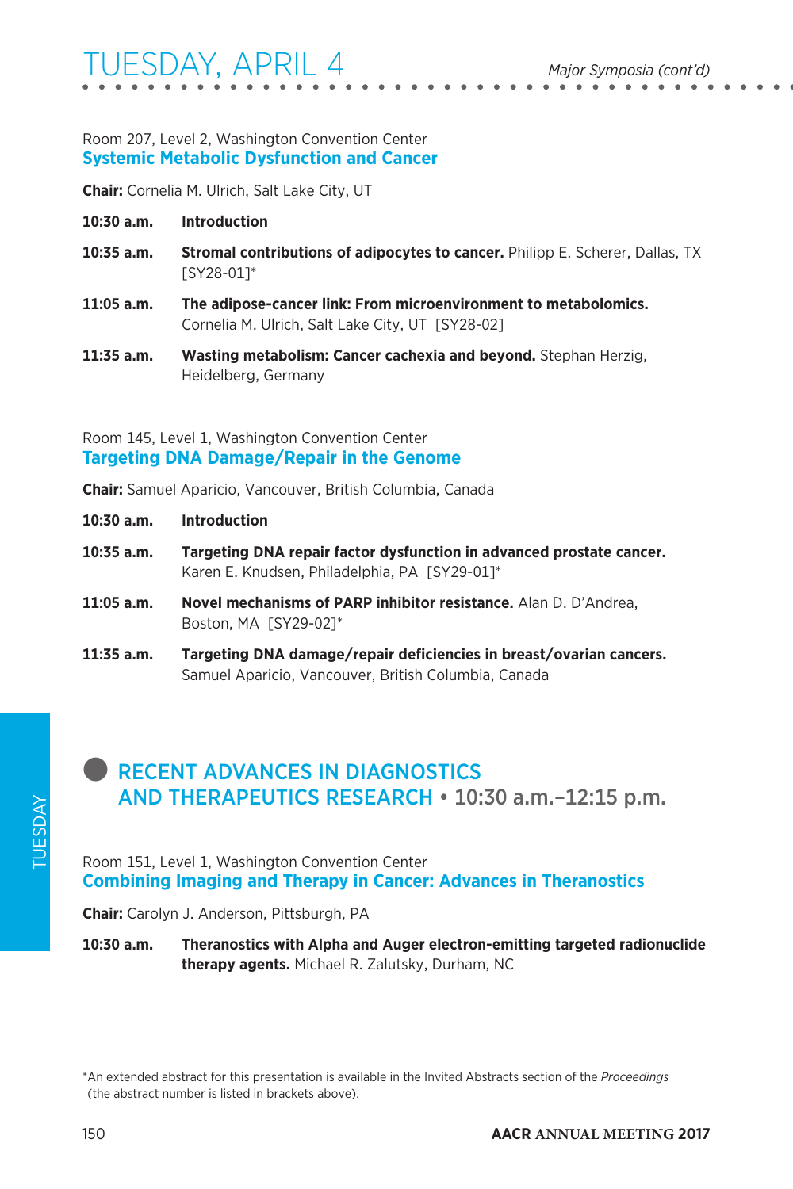Room 207, Level 2, Washington Convention Center

### Systemic Metabolic Dysfunction and Cancer

**Chair:** Cornelia M. Ulrich, Salt Lake City, UT

**10:30 a.m.** **Introduction**

**10:35 a.m.** **Stromal contributions of adipocytes to cancer.** Philipp E. Scherer, Dallas, TX [SY28-01]*

**11:05 a.m.** **The adipose-cancer link: From microenvironment to metabolomics.** Cornelia M. Ulrich, Salt Lake City, UT [SY28-02]

**11:35 a.m.** **Wasting metabolism: Cancer cachexia and beyond.** Stephan Herzig, Heidelberg, Germany

Room 145, Level 1, Washington Convention Center

### Targeting DNA Damage/Repair in the Genome

**Chair:** Samuel Aparicio, Vancouver, British Columbia, Canada

**10:30 a.m.** **Introduction**

**10:35 a.m.** **Targeting DNA repair factor dysfunction in advanced prostate cancer.** Karen E. Knudsen, Philadelphia, PA [SY29-01]*

**11:05 a.m.** **Novel mechanisms of PARP inhibitor resistance.** Alan D. D'Andrea, Boston, MA [SY29-02]*

**11:35 a.m.** **Targeting DNA damage/repair deficiencies in breast/ovarian cancers.** Samuel Aparicio, Vancouver, British Columbia, Canada

## RECENT ADVANCES IN DIAGNOSTICS AND THERAPEUTICS RESEARCH • 10:30 a.m.–12:15 p.m.

Room 151, Level 1, Washington Convention Center

### Combining Imaging and Therapy in Cancer: Advances in Theranostics

**Chair:** Carolyn J. Anderson, Pittsburgh, PA

**10:30 a.m.** **Theranostics with Alpha and Auger electron-emitting targeted radionuclide therapy agents.** Michael R. Zalutsky, Durham, NC

*An extended abstract for this presentation is available in the Invited Abstracts section of the *Proceedings* (the abstract number is listed in brackets above).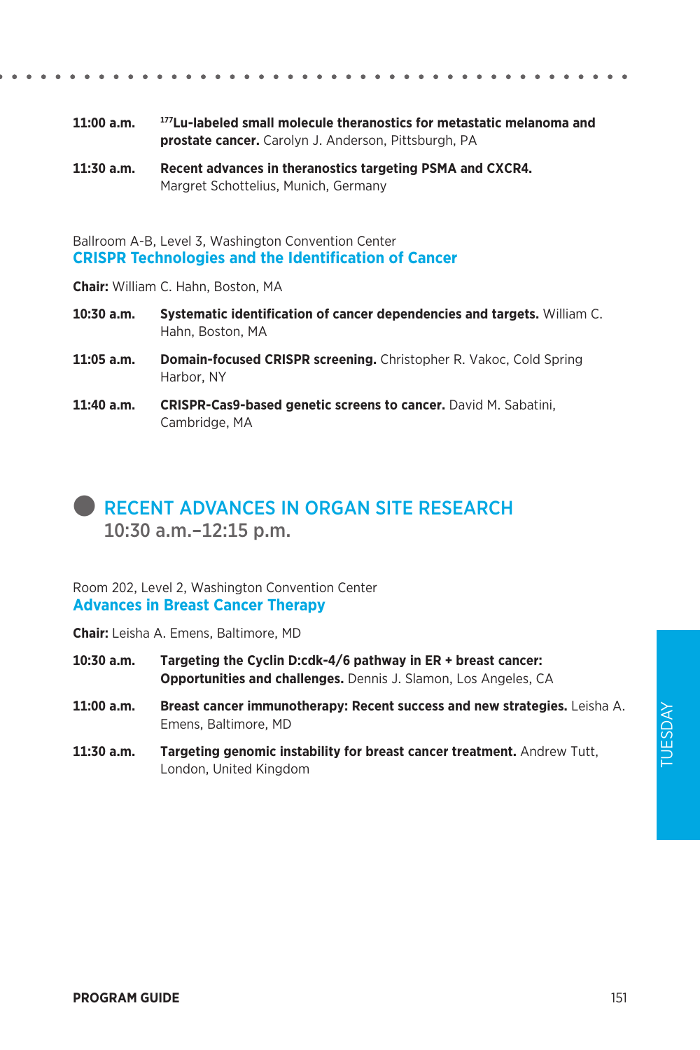**11:00 a.m.** **$^{177}$Lu-labeled small molecule theranostics for metastatic melanoma and prostate cancer.** Carolyn J. Anderson, Pittsburgh, PA

**11:30 a.m.** **Recent advances in theranostics targeting PSMA and CXCR4.** Margret Schottelius, Munich, Germany

Ballroom A-B, Level 3, Washington Convention Center

### CRISPR Technologies and the Identification of Cancer

**Chair:** William C. Hahn, Boston, MA

**10:30 a.m.** **Systematic identification of cancer dependencies and targets.** William C. Hahn, Boston, MA

**11:05 a.m.** **Domain-focused CRISPR screening.** Christopher R. Vakoc, Cold Spring Harbor, NY

**11:40 a.m.** **CRISPR-Cas9-based genetic screens to cancer.** David M. Sabatini, Cambridge, MA

## RECENT ADVANCES IN ORGAN SITE RESEARCH

10:30 a.m.–12:15 p.m.

Room 202, Level 2, Washington Convention Center

### Advances in Breast Cancer Therapy

**Chair:** Leisha A. Emens, Baltimore, MD

**10:30 a.m.** **Targeting the Cyclin D:cdk-4/6 pathway in ER + breast cancer: Opportunities and challenges.** Dennis J. Slamon, Los Angeles, CA

**11:00 a.m.** **Breast cancer immunotherapy: Recent success and new strategies.** Leisha A. Emens, Baltimore, MD

**11:30 a.m.** **Targeting genomic instability for breast cancer treatment.** Andrew Tutt, London, United Kingdom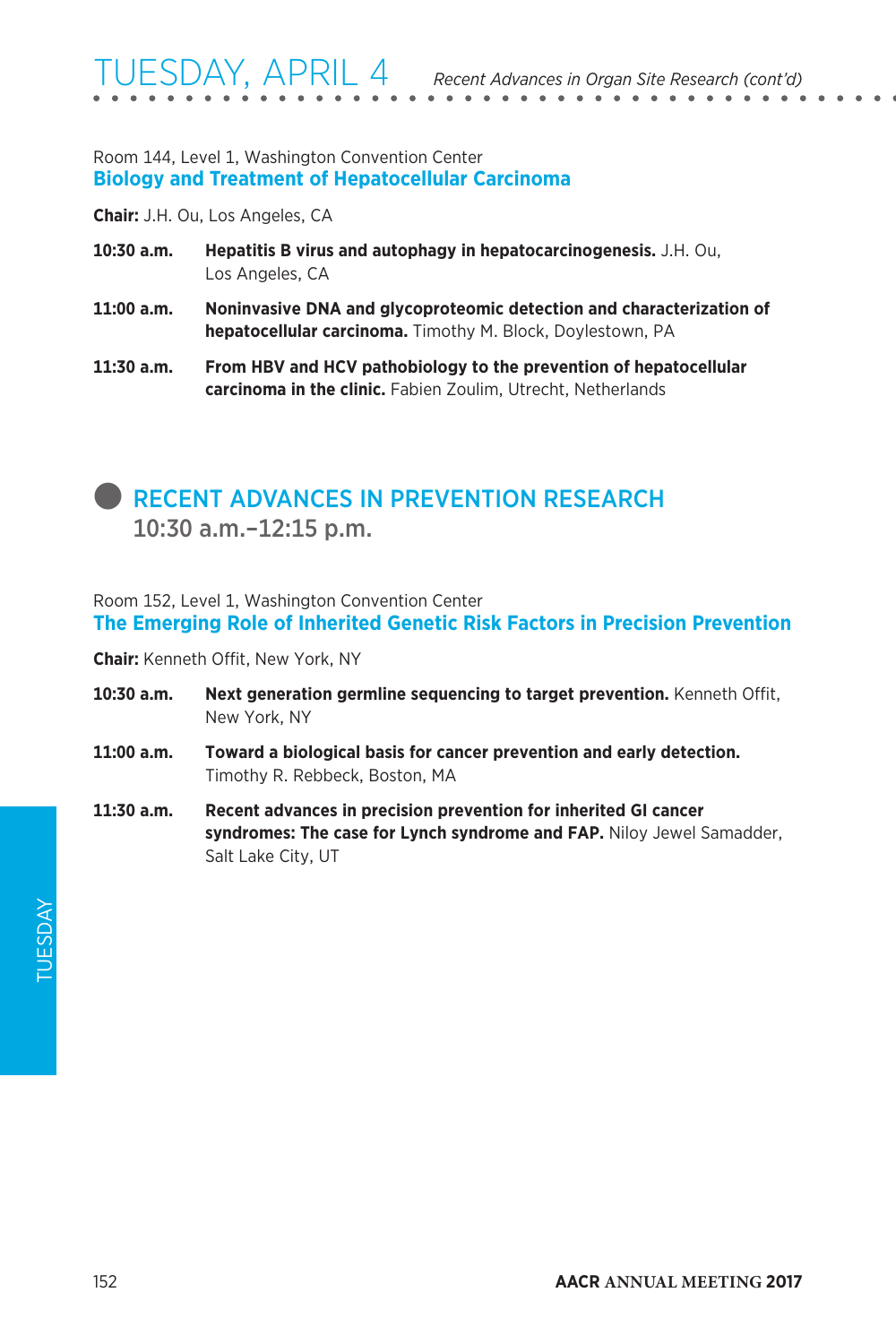Room 144, Level 1, Washington Convention Center

### Biology and Treatment of Hepatocellular Carcinoma

**Chair:** J.H. Ou, Los Angeles, CA

**10:30 a.m.** **Hepatitis B virus and autophagy in hepatocarcinogenesis.** J.H. Ou, Los Angeles, CA

**11:00 a.m.** **Noninvasive DNA and glycoproteomic detection and characterization of hepatocellular carcinoma.** Timothy M. Block, Doylestown, PA

**11:30 a.m.** **From HBV and HCV pathobiology to the prevention of hepatocellular carcinoma in the clinic.** Fabien Zoulim, Utrecht, Netherlands

## RECENT ADVANCES IN PREVENTION RESEARCH
**10:30 a.m.–12:15 p.m.**

Room 152, Level 1, Washington Convention Center

### The Emerging Role of Inherited Genetic Risk Factors in Precision Prevention

**Chair:** Kenneth Offit, New York, NY

**10:30 a.m.** **Next generation germline sequencing to target prevention.** Kenneth Offit, New York, NY

**11:00 a.m.** **Toward a biological basis for cancer prevention and early detection.** Timothy R. Rebbeck, Boston, MA

**11:30 a.m.** **Recent advances in precision prevention for inherited GI cancer syndromes: The case for Lynch syndrome and FAP.** Niloy Jewel Samadder, Salt Lake City, UT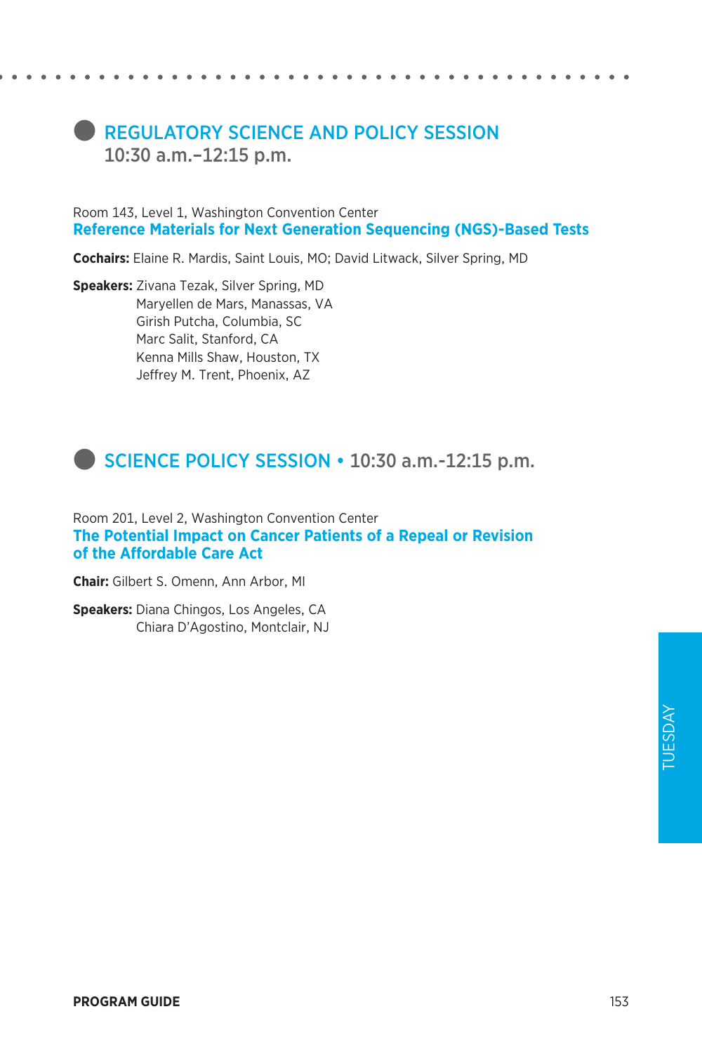## REGULATORY SCIENCE AND POLICY SESSION
**10:30 a.m.–12:15 p.m.**

Room 143, Level 1, Washington Convention Center

### Reference Materials for Next Generation Sequencing (NGS)-Based Tests

**Cochairs:** Elaine R. Mardis, Saint Louis, MO; David Litwack, Silver Spring, MD

**Speakers:** Zivana Tezak, Silver Spring, MD
Maryellen de Mars, Manassas, VA
Girish Putcha, Columbia, SC
Marc Salit, Stanford, CA
Kenna Mills Shaw, Houston, TX
Jeffrey M. Trent, Phoenix, AZ

## SCIENCE POLICY SESSION • 10:30 a.m.-12:15 p.m.

Room 201, Level 2, Washington Convention Center

### The Potential Impact on Cancer Patients of a Repeal or Revision of the Affordable Care Act

**Chair:** Gilbert S. Omenn, Ann Arbor, MI

**Speakers:** Diana Chingos, Los Angeles, CA
Chiara D'Agostino, Montclair, NJ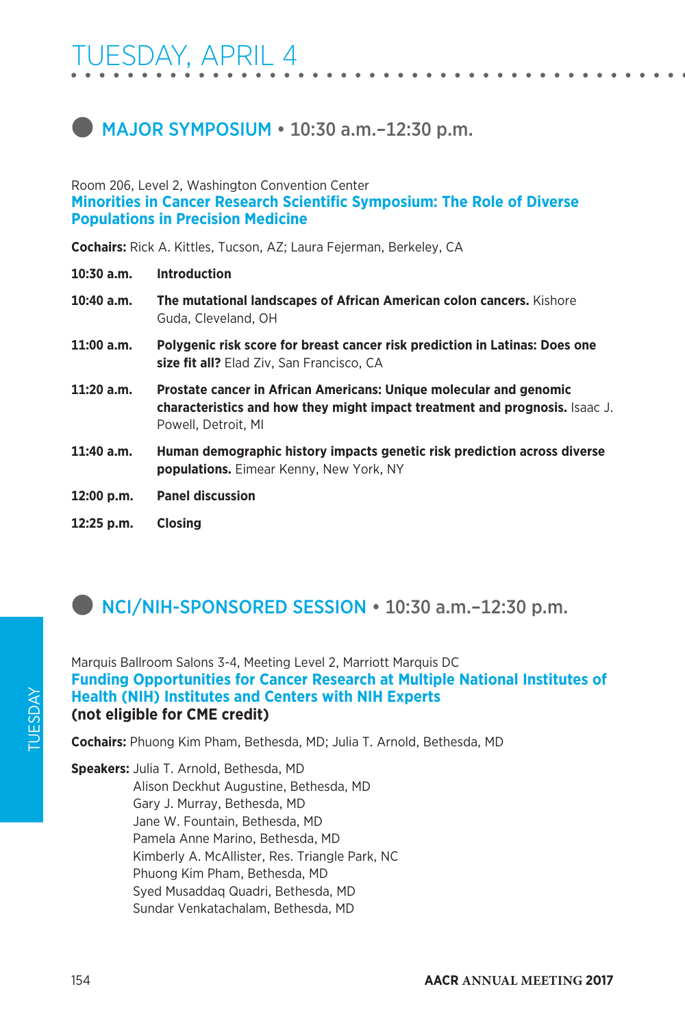# TUESDAY, APRIL 4

## MAJOR SYMPOSIUM • 10:30 a.m.–12:30 p.m.

Room 206, Level 2, Washington Convention Center

### Minorities in Cancer Research Scientific Symposium: The Role of Diverse Populations in Precision Medicine

**Cochairs:** Rick A. Kittles, Tucson, AZ; Laura Fejerman, Berkeley, CA

**10:30 a.m.** **Introduction**

**10:40 a.m.** **The mutational landscapes of African American colon cancers.** Kishore Guda, Cleveland, OH

**11:00 a.m.** **Polygenic risk score for breast cancer risk prediction in Latinas: Does one size fit all?** Elad Ziv, San Francisco, CA

**11:20 a.m.** **Prostate cancer in African Americans: Unique molecular and genomic characteristics and how they might impact treatment and prognosis.** Isaac J. Powell, Detroit, MI

**11:40 a.m.** **Human demographic history impacts genetic risk prediction across diverse populations.** Eimear Kenny, New York, NY

**12:00 p.m.** **Panel discussion**

**12:25 p.m.** **Closing**

## NCI/NIH-SPONSORED SESSION • 10:30 a.m.–12:30 p.m.

Marquis Ballroom Salons 3-4, Meeting Level 2, Marriott Marquis DC

### Funding Opportunities for Cancer Research at Multiple National Institutes of Health (NIH) Institutes and Centers with NIH Experts

**(not eligible for CME credit)**

**Cochairs:** Phuong Kim Pham, Bethesda, MD; Julia T. Arnold, Bethesda, MD

**Speakers:** Julia T. Arnold, Bethesda, MD
Alison Deckhut Augustine, Bethesda, MD
Gary J. Murray, Bethesda, MD
Jane W. Fountain, Bethesda, MD
Pamela Anne Marino, Bethesda, MD
Kimberly A. McAllister, Res. Triangle Park, NC
Phuong Kim Pham, Bethesda, MD
Syed Musaddaq Quadri, Bethesda, MD
Sundar Venkatachalam, Bethesda, MD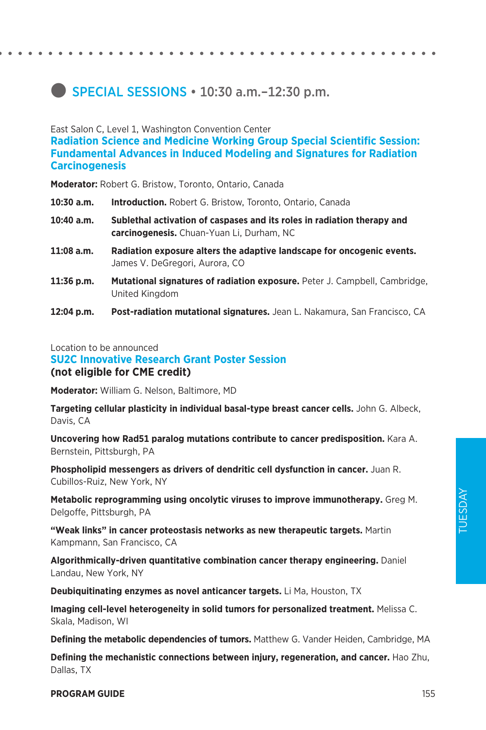## SPECIAL SESSIONS • 10:30 a.m.–12:30 p.m.

East Salon C, Level 1, Washington Convention Center

### Radiation Science and Medicine Working Group Special Scientific Session: Fundamental Advances in Induced Modeling and Signatures for Radiation Carcinogenesis

**Moderator:** Robert G. Bristow, Toronto, Ontario, Canada

**10:30 a.m.** **Introduction.** Robert G. Bristow, Toronto, Ontario, Canada

**10:40 a.m.** **Sublethal activation of caspases and its roles in radiation therapy and carcinogenesis.** Chuan-Yuan Li, Durham, NC

**11:08 a.m.** **Radiation exposure alters the adaptive landscape for oncogenic events.** James V. DeGregori, Aurora, CO

**11:36 p.m.** **Mutational signatures of radiation exposure.** Peter J. Campbell, Cambridge, United Kingdom

**12:04 p.m.** **Post-radiation mutational signatures.** Jean L. Nakamura, San Francisco, CA

Location to be announced

### SU2C Innovative Research Grant Poster Session
**(not eligible for CME credit)**

**Moderator:** William G. Nelson, Baltimore, MD

**Targeting cellular plasticity in individual basal-type breast cancer cells.** John G. Albeck, Davis, CA

**Uncovering how Rad51 paralog mutations contribute to cancer predisposition.** Kara A. Bernstein, Pittsburgh, PA

**Phospholipid messengers as drivers of dendritic cell dysfunction in cancer.** Juan R. Cubillos-Ruiz, New York, NY

**Metabolic reprogramming using oncolytic viruses to improve immunotherapy.** Greg M. Delgoffe, Pittsburgh, PA

**"Weak links" in cancer proteostasis networks as new therapeutic targets.** Martin Kampmann, San Francisco, CA

**Algorithmically-driven quantitative combination cancer therapy engineering.** Daniel Landau, New York, NY

**Deubiquitinating enzymes as novel anticancer targets.** Li Ma, Houston, TX

**Imaging cell-level heterogeneity in solid tumors for personalized treatment.** Melissa C. Skala, Madison, WI

**Defining the metabolic dependencies of tumors.** Matthew G. Vander Heiden, Cambridge, MA

**Defining the mechanistic connections between injury, regeneration, and cancer.** Hao Zhu, Dallas, TX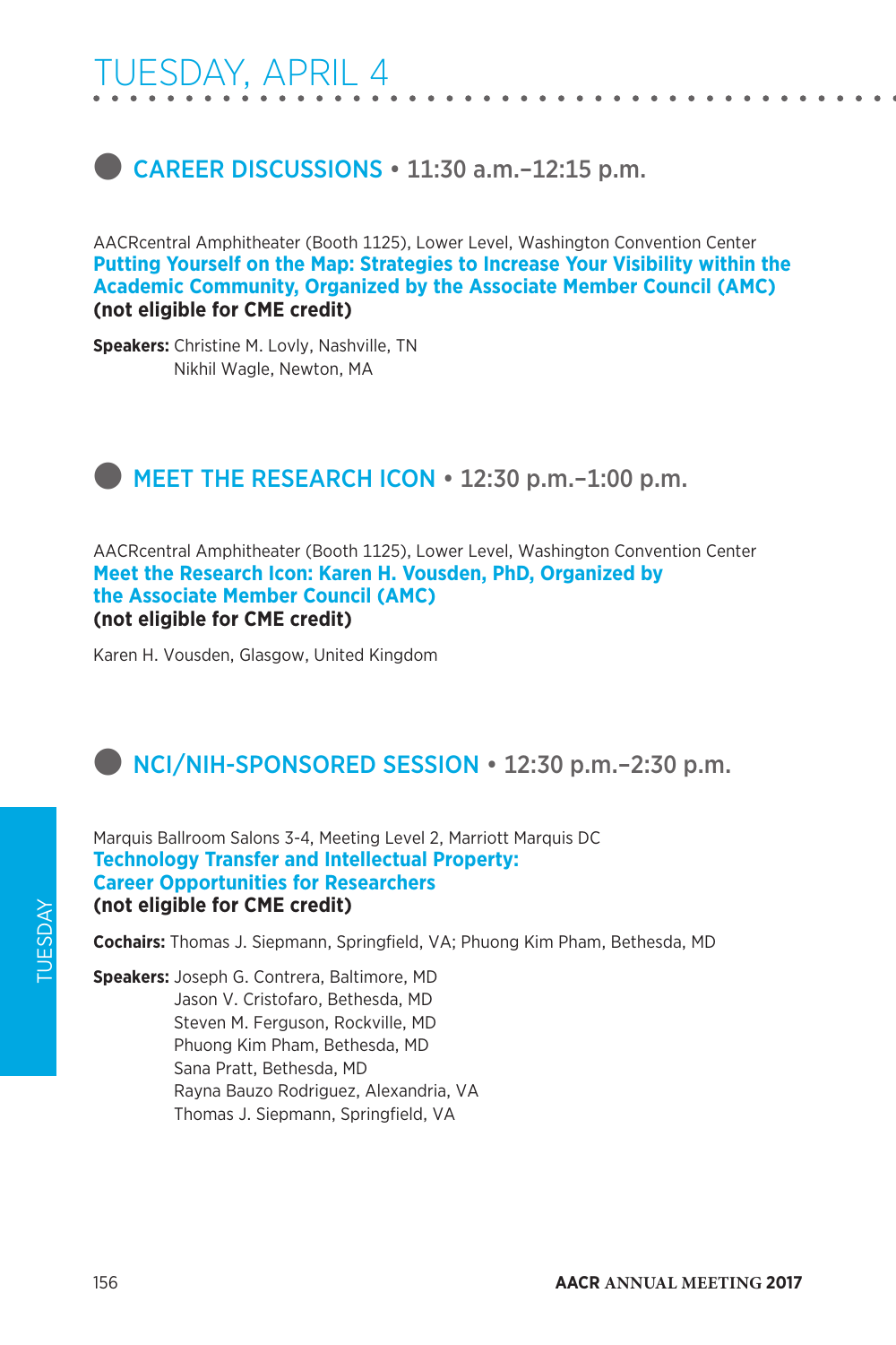# TUESDAY, APRIL 4

## CAREER DISCUSSIONS • 11:30 a.m.–12:15 p.m.

AACRcentral Amphitheater (Booth 1125), Lower Level, Washington Convention Center

**Putting Yourself on the Map: Strategies to Increase Your Visibility within the Academic Community, Organized by the Associate Member Council (AMC)**
**(not eligible for CME credit)**

**Speakers:** Christine M. Lovly, Nashville, TN
Nikhil Wagle, Newton, MA

## MEET THE RESEARCH ICON • 12:30 p.m.–1:00 p.m.

AACRcentral Amphitheater (Booth 1125), Lower Level, Washington Convention Center

**Meet the Research Icon: Karen H. Vousden, PhD, Organized by the Associate Member Council (AMC)**
**(not eligible for CME credit)**

Karen H. Vousden, Glasgow, United Kingdom

## NCI/NIH-SPONSORED SESSION • 12:30 p.m.–2:30 p.m.

Marquis Ballroom Salons 3-4, Meeting Level 2, Marriott Marquis DC

**Technology Transfer and Intellectual Property: Career Opportunities for Researchers**
**(not eligible for CME credit)**

**Cochairs:** Thomas J. Siepmann, Springfield, VA; Phuong Kim Pham, Bethesda, MD

**Speakers:** Joseph G. Contrera, Baltimore, MD
Jason V. Cristofaro, Bethesda, MD
Steven M. Ferguson, Rockville, MD
Phuong Kim Pham, Bethesda, MD
Sana Pratt, Bethesda, MD
Rayna Bauzo Rodriguez, Alexandria, VA
Thomas J. Siepmann, Springfield, VA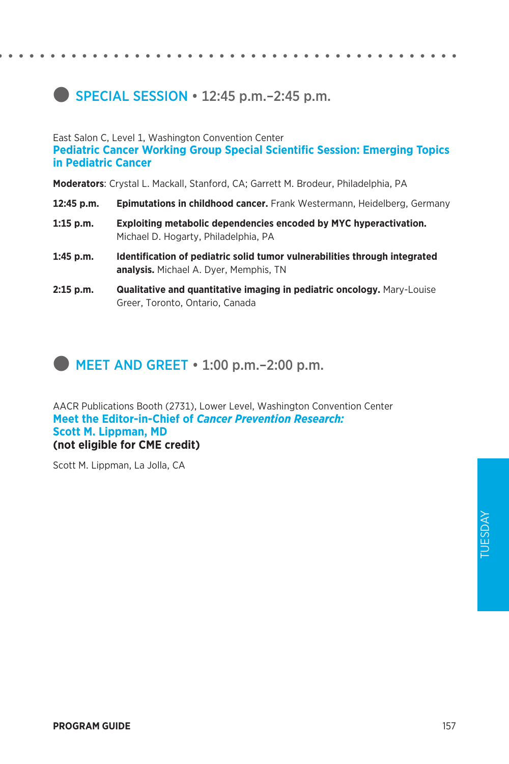## SPECIAL SESSION • 12:45 p.m.–2:45 p.m.

East Salon C, Level 1, Washington Convention Center

### Pediatric Cancer Working Group Special Scientific Session: Emerging Topics in Pediatric Cancer

**Moderators**: Crystal L. Mackall, Stanford, CA; Garrett M. Brodeur, Philadelphia, PA

**12:45 p.m.** **Epimutations in childhood cancer.** Frank Westermann, Heidelberg, Germany

**1:15 p.m.** **Exploiting metabolic dependencies encoded by MYC hyperactivation.** Michael D. Hogarty, Philadelphia, PA

**1:45 p.m.** **Identification of pediatric solid tumor vulnerabilities through integrated analysis.** Michael A. Dyer, Memphis, TN

**2:15 p.m.** **Qualitative and quantitative imaging in pediatric oncology.** Mary-Louise Greer, Toronto, Ontario, Canada

## MEET AND GREET • 1:00 p.m.–2:00 p.m.

AACR Publications Booth (2731), Lower Level, Washington Convention Center

### Meet the Editor-in-Chief of *Cancer Prevention Research:* Scott M. Lippman, MD

**(not eligible for CME credit)**

Scott M. Lippman, La Jolla, CA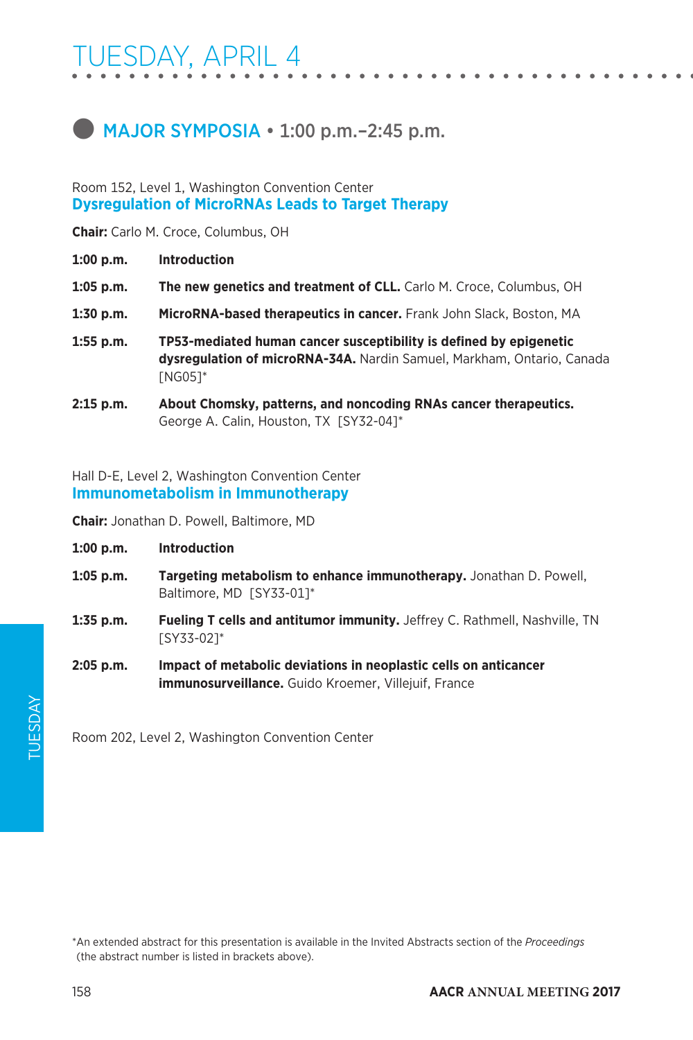# TUESDAY, APRIL 4

## MAJOR SYMPOSIA • 1:00 p.m.–2:45 p.m.

Room 152, Level 1, Washington Convention Center

### Dysregulation of MicroRNAs Leads to Target Therapy

**Chair:** Carlo M. Croce, Columbus, OH

**1:00 p.m.** **Introduction**

**1:05 p.m.** **The new genetics and treatment of CLL.** Carlo M. Croce, Columbus, OH

**1:30 p.m.** **MicroRNA-based therapeutics in cancer.** Frank John Slack, Boston, MA

**1:55 p.m.** **TP53-mediated human cancer susceptibility is defined by epigenetic dysregulation of microRNA-34A.** Nardin Samuel, Markham, Ontario, Canada [NG05]*

**2:15 p.m.** **About Chomsky, patterns, and noncoding RNAs cancer therapeutics.** George A. Calin, Houston, TX [SY32-04]*

Hall D-E, Level 2, Washington Convention Center

### Immunometabolism in Immunotherapy

**Chair:** Jonathan D. Powell, Baltimore, MD

**1:00 p.m.** **Introduction**

**1:05 p.m.** **Targeting metabolism to enhance immunotherapy.** Jonathan D. Powell, Baltimore, MD [SY33-01]*

**1:35 p.m.** **Fueling T cells and antitumor immunity.** Jeffrey C. Rathmell, Nashville, TN [SY33-02]*

**2:05 p.m.** **Impact of metabolic deviations in neoplastic cells on anticancer immunosurveillance.** Guido Kroemer, Villejuif, France

Room 202, Level 2, Washington Convention Center

*An extended abstract for this presentation is available in the Invited Abstracts section of the *Proceedings* (the abstract number is listed in brackets above).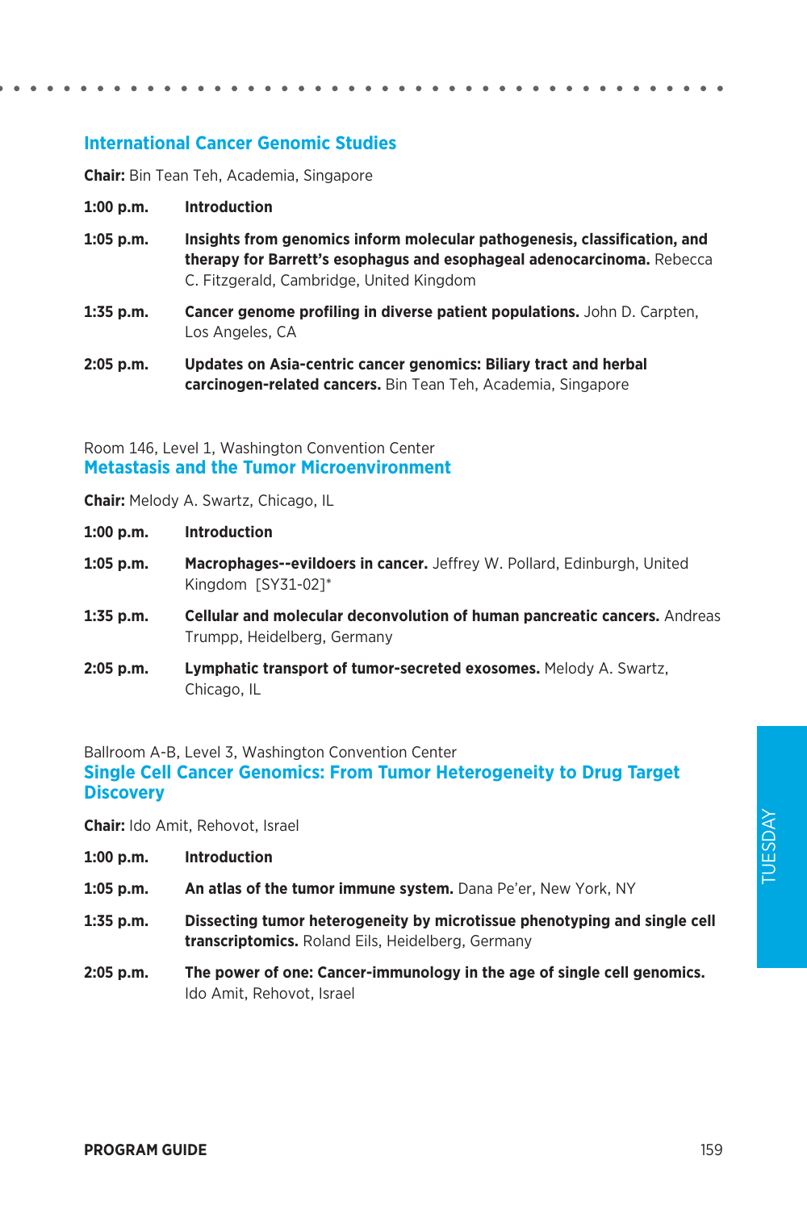## International Cancer Genomic Studies

**Chair:** Bin Tean Teh, Academia, Singapore

**1:00 p.m.** **Introduction**

**1:05 p.m.** **Insights from genomics inform molecular pathogenesis, classification, and therapy for Barrett's esophagus and esophageal adenocarcinoma.** Rebecca C. Fitzgerald, Cambridge, United Kingdom

**1:35 p.m.** **Cancer genome profiling in diverse patient populations.** John D. Carpten, Los Angeles, CA

**2:05 p.m.** **Updates on Asia-centric cancer genomics: Biliary tract and herbal carcinogen-related cancers.** Bin Tean Teh, Academia, Singapore

Room 146, Level 1, Washington Convention Center

## Metastasis and the Tumor Microenvironment

**Chair:** Melody A. Swartz, Chicago, IL

**1:00 p.m.** **Introduction**

**1:05 p.m.** **Macrophages--evildoers in cancer.** Jeffrey W. Pollard, Edinburgh, United Kingdom [SY31-02]*

**1:35 p.m.** **Cellular and molecular deconvolution of human pancreatic cancers.** Andreas Trumpp, Heidelberg, Germany

**2:05 p.m.** **Lymphatic transport of tumor-secreted exosomes.** Melody A. Swartz, Chicago, IL

Ballroom A-B, Level 3, Washington Convention Center

## Single Cell Cancer Genomics: From Tumor Heterogeneity to Drug Target Discovery

**Chair:** Ido Amit, Rehovot, Israel

**1:00 p.m.** **Introduction**

**1:05 p.m.** **An atlas of the tumor immune system.** Dana Pe'er, New York, NY

**1:35 p.m.** **Dissecting tumor heterogeneity by microtissue phenotyping and single cell transcriptomics.** Roland Eils, Heidelberg, Germany

**2:05 p.m.** **The power of one: Cancer-immunology in the age of single cell genomics.** Ido Amit, Rehovot, Israel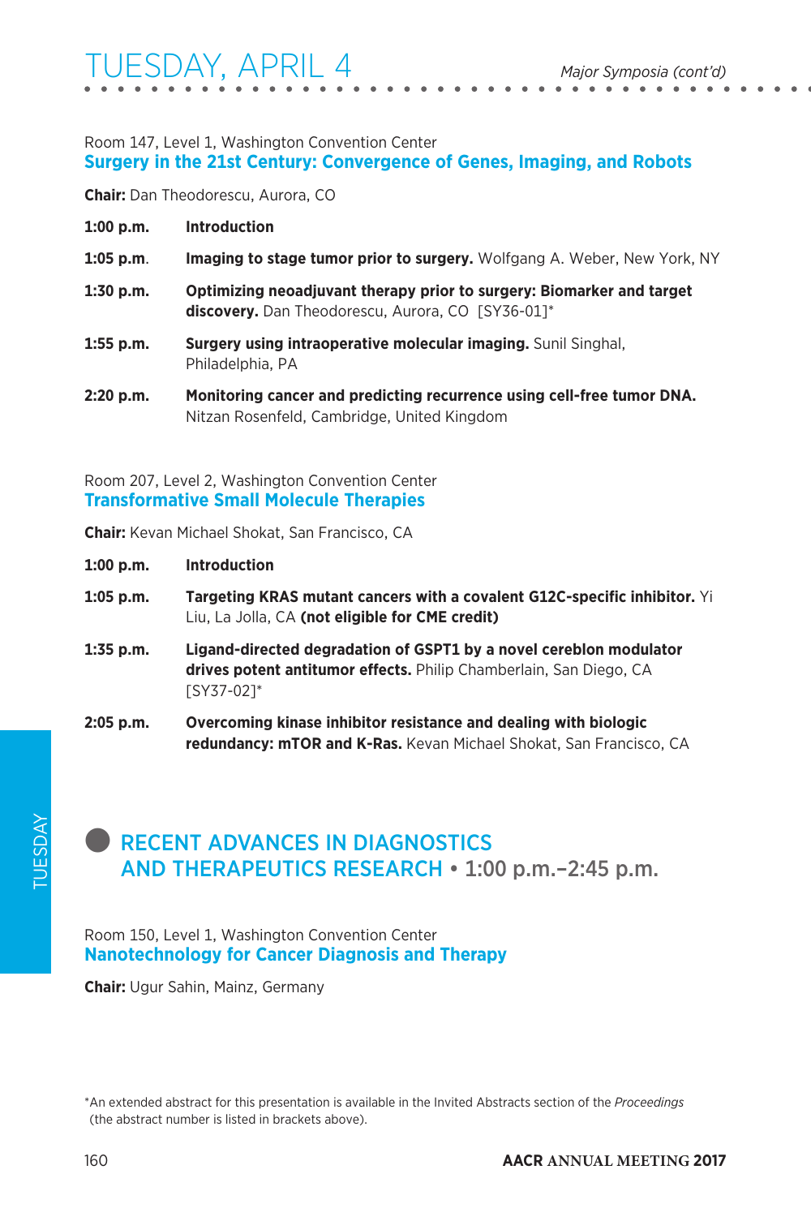Room 147, Level 1, Washington Convention Center

## Surgery in the 21st Century: Convergence of Genes, Imaging, and Robots

**Chair:** Dan Theodorescu, Aurora, CO

**1:00 p.m.** **Introduction**

**1:05 p.m.** **Imaging to stage tumor prior to surgery.** Wolfgang A. Weber, New York, NY

**1:30 p.m.** **Optimizing neoadjuvant therapy prior to surgery: Biomarker and target discovery.** Dan Theodorescu, Aurora, CO [SY36-01]*

**1:55 p.m.** **Surgery using intraoperative molecular imaging.** Sunil Singhal, Philadelphia, PA

**2:20 p.m.** **Monitoring cancer and predicting recurrence using cell-free tumor DNA.** Nitzan Rosenfeld, Cambridge, United Kingdom

Room 207, Level 2, Washington Convention Center

## Transformative Small Molecule Therapies

**Chair:** Kevan Michael Shokat, San Francisco, CA

**1:00 p.m.** **Introduction**

**1:05 p.m.** **Targeting KRAS mutant cancers with a covalent G12C-specific inhibitor.** Yi Liu, La Jolla, CA **(not eligible for CME credit)**

**1:35 p.m.** **Ligand-directed degradation of GSPT1 by a novel cereblon modulator drives potent antitumor effects.** Philip Chamberlain, San Diego, CA [SY37-02]*

**2:05 p.m.** **Overcoming kinase inhibitor resistance and dealing with biologic redundancy: mTOR and K-Ras.** Kevan Michael Shokat, San Francisco, CA

# RECENT ADVANCES IN DIAGNOSTICS AND THERAPEUTICS RESEARCH • 1:00 p.m.–2:45 p.m.

Room 150, Level 1, Washington Convention Center

## Nanotechnology for Cancer Diagnosis and Therapy

**Chair:** Ugur Sahin, Mainz, Germany

*An extended abstract for this presentation is available in the Invited Abstracts section of the *Proceedings* (the abstract number is listed in brackets above).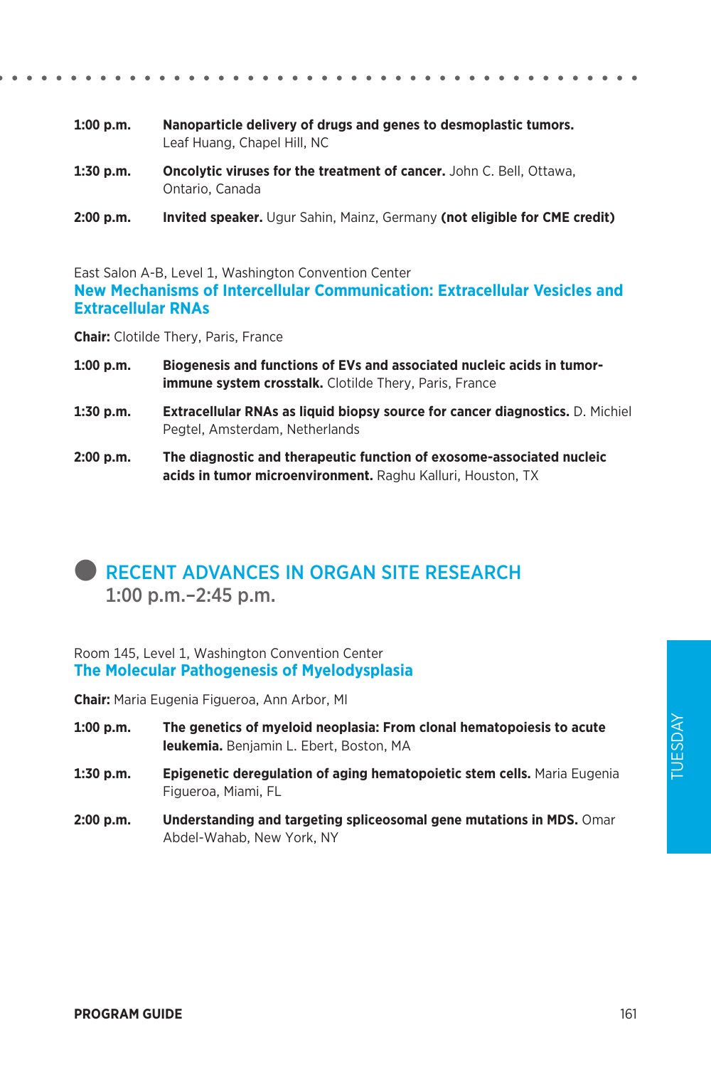**1:00 p.m.** **Nanoparticle delivery of drugs and genes to desmoplastic tumors.** Leaf Huang, Chapel Hill, NC

**1:30 p.m.** **Oncolytic viruses for the treatment of cancer.** John C. Bell, Ottawa, Ontario, Canada

**2:00 p.m.** **Invited speaker.** Ugur Sahin, Mainz, Germany **(not eligible for CME credit)**

East Salon A-B, Level 1, Washington Convention Center

### New Mechanisms of Intercellular Communication: Extracellular Vesicles and Extracellular RNAs

**Chair:** Clotilde Thery, Paris, France

**1:00 p.m.** **Biogenesis and functions of EVs and associated nucleic acids in tumor-immune system crosstalk.** Clotilde Thery, Paris, France

**1:30 p.m.** **Extracellular RNAs as liquid biopsy source for cancer diagnostics.** D. Michiel Pegtel, Amsterdam, Netherlands

**2:00 p.m.** **The diagnostic and therapeutic function of exosome-associated nucleic acids in tumor microenvironment.** Raghu Kalluri, Houston, TX

## RECENT ADVANCES IN ORGAN SITE RESEARCH

1:00 p.m.–2:45 p.m.

Room 145, Level 1, Washington Convention Center

### The Molecular Pathogenesis of Myelodysplasia

**Chair:** Maria Eugenia Figueroa, Ann Arbor, MI

**1:00 p.m.** **The genetics of myeloid neoplasia: From clonal hematopoiesis to acute leukemia.** Benjamin L. Ebert, Boston, MA

**1:30 p.m.** **Epigenetic deregulation of aging hematopoietic stem cells.** Maria Eugenia Figueroa, Miami, FL

**2:00 p.m.** **Understanding and targeting spliceosomal gene mutations in MDS.** Omar Abdel-Wahab, New York, NY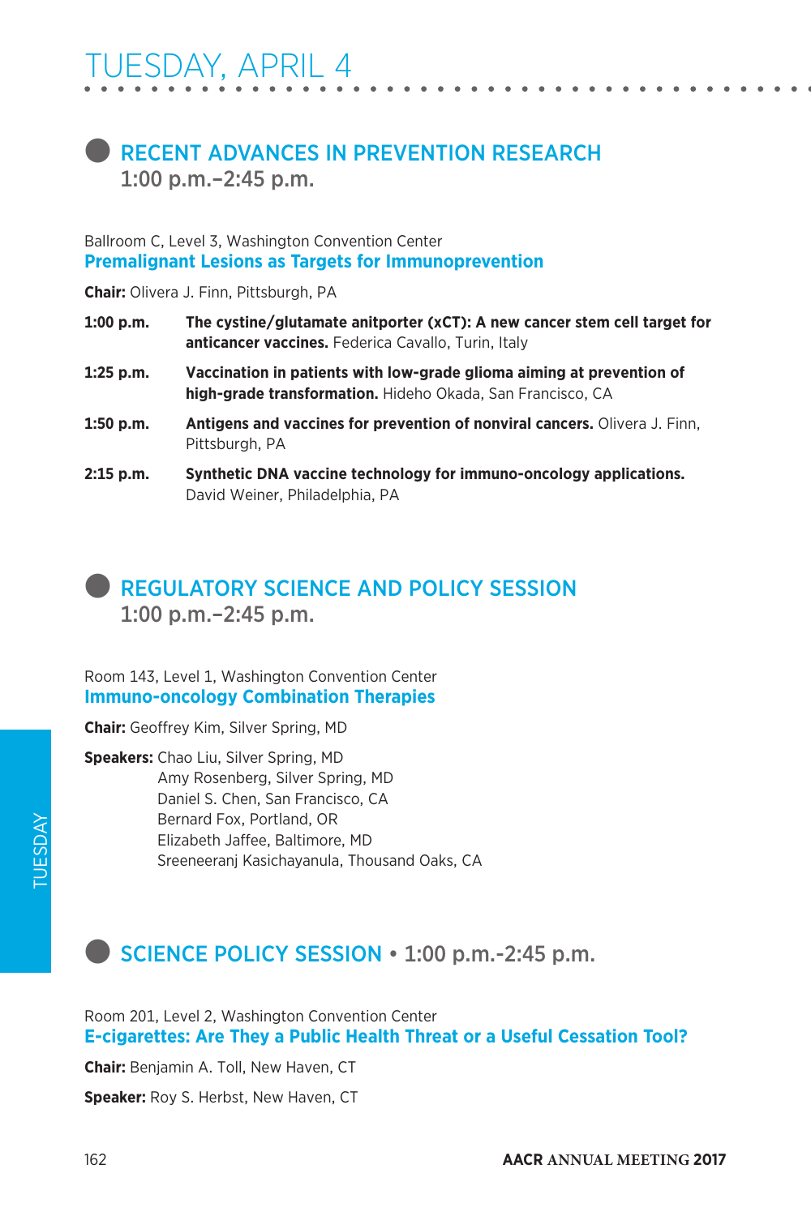# TUESDAY, APRIL 4

## RECENT ADVANCES IN PREVENTION RESEARCH
1:00 p.m.–2:45 p.m.

Ballroom C, Level 3, Washington Convention Center

### Premalignant Lesions as Targets for Immunoprevention

**Chair:** Olivera J. Finn, Pittsburgh, PA

**1:00 p.m.** **The cystine/glutamate anitporter (xCT): A new cancer stem cell target for anticancer vaccines.** Federica Cavallo, Turin, Italy

**1:25 p.m.** **Vaccination in patients with low-grade glioma aiming at prevention of high-grade transformation.** Hideho Okada, San Francisco, CA

**1:50 p.m.** **Antigens and vaccines for prevention of nonviral cancers.** Olivera J. Finn, Pittsburgh, PA

**2:15 p.m.** **Synthetic DNA vaccine technology for immuno-oncology applications.** David Weiner, Philadelphia, PA

## REGULATORY SCIENCE AND POLICY SESSION
1:00 p.m.–2:45 p.m.

Room 143, Level 1, Washington Convention Center

### Immuno-oncology Combination Therapies

**Chair:** Geoffrey Kim, Silver Spring, MD

**Speakers:** Chao Liu, Silver Spring, MD
Amy Rosenberg, Silver Spring, MD
Daniel S. Chen, San Francisco, CA
Bernard Fox, Portland, OR
Elizabeth Jaffee, Baltimore, MD
Sreeneeranj Kasichayanula, Thousand Oaks, CA

## SCIENCE POLICY SESSION • 1:00 p.m.-2:45 p.m.

Room 201, Level 2, Washington Convention Center

### E-cigarettes: Are They a Public Health Threat or a Useful Cessation Tool?

**Chair:** Benjamin A. Toll, New Haven, CT

**Speaker:** Roy S. Herbst, New Haven, CT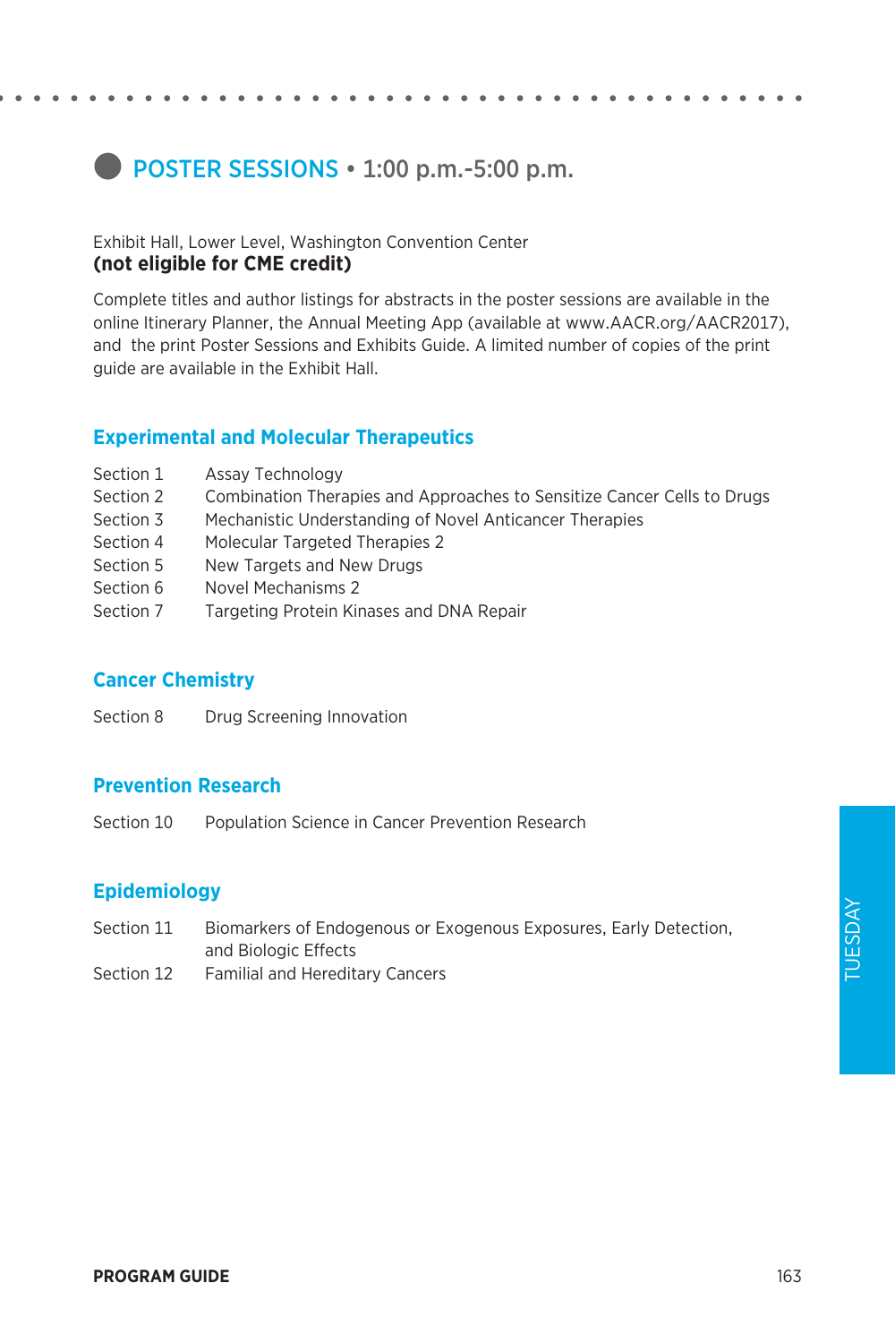## POSTER SESSIONS • 1:00 p.m.-5:00 p.m.

Exhibit Hall, Lower Level, Washington Convention Center
**(not eligible for CME credit)**

Complete titles and author listings for abstracts in the poster sessions are available in the online Itinerary Planner, the Annual Meeting App (available at www.AACR.org/AACR2017), and the print Poster Sessions and Exhibits Guide. A limited number of copies of the print guide are available in the Exhibit Hall.

### Experimental and Molecular Therapeutics

| | |
|---|---|
| Section 1 | Assay Technology |
| Section 2 | Combination Therapies and Approaches to Sensitize Cancer Cells to Drugs |
| Section 3 | Mechanistic Understanding of Novel Anticancer Therapies |
| Section 4 | Molecular Targeted Therapies 2 |
| Section 5 | New Targets and New Drugs |
| Section 6 | Novel Mechanisms 2 |
| Section 7 | Targeting Protein Kinases and DNA Repair |

### Cancer Chemistry

| | |
|---|---|
| Section 8 | Drug Screening Innovation |

### Prevention Research

| | |
|---|---|
| Section 10 | Population Science in Cancer Prevention Research |

### Epidemiology

| | |
|---|---|
| Section 11 | Biomarkers of Endogenous or Exogenous Exposures, Early Detection, and Biologic Effects |
| Section 12 | Familial and Hereditary Cancers |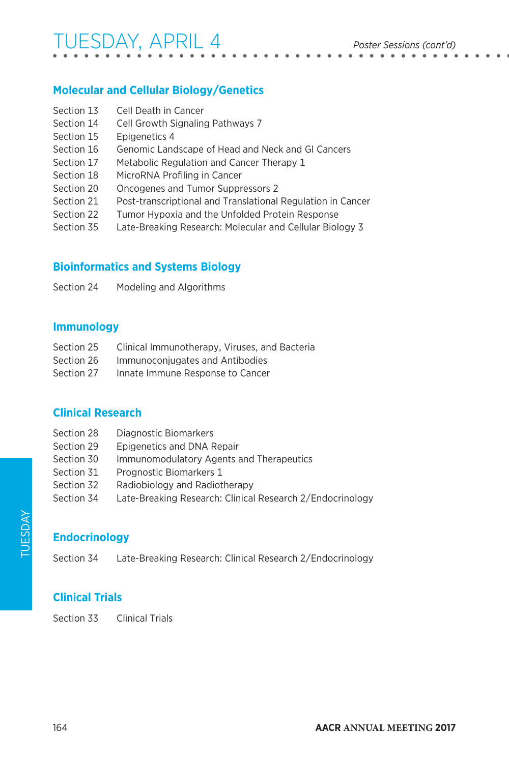# TUESDAY, APRIL 4

*Poster Sessions (cont'd)*

## Molecular and Cellular Biology/Genetics

| | |
|---|---|
| Section 13 | Cell Death in Cancer |
| Section 14 | Cell Growth Signaling Pathways 7 |
| Section 15 | Epigenetics 4 |
| Section 16 | Genomic Landscape of Head and Neck and GI Cancers |
| Section 17 | Metabolic Regulation and Cancer Therapy 1 |
| Section 18 | MicroRNA Profiling in Cancer |
| Section 20 | Oncogenes and Tumor Suppressors 2 |
| Section 21 | Post-transcriptional and Translational Regulation in Cancer |
| Section 22 | Tumor Hypoxia and the Unfolded Protein Response |
| Section 35 | Late-Breaking Research: Molecular and Cellular Biology 3 |

## Bioinformatics and Systems Biology

| | |
|---|---|
| Section 24 | Modeling and Algorithms |

## Immunology

| | |
|---|---|
| Section 25 | Clinical Immunotherapy, Viruses, and Bacteria |
| Section 26 | Immunoconjugates and Antibodies |
| Section 27 | Innate Immune Response to Cancer |

## Clinical Research

| | |
|---|---|
| Section 28 | Diagnostic Biomarkers |
| Section 29 | Epigenetics and DNA Repair |
| Section 30 | Immunomodulatory Agents and Therapeutics |
| Section 31 | Prognostic Biomarkers 1 |
| Section 32 | Radiobiology and Radiotherapy |
| Section 34 | Late-Breaking Research: Clinical Research 2/Endocrinology |

## Endocrinology

| | |
|---|---|
| Section 34 | Late-Breaking Research: Clinical Research 2/Endocrinology |

## Clinical Trials

| | |
|---|---|
| Section 33 | Clinical Trials |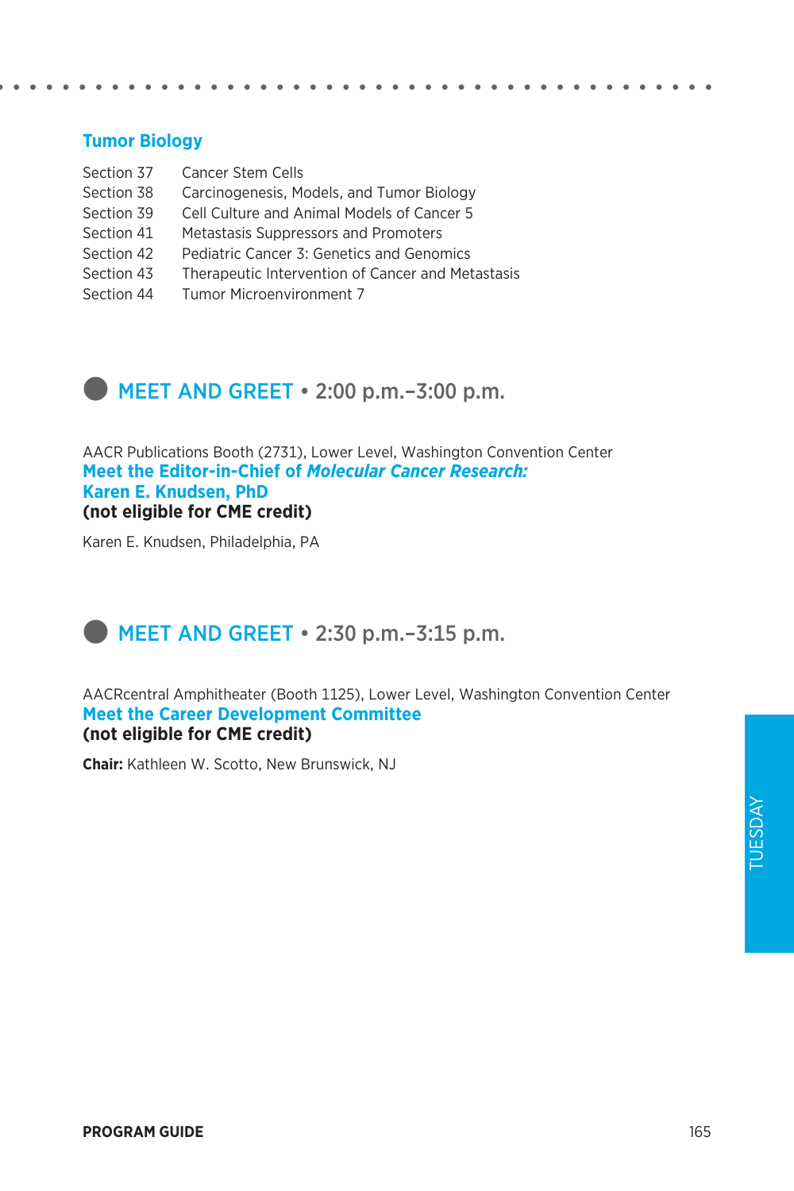## Tumor Biology

| | |
|---|---|
| Section 37 | Cancer Stem Cells |
| Section 38 | Carcinogenesis, Models, and Tumor Biology |
| Section 39 | Cell Culture and Animal Models of Cancer 5 |
| Section 41 | Metastasis Suppressors and Promoters |
| Section 42 | Pediatric Cancer 3: Genetics and Genomics |
| Section 43 | Therapeutic Intervention of Cancer and Metastasis |
| Section 44 | Tumor Microenvironment 7 |

## MEET AND GREET • 2:00 p.m.–3:00 p.m.

AACR Publications Booth (2731), Lower Level, Washington Convention Center

**Meet the Editor-in-Chief of *Molecular Cancer Research:* Karen E. Knudsen, PhD**

**(not eligible for CME credit)**

Karen E. Knudsen, Philadelphia, PA

## MEET AND GREET • 2:30 p.m.–3:15 p.m.

AACRcentral Amphitheater (Booth 1125), Lower Level, Washington Convention Center

**Meet the Career Development Committee**

**(not eligible for CME credit)**

**Chair:** Kathleen W. Scotto, New Brunswick, NJ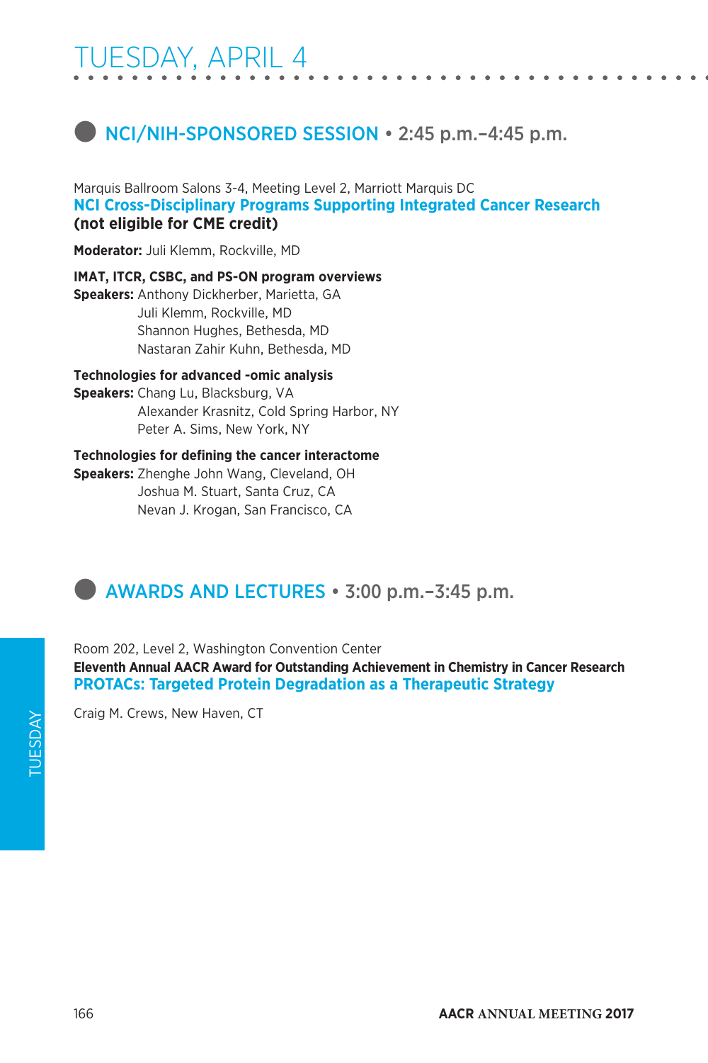# TUESDAY, APRIL 4

## NCI/NIH-SPONSORED SESSION • 2:45 p.m.–4:45 p.m.

Marquis Ballroom Salons 3-4, Meeting Level 2, Marriott Marquis DC

### NCI Cross-Disciplinary Programs Supporting Integrated Cancer Research

**(not eligible for CME credit)**

**Moderator:** Juli Klemm, Rockville, MD

**IMAT, ITCR, CSBC, and PS-ON program overviews**
**Speakers:** Anthony Dickherber, Marietta, GA
Juli Klemm, Rockville, MD
Shannon Hughes, Bethesda, MD
Nastaran Zahir Kuhn, Bethesda, MD

**Technologies for advanced -omic analysis**
**Speakers:** Chang Lu, Blacksburg, VA
Alexander Krasnitz, Cold Spring Harbor, NY
Peter A. Sims, New York, NY

**Technologies for defining the cancer interactome**
**Speakers:** Zhenghe John Wang, Cleveland, OH
Joshua M. Stuart, Santa Cruz, CA
Nevan J. Krogan, San Francisco, CA

## AWARDS AND LECTURES • 3:00 p.m.–3:45 p.m.

Room 202, Level 2, Washington Convention Center

**Eleventh Annual AACR Award for Outstanding Achievement in Chemistry in Cancer Research**

### PROTACs: Targeted Protein Degradation as a Therapeutic Strategy

Craig M. Crews, New Haven, CT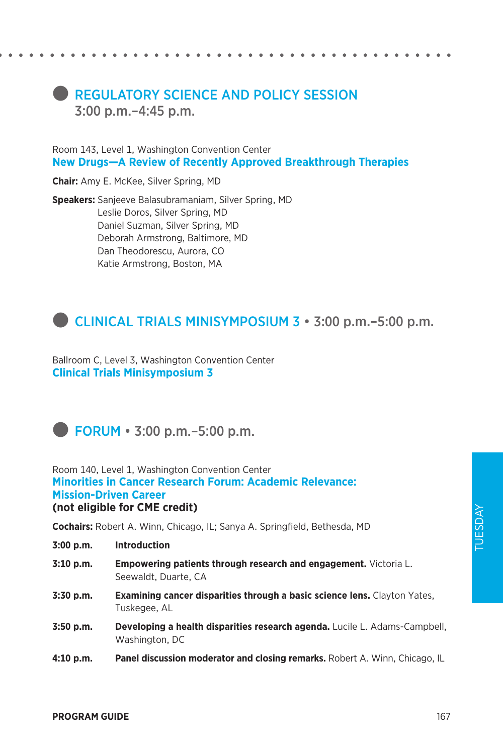## REGULATORY SCIENCE AND POLICY SESSION
## 3:00 p.m.–4:45 p.m.

Room 143, Level 1, Washington Convention Center

### New Drugs—A Review of Recently Approved Breakthrough Therapies

**Chair:** Amy E. McKee, Silver Spring, MD

**Speakers:** Sanjeeve Balasubramaniam, Silver Spring, MD
Leslie Doros, Silver Spring, MD
Daniel Suzman, Silver Spring, MD
Deborah Armstrong, Baltimore, MD
Dan Theodorescu, Aurora, CO
Katie Armstrong, Boston, MA

## CLINICAL TRIALS MINISYMPOSIUM 3 • 3:00 p.m.–5:00 p.m.

Ballroom C, Level 3, Washington Convention Center

### Clinical Trials Minisymposium 3

## FORUM • 3:00 p.m.–5:00 p.m.

Room 140, Level 1, Washington Convention Center

### Minorities in Cancer Research Forum: Academic Relevance: Mission-Driven Career

**(not eligible for CME credit)**

**Cochairs:** Robert A. Winn, Chicago, IL; Sanya A. Springfield, Bethesda, MD

**3:00 p.m.** **Introduction**

**3:10 p.m.** **Empowering patients through research and engagement.** Victoria L. Seewaldt, Duarte, CA

**3:30 p.m.** **Examining cancer disparities through a basic science lens.** Clayton Yates, Tuskegee, AL

**3:50 p.m.** **Developing a health disparities research agenda.** Lucile L. Adams-Campbell, Washington, DC

**4:10 p.m.** **Panel discussion moderator and closing remarks.** Robert A. Winn, Chicago, IL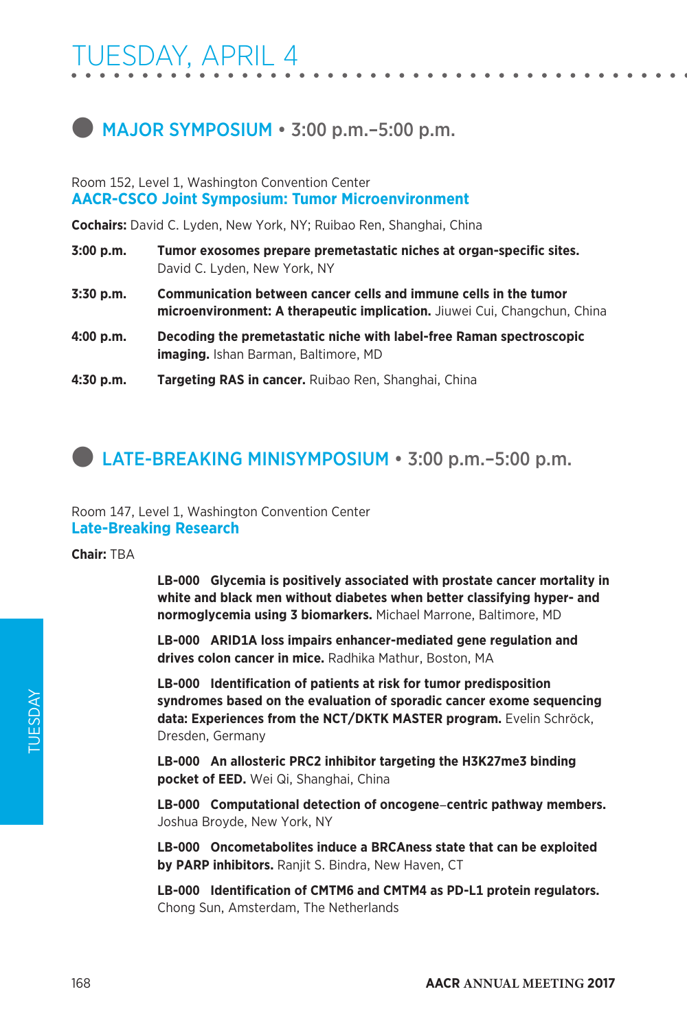# TUESDAY, APRIL 4

## MAJOR SYMPOSIUM • 3:00 p.m.–5:00 p.m.

Room 152, Level 1, Washington Convention Center

### AACR-CSCO Joint Symposium: Tumor Microenvironment

**Cochairs:** David C. Lyden, New York, NY; Ruibao Ren, Shanghai, China

**3:00 p.m.** **Tumor exosomes prepare premetastatic niches at organ-specific sites.** David C. Lyden, New York, NY

**3:30 p.m.** **Communication between cancer cells and immune cells in the tumor microenvironment: A therapeutic implication.** Jiuwei Cui, Changchun, China

**4:00 p.m.** **Decoding the premetastatic niche with label-free Raman spectroscopic imaging.** Ishan Barman, Baltimore, MD

**4:30 p.m.** **Targeting RAS in cancer.** Ruibao Ren, Shanghai, China

## LATE-BREAKING MINISYMPOSIUM • 3:00 p.m.–5:00 p.m.

Room 147, Level 1, Washington Convention Center

### Late-Breaking Research

**Chair:** TBA

**LB-000 Glycemia is positively associated with prostate cancer mortality in white and black men without diabetes when better classifying hyper- and normoglycemia using 3 biomarkers.** Michael Marrone, Baltimore, MD

**LB-000 ARID1A loss impairs enhancer-mediated gene regulation and drives colon cancer in mice.** Radhika Mathur, Boston, MA

**LB-000 Identification of patients at risk for tumor predisposition syndromes based on the evaluation of sporadic cancer exome sequencing data: Experiences from the NCT/DKTK MASTER program.** Evelin Schröck, Dresden, Germany

**LB-000 An allosteric PRC2 inhibitor targeting the H3K27me3 binding pocket of EED.** Wei Qi, Shanghai, China

**LB-000 Computational detection of oncogene–centric pathway members.** Joshua Broyde, New York, NY

**LB-000 Oncometabolites induce a BRCAness state that can be exploited by PARP inhibitors.** Ranjit S. Bindra, New Haven, CT

**LB-000 Identification of CMTM6 and CMTM4 as PD-L1 protein regulators.** Chong Sun, Amsterdam, The Netherlands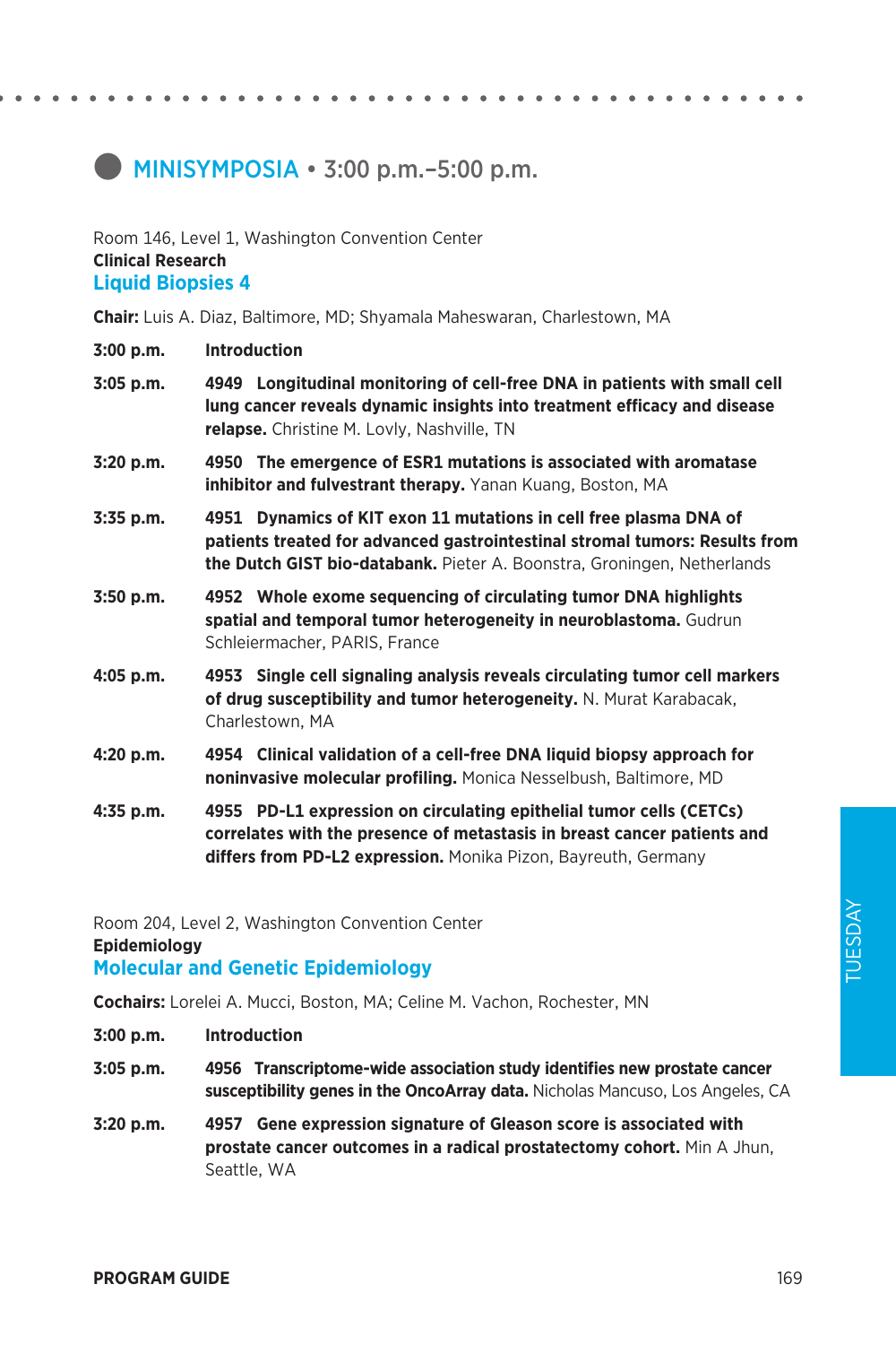## MINISYMPOSIA • 3:00 p.m.–5:00 p.m.

Room 146, Level 1, Washington Convention Center
**Clinical Research**
### Liquid Biopsies 4

**Chair:** Luis A. Diaz, Baltimore, MD; Shyamala Maheswaran, Charlestown, MA

**3:00 p.m.** **Introduction**

**3:05 p.m.** **4949 Longitudinal monitoring of cell-free DNA in patients with small cell lung cancer reveals dynamic insights into treatment efficacy and disease relapse.** Christine M. Lovly, Nashville, TN

**3:20 p.m.** **4950 The emergence of ESR1 mutations is associated with aromatase inhibitor and fulvestrant therapy.** Yanan Kuang, Boston, MA

**3:35 p.m.** **4951 Dynamics of KIT exon 11 mutations in cell free plasma DNA of patients treated for advanced gastrointestinal stromal tumors: Results from the Dutch GIST bio-databank.** Pieter A. Boonstra, Groningen, Netherlands

**3:50 p.m.** **4952 Whole exome sequencing of circulating tumor DNA highlights spatial and temporal tumor heterogeneity in neuroblastoma.** Gudrun Schleiermacher, PARIS, France

**4:05 p.m.** **4953 Single cell signaling analysis reveals circulating tumor cell markers of drug susceptibility and tumor heterogeneity.** N. Murat Karabacak, Charlestown, MA

**4:20 p.m.** **4954 Clinical validation of a cell-free DNA liquid biopsy approach for noninvasive molecular profiling.** Monica Nesselbush, Baltimore, MD

**4:35 p.m.** **4955 PD-L1 expression on circulating epithelial tumor cells (CETCs) correlates with the presence of metastasis in breast cancer patients and differs from PD-L2 expression.** Monika Pizon, Bayreuth, Germany

Room 204, Level 2, Washington Convention Center
**Epidemiology**
### Molecular and Genetic Epidemiology

**Cochairs:** Lorelei A. Mucci, Boston, MA; Celine M. Vachon, Rochester, MN

**3:00 p.m.** **Introduction**

**3:05 p.m.** **4956 Transcriptome-wide association study identifies new prostate cancer susceptibility genes in the OncoArray data.** Nicholas Mancuso, Los Angeles, CA

**3:20 p.m.** **4957 Gene expression signature of Gleason score is associated with prostate cancer outcomes in a radical prostatectomy cohort.** Min A Jhun, Seattle, WA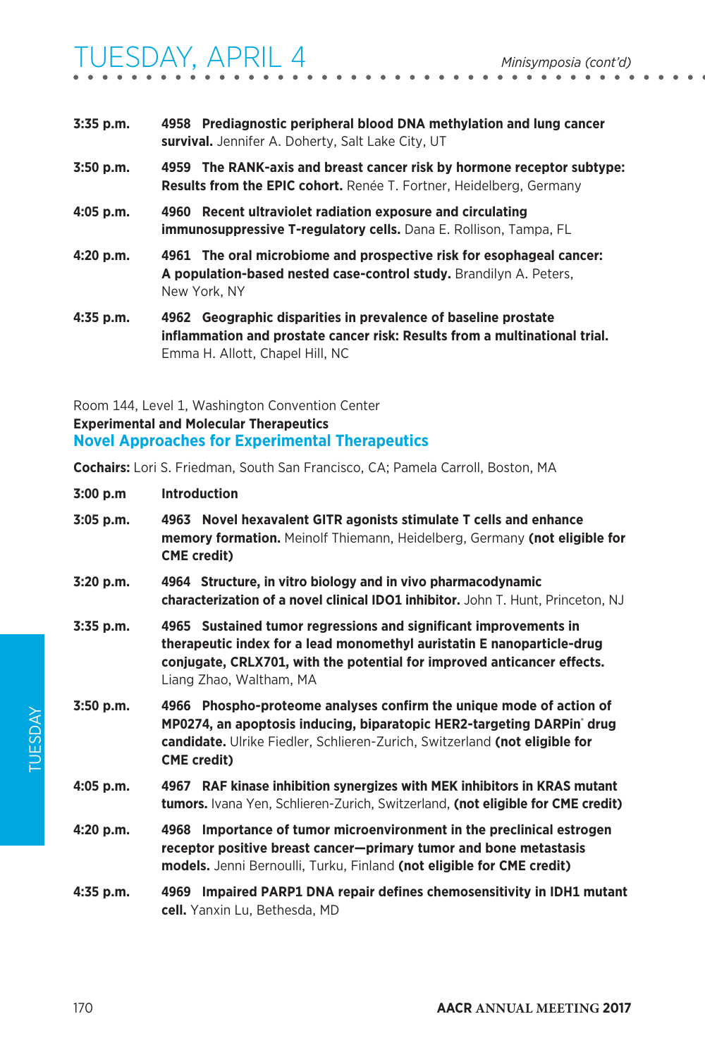**3:35 p.m.** **4958 Prediagnostic peripheral blood DNA methylation and lung cancer survival.** Jennifer A. Doherty, Salt Lake City, UT

**3:50 p.m.** **4959 The RANK-axis and breast cancer risk by hormone receptor subtype: Results from the EPIC cohort.** Renée T. Fortner, Heidelberg, Germany

**4:05 p.m.** **4960 Recent ultraviolet radiation exposure and circulating immunosuppressive T-regulatory cells.** Dana E. Rollison, Tampa, FL

**4:20 p.m.** **4961 The oral microbiome and prospective risk for esophageal cancer: A population-based nested case-control study.** Brandilyn A. Peters, New York, NY

**4:35 p.m.** **4962 Geographic disparities in prevalence of baseline prostate inflammation and prostate cancer risk: Results from a multinational trial.** Emma H. Allott, Chapel Hill, NC

Room 144, Level 1, Washington Convention Center

**Experimental and Molecular Therapeutics**

## Novel Approaches for Experimental Therapeutics

**Cochairs:** Lori S. Friedman, South San Francisco, CA; Pamela Carroll, Boston, MA

**3:00 p.m** **Introduction**

**3:05 p.m.** **4963 Novel hexavalent GITR agonists stimulate T cells and enhance memory formation.** Meinolf Thiemann, Heidelberg, Germany **(not eligible for CME credit)**

**3:20 p.m.** **4964 Structure, in vitro biology and in vivo pharmacodynamic characterization of a novel clinical IDO1 inhibitor.** John T. Hunt, Princeton, NJ

**3:35 p.m.** **4965 Sustained tumor regressions and significant improvements in therapeutic index for a lead monomethyl auristatin E nanoparticle-drug conjugate, CRLX701, with the potential for improved anticancer effects.** Liang Zhao, Waltham, MA

**3:50 p.m.** **4966 Phospho-proteome analyses confirm the unique mode of action of MP0274, an apoptosis inducing, biparatopic HER2-targeting DARPin® drug candidate.** Ulrike Fiedler, Schlieren-Zurich, Switzerland **(not eligible for CME credit)**

**4:05 p.m.** **4967 RAF kinase inhibition synergizes with MEK inhibitors in KRAS mutant tumors.** Ivana Yen, Schlieren-Zurich, Switzerland, **(not eligible for CME credit)**

**4:20 p.m.** **4968 Importance of tumor microenvironment in the preclinical estrogen receptor positive breast cancer—primary tumor and bone metastasis models.** Jenni Bernoulli, Turku, Finland **(not eligible for CME credit)**

**4:35 p.m.** **4969 Impaired PARP1 DNA repair defines chemosensitivity in IDH1 mutant cell.** Yanxin Lu, Bethesda, MD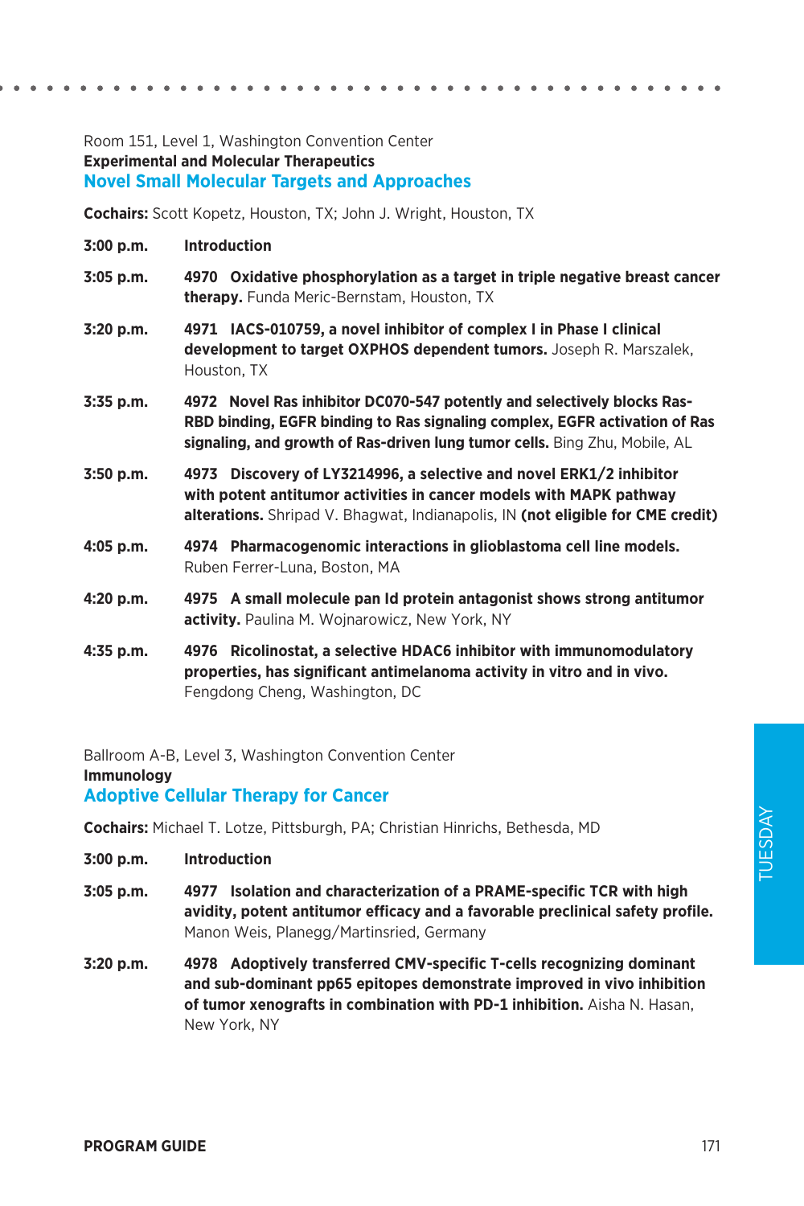Room 151, Level 1, Washington Convention Center

**Experimental and Molecular Therapeutics**

## Novel Small Molecular Targets and Approaches

**Cochairs:** Scott Kopetz, Houston, TX; John J. Wright, Houston, TX

**3:00 p.m.** **Introduction**

**3:05 p.m.** **4970 Oxidative phosphorylation as a target in triple negative breast cancer therapy.** Funda Meric-Bernstam, Houston, TX

**3:20 p.m.** **4971 IACS-010759, a novel inhibitor of complex I in Phase I clinical development to target OXPHOS dependent tumors.** Joseph R. Marszalek, Houston, TX

**3:35 p.m.** **4972 Novel Ras inhibitor DC070-547 potently and selectively blocks Ras-RBD binding, EGFR binding to Ras signaling complex, EGFR activation of Ras signaling, and growth of Ras-driven lung tumor cells.** Bing Zhu, Mobile, AL

**3:50 p.m.** **4973 Discovery of LY3214996, a selective and novel ERK1/2 inhibitor with potent antitumor activities in cancer models with MAPK pathway alterations.** Shripad V. Bhagwat, Indianapolis, IN **(not eligible for CME credit)**

**4:05 p.m.** **4974 Pharmacogenomic interactions in glioblastoma cell line models.** Ruben Ferrer-Luna, Boston, MA

**4:20 p.m.** **4975 A small molecule pan Id protein antagonist shows strong antitumor activity.** Paulina M. Wojnarowicz, New York, NY

**4:35 p.m.** **4976 Ricolinostat, a selective HDAC6 inhibitor with immunomodulatory properties, has significant antimelanoma activity in vitro and in vivo.** Fengdong Cheng, Washington, DC

Ballroom A-B, Level 3, Washington Convention Center

**Immunology**

## Adoptive Cellular Therapy for Cancer

**Cochairs:** Michael T. Lotze, Pittsburgh, PA; Christian Hinrichs, Bethesda, MD

**3:00 p.m.** **Introduction**

**3:05 p.m.** **4977 Isolation and characterization of a PRAME-specific TCR with high avidity, potent antitumor efficacy and a favorable preclinical safety profile.** Manon Weis, Planegg/Martinsried, Germany

**3:20 p.m.** **4978 Adoptively transferred CMV-specific T-cells recognizing dominant and sub-dominant pp65 epitopes demonstrate improved in vivo inhibition of tumor xenografts in combination with PD-1 inhibition.** Aisha N. Hasan, New York, NY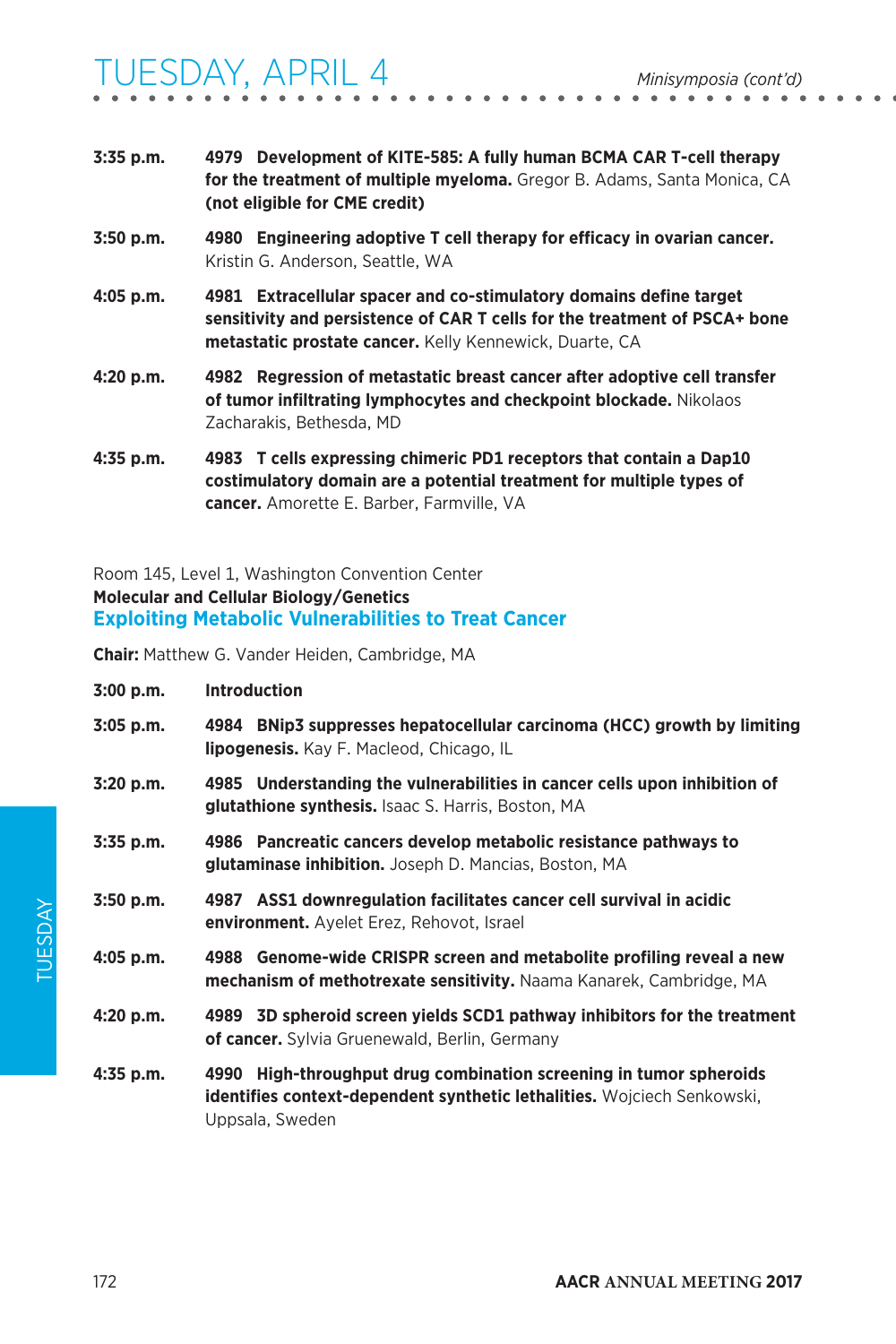**3:35 p.m.** **4979 Development of KITE-585: A fully human BCMA CAR T-cell therapy for the treatment of multiple myeloma.** Gregor B. Adams, Santa Monica, CA **(not eligible for CME credit)**

**3:50 p.m.** **4980 Engineering adoptive T cell therapy for efficacy in ovarian cancer.** Kristin G. Anderson, Seattle, WA

**4:05 p.m.** **4981 Extracellular spacer and co-stimulatory domains define target sensitivity and persistence of CAR T cells for the treatment of PSCA+ bone metastatic prostate cancer.** Kelly Kennewick, Duarte, CA

**4:20 p.m.** **4982 Regression of metastatic breast cancer after adoptive cell transfer of tumor infiltrating lymphocytes and checkpoint blockade.** Nikolaos Zacharakis, Bethesda, MD

**4:35 p.m.** **4983 T cells expressing chimeric PD1 receptors that contain a Dap10 costimulatory domain are a potential treatment for multiple types of cancer.** Amorette E. Barber, Farmville, VA

Room 145, Level 1, Washington Convention Center

**Molecular and Cellular Biology/Genetics**

## Exploiting Metabolic Vulnerabilities to Treat Cancer

**Chair:** Matthew G. Vander Heiden, Cambridge, MA

**3:00 p.m.** **Introduction**

**3:05 p.m.** **4984 BNip3 suppresses hepatocellular carcinoma (HCC) growth by limiting lipogenesis.** Kay F. Macleod, Chicago, IL

**3:20 p.m.** **4985 Understanding the vulnerabilities in cancer cells upon inhibition of glutathione synthesis.** Isaac S. Harris, Boston, MA

**3:35 p.m.** **4986 Pancreatic cancers develop metabolic resistance pathways to glutaminase inhibition.** Joseph D. Mancias, Boston, MA

**3:50 p.m.** **4987 ASS1 downregulation facilitates cancer cell survival in acidic environment.** Ayelet Erez, Rehovot, Israel

**4:05 p.m.** **4988 Genome-wide CRISPR screen and metabolite profiling reveal a new mechanism of methotrexate sensitivity.** Naama Kanarek, Cambridge, MA

**4:20 p.m.** **4989 3D spheroid screen yields SCD1 pathway inhibitors for the treatment of cancer.** Sylvia Gruenewald, Berlin, Germany

**4:35 p.m.** **4990 High-throughput drug combination screening in tumor spheroids identifies context-dependent synthetic lethalities.** Wojciech Senkowski, Uppsala, Sweden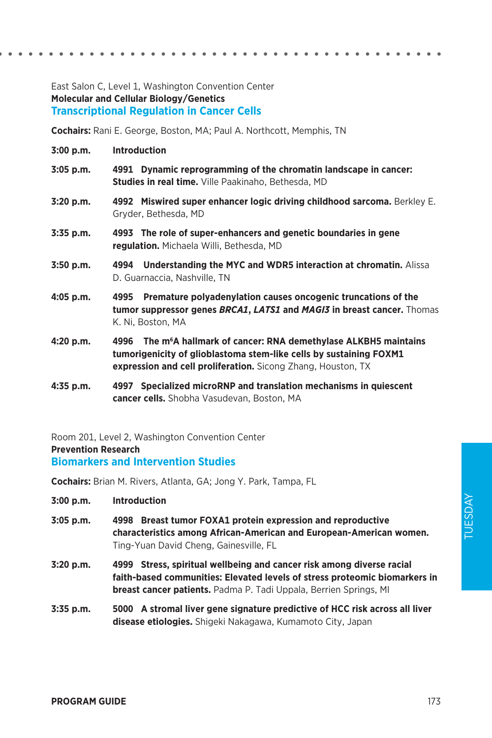East Salon C, Level 1, Washington Convention Center

**Molecular and Cellular Biology/Genetics**

## Transcriptional Regulation in Cancer Cells

**Cochairs:** Rani E. George, Boston, MA; Paul A. Northcott, Memphis, TN

**3:00 p.m.** **Introduction**

**3:05 p.m.** **4991 Dynamic reprogramming of the chromatin landscape in cancer: Studies in real time.** Ville Paakinaho, Bethesda, MD

**3:20 p.m.** **4992 Miswired super enhancer logic driving childhood sarcoma.** Berkley E. Gryder, Bethesda, MD

**3:35 p.m.** **4993 The role of super-enhancers and genetic boundaries in gene regulation.** Michaela Willi, Bethesda, MD

**3:50 p.m.** **4994 Understanding the MYC and WDR5 interaction at chromatin.** Alissa D. Guarnaccia, Nashville, TN

**4:05 p.m.** **4995 Premature polyadenylation causes oncogenic truncations of the tumor suppressor genes *BRCA1*, *LATS1* and *MAGI3* in breast cancer.** Thomas K. Ni, Boston, MA

**4:20 p.m.** **4996 The m[6]A hallmark of cancer: RNA demethylase ALKBH5 maintains tumorigenicity of glioblastoma stem-like cells by sustaining FOXM1 expression and cell proliferation.** Sicong Zhang, Houston, TX

**4:35 p.m.** **4997 Specialized microRNP and translation mechanisms in quiescent cancer cells.** Shobha Vasudevan, Boston, MA

Room 201, Level 2, Washington Convention Center

**Prevention Research**

## Biomarkers and Intervention Studies

**Cochairs:** Brian M. Rivers, Atlanta, GA; Jong Y. Park, Tampa, FL

**3:00 p.m.** **Introduction**

**3:05 p.m.** **4998 Breast tumor FOXA1 protein expression and reproductive characteristics among African-American and European-American women.** Ting-Yuan David Cheng, Gainesville, FL

**3:20 p.m.** **4999 Stress, spiritual wellbeing and cancer risk among diverse racial faith-based communities: Elevated levels of stress proteomic biomarkers in breast cancer patients.** Padma P. Tadi Uppala, Berrien Springs, MI

**3:35 p.m.** **5000 A stromal liver gene signature predictive of HCC risk across all liver disease etiologies.** Shigeki Nakagawa, Kumamoto City, Japan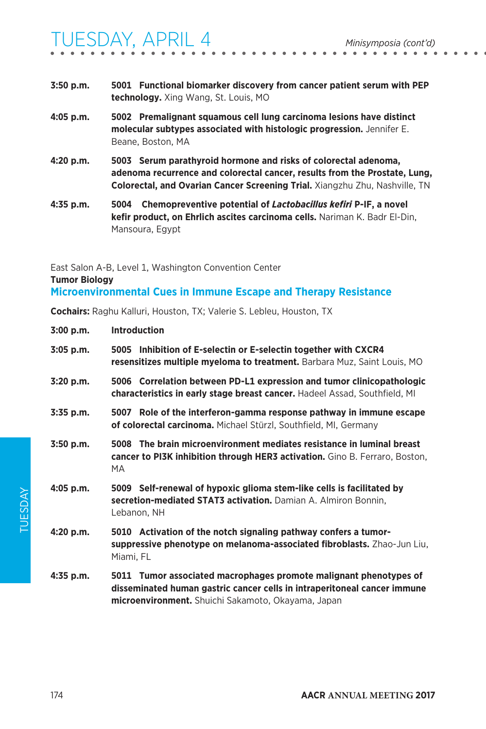**3:50 p.m.** **5001 Functional biomarker discovery from cancer patient serum with PEP technology.** Xing Wang, St. Louis, MO

**4:05 p.m.** **5002 Premalignant squamous cell lung carcinoma lesions have distinct molecular subtypes associated with histologic progression.** Jennifer E. Beane, Boston, MA

**4:20 p.m.** **5003 Serum parathyroid hormone and risks of colorectal adenoma, adenoma recurrence and colorectal cancer, results from the Prostate, Lung, Colorectal, and Ovarian Cancer Screening Trial.** Xiangzhu Zhu, Nashville, TN

**4:35 p.m.** **5004 Chemopreventive potential of *Lactobacillus kefiri* P-IF, a novel kefir product, on Ehrlich ascites carcinoma cells.** Nariman K. Badr El-Din, Mansoura, Egypt

East Salon A-B, Level 1, Washington Convention Center

**Tumor Biology**

## Microenvironmental Cues in Immune Escape and Therapy Resistance

**Cochairs:** Raghu Kalluri, Houston, TX; Valerie S. Lebleu, Houston, TX

**3:00 p.m.** **Introduction**

**3:05 p.m.** **5005 Inhibition of E-selectin or E-selectin together with CXCR4 resensitizes multiple myeloma to treatment.** Barbara Muz, Saint Louis, MO

**3:20 p.m.** **5006 Correlation between PD-L1 expression and tumor clinicopathologic characteristics in early stage breast cancer.** Hadeel Assad, Southfield, MI

**3:35 p.m.** **5007 Role of the interferon-gamma response pathway in immune escape of colorectal carcinoma.** Michael Stürzl, Southfield, MI, Germany

**3:50 p.m.** **5008 The brain microenvironment mediates resistance in luminal breast cancer to PI3K inhibition through HER3 activation.** Gino B. Ferraro, Boston, MA

**4:05 p.m.** **5009 Self-renewal of hypoxic glioma stem-like cells is facilitated by secretion-mediated STAT3 activation.** Damian A. Almiron Bonnin, Lebanon, NH

**4:20 p.m.** **5010 Activation of the notch signaling pathway confers a tumor-suppressive phenotype on melanoma-associated fibroblasts.** Zhao-Jun Liu, Miami, FL

**4:35 p.m.** **5011 Tumor associated macrophages promote malignant phenotypes of disseminated human gastric cancer cells in intraperitoneal cancer immune microenvironment.** Shuichi Sakamoto, Okayama, Japan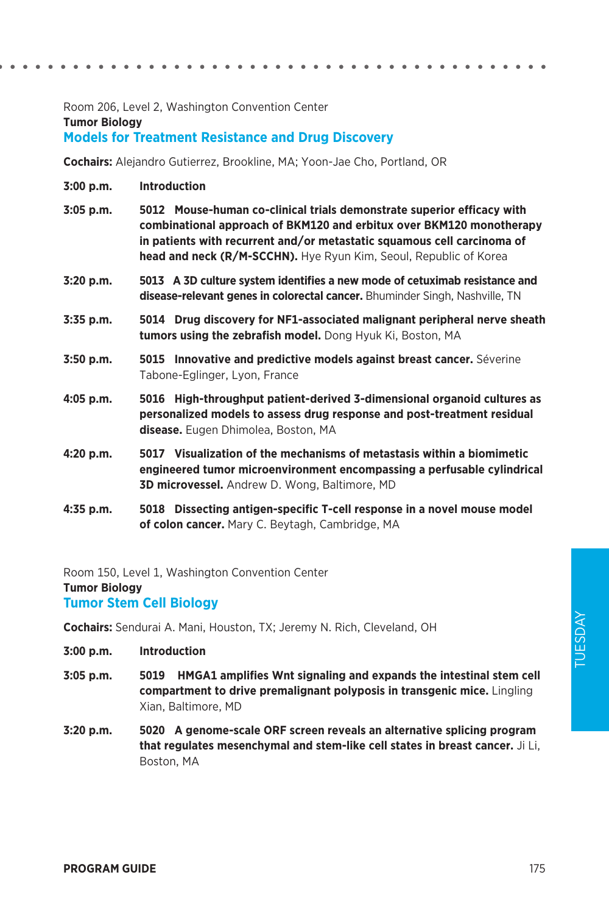Room 206, Level 2, Washington Convention Center

**Tumor Biology**

## Models for Treatment Resistance and Drug Discovery

**Cochairs:** Alejandro Gutierrez, Brookline, MA; Yoon-Jae Cho, Portland, OR

**3:00 p.m.** **Introduction**

**3:05 p.m.** **5012 Mouse-human co-clinical trials demonstrate superior efficacy with combinational approach of BKM120 and erbitux over BKM120 monotherapy in patients with recurrent and/or metastatic squamous cell carcinoma of head and neck (R/M-SCCHN).** Hye Ryun Kim, Seoul, Republic of Korea

**3:20 p.m.** **5013 A 3D culture system identifies a new mode of cetuximab resistance and disease-relevant genes in colorectal cancer.** Bhuminder Singh, Nashville, TN

**3:35 p.m.** **5014 Drug discovery for NF1-associated malignant peripheral nerve sheath tumors using the zebrafish model.** Dong Hyuk Ki, Boston, MA

**3:50 p.m.** **5015 Innovative and predictive models against breast cancer.** Séverine Tabone-Eglinger, Lyon, France

**4:05 p.m.** **5016 High-throughput patient-derived 3-dimensional organoid cultures as personalized models to assess drug response and post-treatment residual disease.** Eugen Dhimolea, Boston, MA

**4:20 p.m.** **5017 Visualization of the mechanisms of metastasis within a biomimetic engineered tumor microenvironment encompassing a perfusable cylindrical 3D microvessel.** Andrew D. Wong, Baltimore, MD

**4:35 p.m.** **5018 Dissecting antigen-specific T-cell response in a novel mouse model of colon cancer.** Mary C. Beytagh, Cambridge, MA

Room 150, Level 1, Washington Convention Center

**Tumor Biology**

## Tumor Stem Cell Biology

**Cochairs:** Sendurai A. Mani, Houston, TX; Jeremy N. Rich, Cleveland, OH

**3:00 p.m.** **Introduction**

**3:05 p.m.** **5019 HMGA1 amplifies Wnt signaling and expands the intestinal stem cell compartment to drive premalignant polyposis in transgenic mice.** Lingling Xian, Baltimore, MD

**3:20 p.m.** **5020 A genome-scale ORF screen reveals an alternative splicing program that regulates mesenchymal and stem-like cell states in breast cancer.** Ji Li, Boston, MA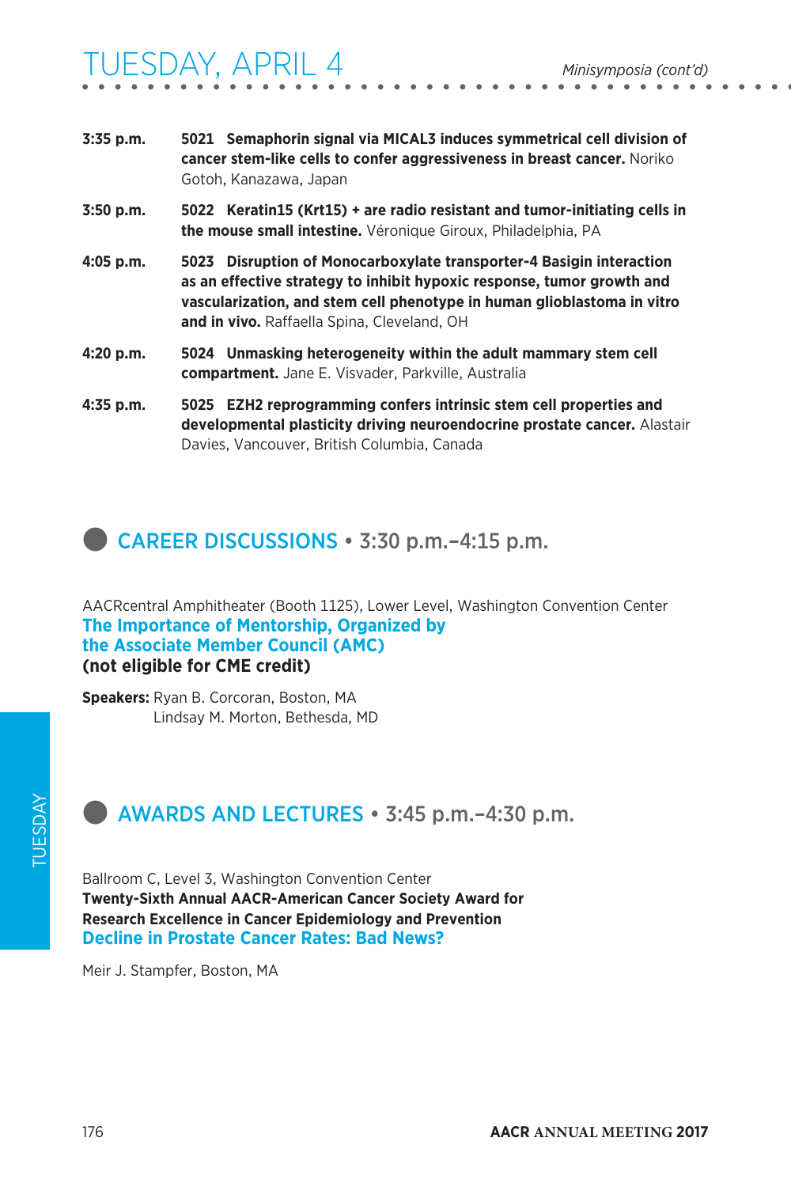**3:35 p.m.** **5021 Semaphorin signal via MICAL3 induces symmetrical cell division of cancer stem-like cells to confer aggressiveness in breast cancer.** Noriko Gotoh, Kanazawa, Japan

**3:50 p.m.** **5022 Keratin15 (Krt15) + are radio resistant and tumor-initiating cells in the mouse small intestine.** Véronique Giroux, Philadelphia, PA

**4:05 p.m.** **5023 Disruption of Monocarboxylate transporter-4 Basigin interaction as an effective strategy to inhibit hypoxic response, tumor growth and vascularization, and stem cell phenotype in human glioblastoma in vitro and in vivo.** Raffaella Spina, Cleveland, OH

**4:20 p.m.** **5024 Unmasking heterogeneity within the adult mammary stem cell compartment.** Jane E. Visvader, Parkville, Australia

**4:35 p.m.** **5025 EZH2 reprogramming confers intrinsic stem cell properties and developmental plasticity driving neuroendocrine prostate cancer.** Alastair Davies, Vancouver, British Columbia, Canada

## CAREER DISCUSSIONS • 3:30 p.m.–4:15 p.m.

AACRcentral Amphitheater (Booth 1125), Lower Level, Washington Convention Center

**The Importance of Mentorship, Organized by the Associate Member Council (AMC)**
**(not eligible for CME credit)**

**Speakers:** Ryan B. Corcoran, Boston, MA
Lindsay M. Morton, Bethesda, MD

## AWARDS AND LECTURES • 3:45 p.m.–4:30 p.m.

Ballroom C, Level 3, Washington Convention Center

**Twenty-Sixth Annual AACR-American Cancer Society Award for Research Excellence in Cancer Epidemiology and Prevention**

**Decline in Prostate Cancer Rates: Bad News?**

Meir J. Stampfer, Boston, MA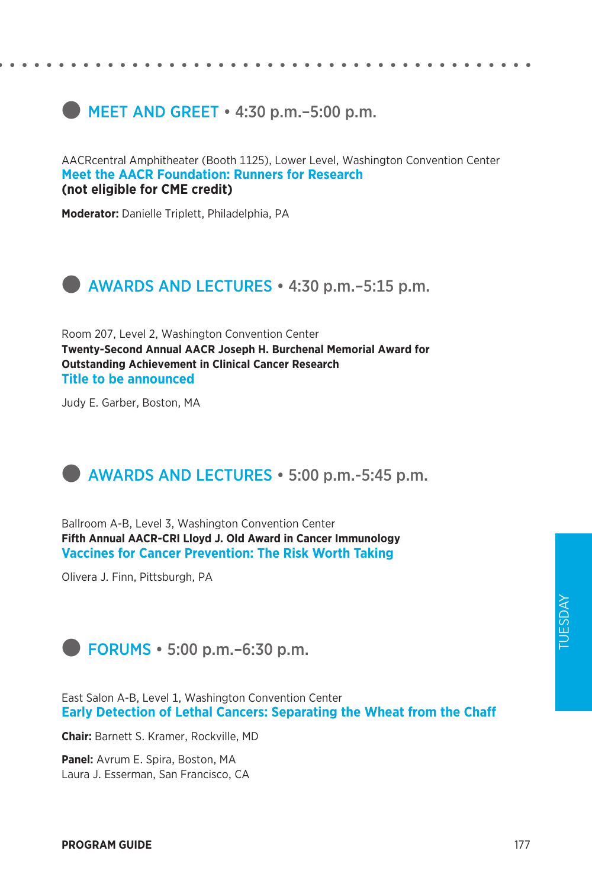## MEET AND GREET • 4:30 p.m.–5:00 p.m.

AACRcentral Amphitheater (Booth 1125), Lower Level, Washington Convention Center

### Meet the AACR Foundation: Runners for Research

**(not eligible for CME credit)**

**Moderator:** Danielle Triplett, Philadelphia, PA

## AWARDS AND LECTURES • 4:30 p.m.–5:15 p.m.

Room 207, Level 2, Washington Convention Center

**Twenty-Second Annual AACR Joseph H. Burchenal Memorial Award for Outstanding Achievement in Clinical Cancer Research**

### Title to be announced

Judy E. Garber, Boston, MA

## AWARDS AND LECTURES • 5:00 p.m.-5:45 p.m.

Ballroom A-B, Level 3, Washington Convention Center

**Fifth Annual AACR-CRI Lloyd J. Old Award in Cancer Immunology**

### Vaccines for Cancer Prevention: The Risk Worth Taking

Olivera J. Finn, Pittsburgh, PA

## FORUMS • 5:00 p.m.–6:30 p.m.

East Salon A-B, Level 1, Washington Convention Center

### Early Detection of Lethal Cancers: Separating the Wheat from the Chaff

**Chair:** Barnett S. Kramer, Rockville, MD

**Panel:** Avrum E. Spira, Boston, MA
Laura J. Esserman, San Francisco, CA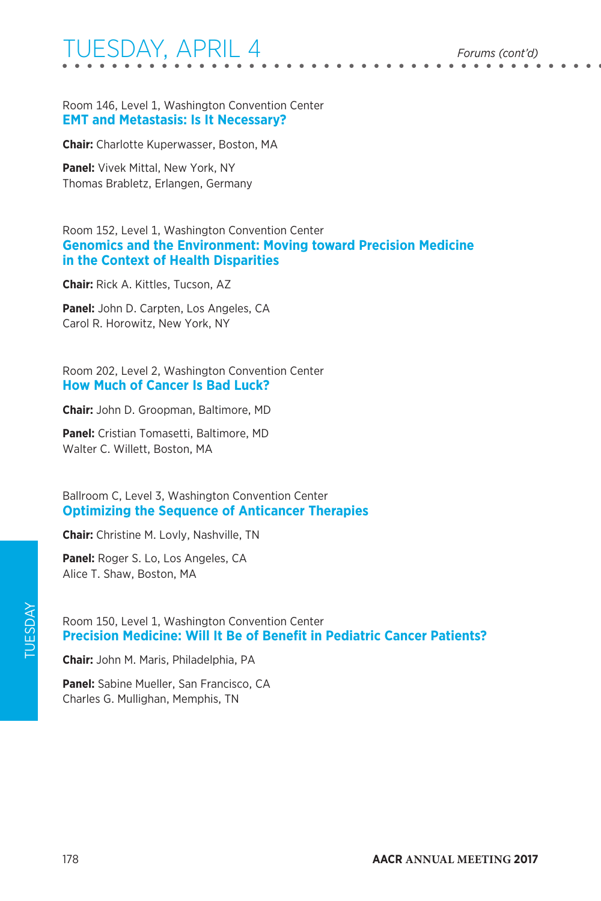Room 146, Level 1, Washington Convention Center

### EMT and Metastasis: Is It Necessary?

**Chair:** Charlotte Kuperwasser, Boston, MA

**Panel:** Vivek Mittal, New York, NY
Thomas Brabletz, Erlangen, Germany

Room 152, Level 1, Washington Convention Center

### Genomics and the Environment: Moving toward Precision Medicine in the Context of Health Disparities

**Chair:** Rick A. Kittles, Tucson, AZ

**Panel:** John D. Carpten, Los Angeles, CA
Carol R. Horowitz, New York, NY

Room 202, Level 2, Washington Convention Center

### How Much of Cancer Is Bad Luck?

**Chair:** John D. Groopman, Baltimore, MD

**Panel:** Cristian Tomasetti, Baltimore, MD
Walter C. Willett, Boston, MA

Ballroom C, Level 3, Washington Convention Center

### Optimizing the Sequence of Anticancer Therapies

**Chair:** Christine M. Lovly, Nashville, TN

**Panel:** Roger S. Lo, Los Angeles, CA
Alice T. Shaw, Boston, MA

Room 150, Level 1, Washington Convention Center

### Precision Medicine: Will It Be of Benefit in Pediatric Cancer Patients?

**Chair:** John M. Maris, Philadelphia, PA

**Panel:** Sabine Mueller, San Francisco, CA
Charles G. Mullighan, Memphis, TN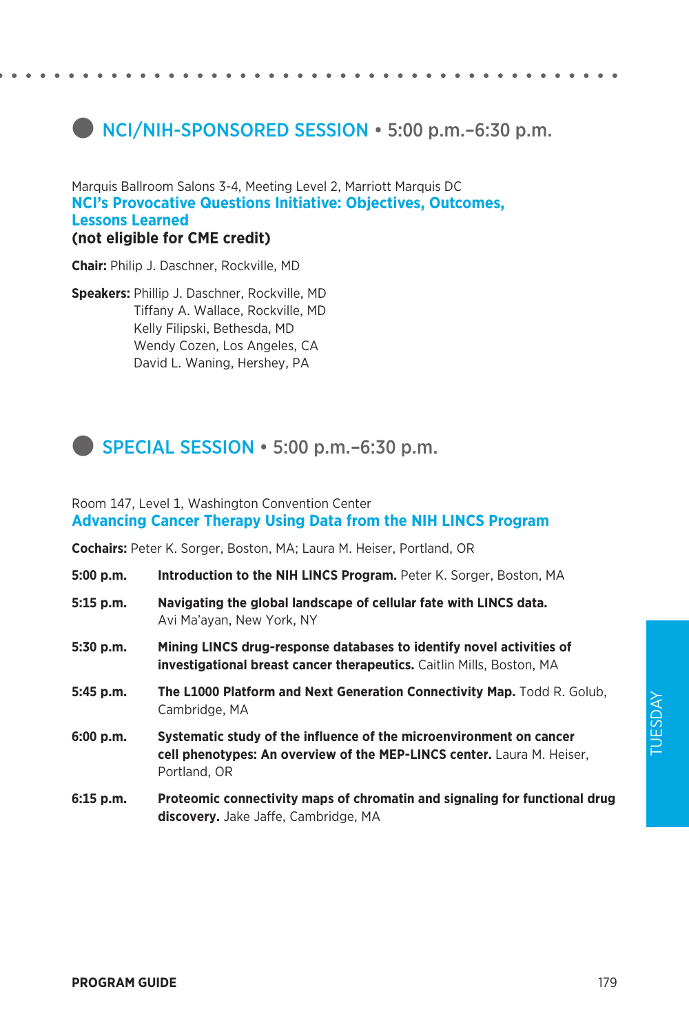## NCI/NIH-SPONSORED SESSION • 5:00 p.m.–6:30 p.m.

Marquis Ballroom Salons 3-4, Meeting Level 2, Marriott Marquis DC

### NCI's Provocative Questions Initiative: Objectives, Outcomes, Lessons Learned

**(not eligible for CME credit)**

**Chair:** Philip J. Daschner, Rockville, MD

**Speakers:** Phillip J. Daschner, Rockville, MD
Tiffany A. Wallace, Rockville, MD
Kelly Filipski, Bethesda, MD
Wendy Cozen, Los Angeles, CA
David L. Waning, Hershey, PA

## SPECIAL SESSION • 5:00 p.m.–6:30 p.m.

Room 147, Level 1, Washington Convention Center

### Advancing Cancer Therapy Using Data from the NIH LINCS Program

**Cochairs:** Peter K. Sorger, Boston, MA; Laura M. Heiser, Portland, OR

**5:00 p.m.** **Introduction to the NIH LINCS Program.** Peter K. Sorger, Boston, MA

**5:15 p.m.** **Navigating the global landscape of cellular fate with LINCS data.** Avi Ma'ayan, New York, NY

**5:30 p.m.** **Mining LINCS drug-response databases to identify novel activities of investigational breast cancer therapeutics.** Caitlin Mills, Boston, MA

**5:45 p.m.** **The L1000 Platform and Next Generation Connectivity Map.** Todd R. Golub, Cambridge, MA

**6:00 p.m.** **Systematic study of the influence of the microenvironment on cancer cell phenotypes: An overview of the MEP-LINCS center.** Laura M. Heiser, Portland, OR

**6:15 p.m.** **Proteomic connectivity maps of chromatin and signaling for functional drug discovery.** Jake Jaffe, Cambridge, MA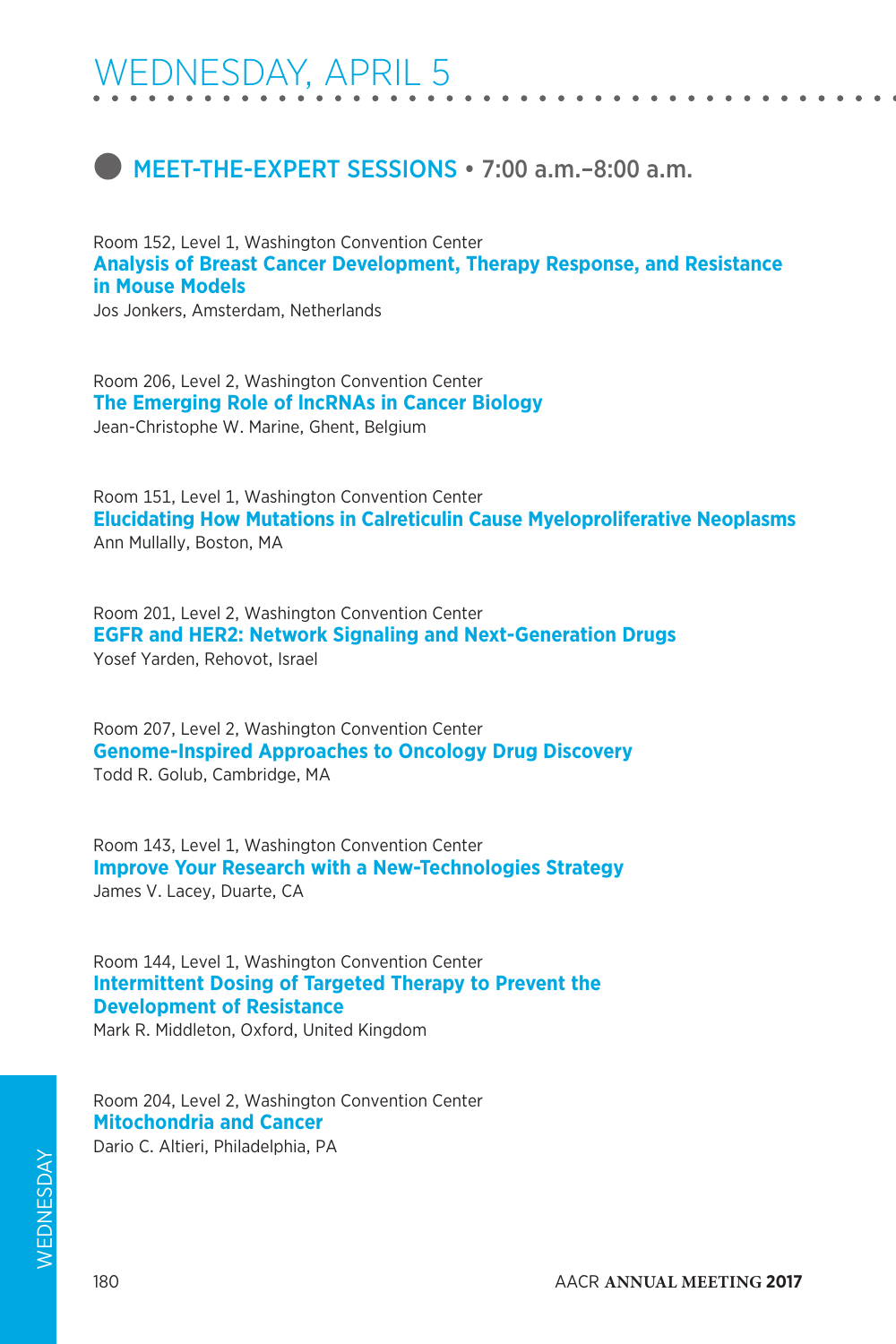# WEDNESDAY, APRIL 5

## MEET-THE-EXPERT SESSIONS • 7:00 a.m.–8:00 a.m.

Room 152, Level 1, Washington Convention Center
**Analysis of Breast Cancer Development, Therapy Response, and Resistance in Mouse Models**
Jos Jonkers, Amsterdam, Netherlands

Room 206, Level 2, Washington Convention Center
**The Emerging Role of lncRNAs in Cancer Biology**
Jean-Christophe W. Marine, Ghent, Belgium

Room 151, Level 1, Washington Convention Center
**Elucidating How Mutations in Calreticulin Cause Myeloproliferative Neoplasms**
Ann Mullally, Boston, MA

Room 201, Level 2, Washington Convention Center
**EGFR and HER2: Network Signaling and Next-Generation Drugs**
Yosef Yarden, Rehovot, Israel

Room 207, Level 2, Washington Convention Center
**Genome-Inspired Approaches to Oncology Drug Discovery**
Todd R. Golub, Cambridge, MA

Room 143, Level 1, Washington Convention Center
**Improve Your Research with a New-Technologies Strategy**
James V. Lacey, Duarte, CA

Room 144, Level 1, Washington Convention Center
**Intermittent Dosing of Targeted Therapy to Prevent the Development of Resistance**
Mark R. Middleton, Oxford, United Kingdom

Room 204, Level 2, Washington Convention Center
**Mitochondria and Cancer**
Dario C. Altieri, Philadelphia, PA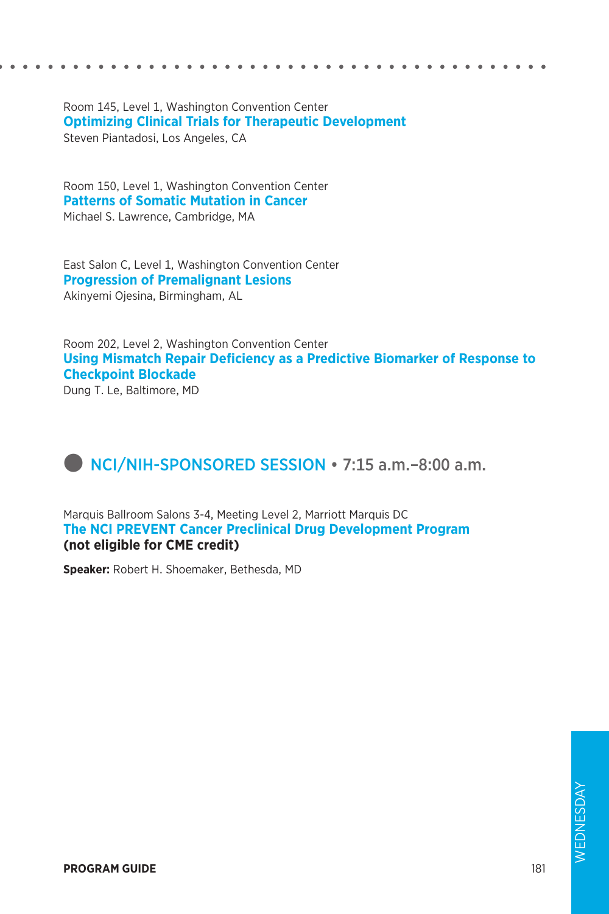Room 145, Level 1, Washington Convention Center
**Optimizing Clinical Trials for Therapeutic Development**
Steven Piantadosi, Los Angeles, CA

Room 150, Level 1, Washington Convention Center
**Patterns of Somatic Mutation in Cancer**
Michael S. Lawrence, Cambridge, MA

East Salon C, Level 1, Washington Convention Center
**Progression of Premalignant Lesions**
Akinyemi Ojesina, Birmingham, AL

Room 202, Level 2, Washington Convention Center
**Using Mismatch Repair Deficiency as a Predictive Biomarker of Response to Checkpoint Blockade**
Dung T. Le, Baltimore, MD

## NCI/NIH-SPONSORED SESSION • 7:15 a.m.–8:00 a.m.

Marquis Ballroom Salons 3-4, Meeting Level 2, Marriott Marquis DC
**The NCI PREVENT Cancer Preclinical Drug Development Program**
**(not eligible for CME credit)**

**Speaker:** Robert H. Shoemaker, Bethesda, MD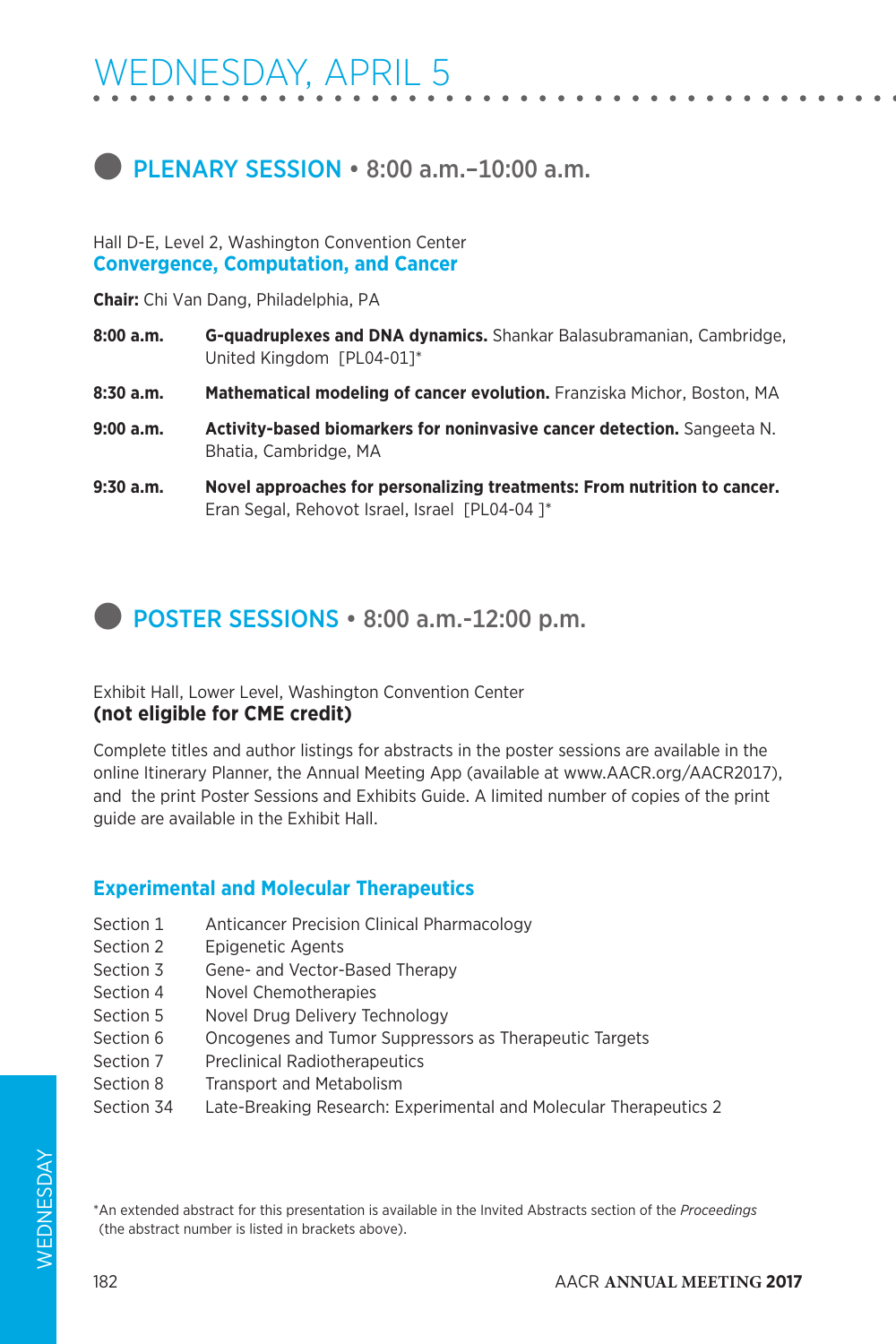# WEDNESDAY, APRIL 5

## PLENARY SESSION • 8:00 a.m.–10:00 a.m.

Hall D-E, Level 2, Washington Convention Center

### Convergence, Computation, and Cancer

**Chair:** Chi Van Dang, Philadelphia, PA

**8:00 a.m.** **G-quadruplexes and DNA dynamics.** Shankar Balasubramanian, Cambridge, United Kingdom [PL04-01]*

**8:30 a.m.** **Mathematical modeling of cancer evolution.** Franziska Michor, Boston, MA

**9:00 a.m.** **Activity-based biomarkers for noninvasive cancer detection.** Sangeeta N. Bhatia, Cambridge, MA

**9:30 a.m.** **Novel approaches for personalizing treatments: From nutrition to cancer.** Eran Segal, Rehovot Israel, Israel [PL04-04 ]*

## POSTER SESSIONS • 8:00 a.m.-12:00 p.m.

Exhibit Hall, Lower Level, Washington Convention Center

**(not eligible for CME credit)**

Complete titles and author listings for abstracts in the poster sessions are available in the online Itinerary Planner, the Annual Meeting App (available at www.AACR.org/AACR2017), and the print Poster Sessions and Exhibits Guide. A limited number of copies of the print guide are available in the Exhibit Hall.

### Experimental and Molecular Therapeutics

Section 1 Anticancer Precision Clinical Pharmacology
Section 2 Epigenetic Agents
Section 3 Gene- and Vector-Based Therapy
Section 4 Novel Chemotherapies
Section 5 Novel Drug Delivery Technology
Section 6 Oncogenes and Tumor Suppressors as Therapeutic Targets
Section 7 Preclinical Radiotherapeutics
Section 8 Transport and Metabolism
Section 34 Late-Breaking Research: Experimental and Molecular Therapeutics 2

*An extended abstract for this presentation is available in the Invited Abstracts section of the *Proceedings* (the abstract number is listed in brackets above).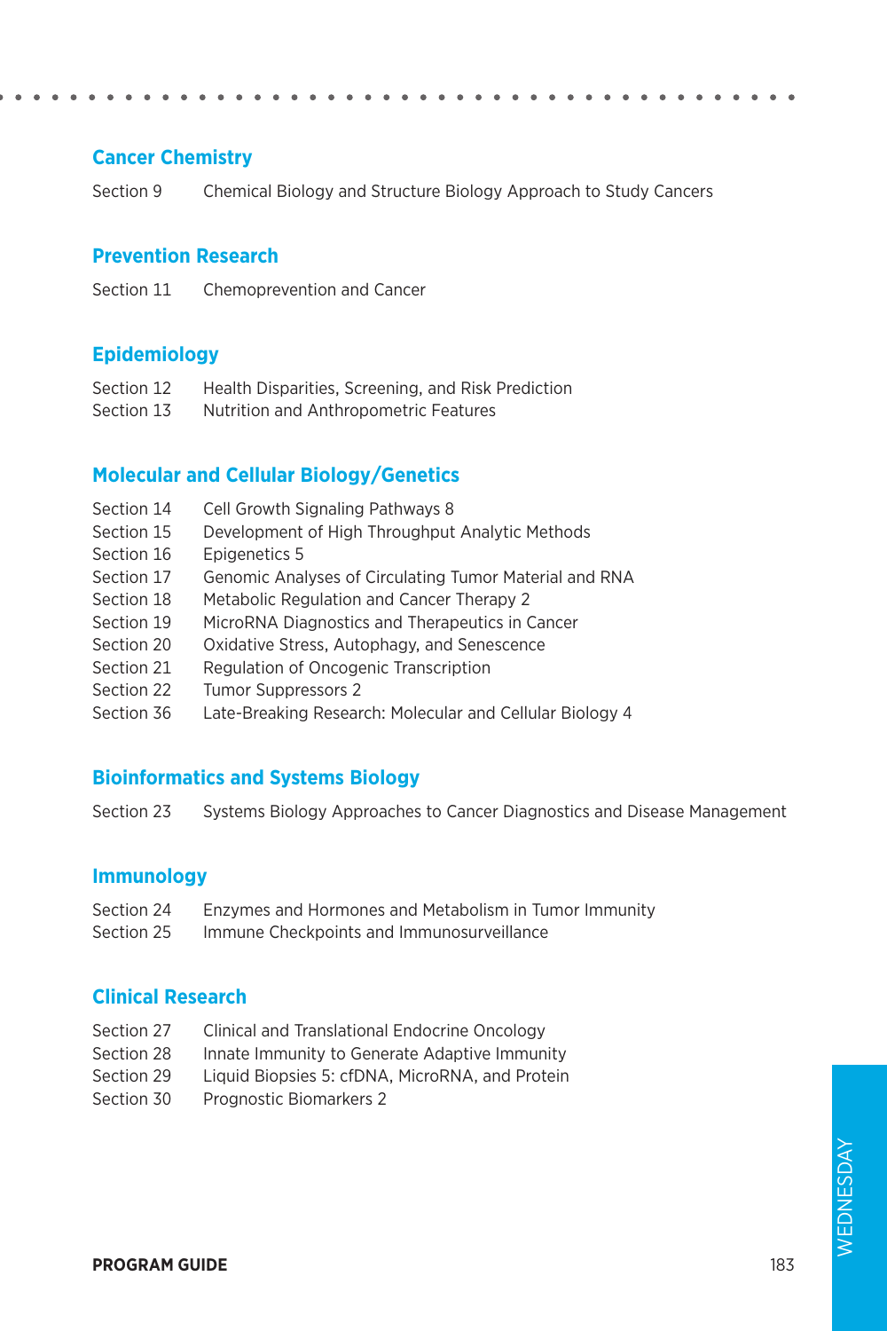## Cancer Chemistry

Section 9 Chemical Biology and Structure Biology Approach to Study Cancers

## Prevention Research

Section 11 Chemoprevention and Cancer

## Epidemiology

Section 12 Health Disparities, Screening, and Risk Prediction
Section 13 Nutrition and Anthropometric Features

## Molecular and Cellular Biology/Genetics

Section 14 Cell Growth Signaling Pathways 8
Section 15 Development of High Throughput Analytic Methods
Section 16 Epigenetics 5
Section 17 Genomic Analyses of Circulating Tumor Material and RNA
Section 18 Metabolic Regulation and Cancer Therapy 2
Section 19 MicroRNA Diagnostics and Therapeutics in Cancer
Section 20 Oxidative Stress, Autophagy, and Senescence
Section 21 Regulation of Oncogenic Transcription
Section 22 Tumor Suppressors 2
Section 36 Late-Breaking Research: Molecular and Cellular Biology 4

## Bioinformatics and Systems Biology

Section 23 Systems Biology Approaches to Cancer Diagnostics and Disease Management

## Immunology

Section 24 Enzymes and Hormones and Metabolism in Tumor Immunity
Section 25 Immune Checkpoints and Immunosurveillance

## Clinical Research

Section 27 Clinical and Translational Endocrine Oncology
Section 28 Innate Immunity to Generate Adaptive Immunity
Section 29 Liquid Biopsies 5: cfDNA, MicroRNA, and Protein
Section 30 Prognostic Biomarkers 2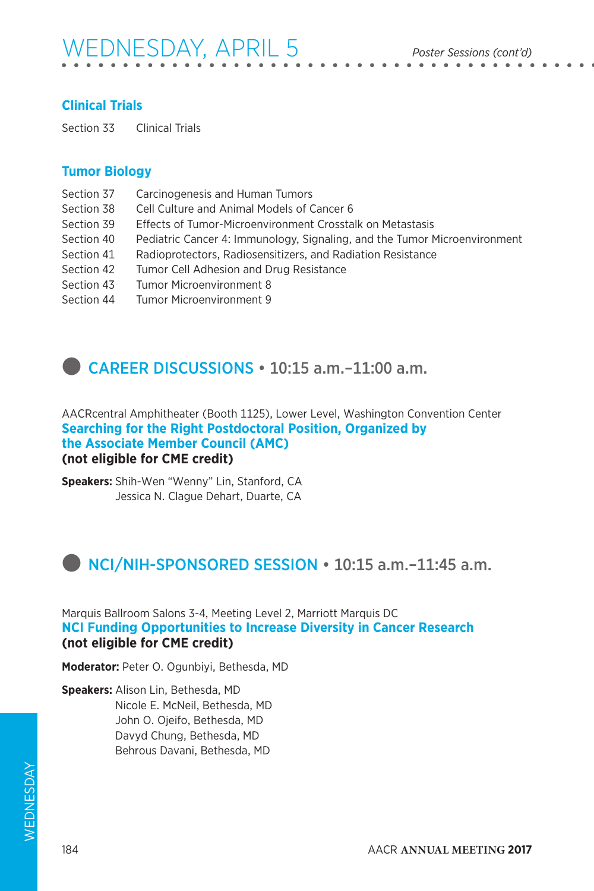## Clinical Trials

Section 33 Clinical Trials

## Tumor Biology

Section 37 Carcinogenesis and Human Tumors
Section 38 Cell Culture and Animal Models of Cancer 6
Section 39 Effects of Tumor-Microenvironment Crosstalk on Metastasis
Section 40 Pediatric Cancer 4: Immunology, Signaling, and the Tumor Microenvironment
Section 41 Radioprotectors, Radiosensitizers, and Radiation Resistance
Section 42 Tumor Cell Adhesion and Drug Resistance
Section 43 Tumor Microenvironment 8
Section 44 Tumor Microenvironment 9

# CAREER DISCUSSIONS • 10:15 a.m.–11:00 a.m.

AACRcentral Amphitheater (Booth 1125), Lower Level, Washington Convention Center

**Searching for the Right Postdoctoral Position, Organized by the Associate Member Council (AMC)**
**(not eligible for CME credit)**

**Speakers:** Shih-Wen "Wenny" Lin, Stanford, CA
Jessica N. Clague Dehart, Duarte, CA

# NCI/NIH-SPONSORED SESSION • 10:15 a.m.–11:45 a.m.

Marquis Ballroom Salons 3-4, Meeting Level 2, Marriott Marquis DC

**NCI Funding Opportunities to Increase Diversity in Cancer Research**
**(not eligible for CME credit)**

**Moderator:** Peter O. Ogunbiyi, Bethesda, MD

**Speakers:** Alison Lin, Bethesda, MD
Nicole E. McNeil, Bethesda, MD
John O. Ojeifo, Bethesda, MD
Davyd Chung, Bethesda, MD
Behrous Davani, Bethesda, MD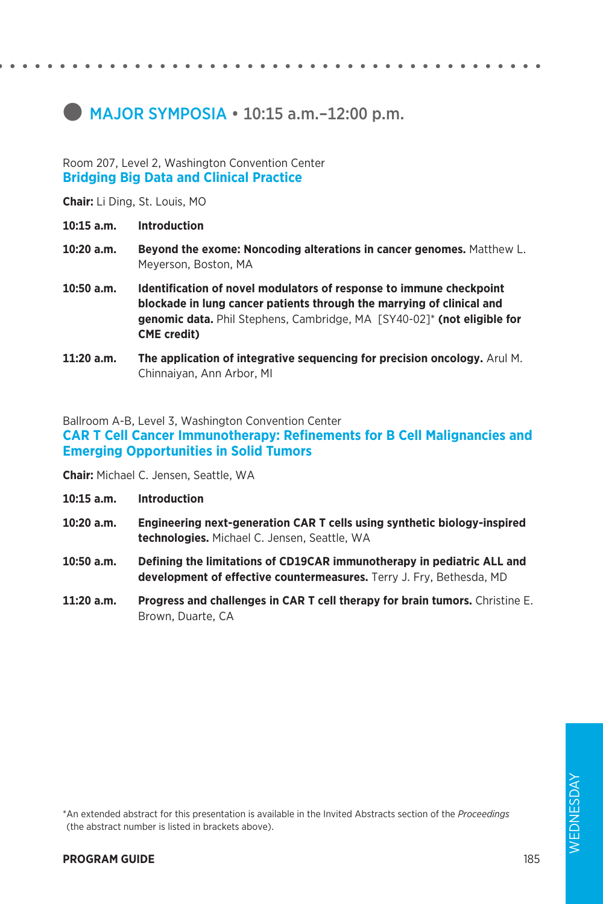## MAJOR SYMPOSIA • 10:15 a.m.–12:00 p.m.

Room 207, Level 2, Washington Convention Center

### Bridging Big Data and Clinical Practice

**Chair:** Li Ding, St. Louis, MO

**10:15 a.m.** **Introduction**

**10:20 a.m.** **Beyond the exome: Noncoding alterations in cancer genomes.** Matthew L. Meyerson, Boston, MA

**10:50 a.m.** **Identification of novel modulators of response to immune checkpoint blockade in lung cancer patients through the marrying of clinical and genomic data.** Phil Stephens, Cambridge, MA [SY40-02]* **(not eligible for CME credit)**

**11:20 a.m.** **The application of integrative sequencing for precision oncology.** Arul M. Chinnaiyan, Ann Arbor, MI

Ballroom A-B, Level 3, Washington Convention Center

### CAR T Cell Cancer Immunotherapy: Refinements for B Cell Malignancies and Emerging Opportunities in Solid Tumors

**Chair:** Michael C. Jensen, Seattle, WA

**10:15 a.m.** **Introduction**

**10:20 a.m.** **Engineering next-generation CAR T cells using synthetic biology-inspired technologies.** Michael C. Jensen, Seattle, WA

**10:50 a.m.** **Defining the limitations of CD19CAR immunotherapy in pediatric ALL and development of effective countermeasures.** Terry J. Fry, Bethesda, MD

**11:20 a.m.** **Progress and challenges in CAR T cell therapy for brain tumors.** Christine E. Brown, Duarte, CA

*An extended abstract for this presentation is available in the Invited Abstracts section of the *Proceedings* (the abstract number is listed in brackets above).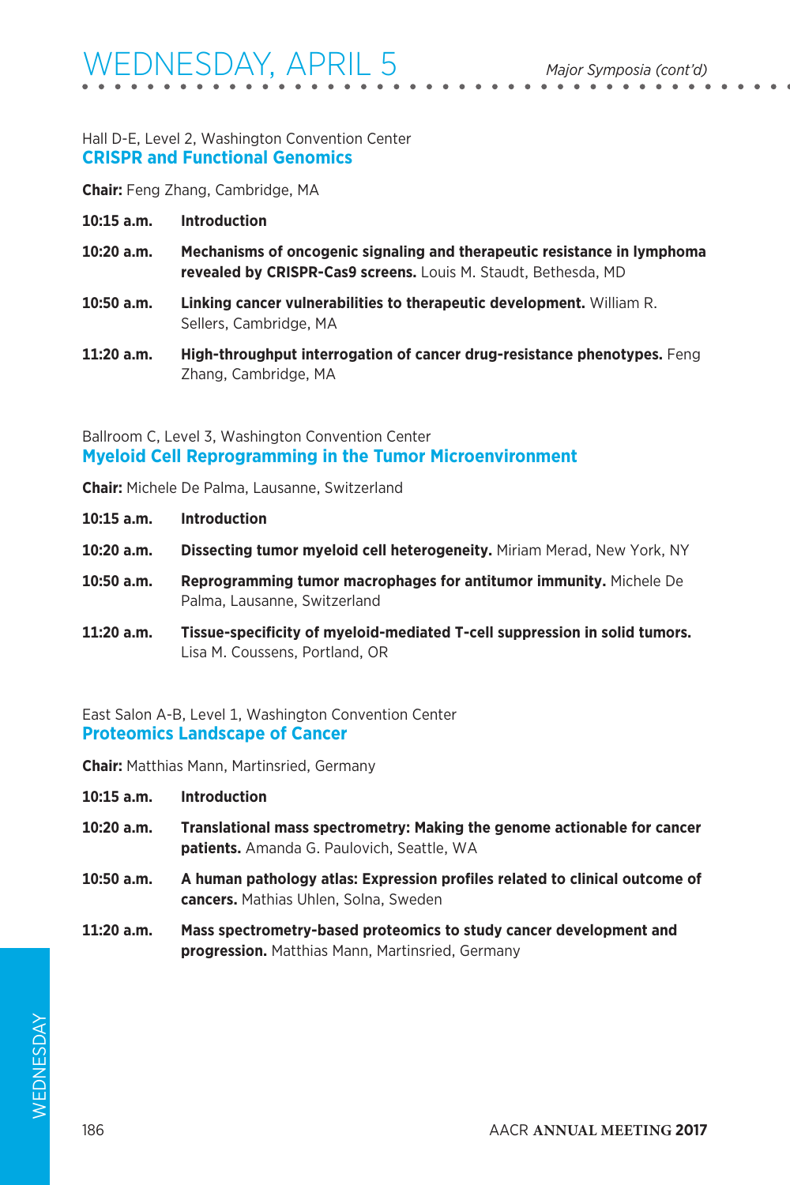Hall D-E, Level 2, Washington Convention Center

## CRISPR and Functional Genomics

**Chair:** Feng Zhang, Cambridge, MA

**10:15 a.m.** **Introduction**

**10:20 a.m.** **Mechanisms of oncogenic signaling and therapeutic resistance in lymphoma revealed by CRISPR-Cas9 screens.** Louis M. Staudt, Bethesda, MD

**10:50 a.m.** **Linking cancer vulnerabilities to therapeutic development.** William R. Sellers, Cambridge, MA

**11:20 a.m.** **High-throughput interrogation of cancer drug-resistance phenotypes.** Feng Zhang, Cambridge, MA

Ballroom C, Level 3, Washington Convention Center

## Myeloid Cell Reprogramming in the Tumor Microenvironment

**Chair:** Michele De Palma, Lausanne, Switzerland

**10:15 a.m.** **Introduction**

**10:20 a.m.** **Dissecting tumor myeloid cell heterogeneity.** Miriam Merad, New York, NY

**10:50 a.m.** **Reprogramming tumor macrophages for antitumor immunity.** Michele De Palma, Lausanne, Switzerland

**11:20 a.m.** **Tissue-specificity of myeloid-mediated T-cell suppression in solid tumors.** Lisa M. Coussens, Portland, OR

East Salon A-B, Level 1, Washington Convention Center

## Proteomics Landscape of Cancer

**Chair:** Matthias Mann, Martinsried, Germany

**10:15 a.m.** **Introduction**

**10:20 a.m.** **Translational mass spectrometry: Making the genome actionable for cancer patients.** Amanda G. Paulovich, Seattle, WA

**10:50 a.m.** **A human pathology atlas: Expression profiles related to clinical outcome of cancers.** Mathias Uhlen, Solna, Sweden

**11:20 a.m.** **Mass spectrometry-based proteomics to study cancer development and progression.** Matthias Mann, Martinsried, Germany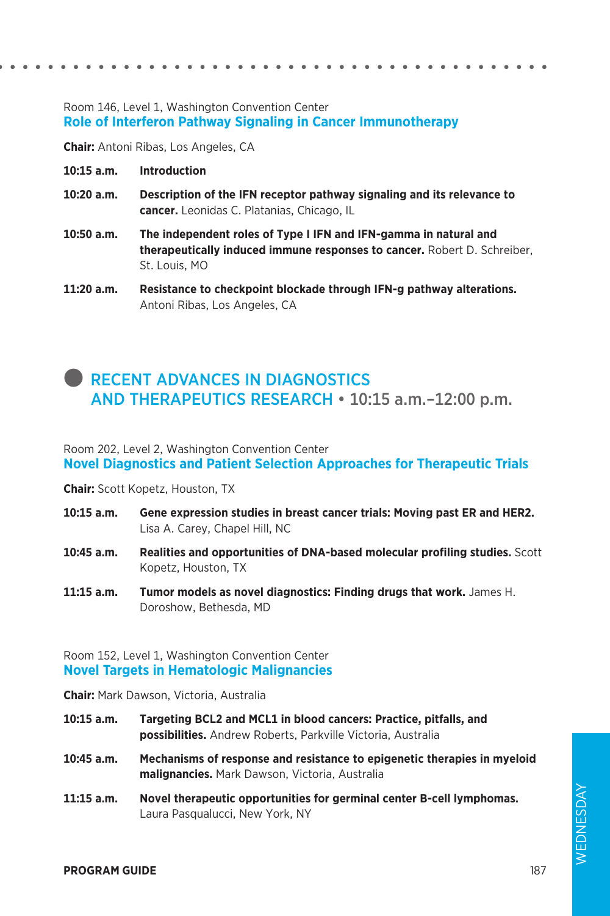Room 146, Level 1, Washington Convention Center
### Role of Interferon Pathway Signaling in Cancer Immunotherapy

**Chair:** Antoni Ribas, Los Angeles, CA

**10:15 a.m.** **Introduction**

**10:20 a.m.** **Description of the IFN receptor pathway signaling and its relevance to cancer.** Leonidas C. Platanias, Chicago, IL

**10:50 a.m.** **The independent roles of Type I IFN and IFN-gamma in natural and therapeutically induced immune responses to cancer.** Robert D. Schreiber, St. Louis, MO

**11:20 a.m.** **Resistance to checkpoint blockade through IFN-g pathway alterations.** Antoni Ribas, Los Angeles, CA

## RECENT ADVANCES IN DIAGNOSTICS AND THERAPEUTICS RESEARCH • 10:15 a.m.–12:00 p.m.

Room 202, Level 2, Washington Convention Center
### Novel Diagnostics and Patient Selection Approaches for Therapeutic Trials

**Chair:** Scott Kopetz, Houston, TX

**10:15 a.m.** **Gene expression studies in breast cancer trials: Moving past ER and HER2.** Lisa A. Carey, Chapel Hill, NC

**10:45 a.m.** **Realities and opportunities of DNA-based molecular profiling studies.** Scott Kopetz, Houston, TX

**11:15 a.m.** **Tumor models as novel diagnostics: Finding drugs that work.** James H. Doroshow, Bethesda, MD

Room 152, Level 1, Washington Convention Center
### Novel Targets in Hematologic Malignancies

**Chair:** Mark Dawson, Victoria, Australia

**10:15 a.m.** **Targeting BCL2 and MCL1 in blood cancers: Practice, pitfalls, and possibilities.** Andrew Roberts, Parkville Victoria, Australia

**10:45 a.m.** **Mechanisms of response and resistance to epigenetic therapies in myeloid malignancies.** Mark Dawson, Victoria, Australia

**11:15 a.m.** **Novel therapeutic opportunities for germinal center B-cell lymphomas.** Laura Pasqualucci, New York, NY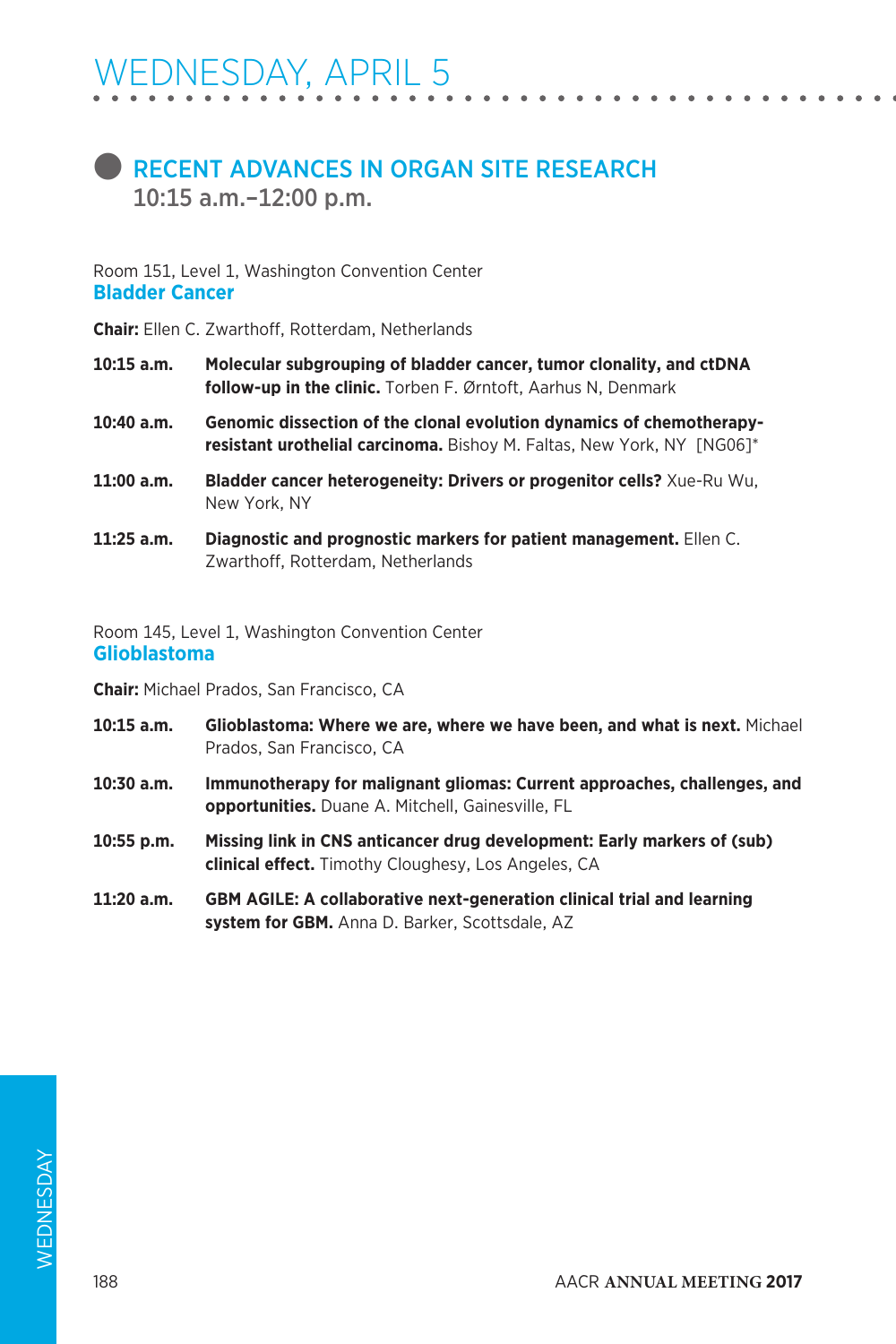# WEDNESDAY, APRIL 5

## RECENT ADVANCES IN ORGAN SITE RESEARCH

**10:15 a.m.–12:00 p.m.**

Room 151, Level 1, Washington Convention Center

### Bladder Cancer

**Chair:** Ellen C. Zwarthoff, Rotterdam, Netherlands

**10:15 a.m.** **Molecular subgrouping of bladder cancer, tumor clonality, and ctDNA follow-up in the clinic.** Torben F. Ørntoft, Aarhus N, Denmark

**10:40 a.m.** **Genomic dissection of the clonal evolution dynamics of chemotherapy-resistant urothelial carcinoma.** Bishoy M. Faltas, New York, NY [NG06]*

**11:00 a.m.** **Bladder cancer heterogeneity: Drivers or progenitor cells?** Xue-Ru Wu, New York, NY

**11:25 a.m.** **Diagnostic and prognostic markers for patient management.** Ellen C. Zwarthoff, Rotterdam, Netherlands

Room 145, Level 1, Washington Convention Center

### Glioblastoma

**Chair:** Michael Prados, San Francisco, CA

**10:15 a.m.** **Glioblastoma: Where we are, where we have been, and what is next.** Michael Prados, San Francisco, CA

**10:30 a.m.** **Immunotherapy for malignant gliomas: Current approaches, challenges, and opportunities.** Duane A. Mitchell, Gainesville, FL

**10:55 p.m.** **Missing link in CNS anticancer drug development: Early markers of (sub) clinical effect.** Timothy Cloughesy, Los Angeles, CA

**11:20 a.m.** **GBM AGILE: A collaborative next-generation clinical trial and learning system for GBM.** Anna D. Barker, Scottsdale, AZ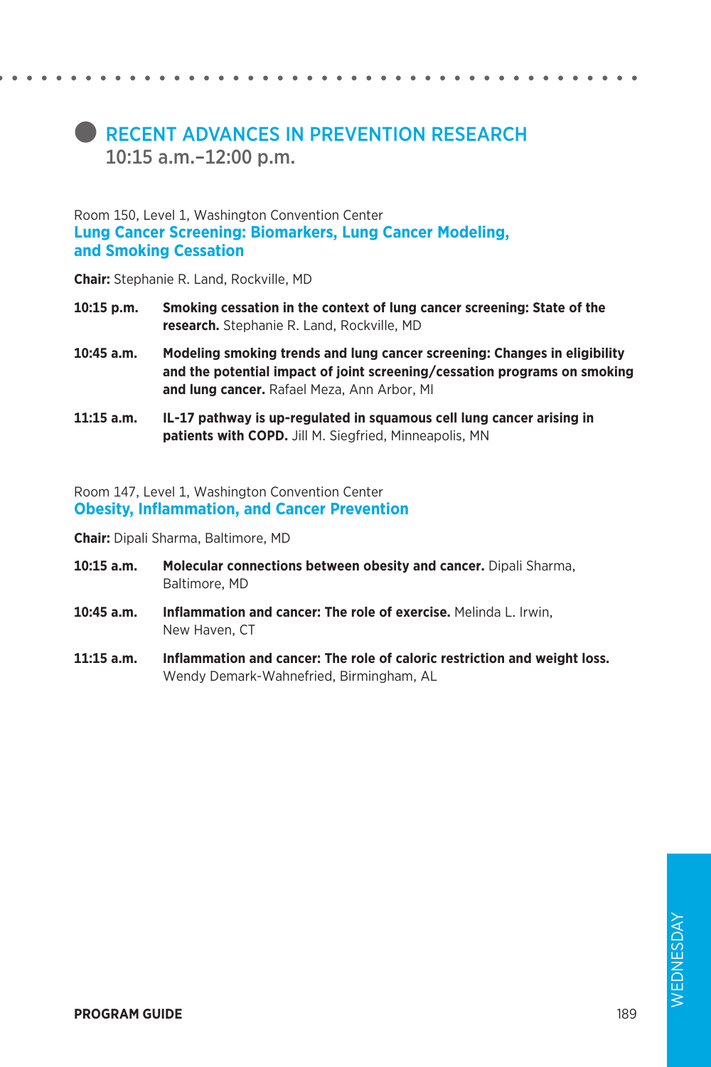## RECENT ADVANCES IN PREVENTION RESEARCH

10:15 a.m.–12:00 p.m.

Room 150, Level 1, Washington Convention Center

### Lung Cancer Screening: Biomarkers, Lung Cancer Modeling, and Smoking Cessation

**Chair:** Stephanie R. Land, Rockville, MD

**10:15 p.m.** **Smoking cessation in the context of lung cancer screening: State of the research.** Stephanie R. Land, Rockville, MD

**10:45 a.m.** **Modeling smoking trends and lung cancer screening: Changes in eligibility and the potential impact of joint screening/cessation programs on smoking and lung cancer.** Rafael Meza, Ann Arbor, MI

**11:15 a.m.** **IL-17 pathway is up-regulated in squamous cell lung cancer arising in patients with COPD.** Jill M. Siegfried, Minneapolis, MN

Room 147, Level 1, Washington Convention Center

### Obesity, Inflammation, and Cancer Prevention

**Chair:** Dipali Sharma, Baltimore, MD

**10:15 a.m.** **Molecular connections between obesity and cancer.** Dipali Sharma, Baltimore, MD

**10:45 a.m.** **Inflammation and cancer: The role of exercise.** Melinda L. Irwin, New Haven, CT

**11:15 a.m.** **Inflammation and cancer: The role of caloric restriction and weight loss.** Wendy Demark-Wahnefried, Birmingham, AL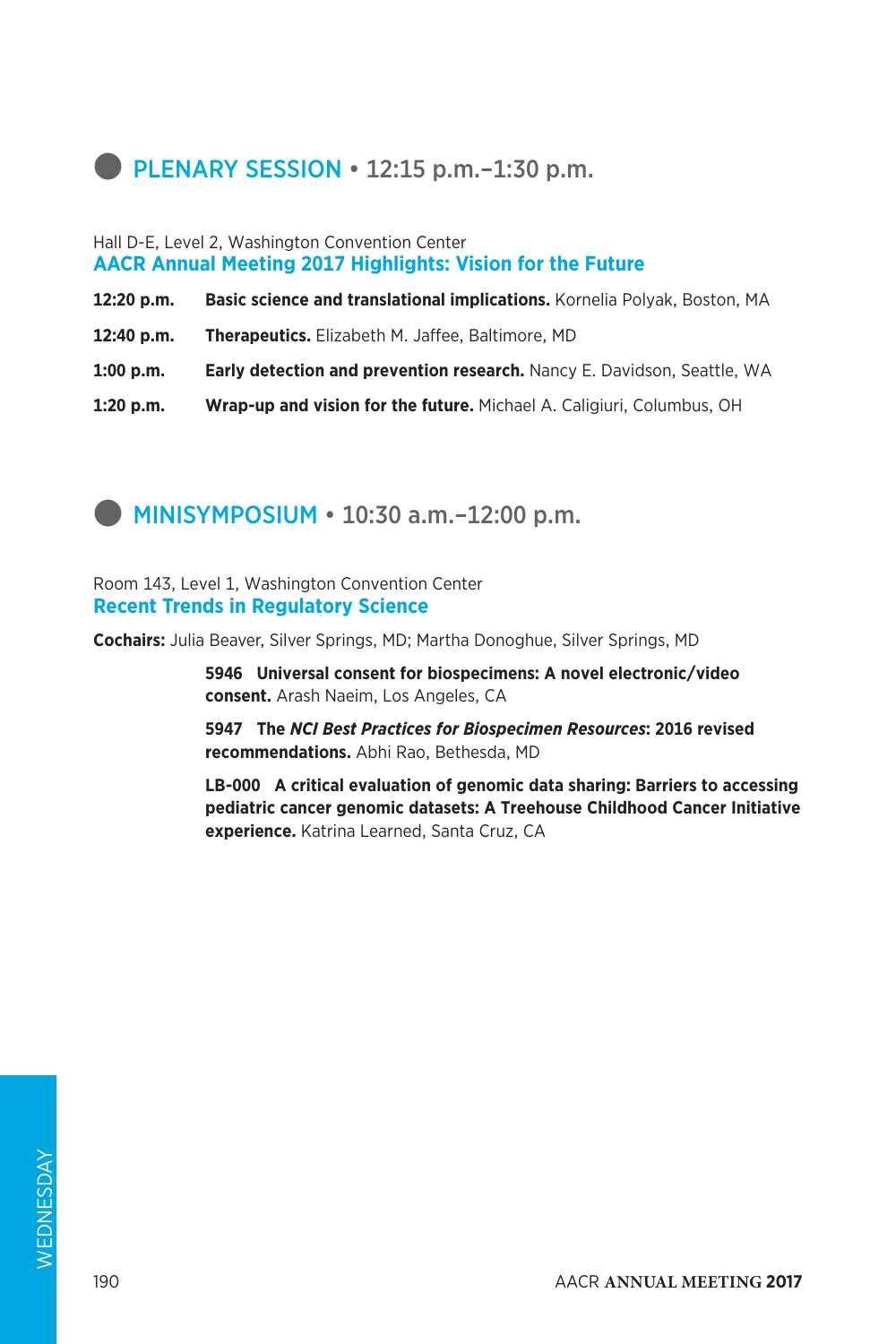## PLENARY SESSION • 12:15 p.m.–1:30 p.m.

Hall D-E, Level 2, Washington Convention Center

### AACR Annual Meeting 2017 Highlights: Vision for the Future

**12:20 p.m.** **Basic science and translational implications.** Kornelia Polyak, Boston, MA

**12:40 p.m.** **Therapeutics.** Elizabeth M. Jaffee, Baltimore, MD

**1:00 p.m.** **Early detection and prevention research.** Nancy E. Davidson, Seattle, WA

**1:20 p.m.** **Wrap-up and vision for the future.** Michael A. Caligiuri, Columbus, OH

## MINISYMPOSIUM • 10:30 a.m.–12:00 p.m.

Room 143, Level 1, Washington Convention Center

### Recent Trends in Regulatory Science

**Cochairs:** Julia Beaver, Silver Springs, MD; Martha Donoghue, Silver Springs, MD

**5946 Universal consent for biospecimens: A novel electronic/video consent.** Arash Naeim, Los Angeles, CA

**5947 The *NCI Best Practices for Biospecimen Resources*: 2016 revised recommendations.** Abhi Rao, Bethesda, MD

**LB-000 A critical evaluation of genomic data sharing: Barriers to accessing pediatric cancer genomic datasets: A Treehouse Childhood Cancer Initiative experience.** Katrina Learned, Santa Cruz, CA